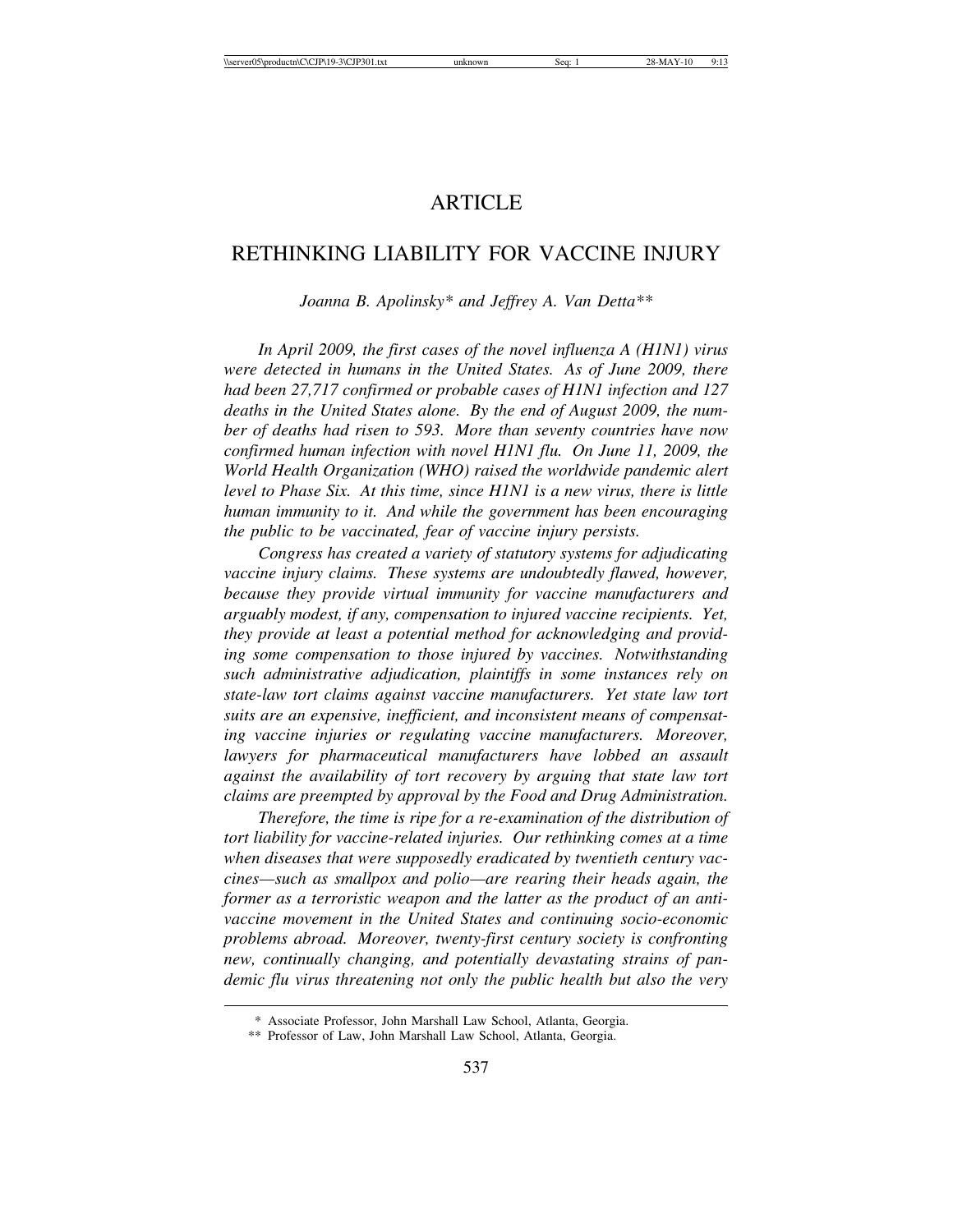ARTICLE

# RETHINKING LIABILITY FOR VACCINE INJURY

*Joanna B. Apolinsky\* and Jeffrey A. Van Detta\*\**

*In April 2009, the first cases of the novel influenza A (H1N1) virus were detected in humans in the United States. As of June 2009, there had been 27,717 confirmed or probable cases of H1N1 infection and 127 deaths in the United States alone. By the end of August 2009, the number of deaths had risen to 593. More than seventy countries have now confirmed human infection with novel H1N1 flu. On June 11, 2009, the World Health Organization (WHO) raised the worldwide pandemic alert level to Phase Six. At this time, since H1N1 is a new virus, there is little human immunity to it. And while the government has been encouraging the public to be vaccinated, fear of vaccine injury persists.*

*Congress has created a variety of statutory systems for adjudicating vaccine injury claims. These systems are undoubtedly flawed, however, because they provide virtual immunity for vaccine manufacturers and arguably modest, if any, compensation to injured vaccine recipients. Yet, they provide at least a potential method for acknowledging and providing some compensation to those injured by vaccines. Notwithstanding such administrative adjudication, plaintiffs in some instances rely on state-law tort claims against vaccine manufacturers. Yet state law tort suits are an expensive, inefficient, and inconsistent means of compensating vaccine injuries or regulating vaccine manufacturers. Moreover, lawyers for pharmaceutical manufacturers have lobbed an assault against the availability of tort recovery by arguing that state law tort claims are preempted by approval by the Food and Drug Administration.*

*Therefore, the time is ripe for a re-examination of the distribution of tort liability for vaccine-related injuries. Our rethinking comes at a time when diseases that were supposedly eradicated by twentieth century vaccines—such as smallpox and polio—are rearing their heads again, the former as a terroristic weapon and the latter as the product of an anti-vaccine movement in the United States and continuing socio-economic problems abroad. Moreover, twenty-first century society is confronting new, continually changing, and potentially devastating strains of pandemic flu virus threatening not only the public health but also the very*

---

\* Associate Professor, John Marshall Law School, Atlanta, Georgia.

\*\* Professor of Law, John Marshall Law School, Atlanta, Georgia.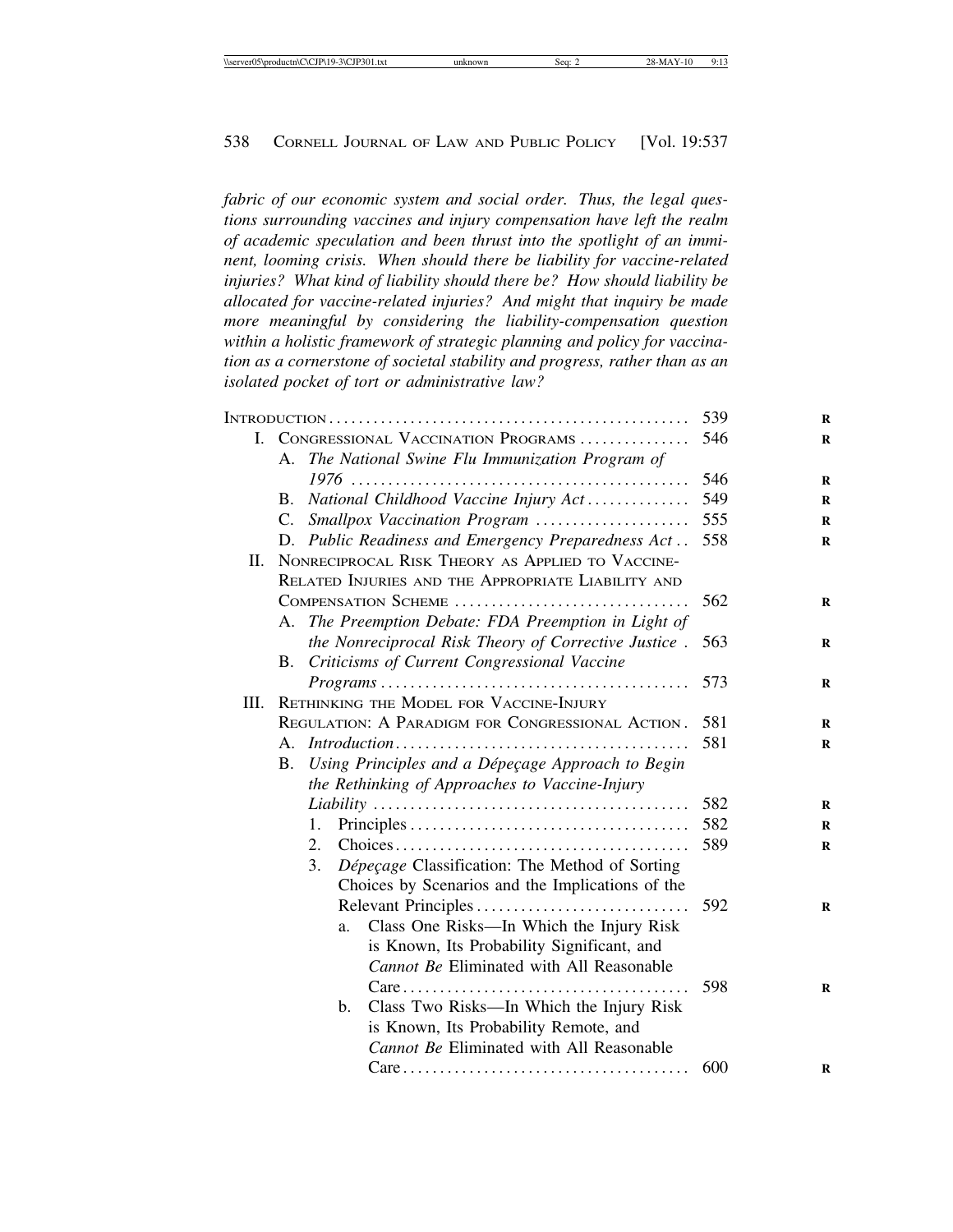*fabric of our economic system and social order. Thus, the legal questions surrounding vaccines and injury compensation have left the realm of academic speculation and been thrust into the spotlight of an imminent, looming crisis. When should there be liability for vaccine-related injuries? What kind of liability should there be? How should liability be allocated for vaccine-related injuries? And might that inquiry be made more meaningful by considering the liability-compensation question within a holistic framework of strategic planning and policy for vaccination as a cornerstone of societal stability and progress, rather than as an isolated pocket of tort or administrative law?*

| | |
|---|---|
| INTRODUCTION | 539 |
| I. CONGRESSIONAL VACCINATION PROGRAMS | 546 |
| A. *The National Swine Flu Immunization Program of 1976* | 546 |
| B. *National Childhood Vaccine Injury Act* | 549 |
| C. *Smallpox Vaccination Program* | 555 |
| D. *Public Readiness and Emergency Preparedness Act* | 558 |
| II. NONRECIPROCAL RISK THEORY AS APPLIED TO VACCINE-RELATED INJURIES AND THE APPROPRIATE LIABILITY AND COMPENSATION SCHEME | 562 |
| A. *The Preemption Debate: FDA Preemption in Light of the Nonreciprocal Risk Theory of Corrective Justice* | 563 |
| B. *Criticisms of Current Congressional Vaccine Programs* | 573 |
| III. RETHINKING THE MODEL FOR VACCINE-INJURY REGULATION: A PARADIGM FOR CONGRESSIONAL ACTION | 581 |
| A. *Introduction* | 581 |
| B. *Using Principles and a Dépeçage Approach to Begin the Rethinking of Approaches to Vaccine-Injury Liability* | 582 |
| 1. Principles | 582 |
| 2. Choices | 589 |
| 3. *Dépeçage* Classification: The Method of Sorting Choices by Scenarios and the Implications of the Relevant Principles | 592 |
| a. Class One Risks—In Which the Injury Risk is Known, Its Probability Significant, and *Cannot Be* Eliminated with All Reasonable Care | 598 |
| b. Class Two Risks—In Which the Injury Risk is Known, Its Probability Remote, and *Cannot Be* Eliminated with All Reasonable Care | 600 |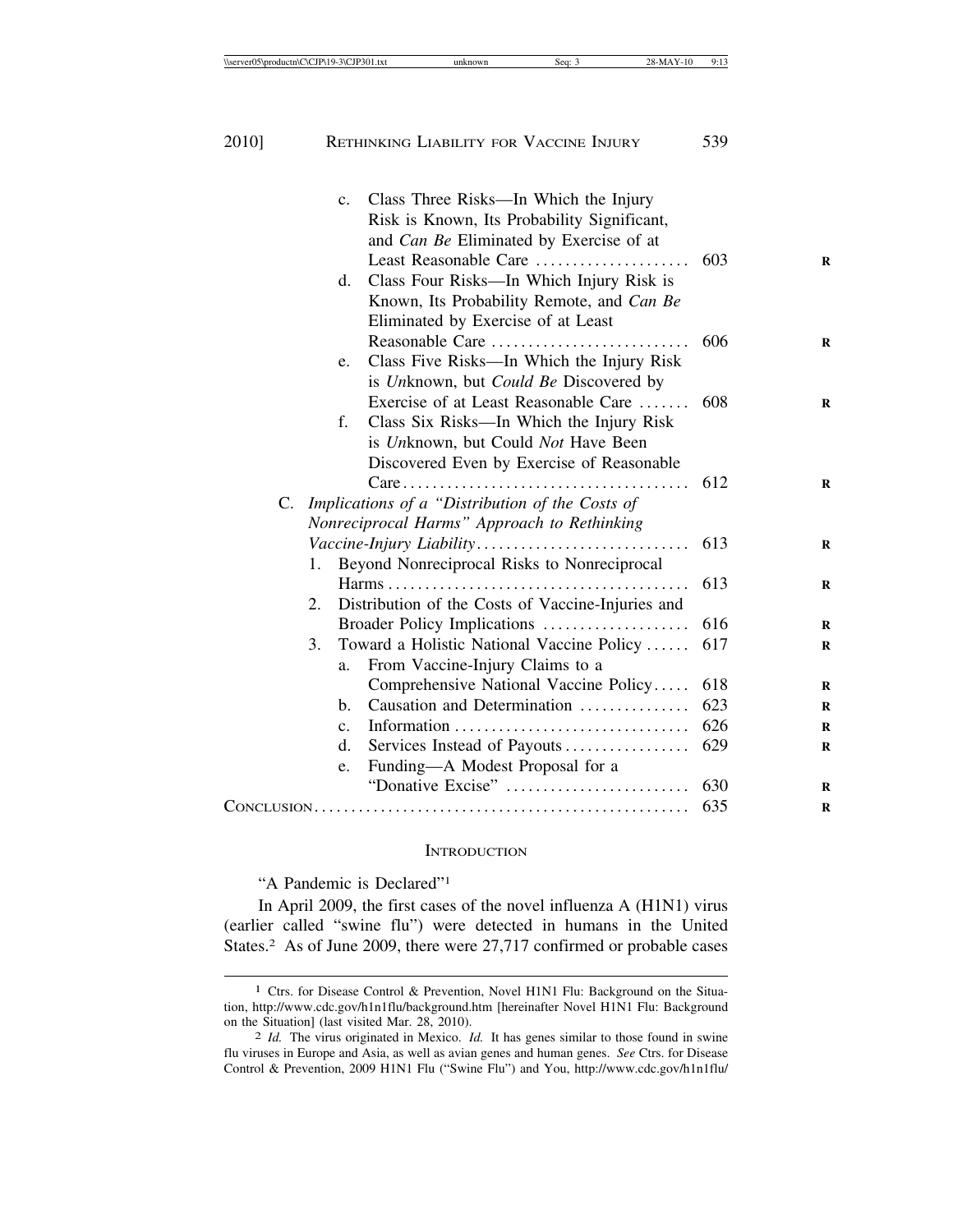c. Class Three Risks—In Which the Injury Risk is Known, Its Probability Significant, and *Can Be* Eliminated by Exercise of at Least Reasonable Care ..................... 603

d. Class Four Risks—In Which Injury Risk is Known, Its Probability Remote, and *Can Be* Eliminated by Exercise of at Least Reasonable Care ........................... 606

e. Class Five Risks—In Which the Injury Risk is *Un*known, but *Could Be* Discovered by Exercise of at Least Reasonable Care ....... 608

f. Class Six Risks—In Which the Injury Risk is *Un*known, but Could *Not* Have Been Discovered Even by Exercise of Reasonable Care ....................................... 612

C. *Implications of a "Distribution of the Costs of Nonreciprocal Harms" Approach to Rethinking Vaccine-Injury Liability* ............................. 613

1. Beyond Nonreciprocal Risks to Nonreciprocal Harms ......................................... 613

2. Distribution of the Costs of Vaccine-Injuries and Broader Policy Implications .................... 616

3. Toward a Holistic National Vaccine Policy ...... 617

a. From Vaccine-Injury Claims to a Comprehensive National Vaccine Policy ..... 618

b. Causation and Determination ............... 623

c. Information ................................ 626

d. Services Instead of Payouts ................. 629

e. Funding—A Modest Proposal for a "Donative Excise" ......................... 630

CONCLUSION .................................................. 635

## INTRODUCTION

"A Pandemic is Declared"[1]

In April 2009, the first cases of the novel influenza A (H1N1) virus (earlier called "swine flu") were detected in humans in the United States.[2] As of June 2009, there were 27,717 confirmed or probable cases

---

[1] Ctrs. for Disease Control & Prevention, Novel H1N1 Flu: Background on the Situation, http://www.cdc.gov/h1n1flu/background.htm [hereinafter Novel H1N1 Flu: Background on the Situation] (last visited Mar. 28, 2010).

[2] *Id.* The virus originated in Mexico. *Id.* It has genes similar to those found in swine flu viruses in Europe and Asia, as well as avian genes and human genes. *See* Ctrs. for Disease Control & Prevention, 2009 H1N1 Flu ("Swine Flu") and You, http://www.cdc.gov/h1n1flu/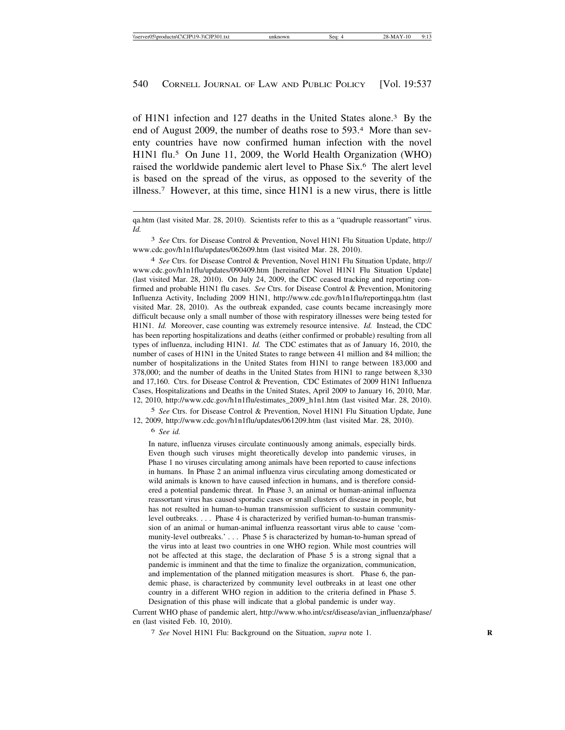of H1N1 infection and 127 deaths in the United States alone.[3] By the end of August 2009, the number of deaths rose to 593.[4] More than seventy countries have now confirmed human infection with the novel H1N1 flu.[5] On June 11, 2009, the World Health Organization (WHO) raised the worldwide pandemic alert level to Phase Six.[6] The alert level is based on the spread of the virus, as opposed to the severity of the illness.[7] However, at this time, since H1N1 is a new virus, there is little

---

qa.htm (last visited Mar. 28, 2010). Scientists refer to this as a "quadruple reassortant" virus. *Id.*

[3] *See* Ctrs. for Disease Control & Prevention, Novel H1N1 Flu Situation Update, http://www.cdc.gov/h1n1flu/updates/062609.htm (last visited Mar. 28, 2010).

[4] *See* Ctrs. for Disease Control & Prevention, Novel H1N1 Flu Situation Update, http://www.cdc.gov/h1n1flu/updates/090409.htm [hereinafter Novel H1N1 Flu Situation Update] (last visited Mar. 28, 2010). On July 24, 2009, the CDC ceased tracking and reporting confirmed and probable H1N1 flu cases. *See* Ctrs. for Disease Control & Prevention, Monitoring Influenza Activity, Including 2009 H1N1, http://www.cdc.gov/h1n1flu/reportingqa.htm (last visited Mar. 28, 2010). As the outbreak expanded, case counts became increasingly more difficult because only a small number of those with respiratory illnesses were being tested for H1N1. *Id.* Moreover, case counting was extremely resource intensive. *Id.* Instead, the CDC has been reporting hospitalizations and deaths (either confirmed or probable) resulting from all types of influenza, including H1N1. *Id.* The CDC estimates that as of January 16, 2010, the number of cases of H1N1 in the United States to range between 41 million and 84 million; the number of hospitalizations in the United States from H1N1 to range between 183,000 and 378,000; and the number of deaths in the United States from H1N1 to range between 8,330 and 17,160. Ctrs. for Disease Control & Prevention, CDC Estimates of 2009 H1N1 Influenza Cases, Hospitalizations and Deaths in the United States, April 2009 to January 16, 2010, Mar. 12, 2010, http://www.cdc.gov/h1n1flu/estimates_2009_h1n1.htm (last visited Mar. 28, 2010).

[5] *See* Ctrs. for Disease Control & Prevention, Novel H1N1 Flu Situation Update, June 12, 2009, http://www.cdc.gov/h1n1flu/updates/061209.htm (last visited Mar. 28, 2010).

[6] *See id.*

> In nature, influenza viruses circulate continuously among animals, especially birds. Even though such viruses might theoretically develop into pandemic viruses, in Phase 1 no viruses circulating among animals have been reported to cause infections in humans. In Phase 2 an animal influenza virus circulating among domesticated or wild animals is known to have caused infection in humans, and is therefore considered a potential pandemic threat. In Phase 3, an animal or human-animal influenza reassortant virus has caused sporadic cases or small clusters of disease in people, but has not resulted in human-to-human transmission sufficient to sustain community-level outbreaks. . . . Phase 4 is characterized by verified human-to-human transmission of an animal or human-animal influenza reassortant virus able to cause 'community-level outbreaks.' . . . Phase 5 is characterized by human-to-human spread of the virus into at least two countries in one WHO region. While most countries will not be affected at this stage, the declaration of Phase 5 is a strong signal that a pandemic is imminent and that the time to finalize the organization, communication, and implementation of the planned mitigation measures is short. Phase 6, the pandemic phase, is characterized by community level outbreaks in at least one other country in a different WHO region in addition to the criteria defined in Phase 5. Designation of this phase will indicate that a global pandemic is under way.

Current WHO phase of pandemic alert, http://www.who.int/csr/disease/avian_influenza/phase/en (last visited Feb. 10, 2010).

[7] *See* Novel H1N1 Flu: Background on the Situation, *supra* note 1.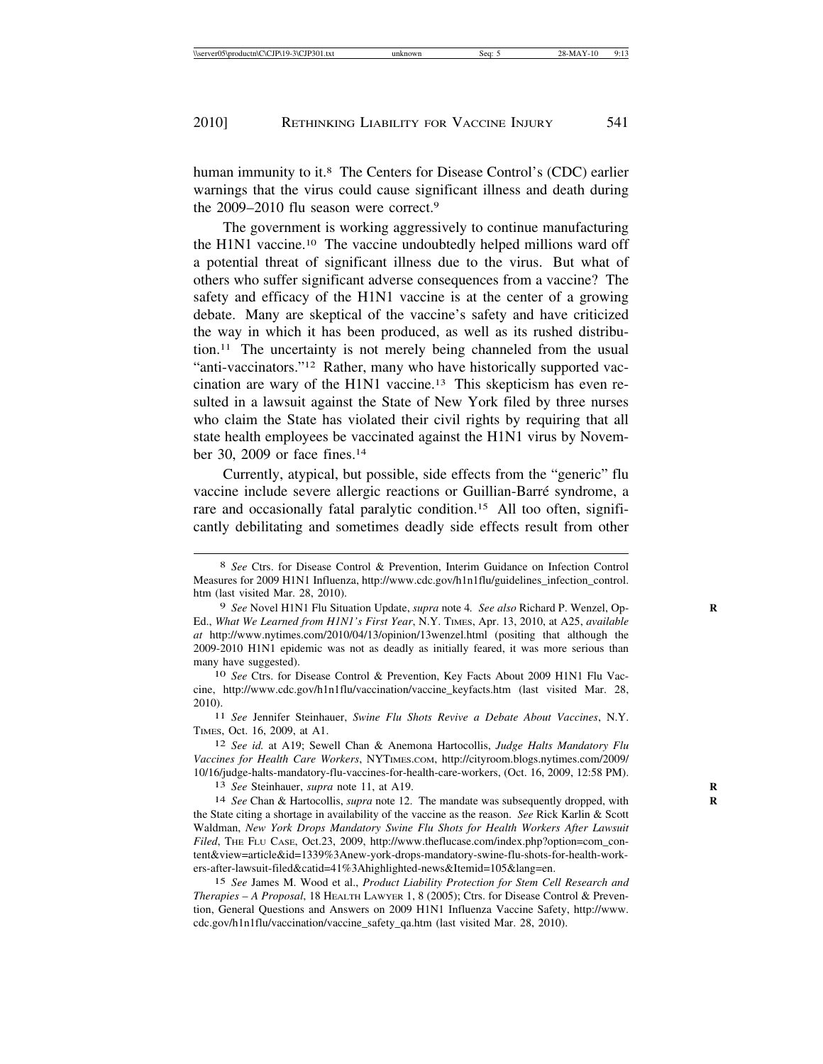human immunity to it.[8] The Centers for Disease Control's (CDC) earlier warnings that the virus could cause significant illness and death during the 2009–2010 flu season were correct.[9]

The government is working aggressively to continue manufacturing the H1N1 vaccine.[10] The vaccine undoubtedly helped millions ward off a potential threat of significant illness due to the virus. But what of others who suffer significant adverse consequences from a vaccine? The safety and efficacy of the H1N1 vaccine is at the center of a growing debate. Many are skeptical of the vaccine's safety and have criticized the way in which it has been produced, as well as its rushed distribution.[11] The uncertainty is not merely being channeled from the usual "anti-vaccinators."[12] Rather, many who have historically supported vaccination are wary of the H1N1 vaccine.[13] This skepticism has even resulted in a lawsuit against the State of New York filed by three nurses who claim the State has violated their civil rights by requiring that all state health employees be vaccinated against the H1N1 virus by November 30, 2009 or face fines.[14]

Currently, atypical, but possible, side effects from the "generic" flu vaccine include severe allergic reactions or Guillian-Barré syndrome, a rare and occasionally fatal paralytic condition.[15] All too often, significantly debilitating and sometimes deadly side effects result from other

---

8 *See* Ctrs. for Disease Control & Prevention, Interim Guidance on Infection Control Measures for 2009 H1N1 Influenza, http://www.cdc.gov/h1n1flu/guidelines_infection_control.htm (last visited Mar. 28, 2010).

9 *See* Novel H1N1 Flu Situation Update, *supra* note 4. *See also* Richard P. Wenzel, Op-Ed., *What We Learned from H1N1's First Year*, N.Y. TIMES, Apr. 13, 2010, at A25, *available at* http://www.nytimes.com/2010/04/13/opinion/13wenzel.html (positing that although the 2009-2010 H1N1 epidemic was not as deadly as initially feared, it was more serious than many have suggested).

10 *See* Ctrs. for Disease Control & Prevention, Key Facts About 2009 H1N1 Flu Vaccine, http://www.cdc.gov/h1n1flu/vaccination/vaccine_keyfacts.htm (last visited Mar. 28, 2010).

11 *See* Jennifer Steinhauer, *Swine Flu Shots Revive a Debate About Vaccines*, N.Y. TIMES, Oct. 16, 2009, at A1.

12 *See id.* at A19; Sewell Chan & Anemona Hartocollis, *Judge Halts Mandatory Flu Vaccines for Health Care Workers*, NYTIMES.COM, http://cityroom.blogs.nytimes.com/2009/10/16/judge-halts-mandatory-flu-vaccines-for-health-care-workers, (Oct. 16, 2009, 12:58 PM).

13 *See* Steinhauer, *supra* note 11, at A19.

14 *See* Chan & Hartocollis, *supra* note 12. The mandate was subsequently dropped, with the State citing a shortage in availability of the vaccine as the reason. *See* Rick Karlin & Scott Waldman, *New York Drops Mandatory Swine Flu Shots for Health Workers After Lawsuit Filed*, THE FLU CASE, Oct.23, 2009, http://www.theflucase.com/index.php?option=com_content&view=article&id=1339%3Anew-york-drops-mandatory-swine-flu-shots-for-health-workers-after-lawsuit-filed&catid=41%3Ahighlighted-news&Itemid=105&lang=en.

15 *See* James M. Wood et al., *Product Liability Protection for Stem Cell Research and Therapies – A Proposal*, 18 HEALTH LAWYER 1, 8 (2005); Ctrs. for Disease Control & Prevention, General Questions and Answers on 2009 H1N1 Influenza Vaccine Safety, http://www.cdc.gov/h1n1flu/vaccination/vaccine_safety_qa.htm (last visited Mar. 28, 2010).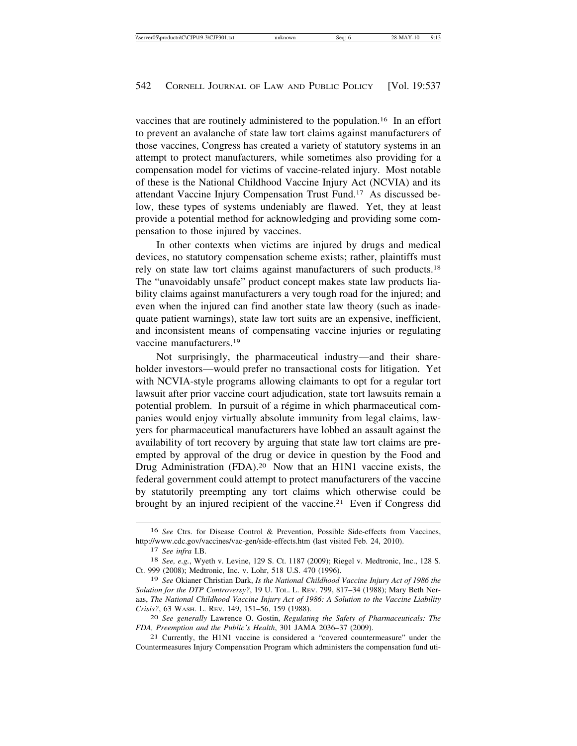vaccines that are routinely administered to the population.[16] In an effort to prevent an avalanche of state law tort claims against manufacturers of those vaccines, Congress has created a variety of statutory systems in an attempt to protect manufacturers, while sometimes also providing for a compensation model for victims of vaccine-related injury. Most notable of these is the National Childhood Vaccine Injury Act (NCVIA) and its attendant Vaccine Injury Compensation Trust Fund.[17] As discussed below, these types of systems undeniably are flawed. Yet, they at least provide a potential method for acknowledging and providing some compensation to those injured by vaccines.

In other contexts when victims are injured by drugs and medical devices, no statutory compensation scheme exists; rather, plaintiffs must rely on state law tort claims against manufacturers of such products.[18] The "unavoidably unsafe" product concept makes state law products liability claims against manufacturers a very tough road for the injured; and even when the injured can find another state law theory (such as inadequate patient warnings), state law tort suits are an expensive, inefficient, and inconsistent means of compensating vaccine injuries or regulating vaccine manufacturers.[19]

Not surprisingly, the pharmaceutical industry—and their shareholder investors—would prefer no transactional costs for litigation. Yet with NCVIA-style programs allowing claimants to opt for a regular tort lawsuit after prior vaccine court adjudication, state tort lawsuits remain a potential problem. In pursuit of a régime in which pharmaceutical companies would enjoy virtually absolute immunity from legal claims, lawyers for pharmaceutical manufacturers have lobbed an assault against the availability of tort recovery by arguing that state law tort claims are preempted by approval of the drug or device in question by the Food and Drug Administration (FDA).[20] Now that an H1N1 vaccine exists, the federal government could attempt to protect manufacturers of the vaccine by statutorily preempting any tort claims which otherwise could be brought by an injured recipient of the vaccine.[21] Even if Congress did

---

16 *See* Ctrs. for Disease Control & Prevention, Possible Side-effects from Vaccines, http://www.cdc.gov/vaccines/vac-gen/side-effects.htm (last visited Feb. 24, 2010).

17 *See infra* I.B.

18 *See, e.g.*, Wyeth v. Levine, 129 S. Ct. 1187 (2009); Riegel v. Medtronic, Inc., 128 S. Ct. 999 (2008); Medtronic, Inc. v. Lohr, 518 U.S. 470 (1996).

19 *See* Okianer Christian Dark, *Is the National Childhood Vaccine Injury Act of 1986 the Solution for the DTP Controversy?*, 19 U. TOL. L. REV. 799, 817–34 (1988); Mary Beth Neraas, *The National Childhood Vaccine Injury Act of 1986: A Solution to the Vaccine Liability Crisis?*, 63 WASH. L. REV. 149, 151–56, 159 (1988).

20 *See generally* Lawrence O. Gostin, *Regulating the Safety of Pharmaceuticals: The FDA, Preemption and the Public's Health*, 301 JAMA 2036–37 (2009).

21 Currently, the H1N1 vaccine is considered a "covered countermeasure" under the Countermeasures Injury Compensation Program which administers the compensation fund uti-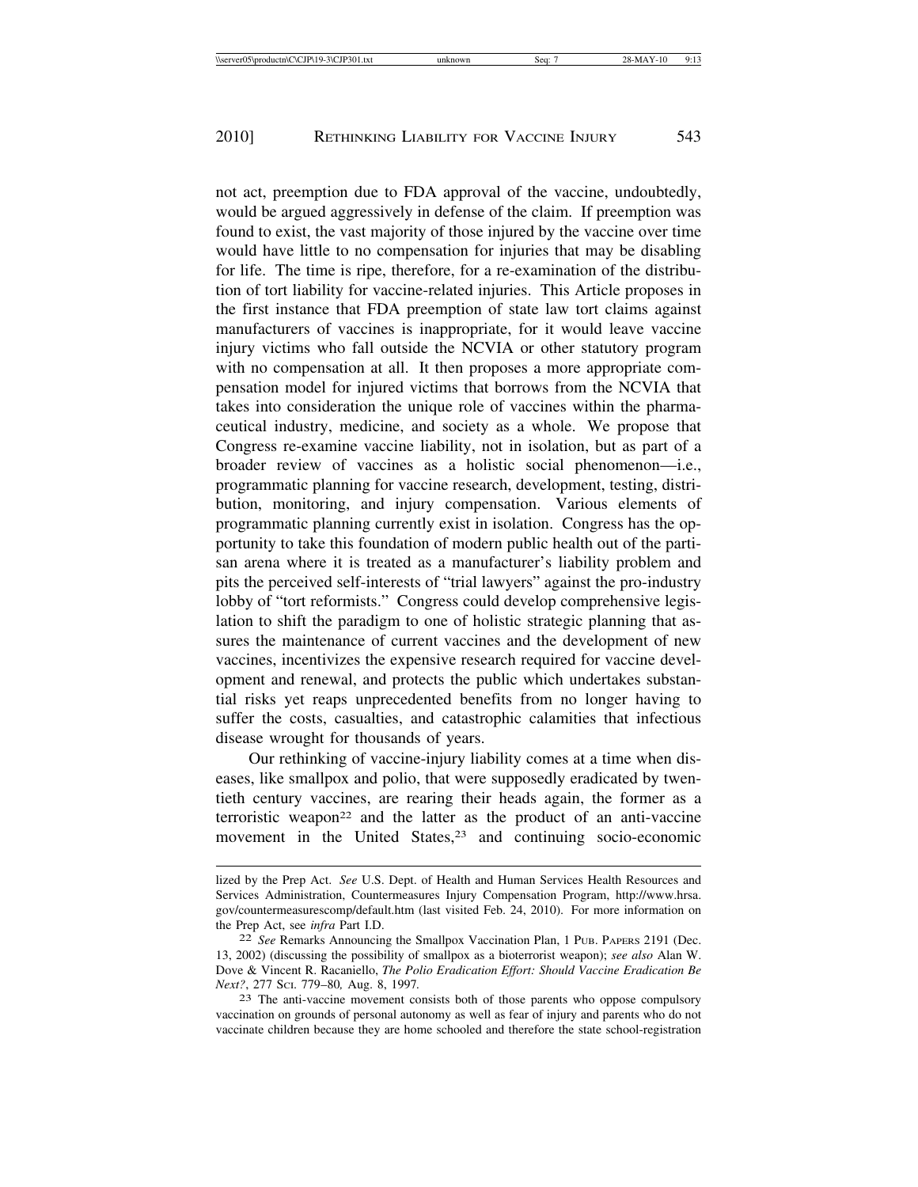not act, preemption due to FDA approval of the vaccine, undoubtedly, would be argued aggressively in defense of the claim. If preemption was found to exist, the vast majority of those injured by the vaccine over time would have little to no compensation for injuries that may be disabling for life. The time is ripe, therefore, for a re-examination of the distribution of tort liability for vaccine-related injuries. This Article proposes in the first instance that FDA preemption of state law tort claims against manufacturers of vaccines is inappropriate, for it would leave vaccine injury victims who fall outside the NCVIA or other statutory program with no compensation at all. It then proposes a more appropriate compensation model for injured victims that borrows from the NCVIA that takes into consideration the unique role of vaccines within the pharmaceutical industry, medicine, and society as a whole. We propose that Congress re-examine vaccine liability, not in isolation, but as part of a broader review of vaccines as a holistic social phenomenon—i.e., programmatic planning for vaccine research, development, testing, distribution, monitoring, and injury compensation. Various elements of programmatic planning currently exist in isolation. Congress has the opportunity to take this foundation of modern public health out of the partisan arena where it is treated as a manufacturer's liability problem and pits the perceived self-interests of "trial lawyers" against the pro-industry lobby of "tort reformists." Congress could develop comprehensive legislation to shift the paradigm to one of holistic strategic planning that assures the maintenance of current vaccines and the development of new vaccines, incentivizes the expensive research required for vaccine development and renewal, and protects the public which undertakes substantial risks yet reaps unprecedented benefits from no longer having to suffer the costs, casualties, and catastrophic calamities that infectious disease wrought for thousands of years.

Our rethinking of vaccine-injury liability comes at a time when diseases, like smallpox and polio, that were supposedly eradicated by twentieth century vaccines, are rearing their heads again, the former as a terroristic weapon[22] and the latter as the product of an anti-vaccine movement in the United States,[23] and continuing socio-economic

---

lized by the Prep Act. *See* U.S. Dept. of Health and Human Services Health Resources and Services Administration, Countermeasures Injury Compensation Program, http://www.hrsa.gov/countermeasurescomp/default.htm (last visited Feb. 24, 2010). For more information on the Prep Act, see *infra* Part I.D.

[22] *See* Remarks Announcing the Smallpox Vaccination Plan, 1 Pub. Papers 2191 (Dec. 13, 2002) (discussing the possibility of smallpox as a bioterrorist weapon); *see also* Alan W. Dove & Vincent R. Racaniello, *The Polio Eradication Effort: Should Vaccine Eradication Be Next?*, 277 Sci. 779–80, Aug. 8, 1997.

[23] The anti-vaccine movement consists both of those parents who oppose compulsory vaccination on grounds of personal autonomy as well as fear of injury and parents who do not vaccinate children because they are home schooled and therefore the state school-registration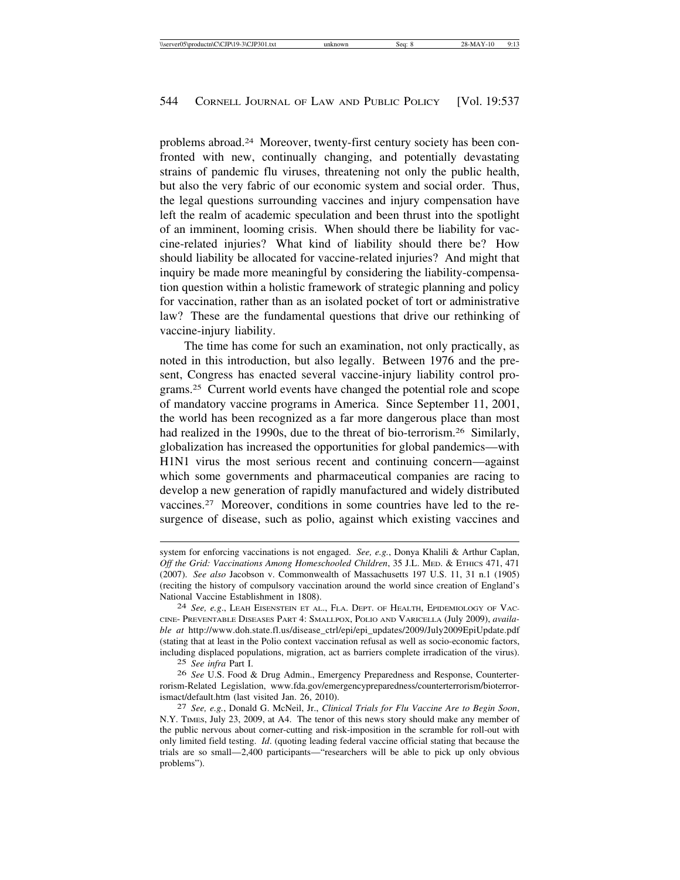problems abroad.[24] Moreover, twenty-first century society has been confronted with new, continually changing, and potentially devastating strains of pandemic flu viruses, threatening not only the public health, but also the very fabric of our economic system and social order. Thus, the legal questions surrounding vaccines and injury compensation have left the realm of academic speculation and been thrust into the spotlight of an imminent, looming crisis. When should there be liability for vaccine-related injuries? What kind of liability should there be? How should liability be allocated for vaccine-related injuries? And might that inquiry be made more meaningful by considering the liability-compensation question within a holistic framework of strategic planning and policy for vaccination, rather than as an isolated pocket of tort or administrative law? These are the fundamental questions that drive our rethinking of vaccine-injury liability.

The time has come for such an examination, not only practically, as noted in this introduction, but also legally. Between 1976 and the present, Congress has enacted several vaccine-injury liability control programs.[25] Current world events have changed the potential role and scope of mandatory vaccine programs in America. Since September 11, 2001, the world has been recognized as a far more dangerous place than most had realized in the 1990s, due to the threat of bio-terrorism.[26] Similarly, globalization has increased the opportunities for global pandemics—with H1N1 virus the most serious recent and continuing concern—against which some governments and pharmaceutical companies are racing to develop a new generation of rapidly manufactured and widely distributed vaccines.[27] Moreover, conditions in some countries have led to the resurgence of disease, such as polio, against which existing vaccines and

---

system for enforcing vaccinations is not engaged. *See, e.g.*, Donya Khalili & Arthur Caplan, *Off the Grid: Vaccinations Among Homeschooled Children*, 35 J.L. MED. & ETHICS 471, 471 (2007). *See also* Jacobson v. Commonwealth of Massachusetts 197 U.S. 11, 31 n.1 (1905) (reciting the history of compulsory vaccination around the world since creation of England's National Vaccine Establishment in 1808).

24 *See, e.g.*, LEAH EISENSTEIN ET AL., FLA. DEPT. OF HEALTH, EPIDEMIOLOGY OF VACCINE- PREVENTABLE DISEASES PART 4: SMALLPOX, POLIO AND VARICELLA (July 2009), *available at* http://www.doh.state.fl.us/disease_ctrl/epi/epi_updates/2009/July2009EpiUpdate.pdf (stating that at least in the Polio context vaccination refusal as well as socio-economic factors, including displaced populations, migration, act as barriers complete irradication of the virus).

25 *See infra* Part I.

26 *See* U.S. Food & Drug Admin., Emergency Preparedness and Response, Counterterrorism-Related Legislation, www.fda.gov/emergencypreparedness/counterterrorism/bioterrorismact/default.htm (last visited Jan. 26, 2010).

27 *See, e.g.*, Donald G. McNeil, Jr., *Clinical Trials for Flu Vaccine Are to Begin Soon*, N.Y. TIMES, July 23, 2009, at A4. The tenor of this news story should make any member of the public nervous about corner-cutting and risk-imposition in the scramble for roll-out with only limited field testing. *Id*. (quoting leading federal vaccine official stating that because the trials are so small—2,400 participants—"researchers will be able to pick up only obvious problems").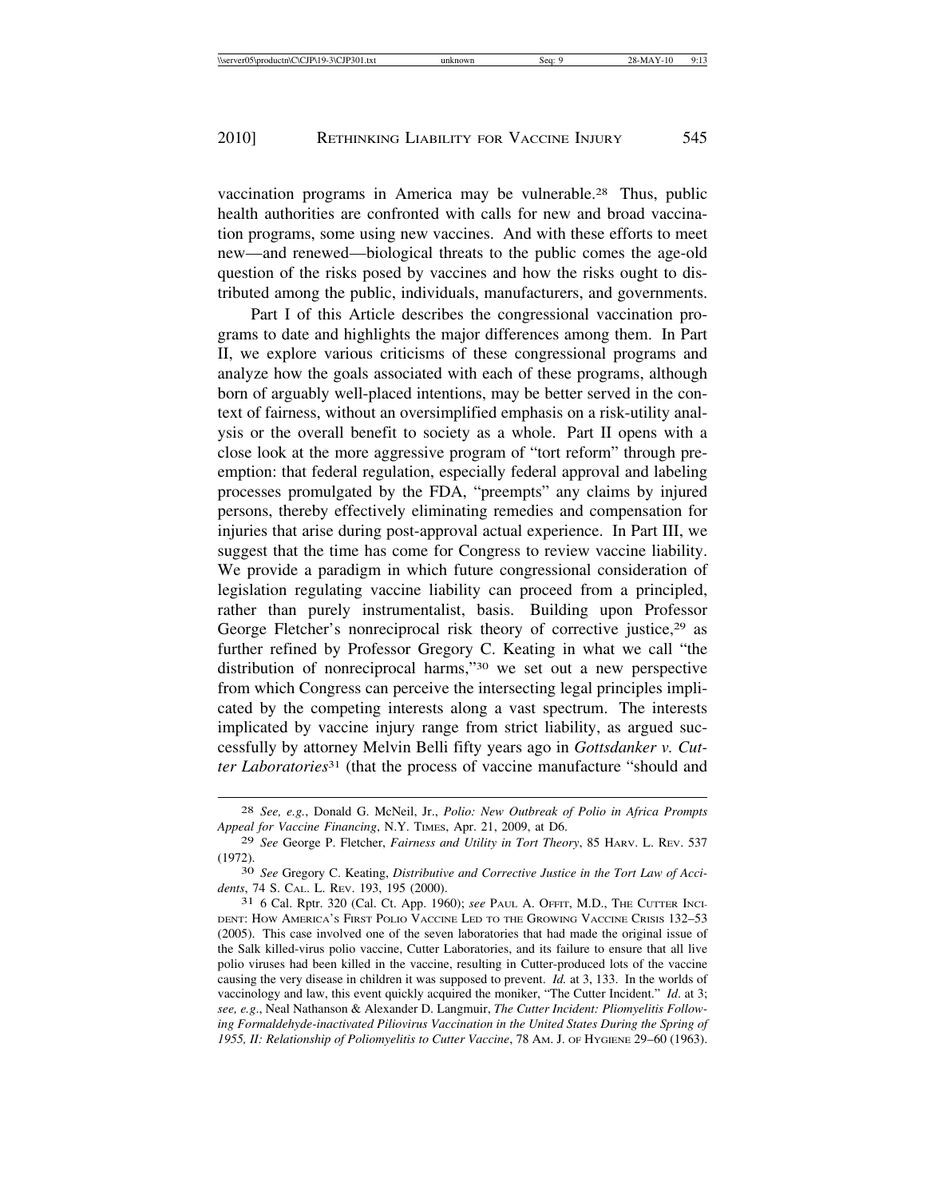vaccination programs in America may be vulnerable.[28] Thus, public health authorities are confronted with calls for new and broad vaccination programs, some using new vaccines. And with these efforts to meet new—and renewed—biological threats to the public comes the age-old question of the risks posed by vaccines and how the risks ought to distributed among the public, individuals, manufacturers, and governments.

Part I of this Article describes the congressional vaccination programs to date and highlights the major differences among them. In Part II, we explore various criticisms of these congressional programs and analyze how the goals associated with each of these programs, although born of arguably well-placed intentions, may be better served in the context of fairness, without an oversimplified emphasis on a risk-utility analysis or the overall benefit to society as a whole. Part II opens with a close look at the more aggressive program of "tort reform" through preemption: that federal regulation, especially federal approval and labeling processes promulgated by the FDA, "preempts" any claims by injured persons, thereby effectively eliminating remedies and compensation for injuries that arise during post-approval actual experience. In Part III, we suggest that the time has come for Congress to review vaccine liability. We provide a paradigm in which future congressional consideration of legislation regulating vaccine liability can proceed from a principled, rather than purely instrumentalist, basis. Building upon Professor George Fletcher's nonreciprocal risk theory of corrective justice,[29] as further refined by Professor Gregory C. Keating in what we call "the distribution of nonreciprocal harms,"[30] we set out a new perspective from which Congress can perceive the intersecting legal principles implicated by the competing interests along a vast spectrum. The interests implicated by vaccine injury range from strict liability, as argued successfully by attorney Melvin Belli fifty years ago in *Gottsdanker v. Cutter Laboratories*[31] (that the process of vaccine manufacture "should and

---

[28] *See, e.g.*, Donald G. McNeil, Jr., *Polio: New Outbreak of Polio in Africa Prompts Appeal for Vaccine Financing*, N.Y. TIMES, Apr. 21, 2009, at D6.

[29] *See* George P. Fletcher, *Fairness and Utility in Tort Theory*, 85 HARV. L. REV. 537 (1972).

[30] *See* Gregory C. Keating, *Distributive and Corrective Justice in the Tort Law of Accidents*, 74 S. CAL. L. REV. 193, 195 (2000).

[31] 6 Cal. Rptr. 320 (Cal. Ct. App. 1960); *see* PAUL A. OFFIT, M.D., THE CUTTER INCIDENT: HOW AMERICA'S FIRST POLIO VACCINE LED TO THE GROWING VACCINE CRISIS 132–53 (2005). This case involved one of the seven laboratories that had made the original issue of the Salk killed-virus polio vaccine, Cutter Laboratories, and its failure to ensure that all live polio viruses had been killed in the vaccine, resulting in Cutter-produced lots of the vaccine causing the very disease in children it was supposed to prevent. *Id.* at 3, 133. In the worlds of vaccinology and law, this event quickly acquired the moniker, "The Cutter Incident." *Id*. at 3; *see, e.g*., Neal Nathanson & Alexander D. Langmuir, *The Cutter Incident: Pliomyelitis Following Formaldehyde-inactivated Piliovirus Vaccination in the United States During the Spring of 1955, II: Relationship of Poliomyelitis to Cutter Vaccine*, 78 AM. J. OF HYGIENE 29–60 (1963).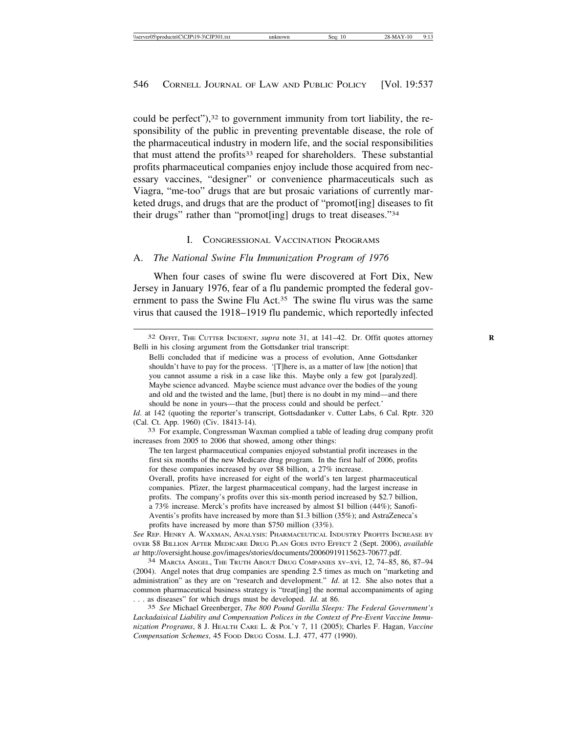could be perfect"),[32] to government immunity from tort liability, the responsibility of the public in preventing preventable disease, the role of the pharmaceutical industry in modern life, and the social responsibilities that must attend the profits[33] reaped for shareholders. These substantial profits pharmaceutical companies enjoy include those acquired from necessary vaccines, "designer" or convenience pharmaceuticals such as Viagra, "me-too" drugs that are but prosaic variations of currently marketed drugs, and drugs that are the product of "promot[ing] diseases to fit their drugs" rather than "promot[ing] drugs to treat diseases."[34]

## I. Congressional Vaccination Programs

### A. *The National Swine Flu Immunization Program of 1976*

When four cases of swine flu were discovered at Fort Dix, New Jersey in January 1976, fear of a flu pandemic prompted the federal government to pass the Swine Flu Act.[35] The swine flu virus was the same virus that caused the 1918–1919 flu pandemic, which reportedly infected

---

[32] Offit, The Cutter Incident, *supra* note 31, at 141–42. Dr. Offit quotes attorney Belli in his closing argument from the Gottsdanker trial transcript:

> Belli concluded that if medicine was a process of evolution, Anne Gottsdanker shouldn't have to pay for the process. '[T]here is, as a matter of law [the notion] that you cannot assume a risk in a case like this. Maybe only a few got [paralyzed]. Maybe science advanced. Maybe science must advance over the bodies of the young and old and the twisted and the lame, [but] there is no doubt in my mind—and there should be none in yours—that the process could and should be perfect.'

*Id*. at 142 (quoting the reporter's transcript, Gottsdadanker v. Cutter Labs, 6 Cal. Rptr. 320 (Cal. Ct. App. 1960) (Civ. 18413-14).

[33] For example, Congressman Waxman complied a table of leading drug company profit increases from 2005 to 2006 that showed, among other things:

> The ten largest pharmaceutical companies enjoyed substantial profit increases in the first six months of the new Medicare drug program. In the first half of 2006, profits for these companies increased by over $8 billion, a 27% increase.
>
> Overall, profits have increased for eight of the world's ten largest pharmaceutical companies. Pfizer, the largest pharmaceutical company, had the largest increase in profits. The company's profits over this six-month period increased by $2.7 billion, a 73% increase. Merck's profits have increased by almost $1 billion (44%); Sanofi-Aventis's profits have increased by more than $1.3 billion (35%); and AstraZeneca's profits have increased by more than $750 million (33%).

*See* Rep. Henry A. Waxman, Analysis: Pharmaceutical Industry Profits Increase by over $8 Billion After Medicare Drug Plan Goes into Effect 2 (Sept. 2006), *available at* http://oversight.house.gov/images/stories/documents/20060919115623-70677.pdf.

[34] Marcia Angel, The Truth About Drug Companies xv–xvi, 12, 74–85, 86, 87–94 (2004). Angel notes that drug companies are spending 2.5 times as much on "marketing and administration" as they are on "research and development." *Id*. at 12. She also notes that a common pharmaceutical business strategy is "treat[ing] the normal accompaniments of aging . . . as diseases" for which drugs must be developed. *Id*. at 86.

[35] *See* Michael Greenberger, *The 800 Pound Gorilla Sleeps: The Federal Government's Lackadaisical Liability and Compensation Polices in the Context of Pre-Event Vaccine Immunization Programs*, 8 J. Health Care L. & Pol'y 7, 11 (2005); Charles F. Hagan, *Vaccine Compensation Schemes*, 45 Food Drug Cosm. L.J. 477, 477 (1990).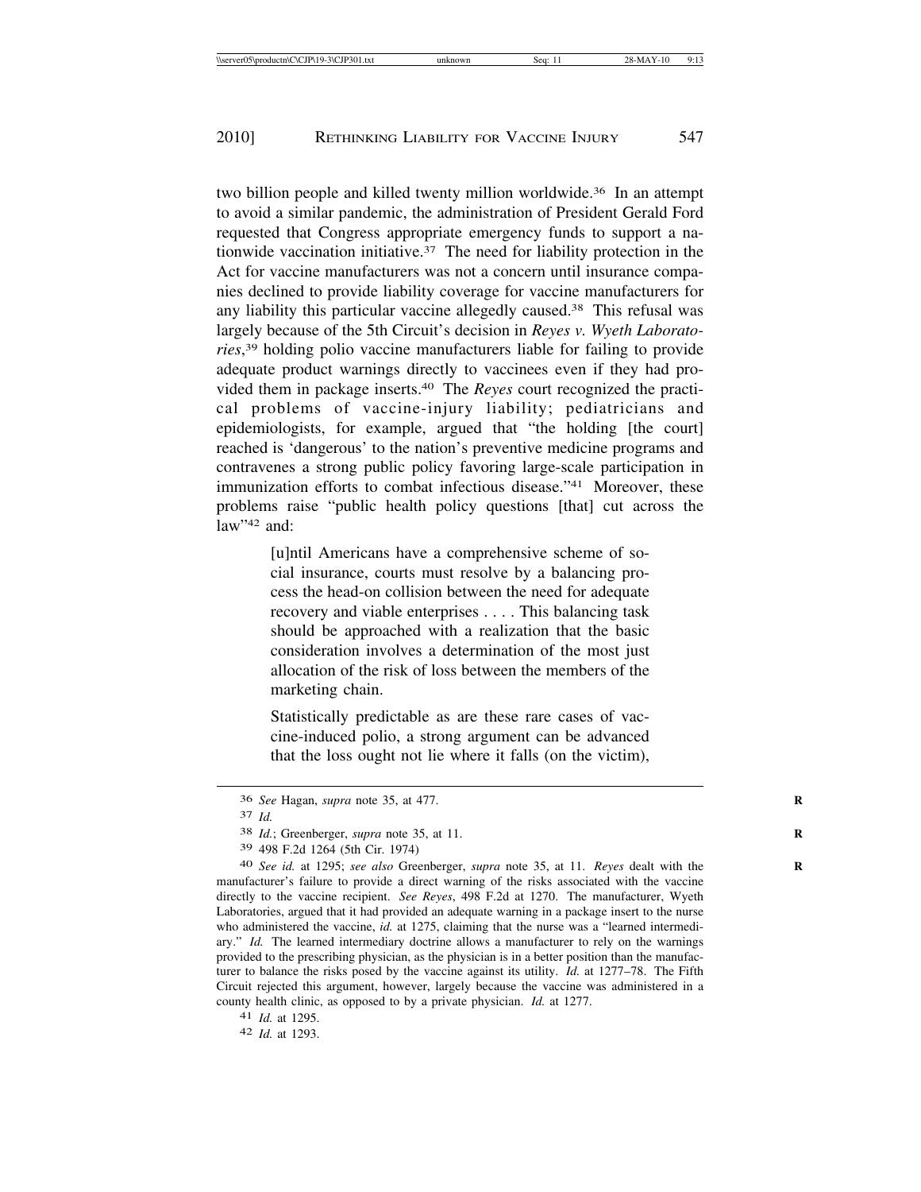two billion people and killed twenty million worldwide.[36] In an attempt to avoid a similar pandemic, the administration of President Gerald Ford requested that Congress appropriate emergency funds to support a nationwide vaccination initiative.[37] The need for liability protection in the Act for vaccine manufacturers was not a concern until insurance companies declined to provide liability coverage for vaccine manufacturers for any liability this particular vaccine allegedly caused.[38] This refusal was largely because of the 5th Circuit's decision in *Reyes v. Wyeth Laboratories*,[39] holding polio vaccine manufacturers liable for failing to provide adequate product warnings directly to vaccinees even if they had provided them in package inserts.[40] The *Reyes* court recognized the practical problems of vaccine-injury liability; pediatricians and epidemiologists, for example, argued that "the holding [the court] reached is 'dangerous' to the nation's preventive medicine programs and contravenes a strong public policy favoring large-scale participation in immunization efforts to combat infectious disease."[41] Moreover, these problems raise "public health policy questions [that] cut across the law"[42] and:

> [u]ntil Americans have a comprehensive scheme of social insurance, courts must resolve by a balancing process the head-on collision between the need for adequate recovery and viable enterprises . . . . This balancing task should be approached with a realization that the basic consideration involves a determination of the most just allocation of the risk of loss between the members of the marketing chain.
>
> Statistically predictable as are these rare cases of vaccine-induced polio, a strong argument can be advanced that the loss ought not lie where it falls (on the victim),

---

36 *See* Hagan, *supra* note 35, at 477.

37 *Id.*

38 *Id.*; Greenberger, *supra* note 35, at 11.

39 498 F.2d 1264 (5th Cir. 1974)

40 *See id.* at 1295; *see also* Greenberger, *supra* note 35, at 11. *Reyes* dealt with the manufacturer's failure to provide a direct warning of the risks associated with the vaccine directly to the vaccine recipient. *See Reyes*, 498 F.2d at 1270. The manufacturer, Wyeth Laboratories, argued that it had provided an adequate warning in a package insert to the nurse who administered the vaccine, *id.* at 1275, claiming that the nurse was a "learned intermediary." *Id.* The learned intermediary doctrine allows a manufacturer to rely on the warnings provided to the prescribing physician, as the physician is in a better position than the manufacturer to balance the risks posed by the vaccine against its utility. *Id.* at 1277–78. The Fifth Circuit rejected this argument, however, largely because the vaccine was administered in a county health clinic, as opposed to by a private physician. *Id.* at 1277.

41 *Id.* at 1295.

42 *Id.* at 1293.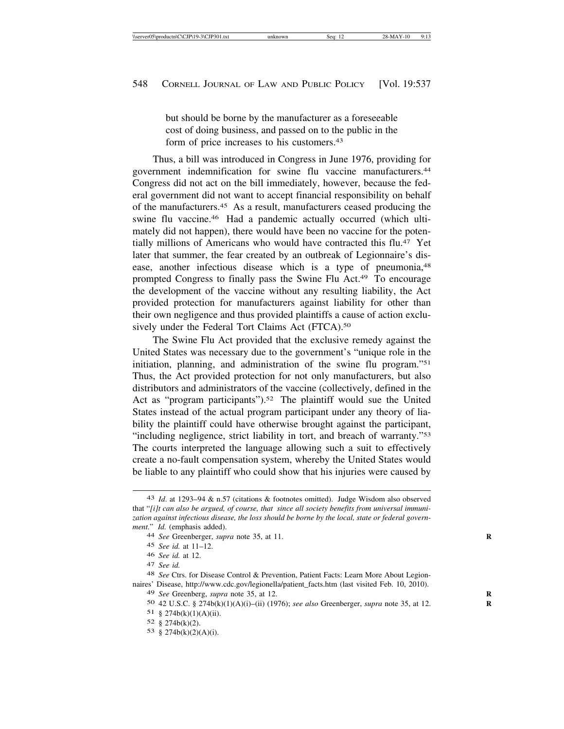but should be borne by the manufacturer as a foreseeable cost of doing business, and passed on to the public in the form of price increases to his customers.[43]

Thus, a bill was introduced in Congress in June 1976, providing for government indemnification for swine flu vaccine manufacturers.[44] Congress did not act on the bill immediately, however, because the federal government did not want to accept financial responsibility on behalf of the manufacturers.[45] As a result, manufacturers ceased producing the swine flu vaccine.[46] Had a pandemic actually occurred (which ultimately did not happen), there would have been no vaccine for the potentially millions of Americans who would have contracted this flu.[47] Yet later that summer, the fear created by an outbreak of Legionnaire's disease, another infectious disease which is a type of pneumonia,[48] prompted Congress to finally pass the Swine Flu Act.[49] To encourage the development of the vaccine without any resulting liability, the Act provided protection for manufacturers against liability for other than their own negligence and thus provided plaintiffs a cause of action exclusively under the Federal Tort Claims Act (FTCA).[50]

The Swine Flu Act provided that the exclusive remedy against the United States was necessary due to the government's "unique role in the initiation, planning, and administration of the swine flu program."[51] Thus, the Act provided protection for not only manufacturers, but also distributors and administrators of the vaccine (collectively, defined in the Act as "program participants").[52] The plaintiff would sue the United States instead of the actual program participant under any theory of liability the plaintiff could have otherwise brought against the participant, "including negligence, strict liability in tort, and breach of warranty."[53] The courts interpreted the language allowing such a suit to effectively create a no-fault compensation system, whereby the United States would be liable to any plaintiff who could show that his injuries were caused by

---

[43] *Id*. at 1293–94 & n.57 (citations & footnotes omitted). Judge Wisdom also observed that "*[i]t can also be argued, of course, that since all society benefits from universal immunization against infectious disease, the loss should be borne by the local, state or federal government.*" *Id.* (emphasis added).

[44] *See* Greenberger, *supra* note 35, at 11.

[45] *See id.* at 11–12.

[46] *See id.* at 12.

[47] *See id.*

[48] *See* Ctrs. for Disease Control & Prevention, Patient Facts: Learn More About Legionnaires' Disease, http://www.cdc.gov/legionella/patient_facts.htm (last visited Feb. 10, 2010).

[49] *See* Greenberg, *supra* note 35, at 12.

[50] 42 U.S.C. § 274b(k)(1)(A)(i)–(ii) (1976); *see also* Greenberger, *supra* note 35, at 12.

[51] § 274b(k)(1)(A)(ii).

[52] § 274b(k)(2).

[53] § 274b(k)(2)(A)(i).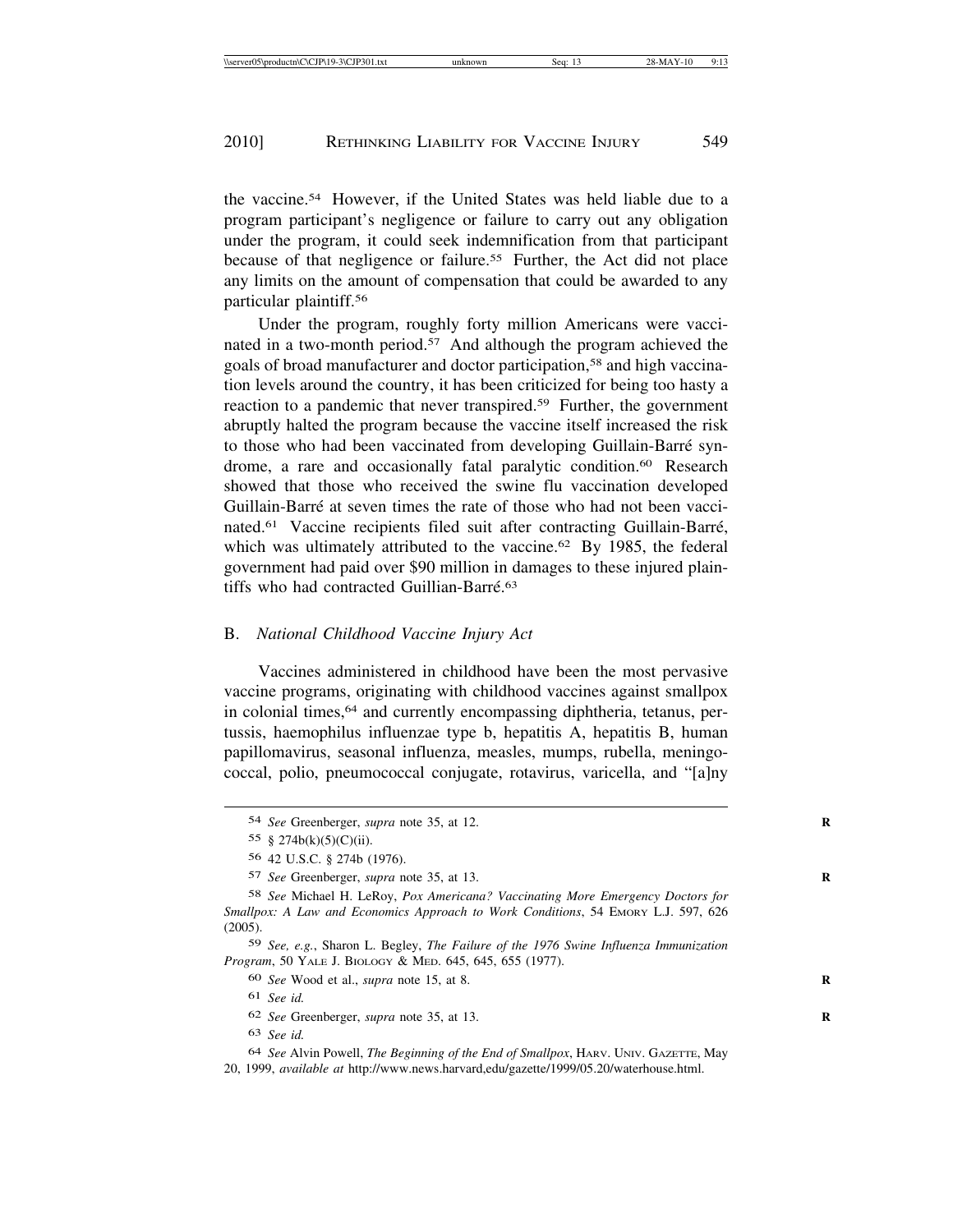the vaccine.[54] However, if the United States was held liable due to a program participant's negligence or failure to carry out any obligation under the program, it could seek indemnification from that participant because of that negligence or failure.[55] Further, the Act did not place any limits on the amount of compensation that could be awarded to any particular plaintiff.[56]

Under the program, roughly forty million Americans were vaccinated in a two-month period.[57] And although the program achieved the goals of broad manufacturer and doctor participation,[58] and high vaccination levels around the country, it has been criticized for being too hasty a reaction to a pandemic that never transpired.[59] Further, the government abruptly halted the program because the vaccine itself increased the risk to those who had been vaccinated from developing Guillain-Barré syndrome, a rare and occasionally fatal paralytic condition.[60] Research showed that those who received the swine flu vaccination developed Guillain-Barré at seven times the rate of those who had not been vaccinated.[61] Vaccine recipients filed suit after contracting Guillain-Barré, which was ultimately attributed to the vaccine.[62] By 1985, the federal government had paid over $90 million in damages to these injured plaintiffs who had contracted Guillian-Barré.[63]

### B. *National Childhood Vaccine Injury Act*

Vaccines administered in childhood have been the most pervasive vaccine programs, originating with childhood vaccines against smallpox in colonial times,[64] and currently encompassing diphtheria, tetanus, pertussis, haemophilus influenzae type b, hepatitis A, hepatitis B, human papillomavirus, seasonal influenza, measles, mumps, rubella, meningococcal, polio, pneumococcal conjugate, rotavirus, varicella, and "[a]ny

---

[54] *See* Greenberger, *supra* note 35, at 12.

[55] § 274b(k)(5)(C)(ii).

[56] 42 U.S.C. § 274b (1976).

[57] *See* Greenberger, *supra* note 35, at 13.

[58] *See* Michael H. LeRoy, *Pox Americana? Vaccinating More Emergency Doctors for Smallpox: A Law and Economics Approach to Work Conditions*, 54 EMORY L.J. 597, 626 (2005).

[59] *See, e.g.*, Sharon L. Begley, *The Failure of the 1976 Swine Influenza Immunization Program*, 50 YALE J. BIOLOGY & MED. 645, 645, 655 (1977).

[60] *See* Wood et al., *supra* note 15, at 8.

[61] *See id.*

[62] *See* Greenberger, *supra* note 35, at 13.

[63] *See id.*

[64] *See* Alvin Powell, *The Beginning of the End of Smallpox*, HARV. UNIV. GAZETTE, May 20, 1999, *available at* http://www.news.harvard,edu/gazette/1999/05.20/waterhouse.html.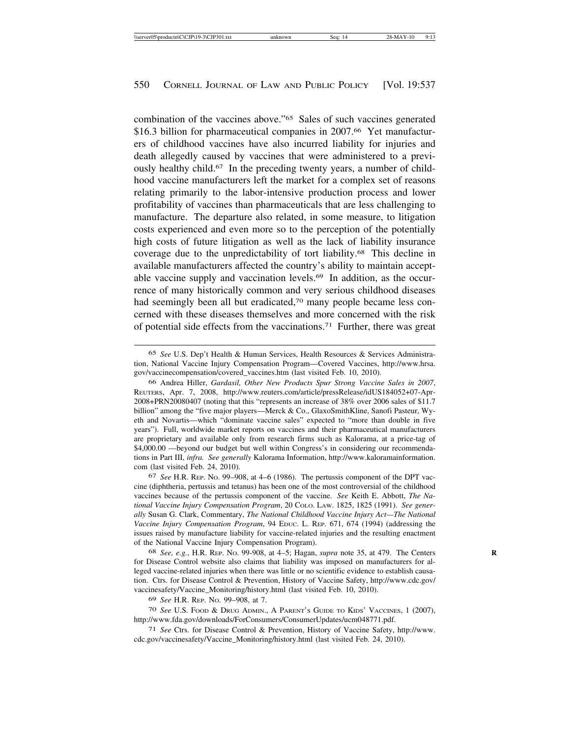combination of the vaccines above."[65] Sales of such vaccines generated $16.3 billion for pharmaceutical companies in 2007.[66] Yet manufacturers of childhood vaccines have also incurred liability for injuries and death allegedly caused by vaccines that were administered to a previously healthy child.[67] In the preceding twenty years, a number of childhood vaccine manufacturers left the market for a complex set of reasons relating primarily to the labor-intensive production process and lower profitability of vaccines than pharmaceuticals that are less challenging to manufacture. The departure also related, in some measure, to litigation costs experienced and even more so to the perception of the potentially high costs of future litigation as well as the lack of liability insurance coverage due to the unpredictability of tort liability.[68] This decline in available manufacturers affected the country's ability to maintain acceptable vaccine supply and vaccination levels.[69] In addition, as the occurrence of many historically common and very serious childhood diseases had seemingly been all but eradicated,[70] many people became less concerned with these diseases themselves and more concerned with the risk of potential side effects from the vaccinations.[71] Further, there was great

---

[65] *See* U.S. Dep't Health & Human Services, Health Resources & Services Administration, National Vaccine Injury Compensation Program—Covered Vaccines, http://www.hrsa.gov/vaccinecompensation/covered_vaccines.htm (last visited Feb. 10, 2010).

[66] Andrea Hiller, *Gardasil, Other New Products Spur Strong Vaccine Sales in 2007*, REUTERS, Apr. 7, 2008, http://www.reuters.com/article/pressRelease/idUS184052+07-Apr-2008+PRN20080407 (noting that this "represents an increase of 38% over 2006 sales of $11.7 billion" among the "five major players—Merck & Co., GlaxoSmithKline, Sanofi Pasteur, Wyeth and Novartis—which "dominate vaccine sales" expected to "more than double in five years"). Full, worldwide market reports on vaccines and their pharmaceutical manufacturers are proprietary and available only from research firms such as Kalorama, at a price-tag of $4,000.00 —beyond our budget but well within Congress's in considering our recommendations in Part III, *infra*. *See generally* Kalorama Information, http://www.kaloramainformation.com (last visited Feb. 24, 2010).

[67] *See* H.R. REP. NO. 99–908, at 4–6 (1986). The pertussis component of the DPT vaccine (diphtheria, pertussis and tetanus) has been one of the most controversial of the childhood vaccines because of the pertussis component of the vaccine. *See* Keith E. Abbott, *The National Vaccine Injury Compensation Program*, 20 COLO. LAW. 1825, 1825 (1991). *See generally* Susan G. Clark, Commentary, *The National Childhood Vaccine Injury Act—The National Vaccine Injury Compensation Program*, 94 EDUC. L. REP. 671, 674 (1994) (addressing the issues raised by manufacture liability for vaccine-related injuries and the resulting enactment of the National Vaccine Injury Compensation Program).

[68] *See, e.g.*, H.R. REP. NO. 99-908, at 4–5; Hagan, *supra* note 35, at 479. The Centers for Disease Control website also claims that liability was imposed on manufacturers for alleged vaccine-related injuries when there was little or no scientific evidence to establish causation. Ctrs. for Disease Control & Prevention, History of Vaccine Safety, http://www.cdc.gov/vaccinesafety/Vaccine_Monitoring/history.html (last visited Feb. 10, 2010).

[69] *See* H.R. REP. NO. 99–908, at 7.

[70] *See* U.S. FOOD & DRUG ADMIN., A PARENT'S GUIDE TO KIDS' VACCINES, 1 (2007), http://www.fda.gov/downloads/ForConsumers/ConsumerUpdates/ucm048771.pdf.

[71] *See* Ctrs. for Disease Control & Prevention, History of Vaccine Safety, http://www.cdc.gov/vaccinesafety/Vaccine_Monitoring/history.html (last visited Feb. 24, 2010).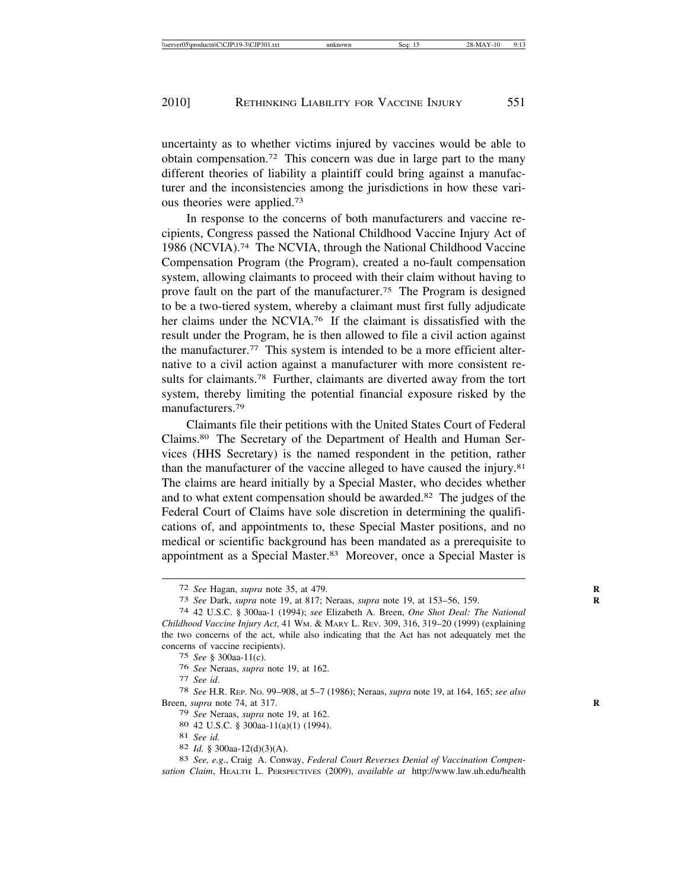uncertainty as to whether victims injured by vaccines would be able to obtain compensation.[72] This concern was due in large part to the many different theories of liability a plaintiff could bring against a manufacturer and the inconsistencies among the jurisdictions in how these various theories were applied.[73]

In response to the concerns of both manufacturers and vaccine recipients, Congress passed the National Childhood Vaccine Injury Act of 1986 (NCVIA).[74] The NCVIA, through the National Childhood Vaccine Compensation Program (the Program), created a no-fault compensation system, allowing claimants to proceed with their claim without having to prove fault on the part of the manufacturer.[75] The Program is designed to be a two-tiered system, whereby a claimant must first fully adjudicate her claims under the NCVIA.[76] If the claimant is dissatisfied with the result under the Program, he is then allowed to file a civil action against the manufacturer.[77] This system is intended to be a more efficient alternative to a civil action against a manufacturer with more consistent results for claimants.[78] Further, claimants are diverted away from the tort system, thereby limiting the potential financial exposure risked by the manufacturers.[79]

Claimants file their petitions with the United States Court of Federal Claims.[80] The Secretary of the Department of Health and Human Services (HHS Secretary) is the named respondent in the petition, rather than the manufacturer of the vaccine alleged to have caused the injury.[81] The claims are heard initially by a Special Master, who decides whether and to what extent compensation should be awarded.[82] The judges of the Federal Court of Claims have sole discretion in determining the qualifications of, and appointments to, these Special Master positions, and no medical or scientific background has been mandated as a prerequisite to appointment as a Special Master.[83] Moreover, once a Special Master is

---

72 *See* Hagan, *supra* note 35, at 479.

73 *See* Dark, *supra* note 19, at 817; Neraas, *supra* note 19, at 153–56, 159.

74 42 U.S.C. § 300aa-1 (1994); *see* Elizabeth A. Breen, *One Shot Deal: The National Childhood Vaccine Injury Act*, 41 WM. & MARY L. REV. 309, 316, 319–20 (1999) (explaining the two concerns of the act, while also indicating that the Act has not adequately met the concerns of vaccine recipients).

75 *See* § 300aa-11(c).

76 *See* Neraas, *supra* note 19, at 162.

77 *See id*.

78 *See* H.R. REP. NO. 99–908, at 5–7 (1986); Neraas, *supra* note 19, at 164, 165; *see also* Breen, *supra* note 74, at 317.

79 *See* Neraas, *supra* note 19, at 162.

80 42 U.S.C. § 300aa-11(a)(1) (1994).

81 *See id.*

82 *Id.* § 300aa-12(d)(3)(A).

83 *See, e.g*., Craig A. Conway, *Federal Court Reverses Denial of Vaccination Compensation Claim*, HEALTH L. PERSPECTIVES (2009), *available at* http://www.law.uh.edu/health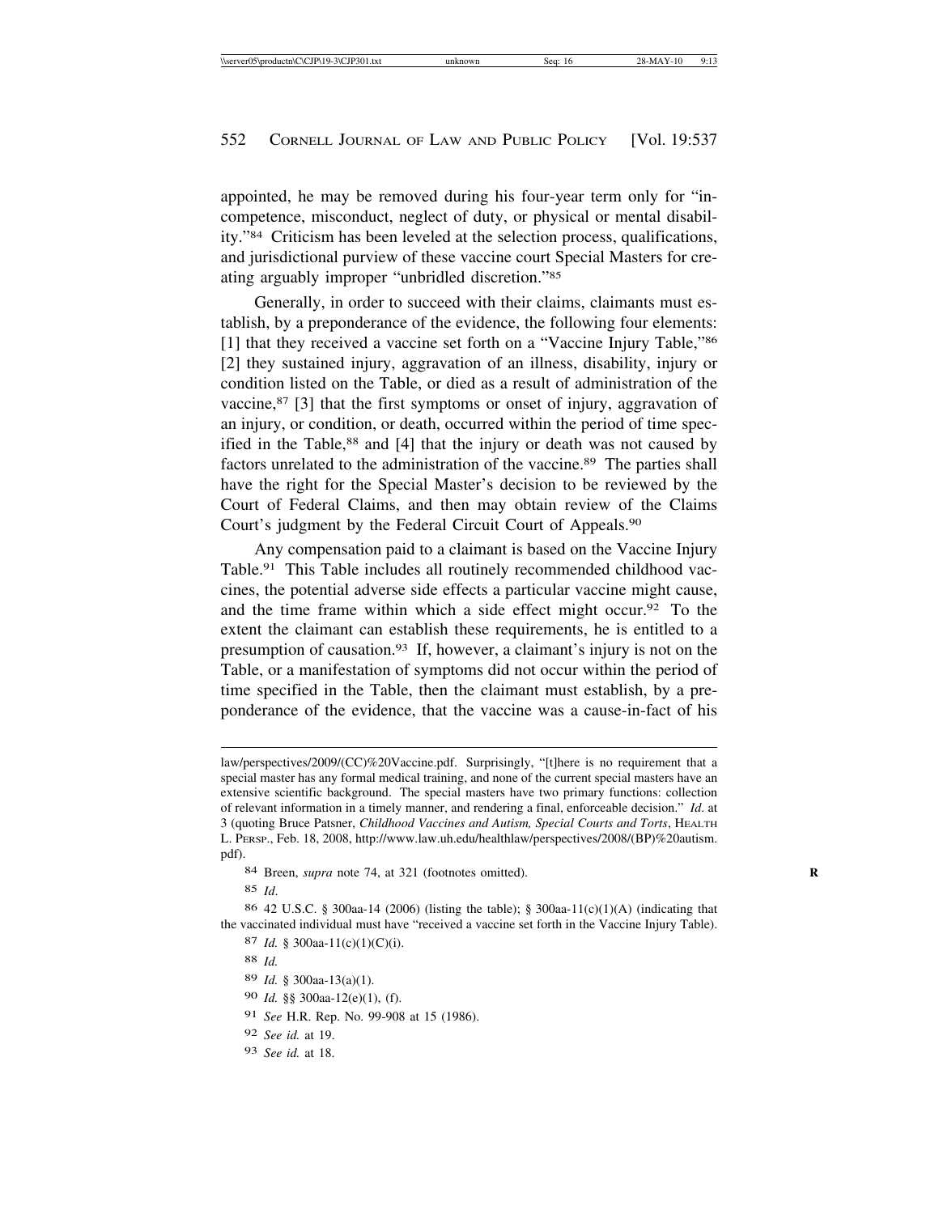appointed, he may be removed during his four-year term only for "incompetence, misconduct, neglect of duty, or physical or mental disability."[84] Criticism has been leveled at the selection process, qualifications, and jurisdictional purview of these vaccine court Special Masters for creating arguably improper "unbridled discretion."[85]

Generally, in order to succeed with their claims, claimants must establish, by a preponderance of the evidence, the following four elements: [1] that they received a vaccine set forth on a "Vaccine Injury Table,"[86] [2] they sustained injury, aggravation of an illness, disability, injury or condition listed on the Table, or died as a result of administration of the vaccine,[87] [3] that the first symptoms or onset of injury, aggravation of an injury, or condition, or death, occurred within the period of time specified in the Table,[88] and [4] that the injury or death was not caused by factors unrelated to the administration of the vaccine.[89] The parties shall have the right for the Special Master's decision to be reviewed by the Court of Federal Claims, and then may obtain review of the Claims Court's judgment by the Federal Circuit Court of Appeals.[90]

Any compensation paid to a claimant is based on the Vaccine Injury Table.[91] This Table includes all routinely recommended childhood vaccines, the potential adverse side effects a particular vaccine might cause, and the time frame within which a side effect might occur.[92] To the extent the claimant can establish these requirements, he is entitled to a presumption of causation.[93] If, however, a claimant's injury is not on the Table, or a manifestation of symptoms did not occur within the period of time specified in the Table, then the claimant must establish, by a preponderance of the evidence, that the vaccine was a cause-in-fact of his

---

law/perspectives/2009/(CC)%20Vaccine.pdf. Surprisingly, "[t]here is no requirement that a special master has any formal medical training, and none of the current special masters have an extensive scientific background. The special masters have two primary functions: collection of relevant information in a timely manner, and rendering a final, enforceable decision." *Id*. at 3 (quoting Bruce Patsner, *Childhood Vaccines and Autism, Special Courts and Torts*, HEALTH L. PERSP., Feb. 18, 2008, http://www.law.uh.edu/healthlaw/perspectives/2008/(BP)%20autism.pdf).

[84] Breen, *supra* note 74, at 321 (footnotes omitted).

[85] *Id*.

[86] 42 U.S.C. § 300aa-14 (2006) (listing the table); § 300aa-11(c)(1)(A) (indicating that the vaccinated individual must have "received a vaccine set forth in the Vaccine Injury Table).

[87] *Id.* § 300aa-11(c)(1)(C)(i).

[88] *Id.*

[89] *Id.* § 300aa-13(a)(1).

[90] *Id.* §§ 300aa-12(e)(1), (f).

[91] *See* H.R. Rep. No. 99-908 at 15 (1986).

[92] *See id.* at 19.

[93] *See id.* at 18.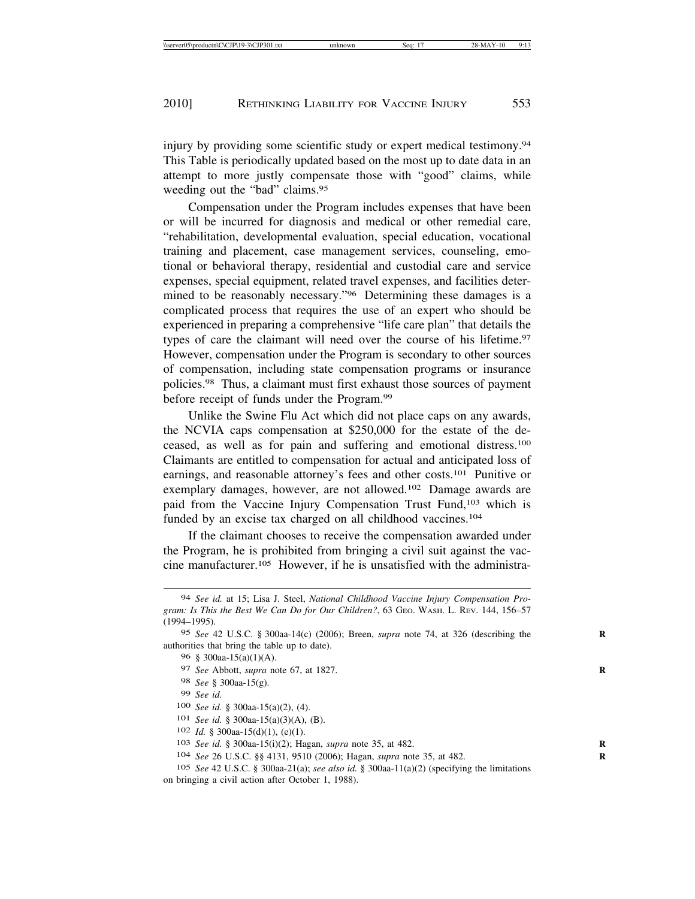injury by providing some scientific study or expert medical testimony.[94] This Table is periodically updated based on the most up to date data in an attempt to more justly compensate those with "good" claims, while weeding out the "bad" claims.[95]

Compensation under the Program includes expenses that have been or will be incurred for diagnosis and medical or other remedial care, "rehabilitation, developmental evaluation, special education, vocational training and placement, case management services, counseling, emotional or behavioral therapy, residential and custodial care and service expenses, special equipment, related travel expenses, and facilities determined to be reasonably necessary."[96] Determining these damages is a complicated process that requires the use of an expert who should be experienced in preparing a comprehensive "life care plan" that details the types of care the claimant will need over the course of his lifetime.[97] However, compensation under the Program is secondary to other sources of compensation, including state compensation programs or insurance policies.[98] Thus, a claimant must first exhaust those sources of payment before receipt of funds under the Program.[99]

Unlike the Swine Flu Act which did not place caps on any awards, the NCVIA caps compensation at $250,000 for the estate of the deceased, as well as for pain and suffering and emotional distress.[100] Claimants are entitled to compensation for actual and anticipated loss of earnings, and reasonable attorney's fees and other costs.[101] Punitive or exemplary damages, however, are not allowed.[102] Damage awards are paid from the Vaccine Injury Compensation Trust Fund,[103] which is funded by an excise tax charged on all childhood vaccines.[104]

If the claimant chooses to receive the compensation awarded under the Program, he is prohibited from bringing a civil suit against the vaccine manufacturer.[105] However, if he is unsatisfied with the administra-

---

94 *See id.* at 15; Lisa J. Steel, *National Childhood Vaccine Injury Compensation Program: Is This the Best We Can Do for Our Children?*, 63 GEO. WASH. L. REV. 144, 156–57 (1994–1995).

95 *See* 42 U.S.C. § 300aa-14(c) (2006); Breen, *supra* note 74, at 326 (describing the authorities that bring the table up to date).

96 § 300aa-15(a)(1)(A).

97 *See* Abbott, *supra* note 67, at 1827.

98 *See* § 300aa-15(g).

99 *See id.*

100 *See id.* § 300aa-15(a)(2), (4).

101 *See id.* § 300aa-15(a)(3)(A), (B).

102 *Id.* § 300aa-15(d)(1), (e)(1).

103 *See id.* § 300aa-15(i)(2); Hagan, *supra* note 35, at 482.

104 *See* 26 U.S.C. §§ 4131, 9510 (2006); Hagan, *supra* note 35, at 482.

105 *See* 42 U.S.C. § 300aa-21(a); *see also id.* § 300aa-11(a)(2) (specifying the limitations on bringing a civil action after October 1, 1988).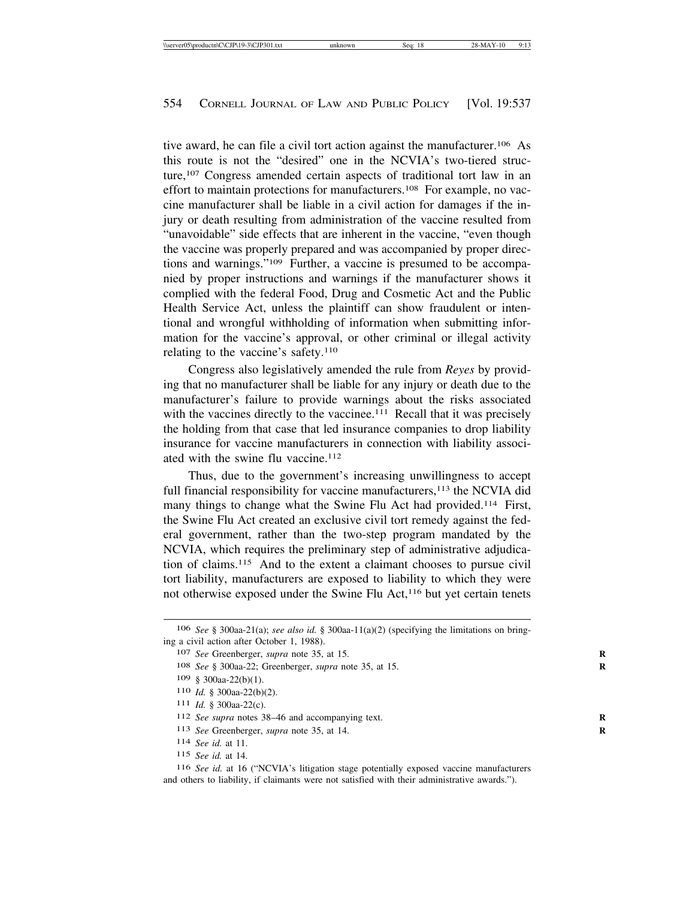tive award, he can file a civil tort action against the manufacturer.[106] As this route is not the "desired" one in the NCVIA's two-tiered structure,[107] Congress amended certain aspects of traditional tort law in an effort to maintain protections for manufacturers.[108] For example, no vaccine manufacturer shall be liable in a civil action for damages if the injury or death resulting from administration of the vaccine resulted from "unavoidable" side effects that are inherent in the vaccine, "even though the vaccine was properly prepared and was accompanied by proper directions and warnings."[109] Further, a vaccine is presumed to be accompanied by proper instructions and warnings if the manufacturer shows it complied with the federal Food, Drug and Cosmetic Act and the Public Health Service Act, unless the plaintiff can show fraudulent or intentional and wrongful withholding of information when submitting information for the vaccine's approval, or other criminal or illegal activity relating to the vaccine's safety.[110]

Congress also legislatively amended the rule from *Reyes* by providing that no manufacturer shall be liable for any injury or death due to the manufacturer's failure to provide warnings about the risks associated with the vaccines directly to the vaccinee.[111] Recall that it was precisely the holding from that case that led insurance companies to drop liability insurance for vaccine manufacturers in connection with liability associated with the swine flu vaccine.[112]

Thus, due to the government's increasing unwillingness to accept full financial responsibility for vaccine manufacturers,[113] the NCVIA did many things to change what the Swine Flu Act had provided.[114] First, the Swine Flu Act created an exclusive civil tort remedy against the federal government, rather than the two-step program mandated by the NCVIA, which requires the preliminary step of administrative adjudication of claims.[115] And to the extent a claimant chooses to pursue civil tort liability, manufacturers are exposed to liability to which they were not otherwise exposed under the Swine Flu Act,[116] but yet certain tenets

---

106 *See* § 300aa-21(a); *see also id.* § 300aa-11(a)(2) (specifying the limitations on bringing a civil action after October 1, 1988).

107 *See* Greenberger, *supra* note 35, at 15.

108 *See* § 300aa-22; Greenberger, *supra* note 35, at 15.

109 § 300aa-22(b)(1).

110 *Id.* § 300aa-22(b)(2).

111 *Id.* § 300aa-22(c).

112 *See supra* notes 38–46 and accompanying text.

113 *See* Greenberger, *supra* note 35, at 14.

114 *See id.* at 11.

115 *See id.* at 14.

116 *See id.* at 16 ("NCVIA's litigation stage potentially exposed vaccine manufacturers and others to liability, if claimants were not satisfied with their administrative awards.").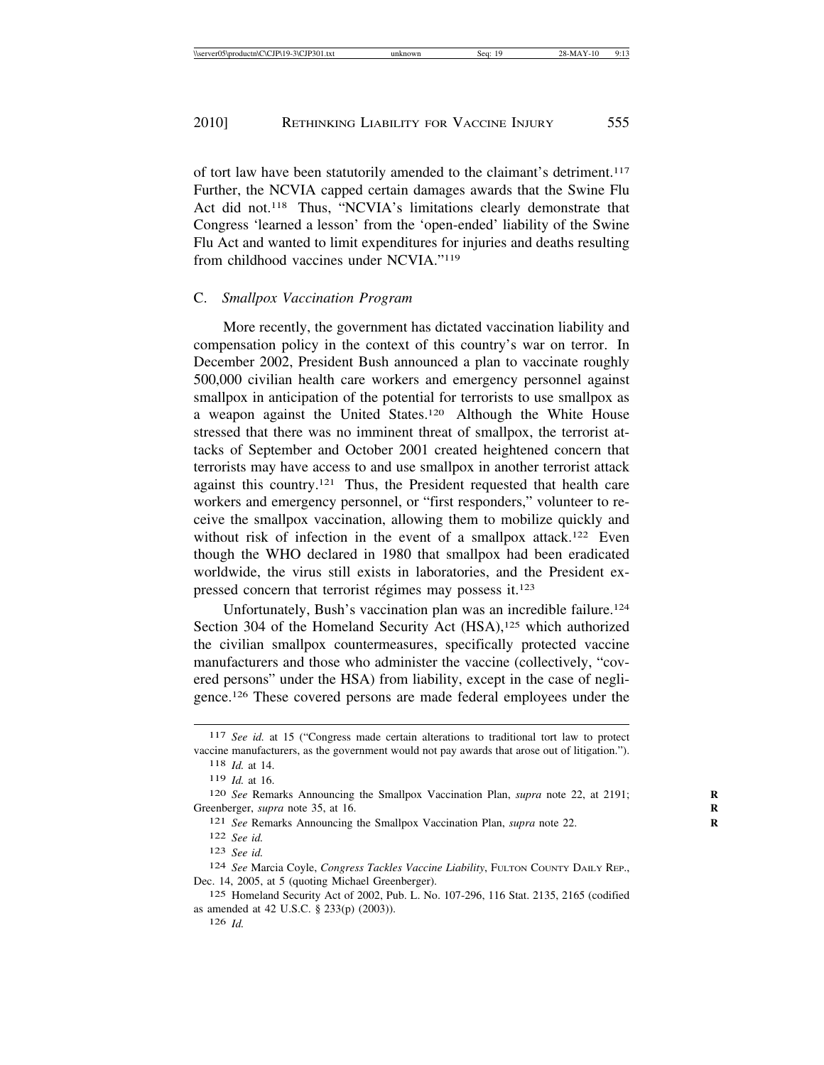of tort law have been statutorily amended to the claimant's detriment.[117] Further, the NCVIA capped certain damages awards that the Swine Flu Act did not.[118] Thus, "NCVIA's limitations clearly demonstrate that Congress 'learned a lesson' from the 'open-ended' liability of the Swine Flu Act and wanted to limit expenditures for injuries and deaths resulting from childhood vaccines under NCVIA."[119]

### C. *Smallpox Vaccination Program*

More recently, the government has dictated vaccination liability and compensation policy in the context of this country's war on terror. In December 2002, President Bush announced a plan to vaccinate roughly 500,000 civilian health care workers and emergency personnel against smallpox in anticipation of the potential for terrorists to use smallpox as a weapon against the United States.[120] Although the White House stressed that there was no imminent threat of smallpox, the terrorist attacks of September and October 2001 created heightened concern that terrorists may have access to and use smallpox in another terrorist attack against this country.[121] Thus, the President requested that health care workers and emergency personnel, or "first responders," volunteer to receive the smallpox vaccination, allowing them to mobilize quickly and without risk of infection in the event of a smallpox attack.[122] Even though the WHO declared in 1980 that smallpox had been eradicated worldwide, the virus still exists in laboratories, and the President expressed concern that terrorist régimes may possess it.[123]

Unfortunately, Bush's vaccination plan was an incredible failure.[124] Section 304 of the Homeland Security Act (HSA),[125] which authorized the civilian smallpox countermeasures, specifically protected vaccine manufacturers and those who administer the vaccine (collectively, "covered persons" under the HSA) from liability, except in the case of negligence.[126] These covered persons are made federal employees under the

---

117 *See id.* at 15 ("Congress made certain alterations to traditional tort law to protect vaccine manufacturers, as the government would not pay awards that arose out of litigation.").

118 *Id.* at 14.

119 *Id.* at 16.

120 *See* Remarks Announcing the Smallpox Vaccination Plan, *supra* note 22, at 2191; Greenberger, *supra* note 35, at 16.

121 *See* Remarks Announcing the Smallpox Vaccination Plan, *supra* note 22.

122 *See id.*

123 *See id.*

124 *See* Marcia Coyle, *Congress Tackles Vaccine Liability*, FULTON COUNTY DAILY REP., Dec. 14, 2005, at 5 (quoting Michael Greenberger).

125 Homeland Security Act of 2002, Pub. L. No. 107-296, 116 Stat. 2135, 2165 (codified as amended at 42 U.S.C. § 233(p) (2003)).

126 *Id.*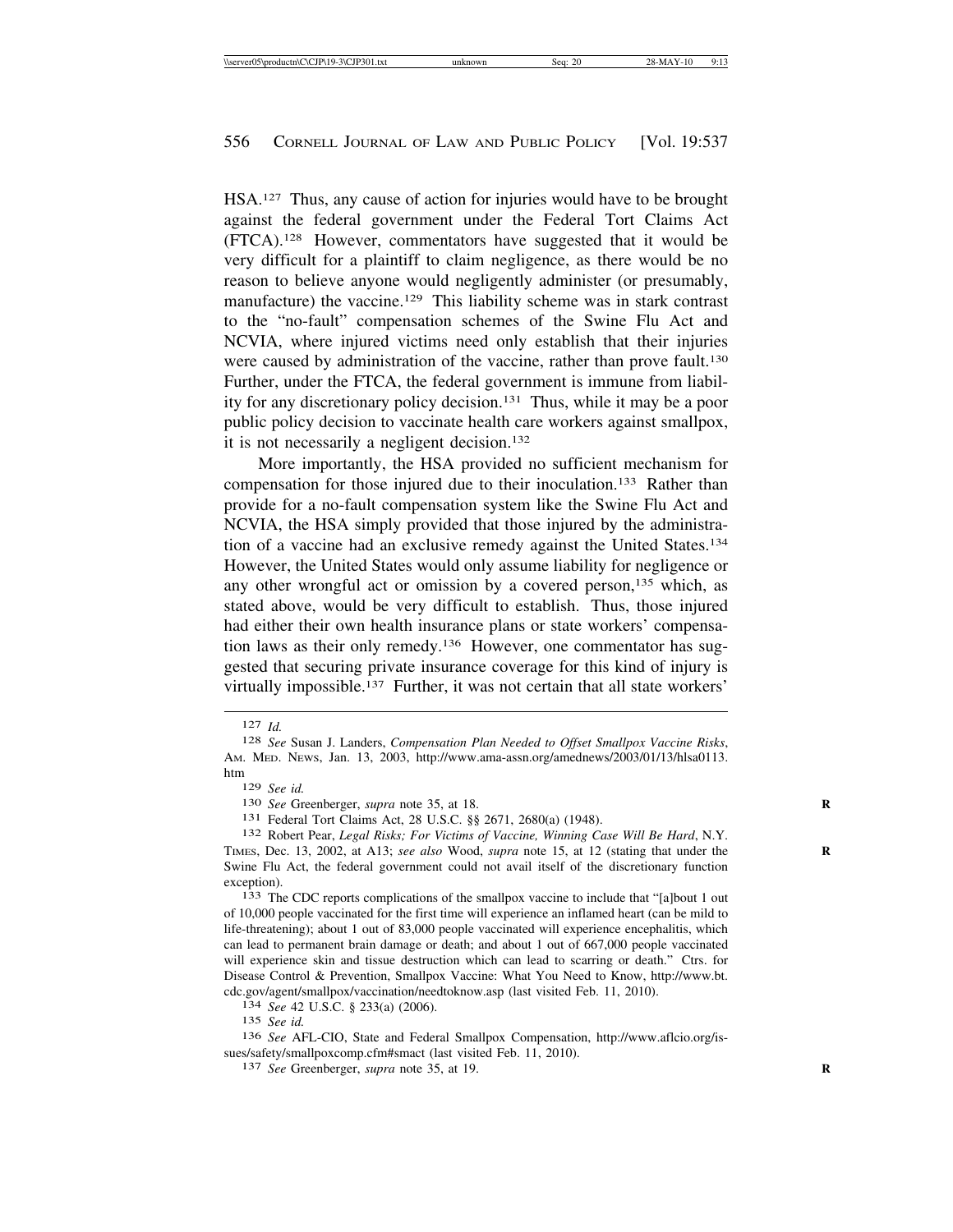HSA.[127] Thus, any cause of action for injuries would have to be brought against the federal government under the Federal Tort Claims Act (FTCA).[128] However, commentators have suggested that it would be very difficult for a plaintiff to claim negligence, as there would be no reason to believe anyone would negligently administer (or presumably, manufacture) the vaccine.[129] This liability scheme was in stark contrast to the "no-fault" compensation schemes of the Swine Flu Act and NCVIA, where injured victims need only establish that their injuries were caused by administration of the vaccine, rather than prove fault.[130] Further, under the FTCA, the federal government is immune from liability for any discretionary policy decision.[131] Thus, while it may be a poor public policy decision to vaccinate health care workers against smallpox, it is not necessarily a negligent decision.[132]

More importantly, the HSA provided no sufficient mechanism for compensation for those injured due to their inoculation.[133] Rather than provide for a no-fault compensation system like the Swine Flu Act and NCVIA, the HSA simply provided that those injured by the administration of a vaccine had an exclusive remedy against the United States.[134] However, the United States would only assume liability for negligence or any other wrongful act or omission by a covered person,[135] which, as stated above, would be very difficult to establish. Thus, those injured had either their own health insurance plans or state workers' compensation laws as their only remedy.[136] However, one commentator has suggested that securing private insurance coverage for this kind of injury is virtually impossible.[137] Further, it was not certain that all state workers'

---

127 *Id.*

128 *See* Susan J. Landers, *Compensation Plan Needed to Offset Smallpox Vaccine Risks*, AM. MED. NEWS, Jan. 13, 2003, http://www.ama-assn.org/amednews/2003/01/13/hlsa0113.htm

129 *See id.*

130 *See* Greenberger, *supra* note 35, at 18.

131 Federal Tort Claims Act, 28 U.S.C. §§ 2671, 2680(a) (1948).

132 Robert Pear, *Legal Risks; For Victims of Vaccine, Winning Case Will Be Hard*, N.Y. TIMES, Dec. 13, 2002, at A13; *see also* Wood, *supra* note 15, at 12 (stating that under the Swine Flu Act, the federal government could not avail itself of the discretionary function exception).

133 The CDC reports complications of the smallpox vaccine to include that "[a]bout 1 out of 10,000 people vaccinated for the first time will experience an inflamed heart (can be mild to life-threatening); about 1 out of 83,000 people vaccinated will experience encephalitis, which can lead to permanent brain damage or death; and about 1 out of 667,000 people vaccinated will experience skin and tissue destruction which can lead to scarring or death." Ctrs. for Disease Control & Prevention, Smallpox Vaccine: What You Need to Know, http://www.bt.cdc.gov/agent/smallpox/vaccination/needtoknow.asp (last visited Feb. 11, 2010).

134 *See* 42 U.S.C. § 233(a) (2006).

135 *See id.*

136 *See* AFL-CIO, State and Federal Smallpox Compensation, http://www.aflcio.org/issues/safety/smallpoxcomp.cfm#smact (last visited Feb. 11, 2010).

137 *See* Greenberger, *supra* note 35, at 19.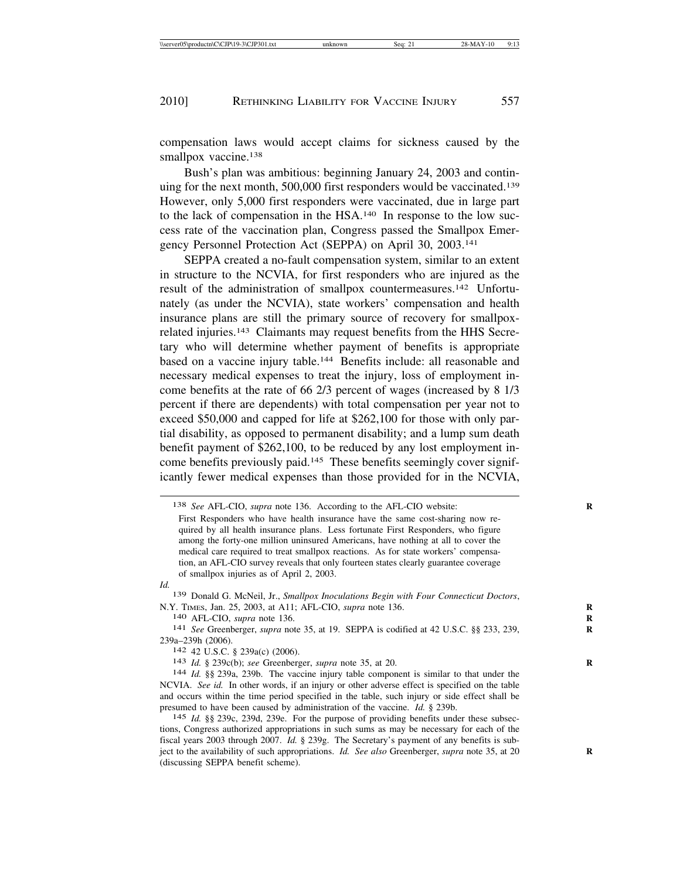compensation laws would accept claims for sickness caused by the smallpox vaccine.[138]

Bush's plan was ambitious: beginning January 24, 2003 and continuing for the next month, 500,000 first responders would be vaccinated.[139] However, only 5,000 first responders were vaccinated, due in large part to the lack of compensation in the HSA.[140] In response to the low success rate of the vaccination plan, Congress passed the Smallpox Emergency Personnel Protection Act (SEPPA) on April 30, 2003.[141]

SEPPA created a no-fault compensation system, similar to an extent in structure to the NCVIA, for first responders who are injured as the result of the administration of smallpox countermeasures.[142] Unfortunately (as under the NCVIA), state workers' compensation and health insurance plans are still the primary source of recovery for smallpox-related injuries.[143] Claimants may request benefits from the HHS Secretary who will determine whether payment of benefits is appropriate based on a vaccine injury table.[144] Benefits include: all reasonable and necessary medical expenses to treat the injury, loss of employment income benefits at the rate of 66 2/3 percent of wages (increased by 8 1/3 percent if there are dependents) with total compensation per year not to exceed $50,000 and capped for life at $262,100 for those with only partial disability, as opposed to permanent disability; and a lump sum death benefit payment of $262,100, to be reduced by any lost employment income benefits previously paid.[145] These benefits seemingly cover significantly fewer medical expenses than those provided for in the NCVIA,

---

[138] *See* AFL-CIO, *supra* note 136. According to the AFL-CIO website:

> First Responders who have health insurance have the same cost-sharing now required by all health insurance plans. Less fortunate First Responders, who figure among the forty-one million uninsured Americans, have nothing at all to cover the medical care required to treat smallpox reactions. As for state workers' compensation, an AFL-CIO survey reveals that only fourteen states clearly guarantee coverage of smallpox injuries as of April 2, 2003.

*Id.*

[139] Donald G. McNeil, Jr., *Smallpox Inoculations Begin with Four Connecticut Doctors*, N.Y. TIMES, Jan. 25, 2003, at A11; AFL-CIO, *supra* note 136.

[140] AFL-CIO, *supra* note 136.

[141] *See* Greenberger, *supra* note 35, at 19. SEPPA is codified at 42 U.S.C. §§ 233, 239, 239a–239h (2006).

[142] 42 U.S.C. § 239a(c) (2006).

[143] *Id.* § 239c(b); *see* Greenberger, *supra* note 35, at 20.

[144] *Id.* §§ 239a, 239b. The vaccine injury table component is similar to that under the NCVIA. *See id.* In other words, if an injury or other adverse effect is specified on the table and occurs within the time period specified in the table, such injury or side effect shall be presumed to have been caused by administration of the vaccine. *Id.* § 239b.

[145] *Id.* §§ 239c, 239d, 239e. For the purpose of providing benefits under these subsections, Congress authorized appropriations in such sums as may be necessary for each of the fiscal years 2003 through 2007. *Id.* § 239g. The Secretary's payment of any benefits is subject to the availability of such appropriations. *Id. See also* Greenberger, *supra* note 35, at 20 (discussing SEPPA benefit scheme).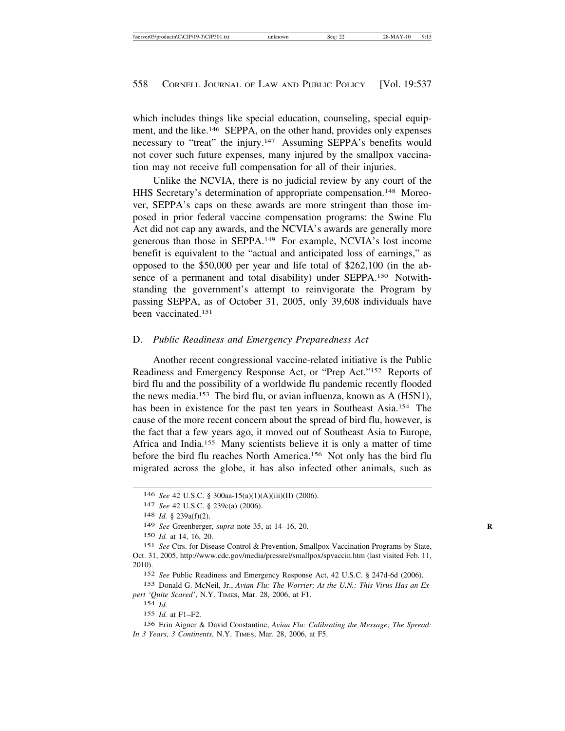which includes things like special education, counseling, special equipment, and the like.[146] SEPPA, on the other hand, provides only expenses necessary to "treat" the injury.[147] Assuming SEPPA's benefits would not cover such future expenses, many injured by the smallpox vaccination may not receive full compensation for all of their injuries.

Unlike the NCVIA, there is no judicial review by any court of the HHS Secretary's determination of appropriate compensation.[148] Moreover, SEPPA's caps on these awards are more stringent than those imposed in prior federal vaccine compensation programs: the Swine Flu Act did not cap any awards, and the NCVIA's awards are generally more generous than those in SEPPA.[149] For example, NCVIA's lost income benefit is equivalent to the "actual and anticipated loss of earnings," as opposed to the $50,000 per year and life total of $262,100 (in the absence of a permanent and total disability) under SEPPA.[150] Notwithstanding the government's attempt to reinvigorate the Program by passing SEPPA, as of October 31, 2005, only 39,608 individuals have been vaccinated.[151]

### D. *Public Readiness and Emergency Preparedness Act*

Another recent congressional vaccine-related initiative is the Public Readiness and Emergency Response Act, or "Prep Act."[152] Reports of bird flu and the possibility of a worldwide flu pandemic recently flooded the news media.[153] The bird flu, or avian influenza, known as A (H5N1), has been in existence for the past ten years in Southeast Asia.[154] The cause of the more recent concern about the spread of bird flu, however, is the fact that a few years ago, it moved out of Southeast Asia to Europe, Africa and India.[155] Many scientists believe it is only a matter of time before the bird flu reaches North America.[156] Not only has the bird flu migrated across the globe, it has also infected other animals, such as

---

146 *See* 42 U.S.C. § 300aa-15(a)(1)(A)(iii)(II) (2006).

147 *See* 42 U.S.C. § 239c(a) (2006).

148 *Id.* § 239a(f)(2).

149 *See* Greenberger, *supra* note 35, at 14–16, 20.

150 *Id.* at 14, 16, 20.

151 *See* Ctrs. for Disease Control & Prevention, Smallpox Vaccination Programs by State, Oct. 31, 2005, http://www.cdc.gov/media/pressrel/smallpox/spvaccin.htm (last visited Feb. 11, 2010).

152 *See* Public Readiness and Emergency Response Act, 42 U.S.C. § 247d-6d (2006).

153 Donald G. McNeil, Jr., *Avian Flu: The Worrier; At the U.N.: This Virus Has an Expert 'Quite Scared'*, N.Y. TIMES, Mar. 28, 2006, at F1.

154 *Id.*

155 *Id.* at F1–F2.

156 Erin Aigner & David Constantine, *Avian Flu: Calibrating the Message; The Spread: In 3 Years, 3 Continents*, N.Y. TIMES, Mar. 28, 2006, at F5.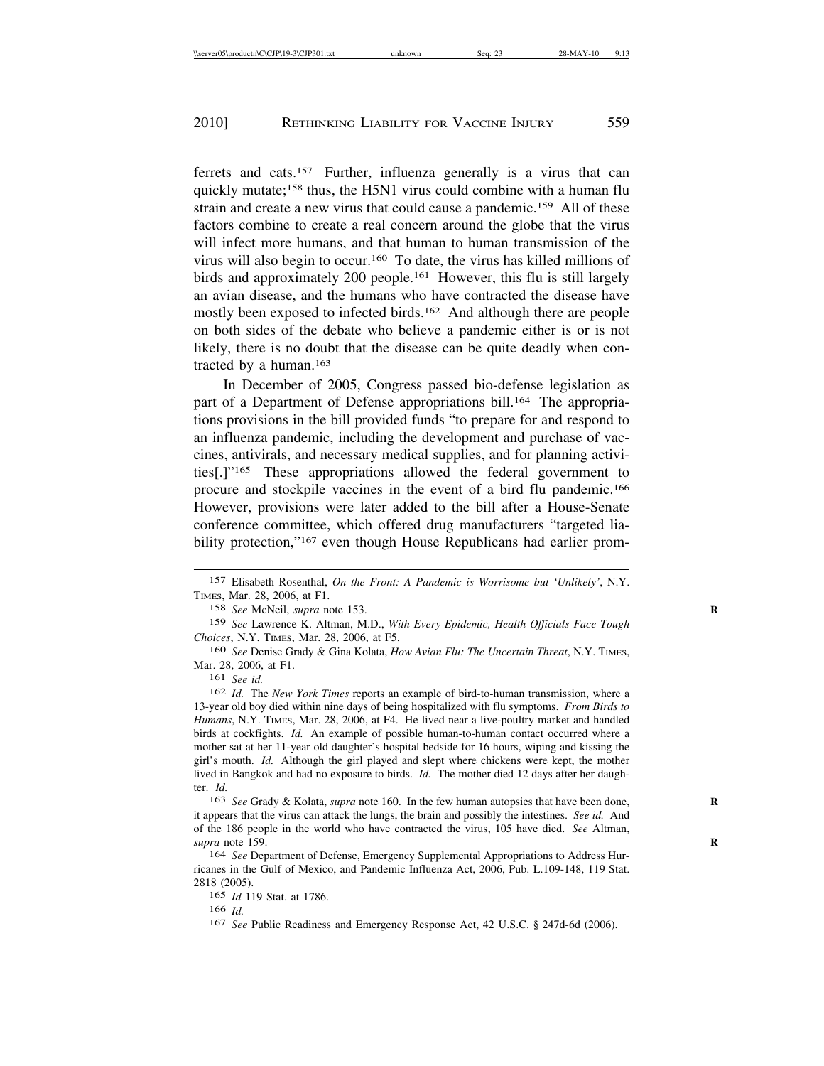ferrets and cats.[157] Further, influenza generally is a virus that can quickly mutate;[158] thus, the H5N1 virus could combine with a human flu strain and create a new virus that could cause a pandemic.[159] All of these factors combine to create a real concern around the globe that the virus will infect more humans, and that human to human transmission of the virus will also begin to occur.[160] To date, the virus has killed millions of birds and approximately 200 people.[161] However, this flu is still largely an avian disease, and the humans who have contracted the disease have mostly been exposed to infected birds.[162] And although there are people on both sides of the debate who believe a pandemic either is or is not likely, there is no doubt that the disease can be quite deadly when contracted by a human.[163]

In December of 2005, Congress passed bio-defense legislation as part of a Department of Defense appropriations bill.[164] The appropriations provisions in the bill provided funds "to prepare for and respond to an influenza pandemic, including the development and purchase of vaccines, antivirals, and necessary medical supplies, and for planning activities[.]"[165] These appropriations allowed the federal government to procure and stockpile vaccines in the event of a bird flu pandemic.[166] However, provisions were later added to the bill after a House-Senate conference committee, which offered drug manufacturers "targeted liability protection,"[167] even though House Republicans had earlier prom-

---

[157] Elisabeth Rosenthal, *On the Front: A Pandemic is Worrisome but 'Unlikely'*, N.Y. TIMES, Mar. 28, 2006, at F1.

[158] *See* McNeil, *supra* note 153.

[159] *See* Lawrence K. Altman, M.D., *With Every Epidemic, Health Officials Face Tough Choices*, N.Y. TIMES, Mar. 28, 2006, at F5.

[160] *See* Denise Grady & Gina Kolata, *How Avian Flu: The Uncertain Threat*, N.Y. TIMES, Mar. 28, 2006, at F1.

[161] *See id.*

[162] *Id.* The *New York Times* reports an example of bird-to-human transmission, where a 13-year old boy died within nine days of being hospitalized with flu symptoms. *From Birds to Humans*, N.Y. TIMES, Mar. 28, 2006, at F4. He lived near a live-poultry market and handled birds at cockfights. *Id.* An example of possible human-to-human contact occurred where a mother sat at her 11-year old daughter's hospital bedside for 16 hours, wiping and kissing the girl's mouth. *Id.* Although the girl played and slept where chickens were kept, the mother lived in Bangkok and had no exposure to birds. *Id.* The mother died 12 days after her daughter. *Id.*

[163] *See* Grady & Kolata, *supra* note 160. In the few human autopsies that have been done, it appears that the virus can attack the lungs, the brain and possibly the intestines. *See id.* And of the 186 people in the world who have contracted the virus, 105 have died. *See* Altman, *supra* note 159.

[164] *See* Department of Defense, Emergency Supplemental Appropriations to Address Hurricanes in the Gulf of Mexico, and Pandemic Influenza Act, 2006, Pub. L.109-148, 119 Stat. 2818 (2005).

[165] *Id* 119 Stat. at 1786.

[166] *Id.*

[167] *See* Public Readiness and Emergency Response Act, 42 U.S.C. § 247d-6d (2006).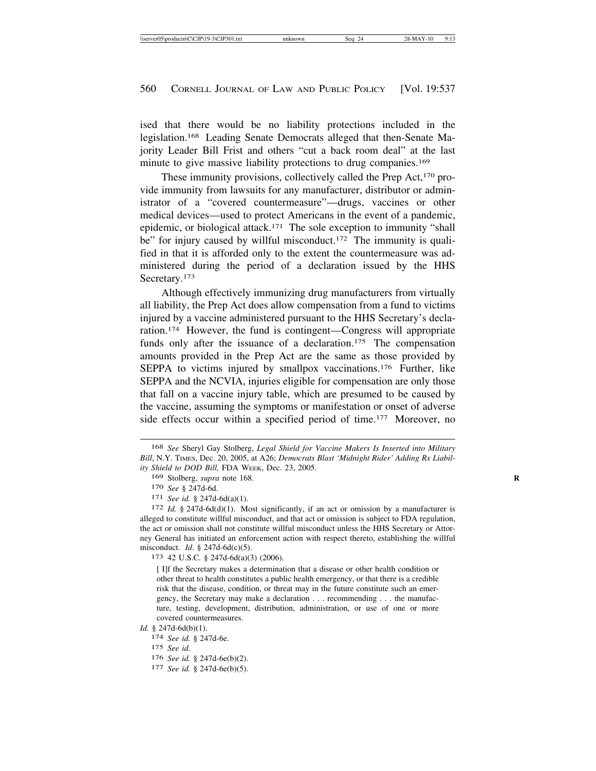ised that there would be no liability protections included in the legislation.[168] Leading Senate Democrats alleged that then-Senate Majority Leader Bill Frist and others "cut a back room deal" at the last minute to give massive liability protections to drug companies.[169]

These immunity provisions, collectively called the Prep Act,[170] provide immunity from lawsuits for any manufacturer, distributor or administrator of a "covered countermeasure"—drugs, vaccines or other medical devices—used to protect Americans in the event of a pandemic, epidemic, or biological attack.[171] The sole exception to immunity "shall be" for injury caused by willful misconduct.[172] The immunity is qualified in that it is afforded only to the extent the countermeasure was administered during the period of a declaration issued by the HHS Secretary.[173]

Although effectively immunizing drug manufacturers from virtually all liability, the Prep Act does allow compensation from a fund to victims injured by a vaccine administered pursuant to the HHS Secretary's declaration.[174] However, the fund is contingent—Congress will appropriate funds only after the issuance of a declaration.[175] The compensation amounts provided in the Prep Act are the same as those provided by SEPPA to victims injured by smallpox vaccinations.[176] Further, like SEPPA and the NCVIA, injuries eligible for compensation are only those that fall on a vaccine injury table, which are presumed to be caused by the vaccine, assuming the symptoms or manifestation or onset of adverse side effects occur within a specified period of time.[177] Moreover, no

---

[168] *See* Sheryl Gay Stolberg, *Legal Shield for Vaccine Makers Is Inserted into Military Bill*, N.Y. TIMES, Dec. 20, 2005, at A26; *Democrats Blast 'Midnight Rider' Adding Rx Liability Shield to DOD Bill,* FDA WEEK, Dec. 23, 2005.

[169] Stolberg, *supra* note 168.

[170] *See* § 247d-6d.

[171] *See id.* § 247d-6d(a)(1).

[172] *Id.* § 247d-6d(d)(1). Most significantly, if an act or omission by a manufacturer is alleged to constitute willful misconduct, and that act or omission is subject to FDA regulation, the act or omission shall not constitute willful misconduct unless the HHS Secretary or Attorney General has initiated an enforcement action with respect thereto, establishing the willful misconduct. *Id*. § 247d-6d(c)(5).

[173] 42 U.S.C. § 247d-6d(a)(3) (2006).

> [ I]f the Secretary makes a determination that a disease or other health condition or other threat to health constitutes a public health emergency, or that there is a credible risk that the disease, condition, or threat may in the future constitute such an emergency, the Secretary may make a declaration . . . recommending . . . the manufacture, testing, development, distribution, administration, or use of one or more covered countermeasures.

*Id.* § 247d-6d(b)(1).

[174] *See id.* § 247d-6e.

[175] *See id.*

[176] *See id.* § 247d-6e(b)(2).

[177] *See id.* § 247d-6e(b)(5).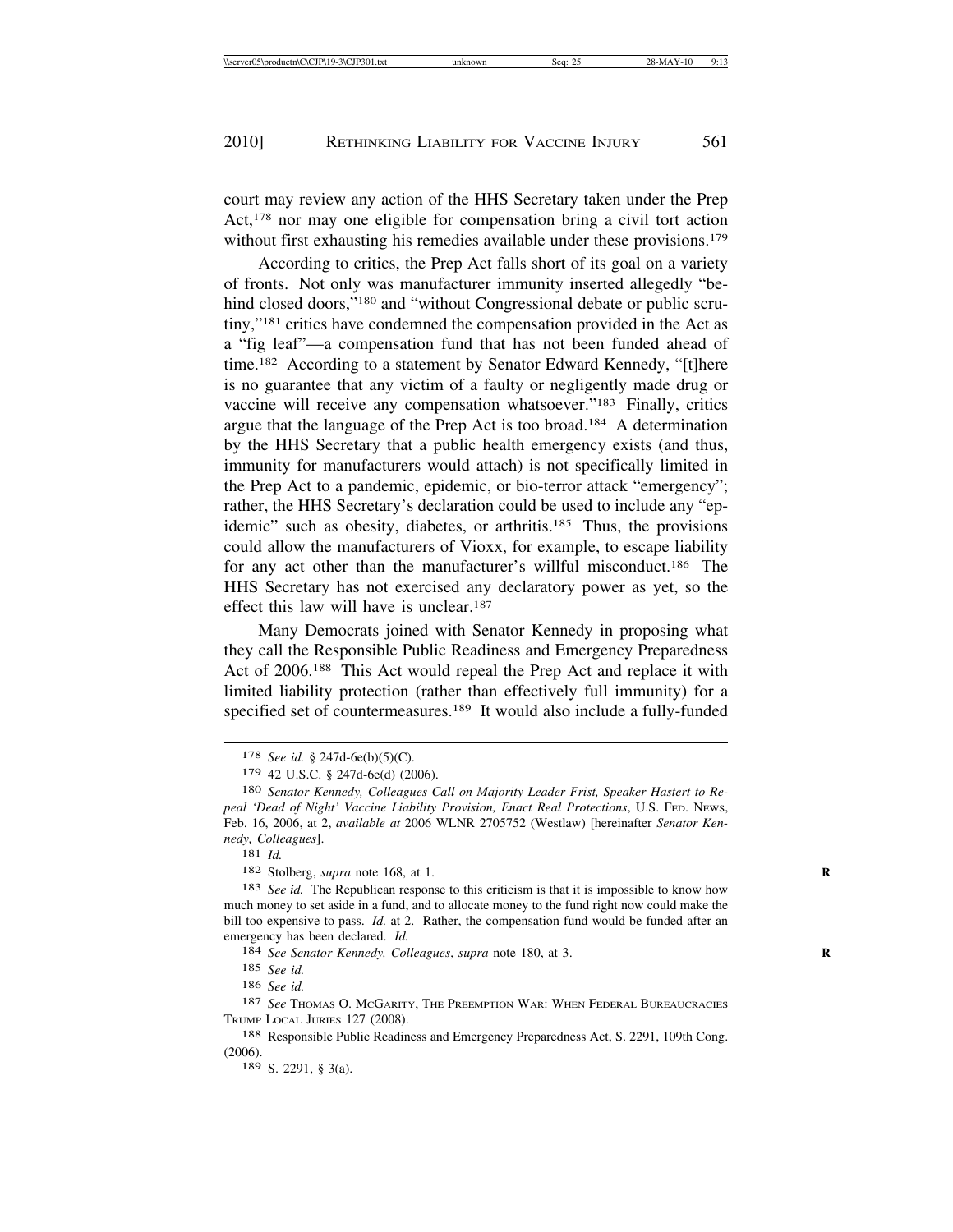court may review any action of the HHS Secretary taken under the Prep Act,[178] nor may one eligible for compensation bring a civil tort action without first exhausting his remedies available under these provisions.[179]

According to critics, the Prep Act falls short of its goal on a variety of fronts. Not only was manufacturer immunity inserted allegedly "behind closed doors,"[180] and "without Congressional debate or public scrutiny,"[181] critics have condemned the compensation provided in the Act as a "fig leaf"—a compensation fund that has not been funded ahead of time.[182] According to a statement by Senator Edward Kennedy, "[t]here is no guarantee that any victim of a faulty or negligently made drug or vaccine will receive any compensation whatsoever."[183] Finally, critics argue that the language of the Prep Act is too broad.[184] A determination by the HHS Secretary that a public health emergency exists (and thus, immunity for manufacturers would attach) is not specifically limited in the Prep Act to a pandemic, epidemic, or bio-terror attack "emergency"; rather, the HHS Secretary's declaration could be used to include any "epidemic" such as obesity, diabetes, or arthritis.[185] Thus, the provisions could allow the manufacturers of Vioxx, for example, to escape liability for any act other than the manufacturer's willful misconduct.[186] The HHS Secretary has not exercised any declaratory power as yet, so the effect this law will have is unclear.[187]

Many Democrats joined with Senator Kennedy in proposing what they call the Responsible Public Readiness and Emergency Preparedness Act of 2006.[188] This Act would repeal the Prep Act and replace it with limited liability protection (rather than effectively full immunity) for a specified set of countermeasures.[189] It would also include a fully-funded

---

[178] *See id.* § 247d-6e(b)(5)(C).

[179] 42 U.S.C. § 247d-6e(d) (2006).

[180] *Senator Kennedy, Colleagues Call on Majority Leader Frist, Speaker Hastert to Repeal 'Dead of Night' Vaccine Liability Provision, Enact Real Protections*, U.S. FED. NEWS, Feb. 16, 2006, at 2, *available at* 2006 WLNR 2705752 (Westlaw) [hereinafter *Senator Kennedy, Colleagues*].

[181] *Id.*

[182] Stolberg, *supra* note 168, at 1.

[183] *See id.* The Republican response to this criticism is that it is impossible to know how much money to set aside in a fund, and to allocate money to the fund right now could make the bill too expensive to pass. *Id.* at 2. Rather, the compensation fund would be funded after an emergency has been declared. *Id.*

[184] *See Senator Kennedy, Colleagues*, *supra* note 180, at 3.

[185] *See id.*

[186] *See id.*

[187] *See* THOMAS O. MCGARITY, THE PREEMPTION WAR: WHEN FEDERAL BUREAUCRACIES TRUMP LOCAL JURIES 127 (2008).

[188] Responsible Public Readiness and Emergency Preparedness Act, S. 2291, 109th Cong. (2006).

[189] S. 2291, § 3(a).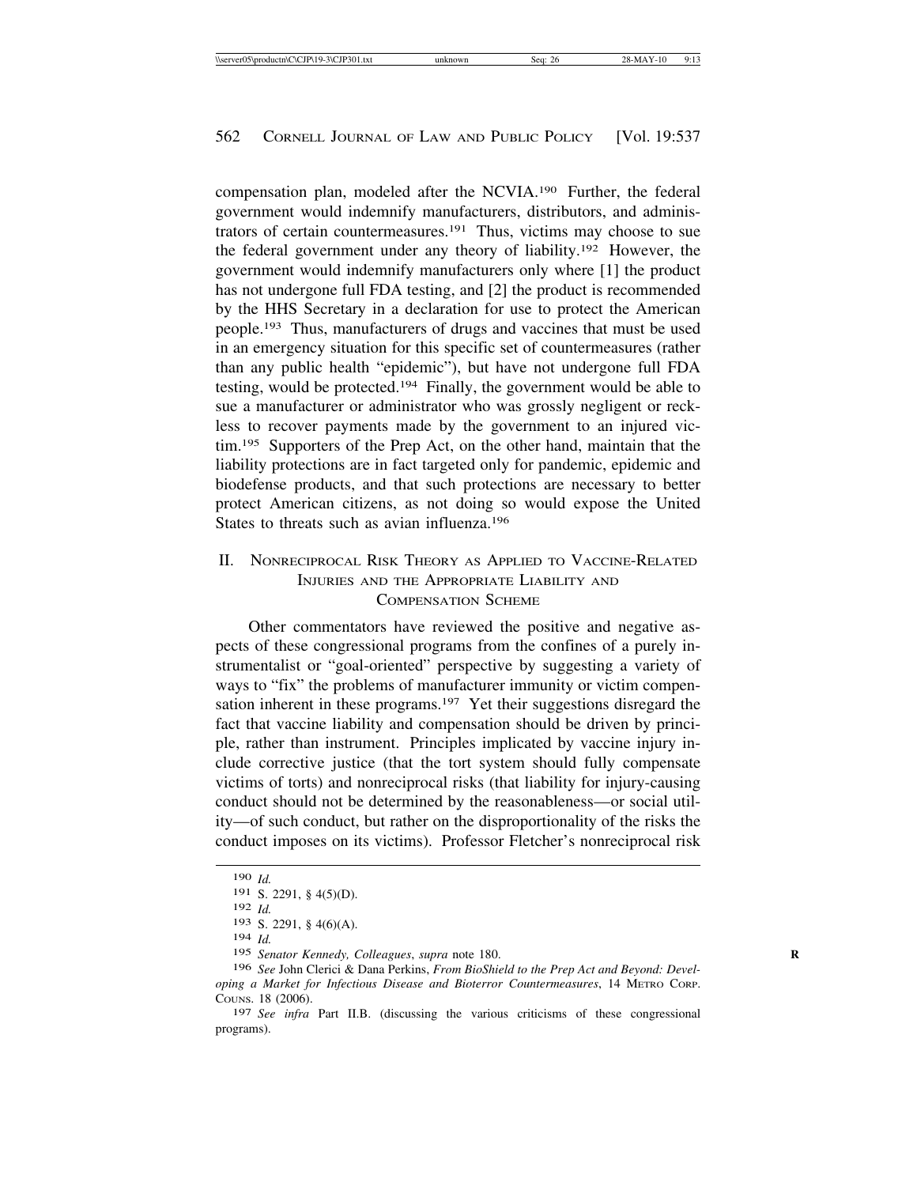compensation plan, modeled after the NCVIA.[190] Further, the federal government would indemnify manufacturers, distributors, and administrators of certain countermeasures.[191] Thus, victims may choose to sue the federal government under any theory of liability.[192] However, the government would indemnify manufacturers only where [1] the product has not undergone full FDA testing, and [2] the product is recommended by the HHS Secretary in a declaration for use to protect the American people.[193] Thus, manufacturers of drugs and vaccines that must be used in an emergency situation for this specific set of countermeasures (rather than any public health "epidemic"), but have not undergone full FDA testing, would be protected.[194] Finally, the government would be able to sue a manufacturer or administrator who was grossly negligent or reckless to recover payments made by the government to an injured victim.[195] Supporters of the Prep Act, on the other hand, maintain that the liability protections are in fact targeted only for pandemic, epidemic and biodefense products, and that such protections are necessary to better protect American citizens, as not doing so would expose the United States to threats such as avian influenza.[196]

## II. Nonreciprocal Risk Theory as Applied to Vaccine-Related Injuries and the Appropriate Liability and Compensation Scheme

Other commentators have reviewed the positive and negative aspects of these congressional programs from the confines of a purely instrumentalist or "goal-oriented" perspective by suggesting a variety of ways to "fix" the problems of manufacturer immunity or victim compensation inherent in these programs.[197] Yet their suggestions disregard the fact that vaccine liability and compensation should be driven by principle, rather than instrument. Principles implicated by vaccine injury include corrective justice (that the tort system should fully compensate victims of torts) and nonreciprocal risks (that liability for injury-causing conduct should not be determined by the reasonableness—or social utility—of such conduct, but rather on the disproportionality of the risks the conduct imposes on its victims). Professor Fletcher's nonreciprocal risk

---

[190] *Id.*

[191] S. 2291, § 4(5)(D).

[192] *Id.*

[193] S. 2291, § 4(6)(A).

[194] *Id.*

[195] *Senator Kennedy, Colleagues*, *supra* note 180.

[196] *See* John Clerici & Dana Perkins, *From BioShield to the Prep Act and Beyond: Developing a Market for Infectious Disease and Bioterror Countermeasures*, 14 Metro Corp. Couns. 18 (2006).

[197] *See infra* Part II.B. (discussing the various criticisms of these congressional programs).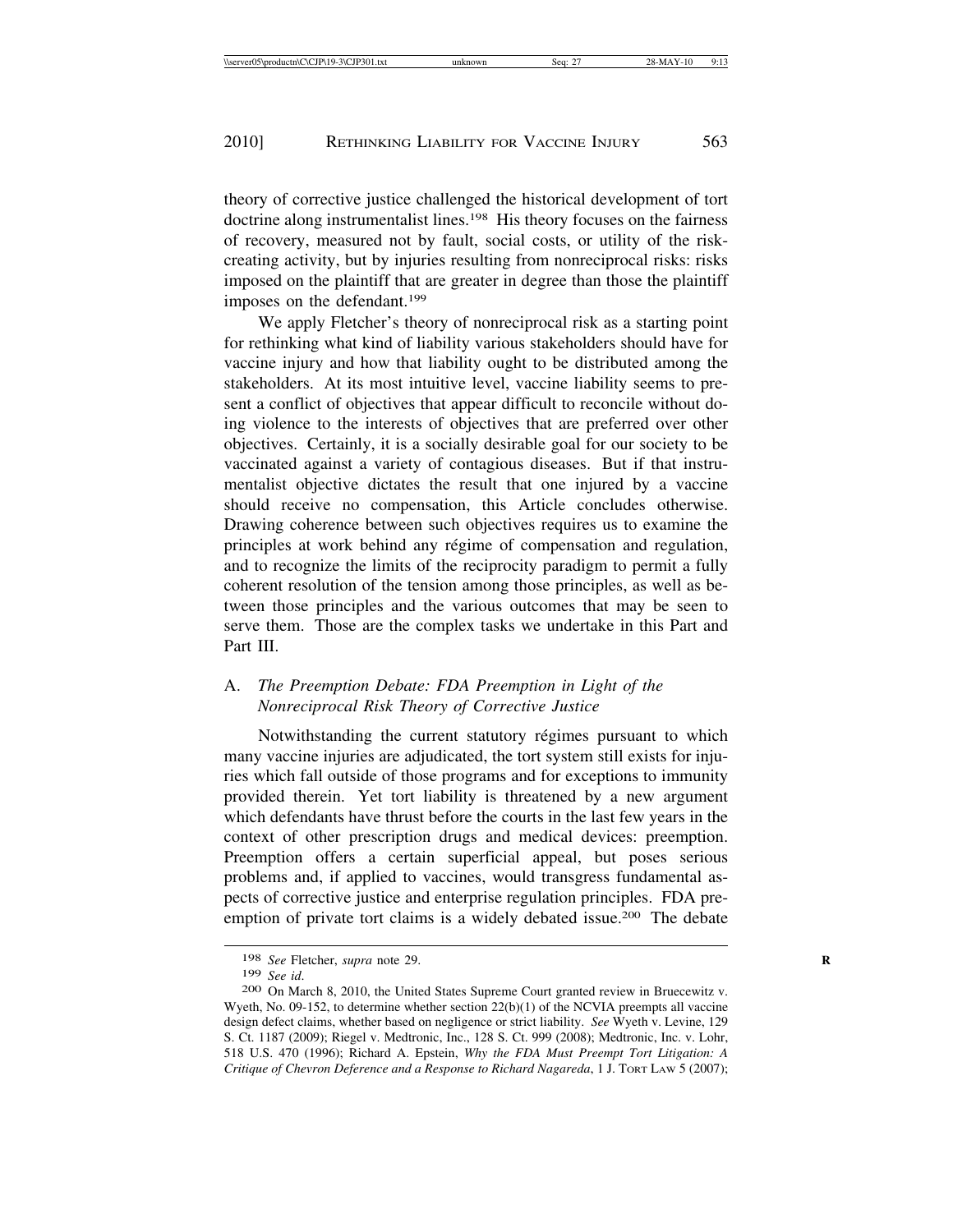theory of corrective justice challenged the historical development of tort doctrine along instrumentalist lines.[198] His theory focuses on the fairness of recovery, measured not by fault, social costs, or utility of the risk-creating activity, but by injuries resulting from nonreciprocal risks: risks imposed on the plaintiff that are greater in degree than those the plaintiff imposes on the defendant.[199]

We apply Fletcher's theory of nonreciprocal risk as a starting point for rethinking what kind of liability various stakeholders should have for vaccine injury and how that liability ought to be distributed among the stakeholders. At its most intuitive level, vaccine liability seems to present a conflict of objectives that appear difficult to reconcile without doing violence to the interests of objectives that are preferred over other objectives. Certainly, it is a socially desirable goal for our society to be vaccinated against a variety of contagious diseases. But if that instrumentalist objective dictates the result that one injured by a vaccine should receive no compensation, this Article concludes otherwise. Drawing coherence between such objectives requires us to examine the principles at work behind any régime of compensation and regulation, and to recognize the limits of the reciprocity paradigm to permit a fully coherent resolution of the tension among those principles, as well as between those principles and the various outcomes that may be seen to serve them. Those are the complex tasks we undertake in this Part and Part III.

### A. *The Preemption Debate: FDA Preemption in Light of the Nonreciprocal Risk Theory of Corrective Justice*

Notwithstanding the current statutory régimes pursuant to which many vaccine injuries are adjudicated, the tort system still exists for injuries which fall outside of those programs and for exceptions to immunity provided therein. Yet tort liability is threatened by a new argument which defendants have thrust before the courts in the last few years in the context of other prescription drugs and medical devices: preemption. Preemption offers a certain superficial appeal, but poses serious problems and, if applied to vaccines, would transgress fundamental aspects of corrective justice and enterprise regulation principles. FDA preemption of private tort claims is a widely debated issue.[200] The debate

---

[198] *See* Fletcher, *supra* note 29.

[199] *See id.*

[200] On March 8, 2010, the United States Supreme Court granted review in Bruecewitz v. Wyeth, No. 09-152, to determine whether section 22(b)(1) of the NCVIA preempts all vaccine design defect claims, whether based on negligence or strict liability. *See* Wyeth v. Levine, 129 S. Ct. 1187 (2009); Riegel v. Medtronic, Inc., 128 S. Ct. 999 (2008); Medtronic, Inc. v. Lohr, 518 U.S. 470 (1996); Richard A. Epstein, *Why the FDA Must Preempt Tort Litigation: A Critique of Chevron Deference and a Response to Richard Nagareda*, 1 J. Tort Law 5 (2007);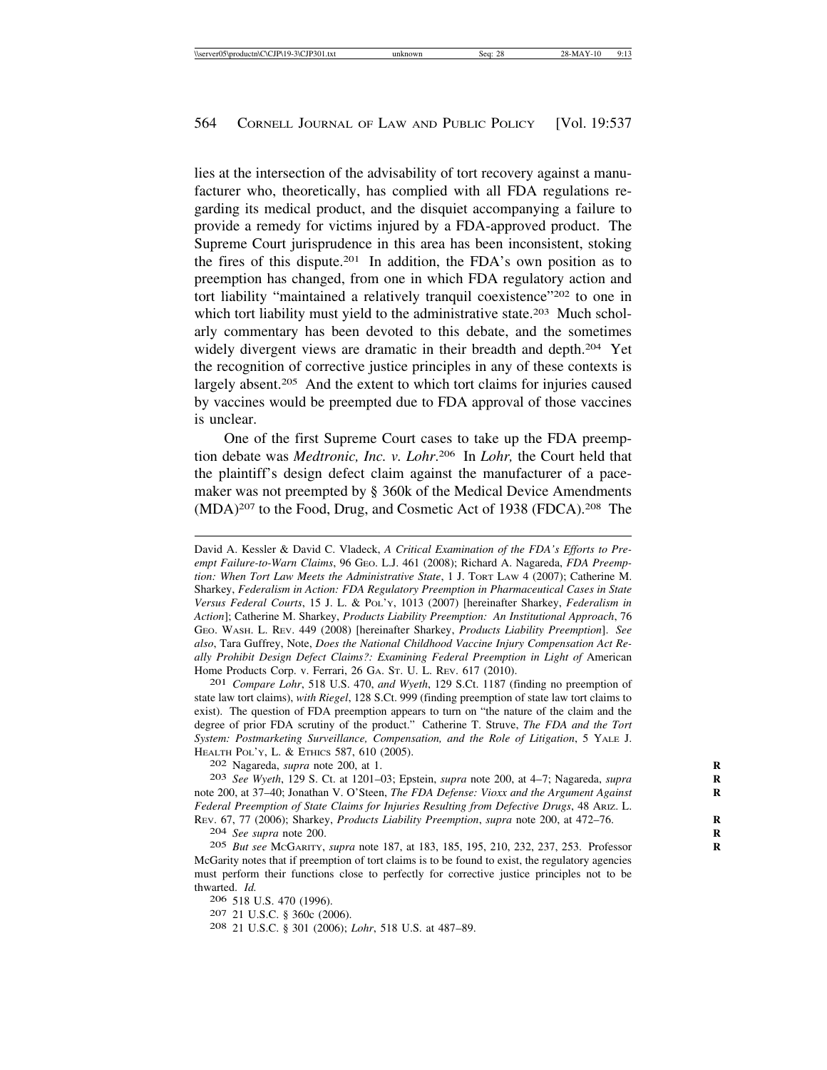lies at the intersection of the advisability of tort recovery against a manufacturer who, theoretically, has complied with all FDA regulations regarding its medical product, and the disquiet accompanying a failure to provide a remedy for victims injured by a FDA-approved product. The Supreme Court jurisprudence in this area has been inconsistent, stoking the fires of this dispute.[201] In addition, the FDA's own position as to preemption has changed, from one in which FDA regulatory action and tort liability "maintained a relatively tranquil coexistence"[202] to one in which tort liability must yield to the administrative state.[203] Much scholarly commentary has been devoted to this debate, and the sometimes widely divergent views are dramatic in their breadth and depth.[204] Yet the recognition of corrective justice principles in any of these contexts is largely absent.[205] And the extent to which tort claims for injuries caused by vaccines would be preempted due to FDA approval of those vaccines is unclear.

One of the first Supreme Court cases to take up the FDA preemption debate was *Medtronic, Inc. v. Lohr*.[206] In *Lohr,* the Court held that the plaintiff's design defect claim against the manufacturer of a pacemaker was not preempted by § 360k of the Medical Device Amendments (MDA)[207] to the Food, Drug, and Cosmetic Act of 1938 (FDCA).[208] The

---

David A. Kessler & David C. Vladeck, *A Critical Examination of the FDA's Efforts to Preempt Failure-to-Warn Claims*, 96 GEO. L.J. 461 (2008); Richard A. Nagareda, *FDA Preemption: When Tort Law Meets the Administrative State*, 1 J. TORT LAW 4 (2007); Catherine M. Sharkey, *Federalism in Action: FDA Regulatory Preemption in Pharmaceutical Cases in State Versus Federal Courts*, 15 J. L. & POL'Y, 1013 (2007) [hereinafter Sharkey, *Federalism in Action*]; Catherine M. Sharkey, *Products Liability Preemption: An Institutional Approach*, 76 GEO. WASH. L. REV. 449 (2008) [hereinafter Sharkey, *Products Liability Preemption*]. *See also*, Tara Guffrey, Note, *Does the National Childhood Vaccine Injury Compensation Act Really Prohibit Design Defect Claims?: Examining Federal Preemption in Light of* American Home Products Corp. v. Ferrari, 26 GA. ST. U. L. REV. 617 (2010).

201 *Compare Lohr*, 518 U.S. 470, *and Wyeth*, 129 S.Ct. 1187 (finding no preemption of state law tort claims), *with Riegel*, 128 S.Ct. 999 (finding preemption of state law tort claims to exist). The question of FDA preemption appears to turn on "the nature of the claim and the degree of prior FDA scrutiny of the product." Catherine T. Struve, *The FDA and the Tort System: Postmarketing Surveillance, Compensation, and the Role of Litigation*, 5 YALE J. HEALTH POL'Y, L. & ETHICS 587, 610 (2005).

202 Nagareda, *supra* note 200, at 1.

203 *See Wyeth*, 129 S. Ct. at 1201–03; Epstein, *supra* note 200, at 4–7; Nagareda, *supra* note 200, at 37–40; Jonathan V. O'Steen, *The FDA Defense: Vioxx and the Argument Against Federal Preemption of State Claims for Injuries Resulting from Defective Drugs*, 48 ARIZ. L. REV. 67, 77 (2006); Sharkey, *Products Liability Preemption*, *supra* note 200, at 472–76.

204 *See supra* note 200.

205 *But see* MCGARITY, *supra* note 187, at 183, 185, 195, 210, 232, 237, 253. Professor McGarity notes that if preemption of tort claims is to be found to exist, the regulatory agencies must perform their functions close to perfectly for corrective justice principles not to be thwarted. *Id.*

206 518 U.S. 470 (1996).

207 21 U.S.C. § 360c (2006).

208 21 U.S.C. § 301 (2006); *Lohr*, 518 U.S. at 487–89.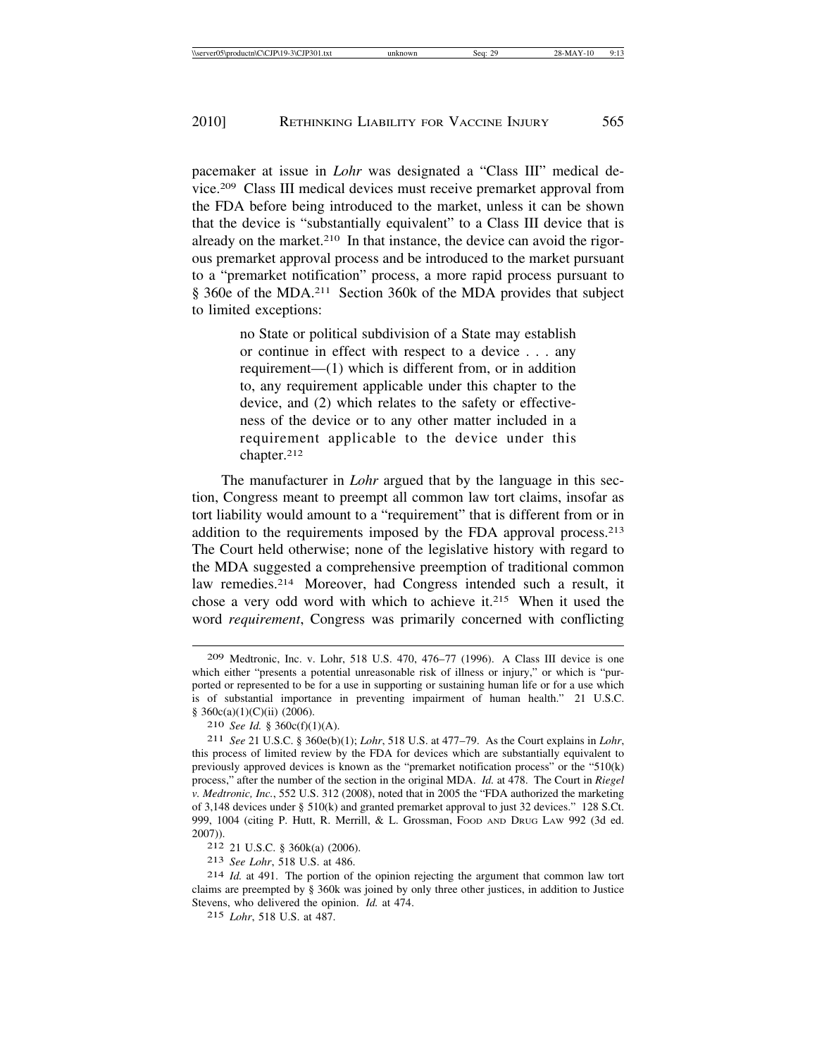pacemaker at issue in *Lohr* was designated a "Class III" medical device.[209] Class III medical devices must receive premarket approval from the FDA before being introduced to the market, unless it can be shown that the device is "substantially equivalent" to a Class III device that is already on the market.[210] In that instance, the device can avoid the rigorous premarket approval process and be introduced to the market pursuant to a "premarket notification" process, a more rapid process pursuant to § 360e of the MDA.[211] Section 360k of the MDA provides that subject to limited exceptions:

> no State or political subdivision of a State may establish or continue in effect with respect to a device . . . any requirement—(1) which is different from, or in addition to, any requirement applicable under this chapter to the device, and (2) which relates to the safety or effectiveness of the device or to any other matter included in a requirement applicable to the device under this chapter.[212]

The manufacturer in *Lohr* argued that by the language in this section, Congress meant to preempt all common law tort claims, insofar as tort liability would amount to a "requirement" that is different from or in addition to the requirements imposed by the FDA approval process.[213] The Court held otherwise; none of the legislative history with regard to the MDA suggested a comprehensive preemption of traditional common law remedies.[214] Moreover, had Congress intended such a result, it chose a very odd word with which to achieve it.[215] When it used the word *requirement*, Congress was primarily concerned with conflicting

---

[209] Medtronic, Inc. v. Lohr, 518 U.S. 470, 476–77 (1996). A Class III device is one which either "presents a potential unreasonable risk of illness or injury," or which is "purported or represented to be for a use in supporting or sustaining human life or for a use which is of substantial importance in preventing impairment of human health." 21 U.S.C. § 360c(a)(1)(C)(ii) (2006).

[210] *See Id.* § 360c(f)(1)(A).

[211] *See* 21 U.S.C. § 360e(b)(1); *Lohr*, 518 U.S. at 477–79. As the Court explains in *Lohr*, this process of limited review by the FDA for devices which are substantially equivalent to previously approved devices is known as the "premarket notification process" or the "510(k) process," after the number of the section in the original MDA. *Id.* at 478. The Court in *Riegel v. Medtronic, Inc.*, 552 U.S. 312 (2008), noted that in 2005 the "FDA authorized the marketing of 3,148 devices under § 510(k) and granted premarket approval to just 32 devices." 128 S.Ct. 999, 1004 (citing P. Hutt, R. Merrill, & L. Grossman, FOOD AND DRUG LAW 992 (3d ed. 2007)).

[212] 21 U.S.C. § 360k(a) (2006).

[213] *See Lohr*, 518 U.S. at 486.

[214] *Id.* at 491. The portion of the opinion rejecting the argument that common law tort claims are preempted by § 360k was joined by only three other justices, in addition to Justice Stevens, who delivered the opinion. *Id.* at 474.

[215] *Lohr*, 518 U.S. at 487.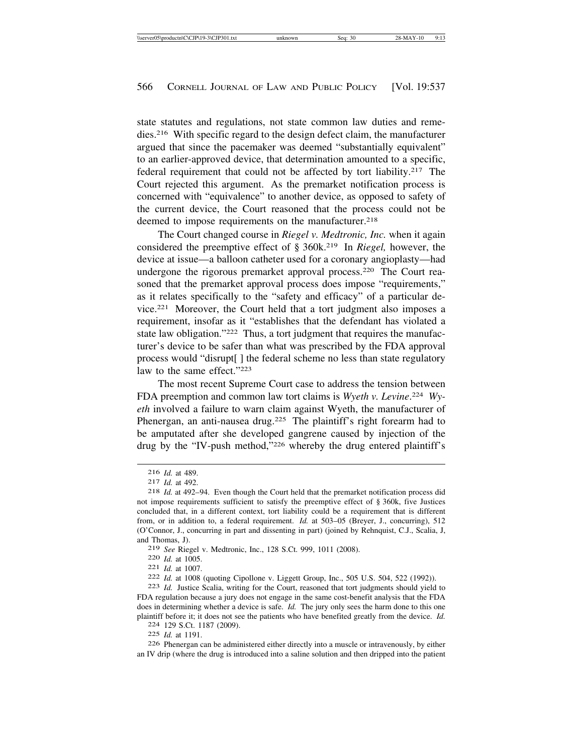state statutes and regulations, not state common law duties and remedies.[216] With specific regard to the design defect claim, the manufacturer argued that since the pacemaker was deemed "substantially equivalent" to an earlier-approved device, that determination amounted to a specific, federal requirement that could not be affected by tort liability.[217] The Court rejected this argument. As the premarket notification process is concerned with "equivalence" to another device, as opposed to safety of the current device, the Court reasoned that the process could not be deemed to impose requirements on the manufacturer.[218]

The Court changed course in *Riegel v. Medtronic, Inc.* when it again considered the preemptive effect of § 360k.[219] In *Riegel,* however, the device at issue—a balloon catheter used for a coronary angioplasty—had undergone the rigorous premarket approval process.[220] The Court reasoned that the premarket approval process does impose "requirements," as it relates specifically to the "safety and efficacy" of a particular device.[221] Moreover, the Court held that a tort judgment also imposes a requirement, insofar as it "establishes that the defendant has violated a state law obligation."[222] Thus, a tort judgment that requires the manufacturer's device to be safer than what was prescribed by the FDA approval process would "disrupt[ ] the federal scheme no less than state regulatory law to the same effect."[223]

The most recent Supreme Court case to address the tension between FDA preemption and common law tort claims is *Wyeth v. Levine*.[224] *Wyeth* involved a failure to warn claim against Wyeth, the manufacturer of Phenergan, an anti-nausea drug.[225] The plaintiff's right forearm had to be amputated after she developed gangrene caused by injection of the drug by the "IV-push method,"[226] whereby the drug entered plaintiff's

---

216 *Id.* at 489.

217 *Id.* at 492.

218 *Id.* at 492–94. Even though the Court held that the premarket notification process did not impose requirements sufficient to satisfy the preemptive effect of § 360k, five Justices concluded that, in a different context, tort liability could be a requirement that is different from, or in addition to, a federal requirement. *Id.* at 503–05 (Breyer, J., concurring), 512 (O'Connor, J., concurring in part and dissenting in part) (joined by Rehnquist, C.J., Scalia, J, and Thomas, J).

219 *See* Riegel v. Medtronic, Inc., 128 S.Ct. 999, 1011 (2008).

220 *Id.* at 1005.

221 *Id.* at 1007.

222 *Id.* at 1008 (quoting Cipollone v. Liggett Group, Inc., 505 U.S. 504, 522 (1992)).

223 *Id.* Justice Scalia, writing for the Court, reasoned that tort judgments should yield to FDA regulation because a jury does not engage in the same cost-benefit analysis that the FDA does in determining whether a device is safe. *Id.* The jury only sees the harm done to this one plaintiff before it; it does not see the patients who have benefited greatly from the device. *Id.*

224 129 S.Ct. 1187 (2009).

225 *Id.* at 1191.

226 Phenergan can be administered either directly into a muscle or intravenously, by either an IV drip (where the drug is introduced into a saline solution and then dripped into the patient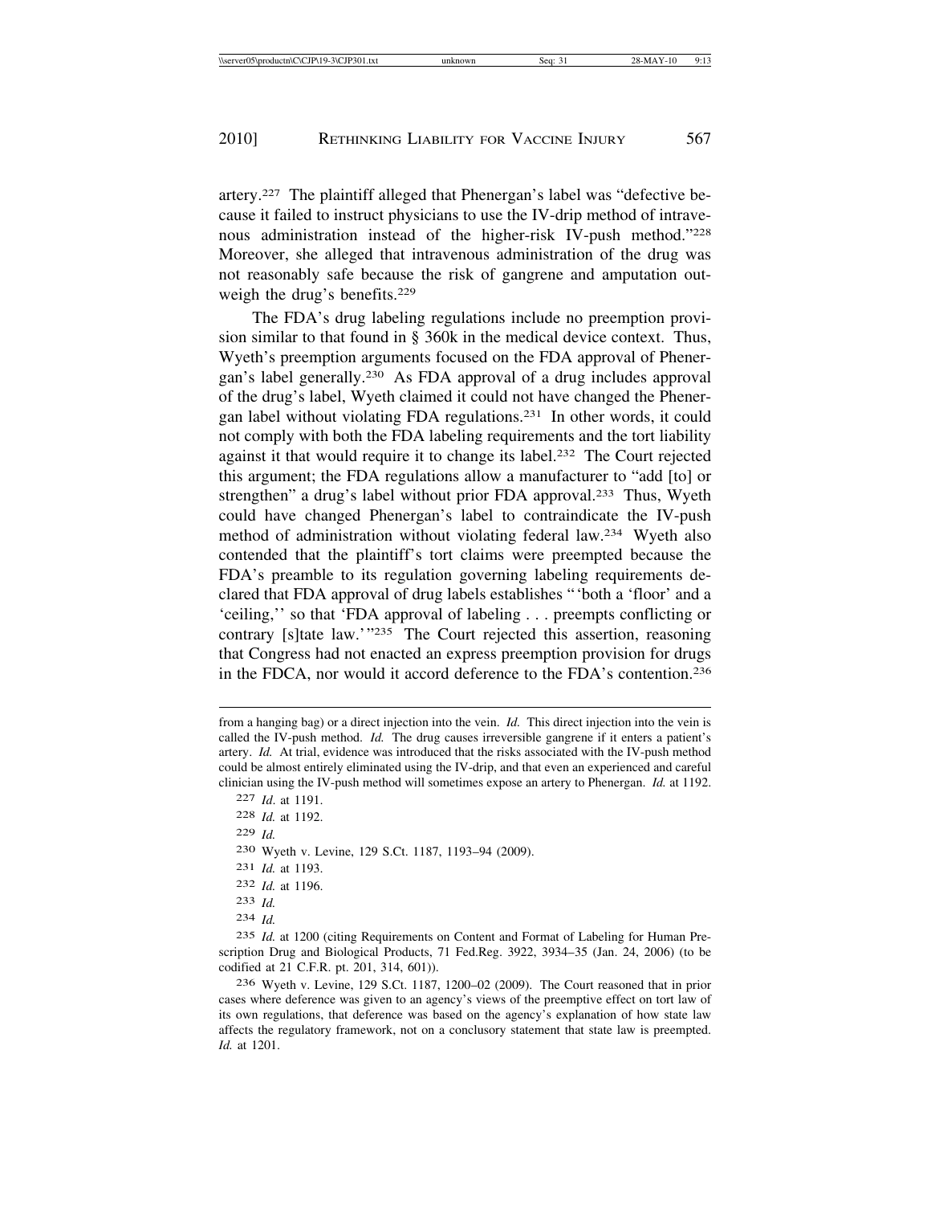artery.[227] The plaintiff alleged that Phenergan's label was "defective because it failed to instruct physicians to use the IV-drip method of intravenous administration instead of the higher-risk IV-push method."[228] Moreover, she alleged that intravenous administration of the drug was not reasonably safe because the risk of gangrene and amputation outweigh the drug's benefits.[229]

The FDA's drug labeling regulations include no preemption provision similar to that found in § 360k in the medical device context. Thus, Wyeth's preemption arguments focused on the FDA approval of Phenergan's label generally.[230] As FDA approval of a drug includes approval of the drug's label, Wyeth claimed it could not have changed the Phenergan label without violating FDA regulations.[231] In other words, it could not comply with both the FDA labeling requirements and the tort liability against it that would require it to change its label.[232] The Court rejected this argument; the FDA regulations allow a manufacturer to "add [to] or strengthen" a drug's label without prior FDA approval.[233] Thus, Wyeth could have changed Phenergan's label to contraindicate the IV-push method of administration without violating federal law.[234] Wyeth also contended that the plaintiff's tort claims were preempted because the FDA's preamble to its regulation governing labeling requirements declared that FDA approval of drug labels establishes "'both a 'floor' and a 'ceiling,'' so that 'FDA approval of labeling . . . preempts conflicting or contrary [s]tate law.'"[235] The Court rejected this assertion, reasoning that Congress had not enacted an express preemption provision for drugs in the FDCA, nor would it accord deference to the FDA's contention.[236]

---

from a hanging bag) or a direct injection into the vein. *Id.* This direct injection into the vein is called the IV-push method. *Id.* The drug causes irreversible gangrene if it enters a patient's artery. *Id.* At trial, evidence was introduced that the risks associated with the IV-push method could be almost entirely eliminated using the IV-drip, and that even an experienced and careful clinician using the IV-push method will sometimes expose an artery to Phenergan. *Id.* at 1192.

[227] *Id*. at 1191.

[228] *Id.* at 1192.

[229] *Id.*

[230] Wyeth v. Levine, 129 S.Ct. 1187, 1193–94 (2009).

[231] *Id.* at 1193.

[232] *Id.* at 1196.

[233] *Id.*

[234] *Id.*

[235] *Id.* at 1200 (citing Requirements on Content and Format of Labeling for Human Prescription Drug and Biological Products, 71 Fed.Reg. 3922, 3934–35 (Jan. 24, 2006) (to be codified at 21 C.F.R. pt. 201, 314, 601)).

[236] Wyeth v. Levine, 129 S.Ct. 1187, 1200–02 (2009). The Court reasoned that in prior cases where deference was given to an agency's views of the preemptive effect on tort law of its own regulations, that deference was based on the agency's explanation of how state law affects the regulatory framework, not on a conclusory statement that state law is preempted. *Id.* at 1201.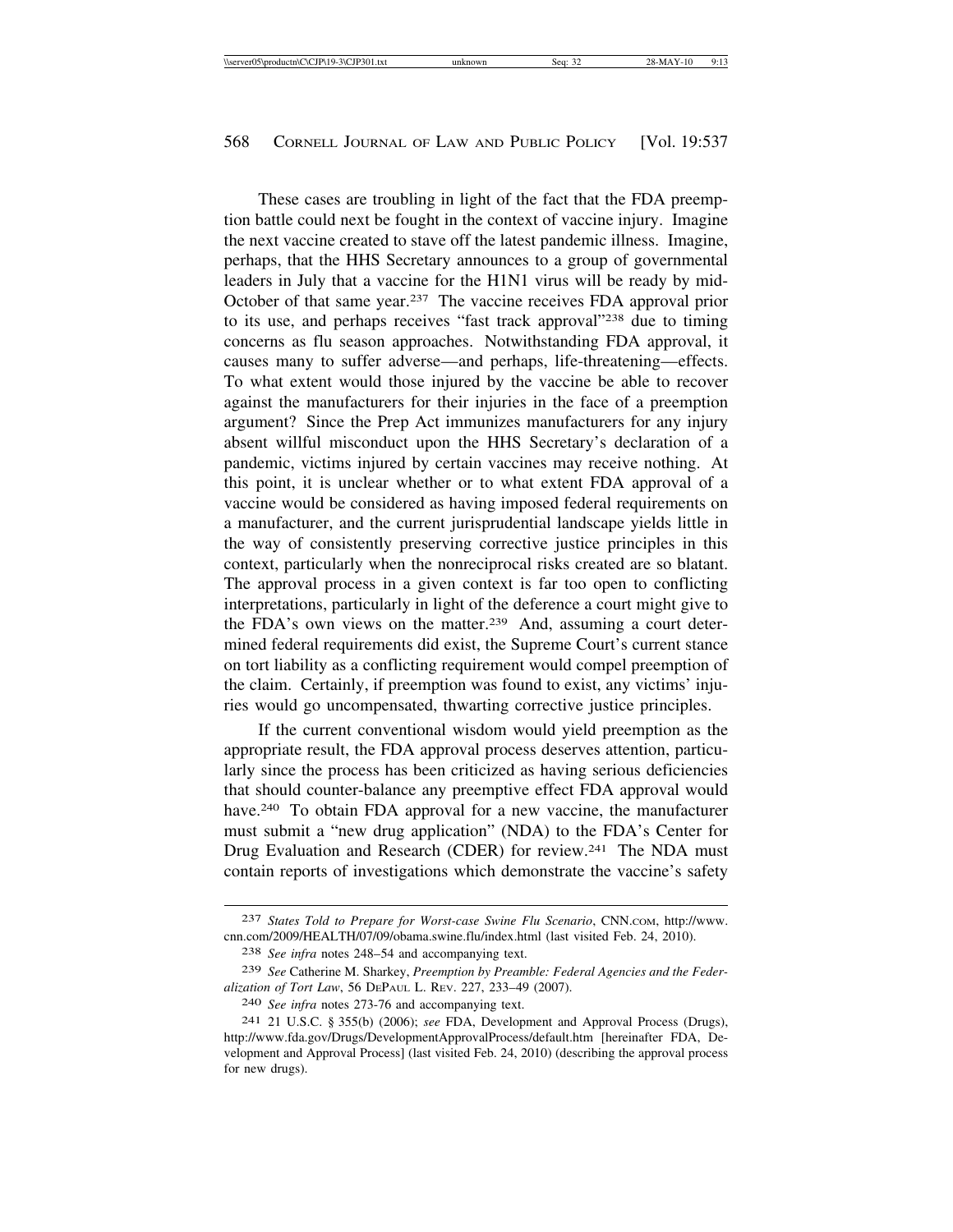These cases are troubling in light of the fact that the FDA preemption battle could next be fought in the context of vaccine injury. Imagine the next vaccine created to stave off the latest pandemic illness. Imagine, perhaps, that the HHS Secretary announces to a group of governmental leaders in July that a vaccine for the H1N1 virus will be ready by mid-October of that same year.[237] The vaccine receives FDA approval prior to its use, and perhaps receives "fast track approval"[238] due to timing concerns as flu season approaches. Notwithstanding FDA approval, it causes many to suffer adverse—and perhaps, life-threatening—effects. To what extent would those injured by the vaccine be able to recover against the manufacturers for their injuries in the face of a preemption argument? Since the Prep Act immunizes manufacturers for any injury absent willful misconduct upon the HHS Secretary's declaration of a pandemic, victims injured by certain vaccines may receive nothing. At this point, it is unclear whether or to what extent FDA approval of a vaccine would be considered as having imposed federal requirements on a manufacturer, and the current jurisprudential landscape yields little in the way of consistently preserving corrective justice principles in this context, particularly when the nonreciprocal risks created are so blatant. The approval process in a given context is far too open to conflicting interpretations, particularly in light of the deference a court might give to the FDA's own views on the matter.[239] And, assuming a court determined federal requirements did exist, the Supreme Court's current stance on tort liability as a conflicting requirement would compel preemption of the claim. Certainly, if preemption was found to exist, any victims' injuries would go uncompensated, thwarting corrective justice principles.

If the current conventional wisdom would yield preemption as the appropriate result, the FDA approval process deserves attention, particularly since the process has been criticized as having serious deficiencies that should counter-balance any preemptive effect FDA approval would have.[240] To obtain FDA approval for a new vaccine, the manufacturer must submit a "new drug application" (NDA) to the FDA's Center for Drug Evaluation and Research (CDER) for review.[241] The NDA must contain reports of investigations which demonstrate the vaccine's safety

---

237 *States Told to Prepare for Worst-case Swine Flu Scenario*, CNN.COM, http://www.cnn.com/2009/HEALTH/07/09/obama.swine.flu/index.html (last visited Feb. 24, 2010).

238 *See infra* notes 248–54 and accompanying text.

239 *See* Catherine M. Sharkey, *Preemption by Preamble: Federal Agencies and the Federalization of Tort Law*, 56 DEPAUL L. REV. 227, 233–49 (2007).

240 *See infra* notes 273-76 and accompanying text.

241 21 U.S.C. § 355(b) (2006); *see* FDA, Development and Approval Process (Drugs), http://www.fda.gov/Drugs/DevelopmentApprovalProcess/default.htm [hereinafter FDA, Development and Approval Process] (last visited Feb. 24, 2010) (describing the approval process for new drugs).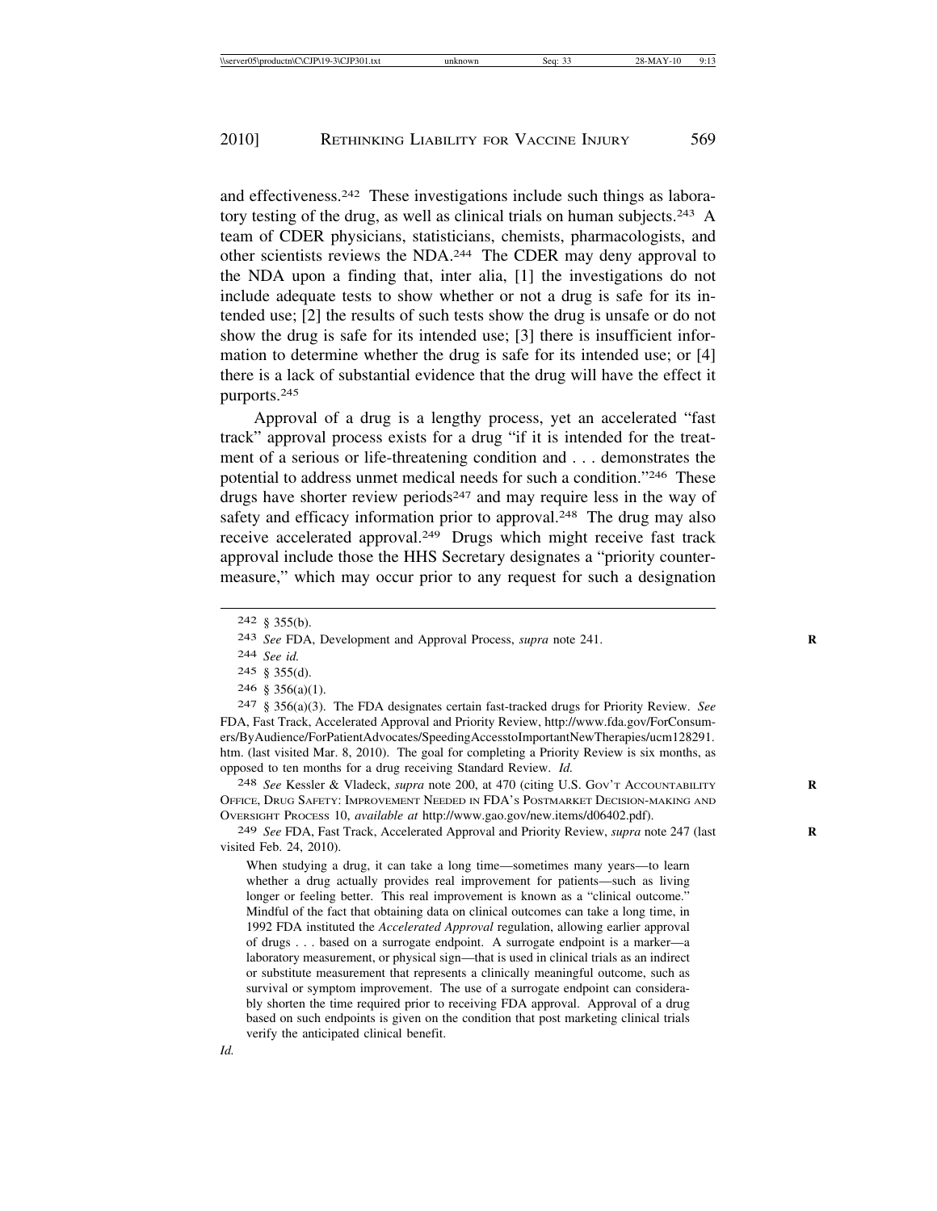and effectiveness.[242] These investigations include such things as laboratory testing of the drug, as well as clinical trials on human subjects.[243] A team of CDER physicians, statisticians, chemists, pharmacologists, and other scientists reviews the NDA.[244] The CDER may deny approval to the NDA upon a finding that, inter alia, [1] the investigations do not include adequate tests to show whether or not a drug is safe for its intended use; [2] the results of such tests show the drug is unsafe or do not show the drug is safe for its intended use; [3] there is insufficient information to determine whether the drug is safe for its intended use; or [4] there is a lack of substantial evidence that the drug will have the effect it purports.[245]

Approval of a drug is a lengthy process, yet an accelerated "fast track" approval process exists for a drug "if it is intended for the treatment of a serious or life-threatening condition and . . . demonstrates the potential to address unmet medical needs for such a condition."[246] These drugs have shorter review periods[247] and may require less in the way of safety and efficacy information prior to approval.[248] The drug may also receive accelerated approval.[249] Drugs which might receive fast track approval include those the HHS Secretary designates a "priority countermeasure," which may occur prior to any request for such a designation

---

242 § 355(b).

243 *See* FDA, Development and Approval Process, *supra* note 241.

244 *See id.*

245 § 355(d).

246 § 356(a)(1).

247 § 356(a)(3). The FDA designates certain fast-tracked drugs for Priority Review. *See* FDA, Fast Track, Accelerated Approval and Priority Review, http://www.fda.gov/ForConsumers/ByAudience/ForPatientAdvocates/SpeedingAccesstoImportantNewTherapies/ucm128291.htm. (last visited Mar. 8, 2010). The goal for completing a Priority Review is six months, as opposed to ten months for a drug receiving Standard Review. *Id.*

248 *See* Kessler & Vladeck, *supra* note 200, at 470 (citing U.S. Gov't Accountability Office, Drug Safety: Improvement Needed in FDA's Postmarket Decision-making and Oversight Process 10, *available at* http://www.gao.gov/new.items/d06402.pdf).

249 *See* FDA, Fast Track, Accelerated Approval and Priority Review, *supra* note 247 (last visited Feb. 24, 2010).

> When studying a drug, it can take a long time—sometimes many years—to learn whether a drug actually provides real improvement for patients—such as living longer or feeling better. This real improvement is known as a "clinical outcome." Mindful of the fact that obtaining data on clinical outcomes can take a long time, in 1992 FDA instituted the *Accelerated Approval* regulation, allowing earlier approval of drugs . . . based on a surrogate endpoint. A surrogate endpoint is a marker—a laboratory measurement, or physical sign—that is used in clinical trials as an indirect or substitute measurement that represents a clinically meaningful outcome, such as survival or symptom improvement. The use of a surrogate endpoint can considerably shorten the time required prior to receiving FDA approval. Approval of a drug based on such endpoints is given on the condition that post marketing clinical trials verify the anticipated clinical benefit.

*Id.*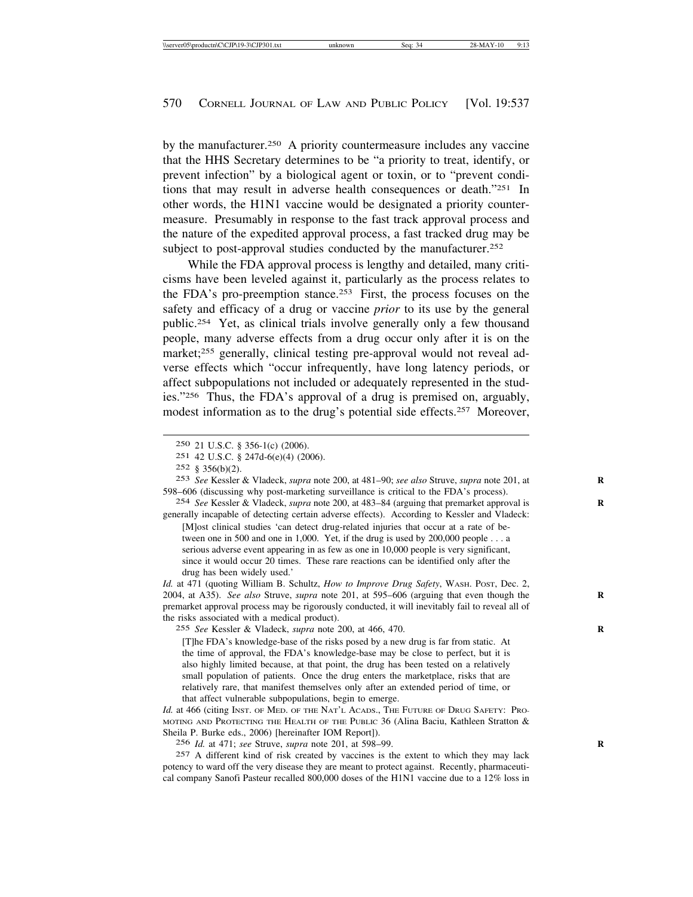by the manufacturer.[250] A priority countermeasure includes any vaccine that the HHS Secretary determines to be "a priority to treat, identify, or prevent infection" by a biological agent or toxin, or to "prevent conditions that may result in adverse health consequences or death."[251] In other words, the H1N1 vaccine would be designated a priority countermeasure. Presumably in response to the fast track approval process and the nature of the expedited approval process, a fast tracked drug may be subject to post-approval studies conducted by the manufacturer.[252]

While the FDA approval process is lengthy and detailed, many criticisms have been leveled against it, particularly as the process relates to the FDA's pro-preemption stance.[253] First, the process focuses on the safety and efficacy of a drug or vaccine *prior* to its use by the general public.[254] Yet, as clinical trials involve generally only a few thousand people, many adverse effects from a drug occur only after it is on the market;[255] generally, clinical testing pre-approval would not reveal adverse effects which "occur infrequently, have long latency periods, or affect subpopulations not included or adequately represented in the studies."[256] Thus, the FDA's approval of a drug is premised on, arguably, modest information as to the drug's potential side effects.[257] Moreover,

---

250 21 U.S.C. § 356-1(c) (2006).

251 42 U.S.C. § 247d-6(e)(4) (2006).

252 § 356(b)(2).

253 *See* Kessler & Vladeck, *supra* note 200, at 481–90; *see also* Struve, *supra* note 201, at 598–606 (discussing why post-marketing surveillance is critical to the FDA's process).

254 *See* Kessler & Vladeck, *supra* note 200, at 483–84 (arguing that premarket approval is generally incapable of detecting certain adverse effects). According to Kessler and Vladeck:

> [M]ost clinical studies 'can detect drug-related injuries that occur at a rate of between one in 500 and one in 1,000. Yet, if the drug is used by 200,000 people . . . a serious adverse event appearing in as few as one in 10,000 people is very significant, since it would occur 20 times. These rare reactions can be identified only after the drug has been widely used.'

*Id.* at 471 (quoting William B. Schultz, *How to Improve Drug Safety*, WASH. POST, Dec. 2, 2004, at A35). *See also* Struve, *supra* note 201, at 595–606 (arguing that even though the premarket approval process may be rigorously conducted, it will inevitably fail to reveal all of the risks associated with a medical product).

255 *See* Kessler & Vladeck, *supra* note 200, at 466, 470.

> [T]he FDA's knowledge-base of the risks posed by a new drug is far from static. At the time of approval, the FDA's knowledge-base may be close to perfect, but it is also highly limited because, at that point, the drug has been tested on a relatively small population of patients. Once the drug enters the marketplace, risks that are relatively rare, that manifest themselves only after an extended period of time, or that affect vulnerable subpopulations, begin to emerge.

*Id.* at 466 (citing INST. OF MED. OF THE NAT'L ACADS., THE FUTURE OF DRUG SAFETY: PROMOTING AND PROTECTING THE HEALTH OF THE PUBLIC 36 (Alina Baciu, Kathleen Stratton & Sheila P. Burke eds., 2006) [hereinafter IOM Report]).

256 *Id.* at 471; *see* Struve, *supra* note 201, at 598–99.

257 A different kind of risk created by vaccines is the extent to which they may lack potency to ward off the very disease they are meant to protect against. Recently, pharmaceutical company Sanofi Pasteur recalled 800,000 doses of the H1N1 vaccine due to a 12% loss in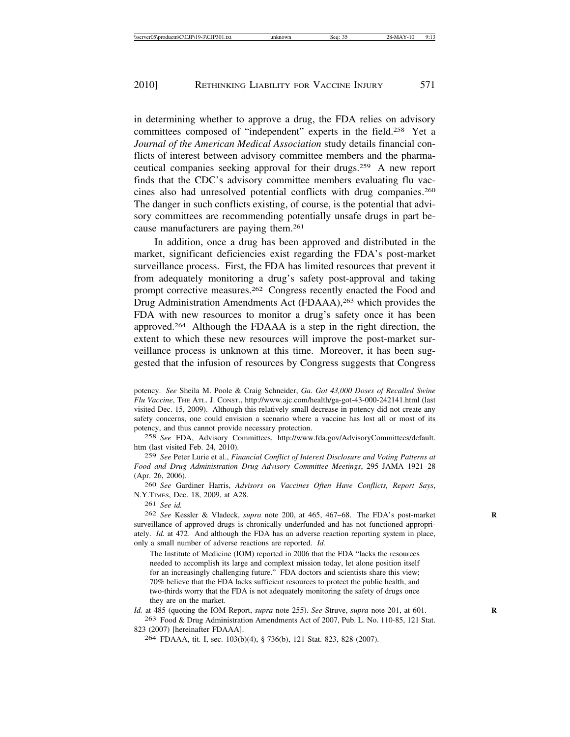in determining whether to approve a drug, the FDA relies on advisory committees composed of "independent" experts in the field.[258] Yet a *Journal of the American Medical Association* study details financial conflicts of interest between advisory committee members and the pharmaceutical companies seeking approval for their drugs.[259] A new report finds that the CDC's advisory committee members evaluating flu vaccines also had unresolved potential conflicts with drug companies.[260] The danger in such conflicts existing, of course, is the potential that advisory committees are recommending potentially unsafe drugs in part because manufacturers are paying them.[261]

In addition, once a drug has been approved and distributed in the market, significant deficiencies exist regarding the FDA's post-market surveillance process. First, the FDA has limited resources that prevent it from adequately monitoring a drug's safety post-approval and taking prompt corrective measures.[262] Congress recently enacted the Food and Drug Administration Amendments Act (FDAAA),[263] which provides the FDA with new resources to monitor a drug's safety once it has been approved.[264] Although the FDAAA is a step in the right direction, the extent to which these new resources will improve the post-market surveillance process is unknown at this time. Moreover, it has been suggested that the infusion of resources by Congress suggests that Congress

---

potency. *See* Sheila M. Poole & Craig Schneider, *Ga. Got 43,000 Doses of Recalled Swine Flu Vaccine*, THE ATL. J. CONST., http://www.ajc.com/health/ga-got-43-000-242141.html (last visited Dec. 15, 2009). Although this relatively small decrease in potency did not create any safety concerns, one could envision a scenario where a vaccine has lost all or most of its potency, and thus cannot provide necessary protection.

[258] *See* FDA, Advisory Committees, http://www.fda.gov/AdvisoryCommittees/default.htm (last visited Feb. 24, 2010).

[259] *See* Peter Lurie et al., *Financial Conflict of Interest Disclosure and Voting Patterns at Food and Drug Administration Drug Advisory Committee Meetings*, 295 JAMA 1921–28 (Apr. 26, 2006).

[260] *See* Gardiner Harris, *Advisors on Vaccines Often Have Conflicts, Report Says*, N.Y.TIMES, Dec. 18, 2009, at A28.

[261] *See id.*

[262] *See* Kessler & Vladeck, *supra* note 200, at 465, 467–68. The FDA's post-market surveillance of approved drugs is chronically underfunded and has not functioned appropriately. *Id.* at 472. And although the FDA has an adverse reaction reporting system in place, only a small number of adverse reactions are reported. *Id.*

> The Institute of Medicine (IOM) reported in 2006 that the FDA "lacks the resources needed to accomplish its large and complex mission today, let alone position itself for an increasingly challenging future." FDA doctors and scientists share this view; 70% believe that the FDA lacks sufficient resources to protect the public health, and two-thirds worry that the FDA is not adequately monitoring the safety of drugs once they are on the market.

*Id.* at 485 (quoting the IOM Report, *supra* note 255). *See* Struve, *supra* note 201, at 601.

[263] Food & Drug Administration Amendments Act of 2007, Pub. L. No. 110-85, 121 Stat. 823 (2007) [hereinafter FDAAA].

[264] FDAAA, tit. I, sec. 103(b)(4), § 736(b), 121 Stat. 823, 828 (2007).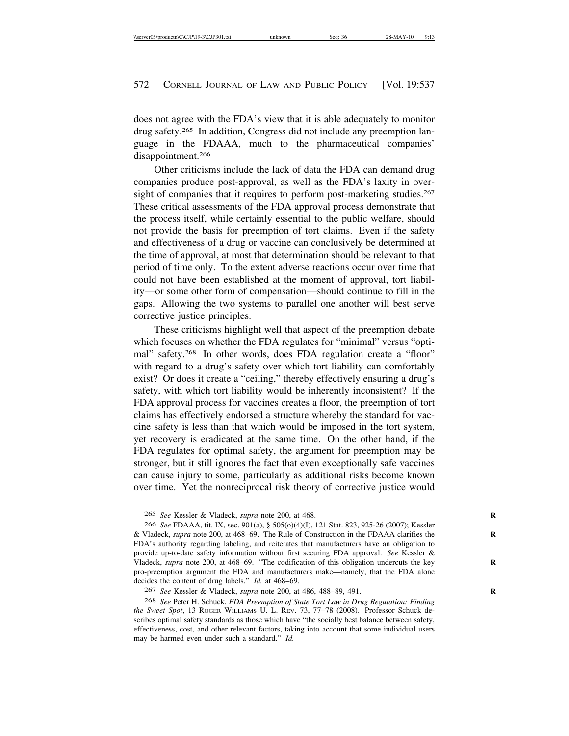does not agree with the FDA's view that it is able adequately to monitor drug safety.[265] In addition, Congress did not include any preemption language in the FDAAA, much to the pharmaceutical companies' disappointment.[266]

Other criticisms include the lack of data the FDA can demand drug companies produce post-approval, as well as the FDA's laxity in oversight of companies that it requires to perform post-marketing studies.[267] These critical assessments of the FDA approval process demonstrate that the process itself, while certainly essential to the public welfare, should not provide the basis for preemption of tort claims. Even if the safety and effectiveness of a drug or vaccine can conclusively be determined at the time of approval, at most that determination should be relevant to that period of time only. To the extent adverse reactions occur over time that could not have been established at the moment of approval, tort liability—or some other form of compensation—should continue to fill in the gaps. Allowing the two systems to parallel one another will best serve corrective justice principles.

These criticisms highlight well that aspect of the preemption debate which focuses on whether the FDA regulates for "minimal" versus "optimal" safety.[268] In other words, does FDA regulation create a "floor" with regard to a drug's safety over which tort liability can comfortably exist? Or does it create a "ceiling," thereby effectively ensuring a drug's safety, with which tort liability would be inherently inconsistent? If the FDA approval process for vaccines creates a floor, the preemption of tort claims has effectively endorsed a structure whereby the standard for vaccine safety is less than that which would be imposed in the tort system, yet recovery is eradicated at the same time. On the other hand, if the FDA regulates for optimal safety, the argument for preemption may be stronger, but it still ignores the fact that even exceptionally safe vaccines can cause injury to some, particularly as additional risks become known over time. Yet the nonreciprocal risk theory of corrective justice would

---

265 *See* Kessler & Vladeck, *supra* note 200, at 468.

266 *See* FDAAA, tit. IX, sec. 901(a), § 505(o)(4)(I), 121 Stat. 823, 925-26 (2007); Kessler & Vladeck, *supra* note 200, at 468–69. The Rule of Construction in the FDAAA clarifies the FDA's authority regarding labeling, and reiterates that manufacturers have an obligation to provide up-to-date safety information without first securing FDA approval. *See* Kessler & Vladeck, *supra* note 200, at 468–69. "The codification of this obligation undercuts the key pro-preemption argument the FDA and manufacturers make—namely, that the FDA alone decides the content of drug labels." *Id.* at 468–69.

267 *See* Kessler & Vladeck, *supra* note 200, at 486, 488–89, 491.

268 *See* Peter H. Schuck, *FDA Preemption of State Tort Law in Drug Regulation: Finding the Sweet Spot*, 13 ROGER WILLIAMS U. L. REV. 73, 77–78 (2008). Professor Schuck describes optimal safety standards as those which have "the socially best balance between safety, effectiveness, cost, and other relevant factors, taking into account that some individual users may be harmed even under such a standard." *Id.*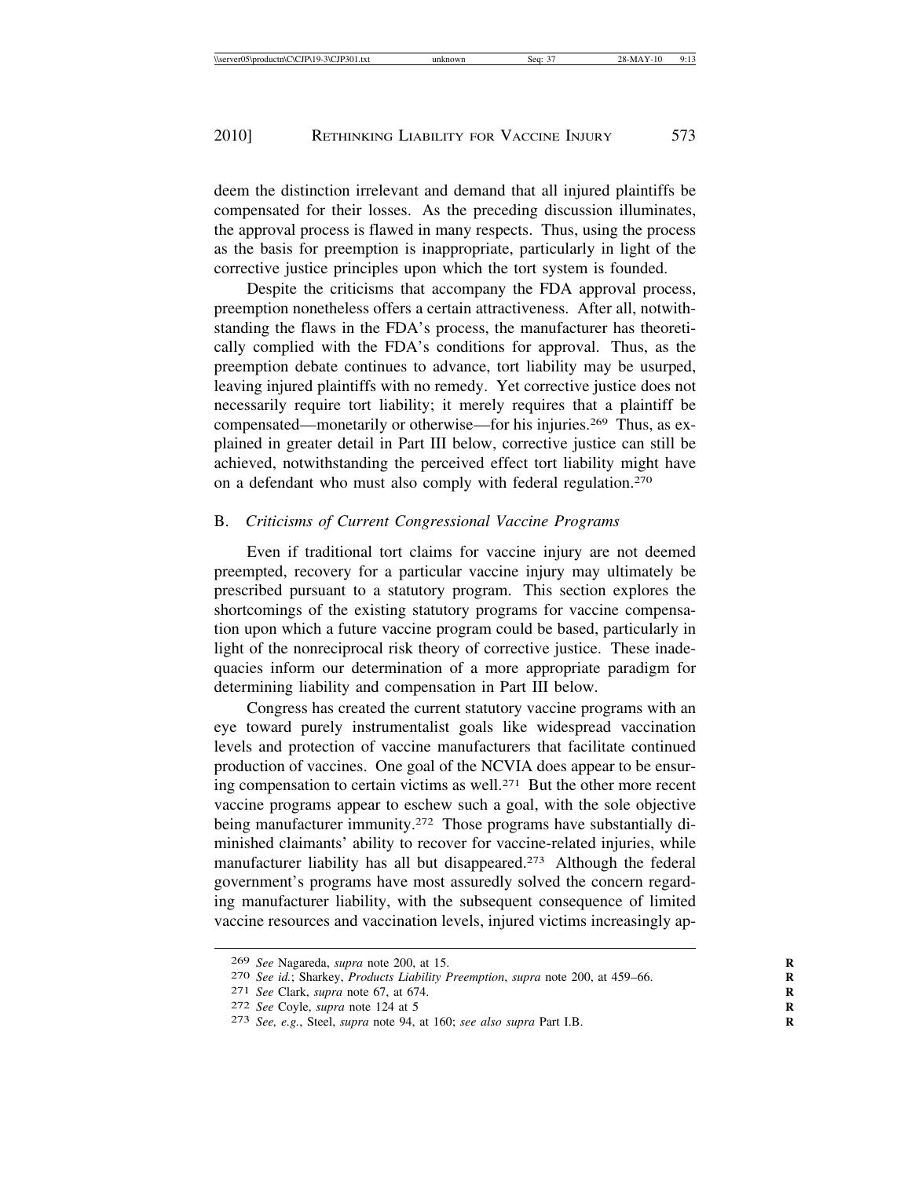deem the distinction irrelevant and demand that all injured plaintiffs be compensated for their losses. As the preceding discussion illuminates, the approval process is flawed in many respects. Thus, using the process as the basis for preemption is inappropriate, particularly in light of the corrective justice principles upon which the tort system is founded.

Despite the criticisms that accompany the FDA approval process, preemption nonetheless offers a certain attractiveness. After all, notwithstanding the flaws in the FDA's process, the manufacturer has theoretically complied with the FDA's conditions for approval. Thus, as the preemption debate continues to advance, tort liability may be usurped, leaving injured plaintiffs with no remedy. Yet corrective justice does not necessarily require tort liability; it merely requires that a plaintiff be compensated—monetarily or otherwise—for his injuries.[269] Thus, as explained in greater detail in Part III below, corrective justice can still be achieved, notwithstanding the perceived effect tort liability might have on a defendant who must also comply with federal regulation.[270]

### B. *Criticisms of Current Congressional Vaccine Programs*

Even if traditional tort claims for vaccine injury are not deemed preempted, recovery for a particular vaccine injury may ultimately be prescribed pursuant to a statutory program. This section explores the shortcomings of the existing statutory programs for vaccine compensation upon which a future vaccine program could be based, particularly in light of the nonreciprocal risk theory of corrective justice. These inadequacies inform our determination of a more appropriate paradigm for determining liability and compensation in Part III below.

Congress has created the current statutory vaccine programs with an eye toward purely instrumentalist goals like widespread vaccination levels and protection of vaccine manufacturers that facilitate continued production of vaccines. One goal of the NCVIA does appear to be ensuring compensation to certain victims as well.[271] But the other more recent vaccine programs appear to eschew such a goal, with the sole objective being manufacturer immunity.[272] Those programs have substantially diminished claimants' ability to recover for vaccine-related injuries, while manufacturer liability has all but disappeared.[273] Although the federal government's programs have most assuredly solved the concern regarding manufacturer liability, with the subsequent consequence of limited vaccine resources and vaccination levels, injured victims increasingly ap-

---

[269] *See* Nagareda, *supra* note 200, at 15.

[270] *See id.*; Sharkey, *Products Liability Preemption*, *supra* note 200, at 459–66.

[271] *See* Clark, *supra* note 67, at 674.

[272] *See* Coyle, *supra* note 124 at 5

[273] *See, e.g.*, Steel, *supra* note 94, at 160; *see also supra* Part I.B.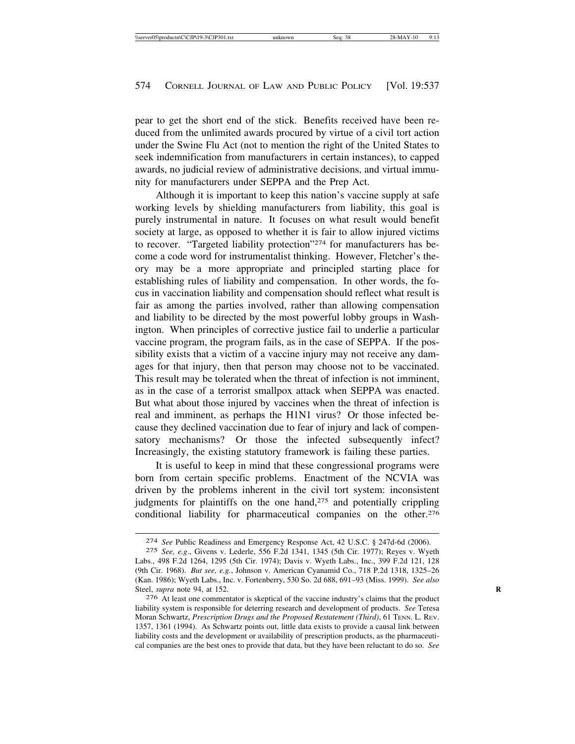pear to get the short end of the stick. Benefits received have been reduced from the unlimited awards procured by virtue of a civil tort action under the Swine Flu Act (not to mention the right of the United States to seek indemnification from manufacturers in certain instances), to capped awards, no judicial review of administrative decisions, and virtual immunity for manufacturers under SEPPA and the Prep Act.

Although it is important to keep this nation's vaccine supply at safe working levels by shielding manufacturers from liability, this goal is purely instrumental in nature. It focuses on what result would benefit society at large, as opposed to whether it is fair to allow injured victims to recover. "Targeted liability protection"[274] for manufacturers has become a code word for instrumentalist thinking. However, Fletcher's theory may be a more appropriate and principled starting place for establishing rules of liability and compensation. In other words, the focus in vaccination liability and compensation should reflect what result is fair as among the parties involved, rather than allowing compensation and liability to be directed by the most powerful lobby groups in Washington. When principles of corrective justice fail to underlie a particular vaccine program, the program fails, as in the case of SEPPA. If the possibility exists that a victim of a vaccine injury may not receive any damages for that injury, then that person may choose not to be vaccinated. This result may be tolerated when the threat of infection is not imminent, as in the case of a terrorist smallpox attack when SEPPA was enacted. But what about those injured by vaccines when the threat of infection is real and imminent, as perhaps the H1N1 virus? Or those infected because they declined vaccination due to fear of injury and lack of compensatory mechanisms? Or those the infected subsequently infect? Increasingly, the existing statutory framework is failing these parties.

It is useful to keep in mind that these congressional programs were born from certain specific problems. Enactment of the NCVIA was driven by the problems inherent in the civil tort system: inconsistent judgments for plaintiffs on the one hand,[275] and potentially crippling conditional liability for pharmaceutical companies on the other.[276]

---

[274] *See* Public Readiness and Emergency Response Act, 42 U.S.C. § 247d-6d (2006).

[275] *See, e.g*., Givens v. Lederle, 556 F.2d 1341, 1345 (5th Cir. 1977); Reyes v. Wyeth Labs., 498 F.2d 1264, 1295 (5th Cir. 1974); Davis v. Wyeth Labs., Inc., 399 F.2d 121, 128 (9th Cir. 1968). *But see, e.g.*, Johnson v. American Cyanamid Co., 718 P.2d 1318, 1325–26 (Kan. 1986); Wyeth Labs., Inc. v. Fortenberry, 530 So. 2d 688, 691–93 (Miss. 1999). *See also* Steel, *supra* note 94, at 152.

[276] At least one commentator is skeptical of the vaccine industry's claims that the product liability system is responsible for deterring research and development of products. *See* Teresa Moran Schwartz, *Prescription Drugs and the Proposed Restatement (Third)*, 61 TENN. L. REV. 1357, 1361 (1994). As Schwartz points out, little data exists to provide a causal link between liability costs and the development or availability of prescription products, as the pharmaceutical companies are the best ones to provide that data, but they have been reluctant to do so. *See*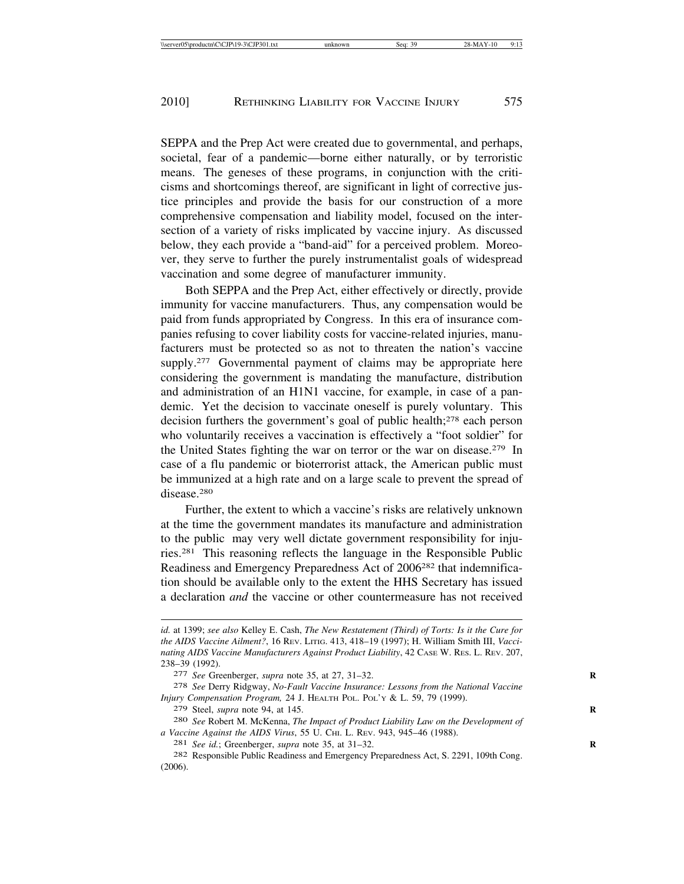SEPPA and the Prep Act were created due to governmental, and perhaps, societal, fear of a pandemic—borne either naturally, or by terroristic means. The geneses of these programs, in conjunction with the criticisms and shortcomings thereof, are significant in light of corrective justice principles and provide the basis for our construction of a more comprehensive compensation and liability model, focused on the intersection of a variety of risks implicated by vaccine injury. As discussed below, they each provide a "band-aid" for a perceived problem. Moreover, they serve to further the purely instrumentalist goals of widespread vaccination and some degree of manufacturer immunity.

Both SEPPA and the Prep Act, either effectively or directly, provide immunity for vaccine manufacturers. Thus, any compensation would be paid from funds appropriated by Congress. In this era of insurance companies refusing to cover liability costs for vaccine-related injuries, manufacturers must be protected so as not to threaten the nation's vaccine supply.[277] Governmental payment of claims may be appropriate here considering the government is mandating the manufacture, distribution and administration of an H1N1 vaccine, for example, in case of a pandemic. Yet the decision to vaccinate oneself is purely voluntary. This decision furthers the government's goal of public health;[278] each person who voluntarily receives a vaccination is effectively a "foot soldier" for the United States fighting the war on terror or the war on disease.[279] In case of a flu pandemic or bioterrorist attack, the American public must be immunized at a high rate and on a large scale to prevent the spread of disease.[280]

Further, the extent to which a vaccine's risks are relatively unknown at the time the government mandates its manufacture and administration to the public may very well dictate government responsibility for injuries.[281] This reasoning reflects the language in the Responsible Public Readiness and Emergency Preparedness Act of 2006[282] that indemnification should be available only to the extent the HHS Secretary has issued a declaration *and* the vaccine or other countermeasure has not received

---

*id.* at 1399; *see also* Kelley E. Cash, *The New Restatement (Third) of Torts: Is it the Cure for the AIDS Vaccine Ailment?*, 16 REV. LITIG. 413, 418–19 (1997); H. William Smith III, *Vaccinating AIDS Vaccine Manufacturers Against Product Liability*, 42 CASE W. RES. L. REV. 207, 238–39 (1992).

277 *See* Greenberger, *supra* note 35, at 27, 31–32.

278 *See* Derry Ridgway, *No-Fault Vaccine Insurance: Lessons from the National Vaccine Injury Compensation Program,* 24 J. HEALTH POL. POL'Y & L. 59, 79 (1999).

279 Steel, *supra* note 94, at 145.

280 *See* Robert M. McKenna, *The Impact of Product Liability Law on the Development of a Vaccine Against the AIDS Virus*, 55 U. CHI. L. REV. 943, 945–46 (1988).

281 *See id.*; Greenberger, *supra* note 35, at 31–32.

282 Responsible Public Readiness and Emergency Preparedness Act, S. 2291, 109th Cong. (2006).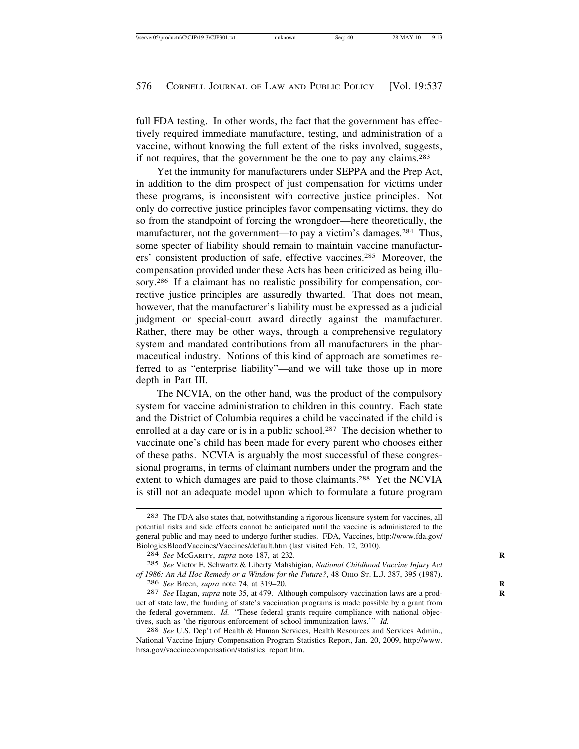full FDA testing. In other words, the fact that the government has effectively required immediate manufacture, testing, and administration of a vaccine, without knowing the full extent of the risks involved, suggests, if not requires, that the government be the one to pay any claims.[283]

Yet the immunity for manufacturers under SEPPA and the Prep Act, in addition to the dim prospect of just compensation for victims under these programs, is inconsistent with corrective justice principles. Not only do corrective justice principles favor compensating victims, they do so from the standpoint of forcing the wrongdoer—here theoretically, the manufacturer, not the government—to pay a victim's damages.[284] Thus, some specter of liability should remain to maintain vaccine manufacturers' consistent production of safe, effective vaccines.[285] Moreover, the compensation provided under these Acts has been criticized as being illusory.[286] If a claimant has no realistic possibility for compensation, corrective justice principles are assuredly thwarted. That does not mean, however, that the manufacturer's liability must be expressed as a judicial judgment or special-court award directly against the manufacturer. Rather, there may be other ways, through a comprehensive regulatory system and mandated contributions from all manufacturers in the pharmaceutical industry. Notions of this kind of approach are sometimes referred to as "enterprise liability"—and we will take those up in more depth in Part III.

The NCVIA, on the other hand, was the product of the compulsory system for vaccine administration to children in this country. Each state and the District of Columbia requires a child be vaccinated if the child is enrolled at a day care or is in a public school.[287] The decision whether to vaccinate one's child has been made for every parent who chooses either of these paths. NCVIA is arguably the most successful of these congressional programs, in terms of claimant numbers under the program and the extent to which damages are paid to those claimants.[288] Yet the NCVIA is still not an adequate model upon which to formulate a future program

---

[283] The FDA also states that, notwithstanding a rigorous licensure system for vaccines, all potential risks and side effects cannot be anticipated until the vaccine is administered to the general public and may need to undergo further studies. FDA, Vaccines, http://www.fda.gov/BiologicsBloodVaccines/Vaccines/default.htm (last visited Feb. 12, 2010).

[284] *See* McGarity, *supra* note 187, at 232.

[285] *See* Victor E. Schwartz & Liberty Mahshigian, *National Childhood Vaccine Injury Act of 1986: An Ad Hoc Remedy or a Window for the Future?*, 48 Ohio St. L.J. 387, 395 (1987).

[286] *See* Breen, *supra* note 74, at 319–20.

[287] *See* Hagan, *supra* note 35, at 479. Although compulsory vaccination laws are a product of state law, the funding of state's vaccination programs is made possible by a grant from the federal government. *Id.* "These federal grants require compliance with national objectives, such as 'the rigorous enforcement of school immunization laws.'" *Id.*

[288] *See* U.S. Dep't of Health & Human Services, Health Resources and Services Admin., National Vaccine Injury Compensation Program Statistics Report, Jan. 20, 2009, http://www.hrsa.gov/vaccinecompensation/statistics_report.htm.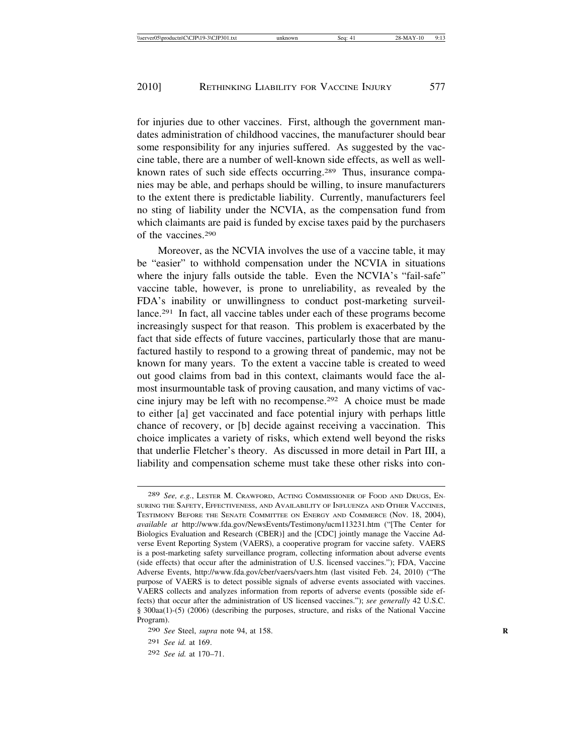for injuries due to other vaccines. First, although the government mandates administration of childhood vaccines, the manufacturer should bear some responsibility for any injuries suffered. As suggested by the vaccine table, there are a number of well-known side effects, as well as well-known rates of such side effects occurring.[289] Thus, insurance companies may be able, and perhaps should be willing, to insure manufacturers to the extent there is predictable liability. Currently, manufacturers feel no sting of liability under the NCVIA, as the compensation fund from which claimants are paid is funded by excise taxes paid by the purchasers of the vaccines.[290]

Moreover, as the NCVIA involves the use of a vaccine table, it may be "easier" to withhold compensation under the NCVIA in situations where the injury falls outside the table. Even the NCVIA's "fail-safe" vaccine table, however, is prone to unreliability, as revealed by the FDA's inability or unwillingness to conduct post-marketing surveillance.[291] In fact, all vaccine tables under each of these programs become increasingly suspect for that reason. This problem is exacerbated by the fact that side effects of future vaccines, particularly those that are manufactured hastily to respond to a growing threat of pandemic, may not be known for many years. To the extent a vaccine table is created to weed out good claims from bad in this context, claimants would face the almost insurmountable task of proving causation, and many victims of vaccine injury may be left with no recompense.[292] A choice must be made to either [a] get vaccinated and face potential injury with perhaps little chance of recovery, or [b] decide against receiving a vaccination. This choice implicates a variety of risks, which extend well beyond the risks that underlie Fletcher's theory. As discussed in more detail in Part III, a liability and compensation scheme must take these other risks into con-

---

[289] *See, e.g.*, LESTER M. CRAWFORD, ACTING COMMISSIONER OF FOOD AND DRUGS, ENSURING THE SAFETY, EFFECTIVENESS, AND AVAILABILITY OF INFLUENZA AND OTHER VACCINES, TESTIMONY BEFORE THE SENATE COMMITTEE ON ENERGY AND COMMERCE (Nov. 18, 2004), *available at* http://www.fda.gov/NewsEvents/Testimony/ucm113231.htm ("[The Center for Biologics Evaluation and Research (CBER)] and the [CDC] jointly manage the Vaccine Adverse Event Reporting System (VAERS), a cooperative program for vaccine safety. VAERS is a post-marketing safety surveillance program, collecting information about adverse events (side effects) that occur after the administration of U.S. licensed vaccines."); FDA, Vaccine Adverse Events, http://www.fda.gov/cber/vaers/vaers.htm (last visited Feb. 24, 2010) ("The purpose of VAERS is to detect possible signals of adverse events associated with vaccines. VAERS collects and analyzes information from reports of adverse events (possible side effects) that occur after the administration of US licensed vaccines."); *see generally* 42 U.S.C. § 300aa(1)-(5) (2006) (describing the purposes, structure, and risks of the National Vaccine Program).

[290] *See* Steel, *supra* note 94, at 158.

[291] *See id.* at 169.

[292] *See id.* at 170–71.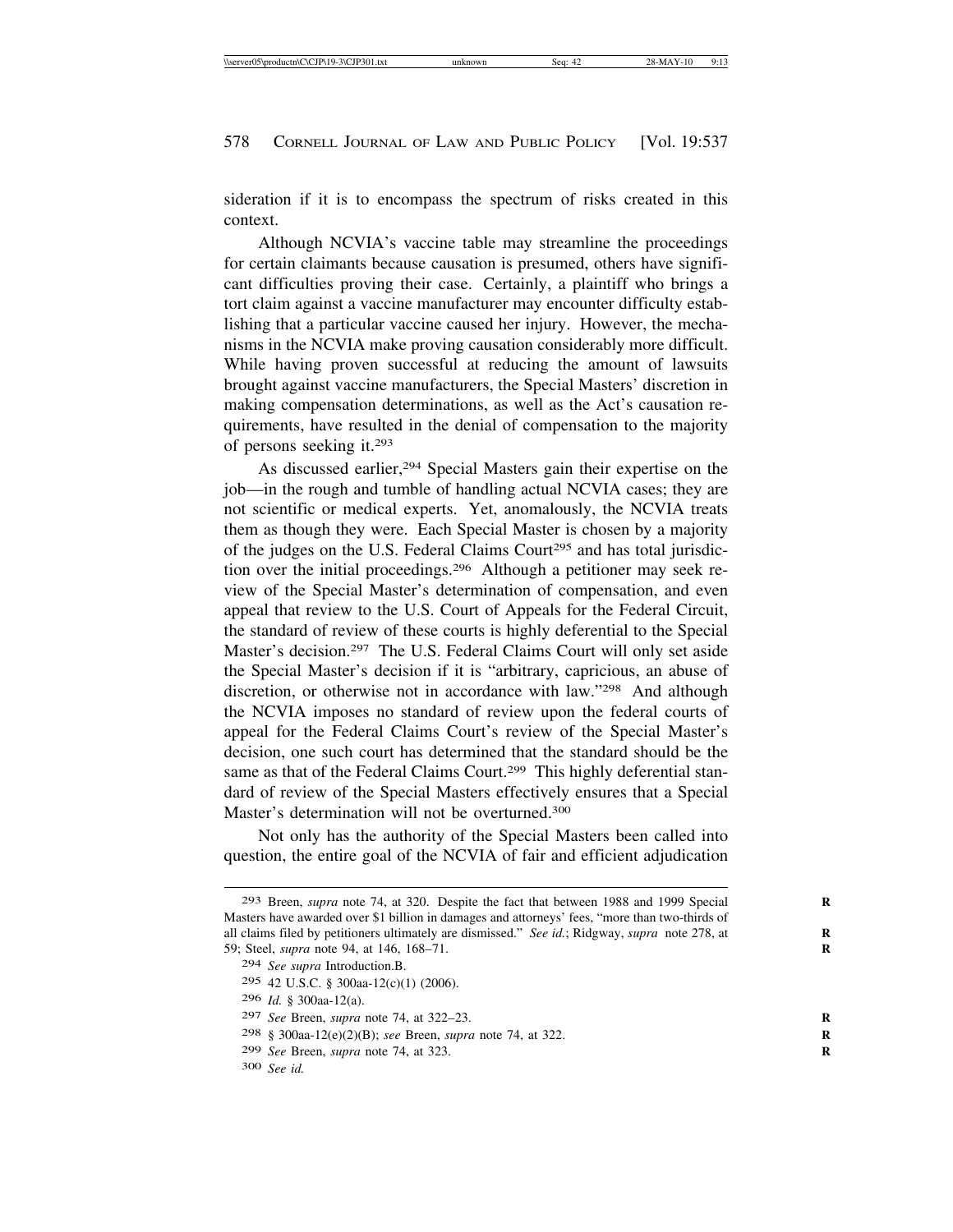sideration if it is to encompass the spectrum of risks created in this context.

Although NCVIA's vaccine table may streamline the proceedings for certain claimants because causation is presumed, others have significant difficulties proving their case. Certainly, a plaintiff who brings a tort claim against a vaccine manufacturer may encounter difficulty establishing that a particular vaccine caused her injury. However, the mechanisms in the NCVIA make proving causation considerably more difficult. While having proven successful at reducing the amount of lawsuits brought against vaccine manufacturers, the Special Masters' discretion in making compensation determinations, as well as the Act's causation requirements, have resulted in the denial of compensation to the majority of persons seeking it.[293]

As discussed earlier,[294] Special Masters gain their expertise on the job—in the rough and tumble of handling actual NCVIA cases; they are not scientific or medical experts. Yet, anomalously, the NCVIA treats them as though they were. Each Special Master is chosen by a majority of the judges on the U.S. Federal Claims Court[295] and has total jurisdiction over the initial proceedings.[296] Although a petitioner may seek review of the Special Master's determination of compensation, and even appeal that review to the U.S. Court of Appeals for the Federal Circuit, the standard of review of these courts is highly deferential to the Special Master's decision.[297] The U.S. Federal Claims Court will only set aside the Special Master's decision if it is "arbitrary, capricious, an abuse of discretion, or otherwise not in accordance with law."[298] And although the NCVIA imposes no standard of review upon the federal courts of appeal for the Federal Claims Court's review of the Special Master's decision, one such court has determined that the standard should be the same as that of the Federal Claims Court.[299] This highly deferential standard of review of the Special Masters effectively ensures that a Special Master's determination will not be overturned.[300]

Not only has the authority of the Special Masters been called into question, the entire goal of the NCVIA of fair and efficient adjudication

---

[293] Breen, *supra* note 74, at 320. Despite the fact that between 1988 and 1999 Special Masters have awarded over $1 billion in damages and attorneys' fees, "more than two-thirds of all claims filed by petitioners ultimately are dismissed." *See id.*; Ridgway, *supra* note 278, at 59; Steel, *supra* note 94, at 146, 168–71.

[294] *See supra* Introduction.B.

[295] 42 U.S.C. § 300aa-12(c)(1) (2006).

[296] *Id.* § 300aa-12(a).

[297] *See* Breen, *supra* note 74, at 322–23.

[298] § 300aa-12(e)(2)(B); *see* Breen, *supra* note 74, at 322.

[299] *See* Breen, *supra* note 74, at 323.

[300] *See id.*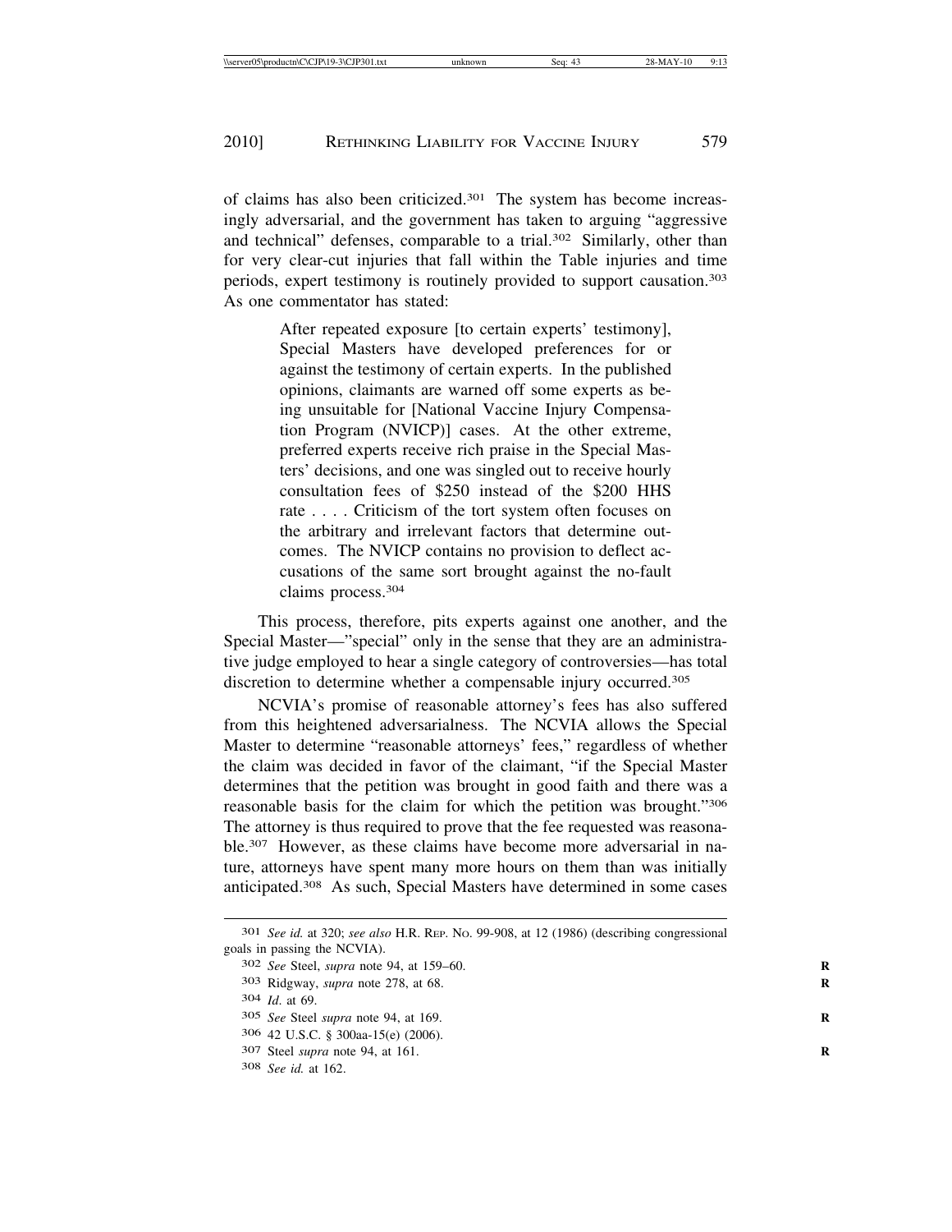of claims has also been criticized.[301] The system has become increasingly adversarial, and the government has taken to arguing "aggressive and technical" defenses, comparable to a trial.[302] Similarly, other than for very clear-cut injuries that fall within the Table injuries and time periods, expert testimony is routinely provided to support causation.[303] As one commentator has stated:

> After repeated exposure [to certain experts' testimony], Special Masters have developed preferences for or against the testimony of certain experts. In the published opinions, claimants are warned off some experts as being unsuitable for [National Vaccine Injury Compensation Program (NVICP)] cases. At the other extreme, preferred experts receive rich praise in the Special Masters' decisions, and one was singled out to receive hourly consultation fees of $250 instead of the $200 HHS rate . . . . Criticism of the tort system often focuses on the arbitrary and irrelevant factors that determine outcomes. The NVICP contains no provision to deflect accusations of the same sort brought against the no-fault claims process.[304]

This process, therefore, pits experts against one another, and the Special Master—"special" only in the sense that they are an administrative judge employed to hear a single category of controversies—has total discretion to determine whether a compensable injury occurred.[305]

NCVIA's promise of reasonable attorney's fees has also suffered from this heightened adversarialness. The NCVIA allows the Special Master to determine "reasonable attorneys' fees," regardless of whether the claim was decided in favor of the claimant, "if the Special Master determines that the petition was brought in good faith and there was a reasonable basis for the claim for which the petition was brought."[306] The attorney is thus required to prove that the fee requested was reasonable.[307] However, as these claims have become more adversarial in nature, attorneys have spent many more hours on them than was initially anticipated.[308] As such, Special Masters have determined in some cases

---

[301] *See id.* at 320; *see also* H.R. Rep. No. 99-908, at 12 (1986) (describing congressional goals in passing the NCVIA).

[302] *See* Steel, *supra* note 94, at 159–60.

[303] Ridgway, *supra* note 278, at 68.

[304] *Id.* at 69.

[305] *See* Steel *supra* note 94, at 169.

[306] 42 U.S.C. § 300aa-15(e) (2006).

[307] Steel *supra* note 94, at 161.

[308] *See id.* at 162.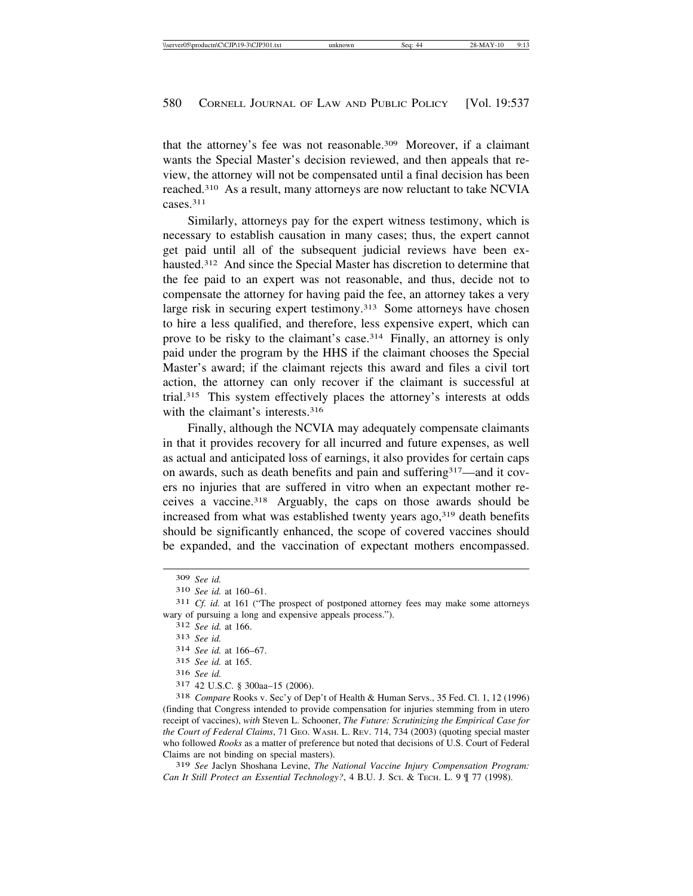that the attorney's fee was not reasonable.[309] Moreover, if a claimant wants the Special Master's decision reviewed, and then appeals that review, the attorney will not be compensated until a final decision has been reached.[310] As a result, many attorneys are now reluctant to take NCVIA cases.[311]

Similarly, attorneys pay for the expert witness testimony, which is necessary to establish causation in many cases; thus, the expert cannot get paid until all of the subsequent judicial reviews have been exhausted.[312] And since the Special Master has discretion to determine that the fee paid to an expert was not reasonable, and thus, decide not to compensate the attorney for having paid the fee, an attorney takes a very large risk in securing expert testimony.[313] Some attorneys have chosen to hire a less qualified, and therefore, less expensive expert, which can prove to be risky to the claimant's case.[314] Finally, an attorney is only paid under the program by the HHS if the claimant chooses the Special Master's award; if the claimant rejects this award and files a civil tort action, the attorney can only recover if the claimant is successful at trial.[315] This system effectively places the attorney's interests at odds with the claimant's interests.[316]

Finally, although the NCVIA may adequately compensate claimants in that it provides recovery for all incurred and future expenses, as well as actual and anticipated loss of earnings, it also provides for certain caps on awards, such as death benefits and pain and suffering[317]—and it covers no injuries that are suffered in vitro when an expectant mother receives a vaccine.[318] Arguably, the caps on those awards should be increased from what was established twenty years ago,[319] death benefits should be significantly enhanced, the scope of covered vaccines should be expanded, and the vaccination of expectant mothers encompassed.

---

309 *See id.*

310 *See id.* at 160–61.

311 *Cf. id.* at 161 ("The prospect of postponed attorney fees may make some attorneys wary of pursuing a long and expensive appeals process.").

312 *See id.* at 166.

313 *See id.*

314 *See id.* at 166–67.

315 *See id.* at 165.

316 *See id.*

317 42 U.S.C. § 300aa–15 (2006).

318 *Compare* Rooks v. Sec'y of Dep't of Health & Human Servs., 35 Fed. Cl. 1, 12 (1996) (finding that Congress intended to provide compensation for injuries stemming from in utero receipt of vaccines), *with* Steven L. Schooner, *The Future: Scrutinizing the Empirical Case for the Court of Federal Claims*, 71 GEO. WASH. L. REV. 714, 734 (2003) (quoting special master who followed *Rooks* as a matter of preference but noted that decisions of U.S. Court of Federal Claims are not binding on special masters).

319 *See* Jaclyn Shoshana Levine, *The National Vaccine Injury Compensation Program: Can It Still Protect an Essential Technology?*, 4 B.U. J. SCI. & TECH. L. 9 ¶ 77 (1998).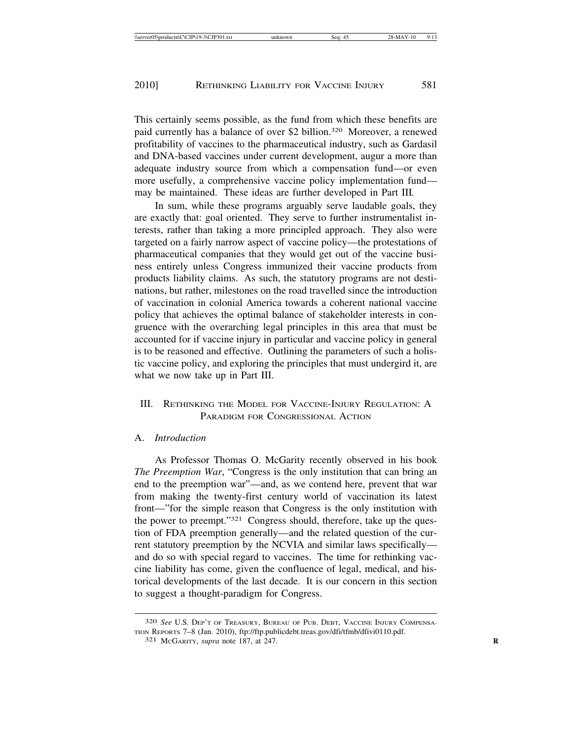This certainly seems possible, as the fund from which these benefits are paid currently has a balance of over $2 billion.[320] Moreover, a renewed profitability of vaccines to the pharmaceutical industry, such as Gardasil and DNA-based vaccines under current development, augur a more than adequate industry source from which a compensation fund—or even more usefully, a comprehensive vaccine policy implementation fund—may be maintained. These ideas are further developed in Part III.

In sum, while these programs arguably serve laudable goals, they are exactly that: goal oriented. They serve to further instrumentalist interests, rather than taking a more principled approach. They also were targeted on a fairly narrow aspect of vaccine policy—the protestations of pharmaceutical companies that they would get out of the vaccine business entirely unless Congress immunized their vaccine products from products liability claims. As such, the statutory programs are not destinations, but rather, milestones on the road travelled since the introduction of vaccination in colonial America towards a coherent national vaccine policy that achieves the optimal balance of stakeholder interests in congruence with the overarching legal principles in this area that must be accounted for if vaccine injury in particular and vaccine policy in general is to be reasoned and effective. Outlining the parameters of such a holistic vaccine policy, and exploring the principles that must undergird it, are what we now take up in Part III.

## III. Rethinking the Model for Vaccine-Injury Regulation: A Paradigm for Congressional Action

### A. *Introduction*

As Professor Thomas O. McGarity recently observed in his book *The Preemption War*, "Congress is the only institution that can bring an end to the preemption war"—and, as we contend here, prevent that war from making the twenty-first century world of vaccination its latest front—"for the simple reason that Congress is the only institution with the power to preempt."[321] Congress should, therefore, take up the question of FDA preemption generally—and the related question of the current statutory preemption by the NCVIA and similar laws specifically—and do so with special regard to vaccines. The time for rethinking vaccine liability has come, given the confluence of legal, medical, and historical developments of the last decade. It is our concern in this section to suggest a thought-paradigm for Congress.

---

320 *See* U.S. Dep't of Treasury, Bureau of Pub. Debt, Vaccine Injury Compensation Reports 7–8 (Jan. 2010), ftp://ftp.publicdebt.treas.gov/dfi/tfmb/dfivi0110.pdf.

321 McGarity, *supra* note 187, at 247.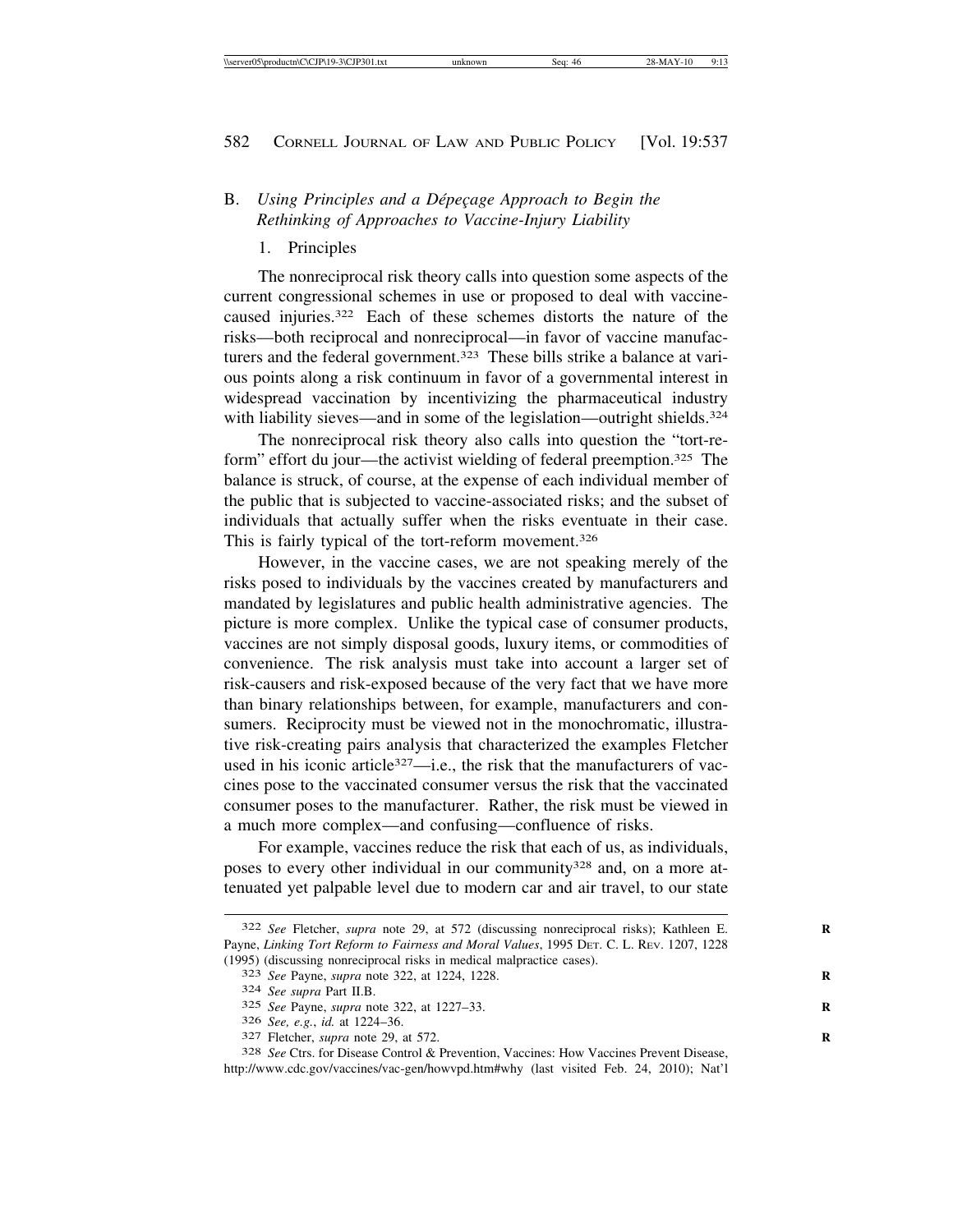### B. *Using Principles and a Dépeçage Approach to Begin the Rethinking of Approaches to Vaccine-Injury Liability*

#### 1. Principles

The nonreciprocal risk theory calls into question some aspects of the current congressional schemes in use or proposed to deal with vaccine-caused injuries.[322] Each of these schemes distorts the nature of the risks—both reciprocal and nonreciprocal—in favor of vaccine manufacturers and the federal government.[323] These bills strike a balance at various points along a risk continuum in favor of a governmental interest in widespread vaccination by incentivizing the pharmaceutical industry with liability sieves—and in some of the legislation—outright shields.[324]

The nonreciprocal risk theory also calls into question the "tort-reform" effort du jour—the activist wielding of federal preemption.[325] The balance is struck, of course, at the expense of each individual member of the public that is subjected to vaccine-associated risks; and the subset of individuals that actually suffer when the risks eventuate in their case. This is fairly typical of the tort-reform movement.[326]

However, in the vaccine cases, we are not speaking merely of the risks posed to individuals by the vaccines created by manufacturers and mandated by legislatures and public health administrative agencies. The picture is more complex. Unlike the typical case of consumer products, vaccines are not simply disposal goods, luxury items, or commodities of convenience. The risk analysis must take into account a larger set of risk-causers and risk-exposed because of the very fact that we have more than binary relationships between, for example, manufacturers and consumers. Reciprocity must be viewed not in the monochromatic, illustrative risk-creating pairs analysis that characterized the examples Fletcher used in his iconic article[327]—i.e., the risk that the manufacturers of vaccines pose to the vaccinated consumer versus the risk that the vaccinated consumer poses to the manufacturer. Rather, the risk must be viewed in a much more complex—and confusing—confluence of risks.

For example, vaccines reduce the risk that each of us, as individuals, poses to every other individual in our community[328] and, on a more attenuated yet palpable level due to modern car and air travel, to our state

---

[322] *See* Fletcher, *supra* note 29, at 572 (discussing nonreciprocal risks); Kathleen E. Payne, *Linking Tort Reform to Fairness and Moral Values*, 1995 DET. C. L. REV. 1207, 1228 (1995) (discussing nonreciprocal risks in medical malpractice cases).

[323] *See* Payne, *supra* note 322, at 1224, 1228.

[324] *See supra* Part II.B.

[325] *See* Payne, *supra* note 322, at 1227–33.

[326] *See, e.g.*, *id.* at 1224–36.

[327] Fletcher, *supra* note 29, at 572.

[328] *See* Ctrs. for Disease Control & Prevention, Vaccines: How Vaccines Prevent Disease, http://www.cdc.gov/vaccines/vac-gen/howvpd.htm#why (last visited Feb. 24, 2010); Nat'l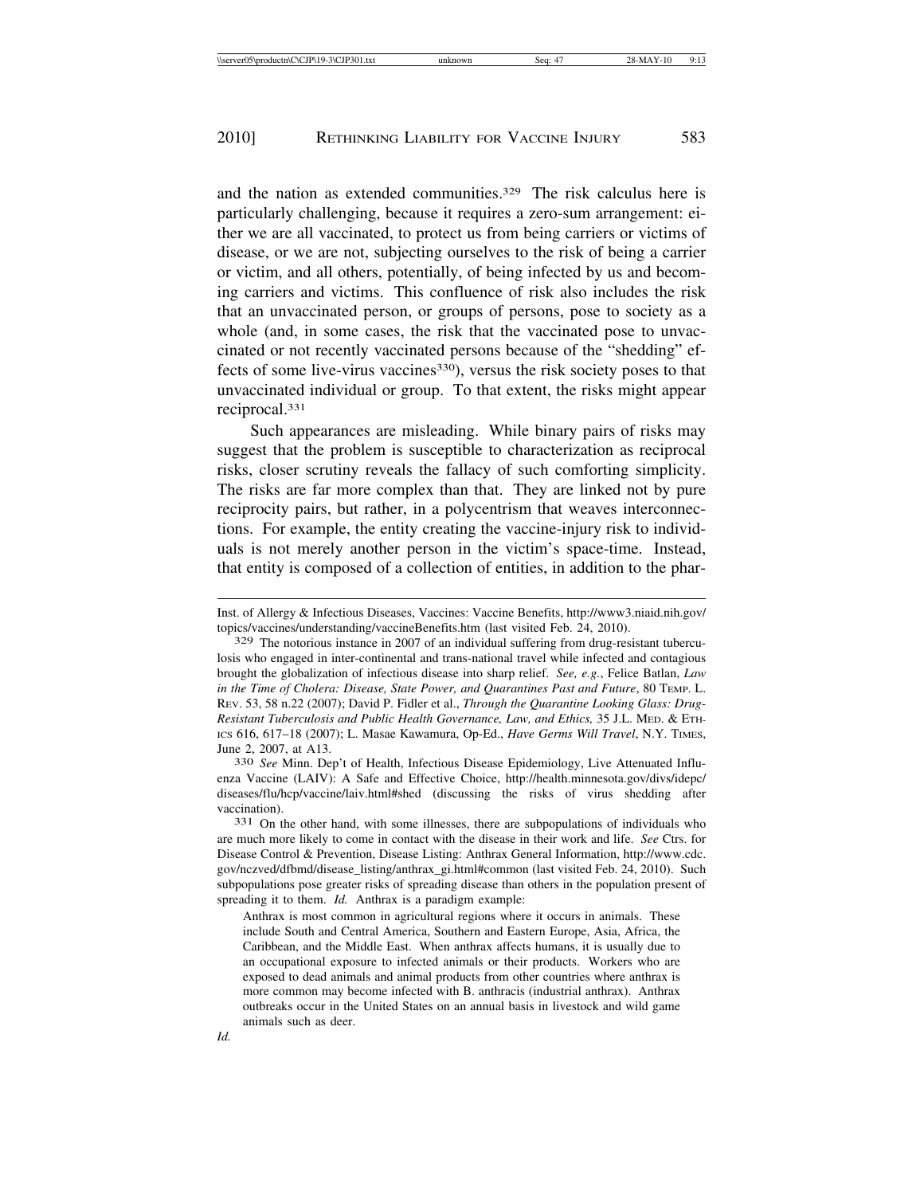and the nation as extended communities.[329] The risk calculus here is particularly challenging, because it requires a zero-sum arrangement: either we are all vaccinated, to protect us from being carriers or victims of disease, or we are not, subjecting ourselves to the risk of being a carrier or victim, and all others, potentially, of being infected by us and becoming carriers and victims. This confluence of risk also includes the risk that an unvaccinated person, or groups of persons, pose to society as a whole (and, in some cases, the risk that the vaccinated pose to unvaccinated or not recently vaccinated persons because of the "shedding" effects of some live-virus vaccines[330]), versus the risk society poses to that unvaccinated individual or group. To that extent, the risks might appear reciprocal.[331]

Such appearances are misleading. While binary pairs of risks may suggest that the problem is susceptible to characterization as reciprocal risks, closer scrutiny reveals the fallacy of such comforting simplicity. The risks are far more complex than that. They are linked not by pure reciprocity pairs, but rather, in a polycentrism that weaves interconnections. For example, the entity creating the vaccine-injury risk to individuals is not merely another person in the victim's space-time. Instead, that entity is composed of a collection of entities, in addition to the phar-

---

Inst. of Allergy & Infectious Diseases, Vaccines: Vaccine Benefits, http://www3.niaid.nih.gov/topics/vaccines/understanding/vaccineBenefits.htm (last visited Feb. 24, 2010).

[329] The notorious instance in 2007 of an individual suffering from drug-resistant tuberculosis who engaged in inter-continental and trans-national travel while infected and contagious brought the globalization of infectious disease into sharp relief. *See, e.g.*, Felice Batlan, *Law in the Time of Cholera: Disease, State Power, and Quarantines Past and Future*, 80 TEMP. L. REV. 53, 58 n.22 (2007); David P. Fidler et al., *Through the Quarantine Looking Glass: Drug-Resistant Tuberculosis and Public Health Governance, Law, and Ethics,* 35 J.L. MED. & ETHICS 616, 617–18 (2007); L. Masae Kawamura, Op-Ed., *Have Germs Will Travel*, N.Y. TIMES, June 2, 2007, at A13.

[330] *See* Minn. Dep't of Health, Infectious Disease Epidemiology, Live Attenuated Influenza Vaccine (LAIV): A Safe and Effective Choice, http://health.minnesota.gov/divs/idepc/diseases/flu/hcp/vaccine/laiv.html#shed (discussing the risks of virus shedding after vaccination).

[331] On the other hand, with some illnesses, there are subpopulations of individuals who are much more likely to come in contact with the disease in their work and life. *See* Ctrs. for Disease Control & Prevention, Disease Listing: Anthrax General Information, http://www.cdc.gov/nczved/dfbmd/disease_listing/anthrax_gi.html#common (last visited Feb. 24, 2010). Such subpopulations pose greater risks of spreading disease than others in the population present of spreading it to them. *Id.* Anthrax is a paradigm example:

> Anthrax is most common in agricultural regions where it occurs in animals. These include South and Central America, Southern and Eastern Europe, Asia, Africa, the Caribbean, and the Middle East. When anthrax affects humans, it is usually due to an occupational exposure to infected animals or their products. Workers who are exposed to dead animals and animal products from other countries where anthrax is more common may become infected with B. anthracis (industrial anthrax). Anthrax outbreaks occur in the United States on an annual basis in livestock and wild game animals such as deer.

*Id.*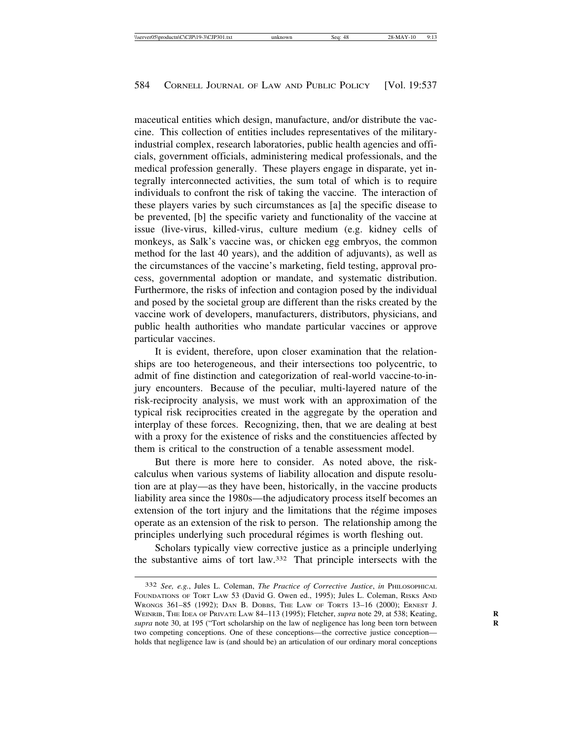maceutical entities which design, manufacture, and/or distribute the vaccine. This collection of entities includes representatives of the military-industrial complex, research laboratories, public health agencies and officials, government officials, administering medical professionals, and the medical profession generally. These players engage in disparate, yet integrally interconnected activities, the sum total of which is to require individuals to confront the risk of taking the vaccine. The interaction of these players varies by such circumstances as [a] the specific disease to be prevented, [b] the specific variety and functionality of the vaccine at issue (live-virus, killed-virus, culture medium (e.g. kidney cells of monkeys, as Salk's vaccine was, or chicken egg embryos, the common method for the last 40 years), and the addition of adjuvants), as well as the circumstances of the vaccine's marketing, field testing, approval process, governmental adoption or mandate, and systematic distribution. Furthermore, the risks of infection and contagion posed by the individual and posed by the societal group are different than the risks created by the vaccine work of developers, manufacturers, distributors, physicians, and public health authorities who mandate particular vaccines or approve particular vaccines.

It is evident, therefore, upon closer examination that the relationships are too heterogeneous, and their intersections too polycentric, to admit of fine distinction and categorization of real-world vaccine-to-injury encounters. Because of the peculiar, multi-layered nature of the risk-reciprocity analysis, we must work with an approximation of the typical risk reciprocities created in the aggregate by the operation and interplay of these forces. Recognizing, then, that we are dealing at best with a proxy for the existence of risks and the constituencies affected by them is critical to the construction of a tenable assessment model.

But there is more here to consider. As noted above, the risk-calculus when various systems of liability allocation and dispute resolution are at play—as they have been, historically, in the vaccine products liability area since the 1980s—the adjudicatory process itself becomes an extension of the tort injury and the limitations that the régime imposes operate as an extension of the risk to person. The relationship among the principles underlying such procedural régimes is worth fleshing out.

Scholars typically view corrective justice as a principle underlying the substantive aims of tort law.[332] That principle intersects with the

---

[332] *See, e.g.*, Jules L. Coleman, *The Practice of Corrective Justice*, *in* PHILOSOPHICAL FOUNDATIONS OF TORT LAW 53 (David G. Owen ed., 1995); Jules L. Coleman, RISKS AND WRONGS 361–85 (1992); DAN B. DOBBS, THE LAW OF TORTS 13–16 (2000); ERNEST J. WEINRIB, THE IDEA OF PRIVATE LAW 84–113 (1995); Fletcher, *supra* note 29, at 538; Keating, *supra* note 30, at 195 ("Tort scholarship on the law of negligence has long been torn between two competing conceptions. One of these conceptions—the corrective justice conception—holds that negligence law is (and should be) an articulation of our ordinary moral conceptions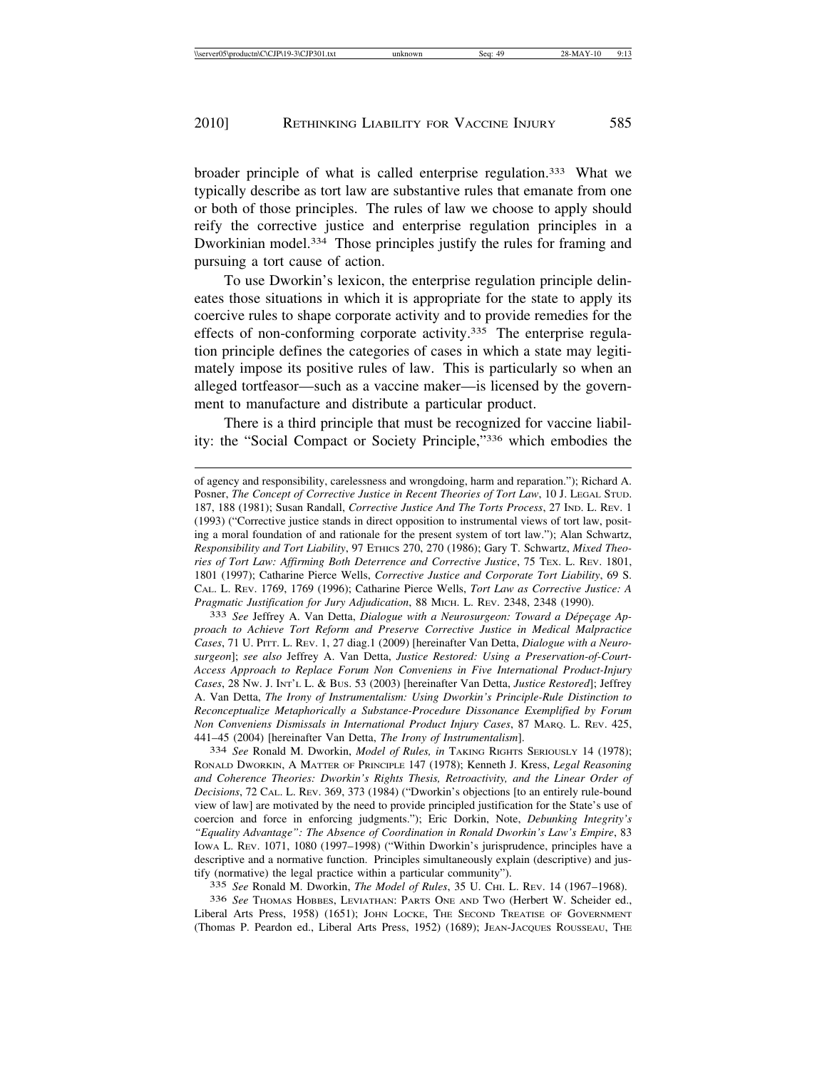broader principle of what is called enterprise regulation.[333] What we typically describe as tort law are substantive rules that emanate from one or both of those principles. The rules of law we choose to apply should reify the corrective justice and enterprise regulation principles in a Dworkinian model.[334] Those principles justify the rules for framing and pursuing a tort cause of action.

To use Dworkin's lexicon, the enterprise regulation principle delineates those situations in which it is appropriate for the state to apply its coercive rules to shape corporate activity and to provide remedies for the effects of non-conforming corporate activity.[335] The enterprise regulation principle defines the categories of cases in which a state may legitimately impose its positive rules of law. This is particularly so when an alleged tortfeasor—such as a vaccine maker—is licensed by the government to manufacture and distribute a particular product.

There is a third principle that must be recognized for vaccine liability: the "Social Compact or Society Principle,"[336] which embodies the

---

of agency and responsibility, carelessness and wrongdoing, harm and reparation."); Richard A. Posner, *The Concept of Corrective Justice in Recent Theories of Tort Law*, 10 J. LEGAL STUD. 187, 188 (1981); Susan Randall, *Corrective Justice And The Torts Process*, 27 IND. L. REV. 1 (1993) ("Corrective justice stands in direct opposition to instrumental views of tort law, positing a moral foundation of and rationale for the present system of tort law."); Alan Schwartz, *Responsibility and Tort Liability*, 97 ETHICS 270, 270 (1986); Gary T. Schwartz, *Mixed Theories of Tort Law: Affirming Both Deterrence and Corrective Justice*, 75 TEX. L. REV. 1801, 1801 (1997); Catharine Pierce Wells, *Corrective Justice and Corporate Tort Liability*, 69 S. CAL. L. REV. 1769, 1769 (1996); Catharine Pierce Wells, *Tort Law as Corrective Justice: A Pragmatic Justification for Jury Adjudication*, 88 MICH. L. REV. 2348, 2348 (1990).

333 *See* Jeffrey A. Van Detta, *Dialogue with a Neurosurgeon: Toward a Dépeçage Approach to Achieve Tort Reform and Preserve Corrective Justice in Medical Malpractice Cases*, 71 U. PITT. L. REV. 1, 27 diag.1 (2009) [hereinafter Van Detta, *Dialogue with a Neurosurgeon*]; *see also* Jeffrey A. Van Detta, *Justice Restored: Using a Preservation-of-Court-Access Approach to Replace Forum Non Conveniens in Five International Product-Injury Cases*, 28 NW. J. INT'L L. & BUS. 53 (2003) [hereinafter Van Detta, *Justice Restored*]; Jeffrey A. Van Detta, *The Irony of Instrumentalism: Using Dworkin's Principle-Rule Distinction to Reconceptualize Metaphorically a Substance-Procedure Dissonance Exemplified by Forum Non Conveniens Dismissals in International Product Injury Cases*, 87 MARQ. L. REV. 425, 441–45 (2004) [hereinafter Van Detta, *The Irony of Instrumentalism*].

334 *See* Ronald M. Dworkin, *Model of Rules, in* TAKING RIGHTS SERIOUSLY 14 (1978); RONALD DWORKIN, A MATTER OF PRINCIPLE 147 (1978); Kenneth J. Kress, *Legal Reasoning and Coherence Theories: Dworkin's Rights Thesis, Retroactivity, and the Linear Order of Decisions*, 72 CAL. L. REV. 369, 373 (1984) ("Dworkin's objections [to an entirely rule-bound view of law] are motivated by the need to provide principled justification for the State's use of coercion and force in enforcing judgments."); Eric Dorkin, Note, *Debunking Integrity's "Equality Advantage": The Absence of Coordination in Ronald Dworkin's Law's Empire*, 83 IOWA L. REV. 1071, 1080 (1997–1998) ("Within Dworkin's jurisprudence, principles have a descriptive and a normative function. Principles simultaneously explain (descriptive) and justify (normative) the legal practice within a particular community").

335 *See* Ronald M. Dworkin, *The Model of Rules*, 35 U. CHI. L. REV. 14 (1967–1968).

336 *See* THOMAS HOBBES, LEVIATHAN: PARTS ONE AND TWO (Herbert W. Scheider ed., Liberal Arts Press, 1958) (1651); JOHN LOCKE, THE SECOND TREATISE OF GOVERNMENT (Thomas P. Peardon ed., Liberal Arts Press, 1952) (1689); JEAN-JACQUES ROUSSEAU, THE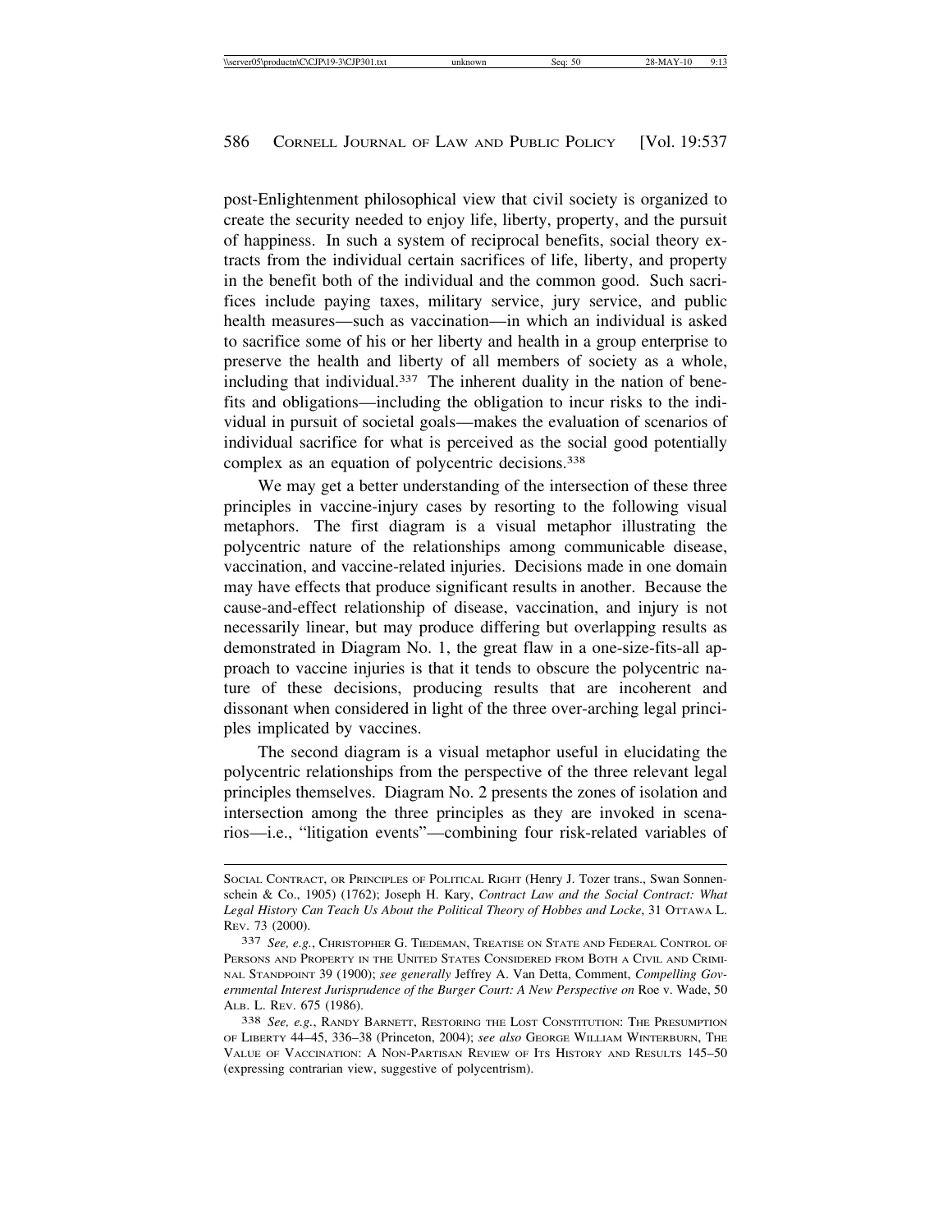post-Enlightenment philosophical view that civil society is organized to create the security needed to enjoy life, liberty, property, and the pursuit of happiness. In such a system of reciprocal benefits, social theory extracts from the individual certain sacrifices of life, liberty, and property in the benefit both of the individual and the common good. Such sacrifices include paying taxes, military service, jury service, and public health measures—such as vaccination—in which an individual is asked to sacrifice some of his or her liberty and health in a group enterprise to preserve the health and liberty of all members of society as a whole, including that individual.[337] The inherent duality in the nation of benefits and obligations—including the obligation to incur risks to the individual in pursuit of societal goals—makes the evaluation of scenarios of individual sacrifice for what is perceived as the social good potentially complex as an equation of polycentric decisions.[338]

We may get a better understanding of the intersection of these three principles in vaccine-injury cases by resorting to the following visual metaphors. The first diagram is a visual metaphor illustrating the polycentric nature of the relationships among communicable disease, vaccination, and vaccine-related injuries. Decisions made in one domain may have effects that produce significant results in another. Because the cause-and-effect relationship of disease, vaccination, and injury is not necessarily linear, but may produce differing but overlapping results as demonstrated in Diagram No. 1, the great flaw in a one-size-fits-all approach to vaccine injuries is that it tends to obscure the polycentric nature of these decisions, producing results that are incoherent and dissonant when considered in light of the three over-arching legal principles implicated by vaccines.

The second diagram is a visual metaphor useful in elucidating the polycentric relationships from the perspective of the three relevant legal principles themselves. Diagram No. 2 presents the zones of isolation and intersection among the three principles as they are invoked in scenarios—i.e., "litigation events"—combining four risk-related variables of

---

SOCIAL CONTRACT, OR PRINCIPLES OF POLITICAL RIGHT (Henry J. Tozer trans., Swan Sonnenschein & Co., 1905) (1762); Joseph H. Kary, *Contract Law and the Social Contract: What Legal History Can Teach Us About the Political Theory of Hobbes and Locke*, 31 OTTAWA L. REV. 73 (2000).

[337] *See, e.g.*, CHRISTOPHER G. TIEDEMAN, TREATISE ON STATE AND FEDERAL CONTROL OF PERSONS AND PROPERTY IN THE UNITED STATES CONSIDERED FROM BOTH A CIVIL AND CRIMINAL STANDPOINT 39 (1900); *see generally* Jeffrey A. Van Detta, Comment, *Compelling Governmental Interest Jurisprudence of the Burger Court: A New Perspective on* Roe v. Wade, 50 ALB. L. REV. 675 (1986).

[338] *See, e.g.*, RANDY BARNETT, RESTORING THE LOST CONSTITUTION: THE PRESUMPTION OF LIBERTY 44–45, 336–38 (Princeton, 2004); *see also* GEORGE WILLIAM WINTERBURN, THE VALUE OF VACCINATION: A NON-PARTISAN REVIEW OF ITS HISTORY AND RESULTS 145–50 (expressing contrarian view, suggestive of polycentrism).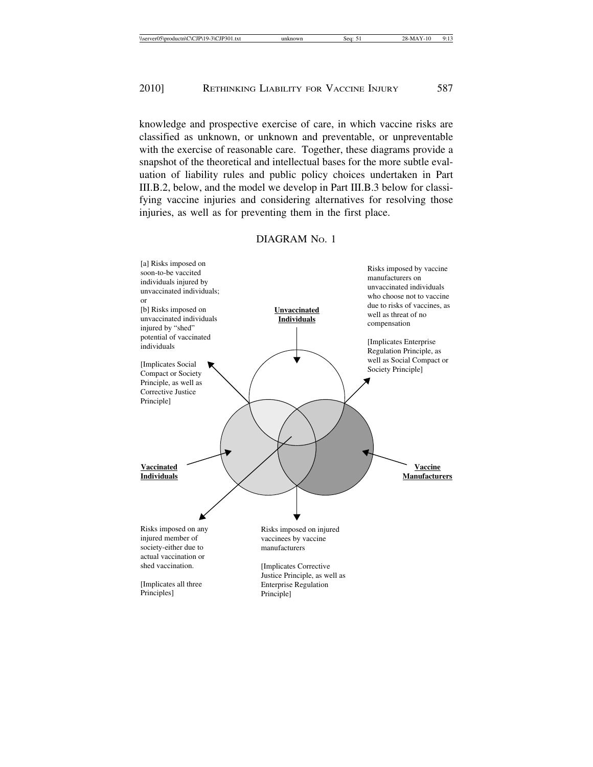knowledge and prospective exercise of care, in which vaccine risks are classified as unknown, or unknown and preventable, or unpreventable with the exercise of reasonable care. Together, these diagrams provide a snapshot of the theoretical and intellectual bases for the more subtle evaluation of liability rules and public policy choices undertaken in Part III.B.2, below, and the model we develop in Part III.B.3 below for classifying vaccine injuries and considering alternatives for resolving those injuries, as well as for preventing them in the first place.

DIAGRAM No. 1

[a] Risks imposed on soon-to-be vaccited individuals injured by unvaccinated individuals; or
[b] Risks imposed on unvaccinated individuals injured by "shed" potential of vaccinated individuals

[Implicates Social Compact or Society Principle, as well as Corrective Justice Principle]

**Unvaccinated Individuals**

Risks imposed by vaccine manufacturers on unvaccinated individuals who choose not to vaccine due to risks of vaccines, as well as threat of no compensation

[Implicates Enterprise Regulation Principle, as well as Social Compact or Society Principle]

**Vaccinated Individuals**

**Vaccine Manufacturers**

Risks imposed on any injured member of society-either due to actual vaccination or shed vaccination.

[Implicates all three Principles]

Risks imposed on injured vaccinees by vaccine manufacturers

[Implicates Corrective Justice Principle, as well as Enterprise Regulation Principle]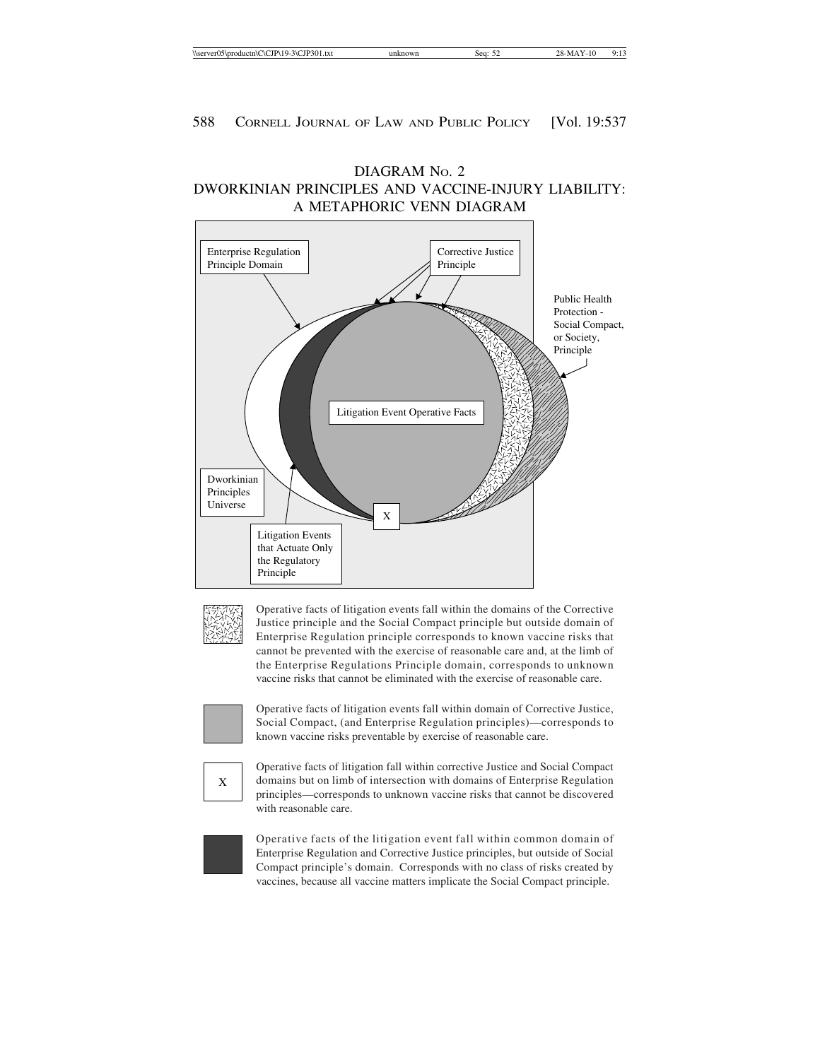## DIAGRAM No. 2
## DWORKINIAN PRINCIPLES AND VACCINE-INJURY LIABILITY: A METAPHORIC VENN DIAGRAM

Enterprise Regulation Principle Domain

Corrective Justice Principle

Public Health Protection - Social Compact, or Society, Principle

Litigation Event Operative Facts

Dworkinian Principles Universe

X

Litigation Events that Actuate Only the Regulatory Principle

[Pattern-filled area] Operative facts of litigation events fall within the domains of the Corrective Justice principle and the Social Compact principle but outside domain of Enterprise Regulation principle corresponds to known vaccine risks that cannot be prevented with the exercise of reasonable care and, at the limb of the Enterprise Regulations Principle domain, corresponds to unknown vaccine risks that cannot be eliminated with the exercise of reasonable care.

[Light gray area] Operative facts of litigation events fall within domain of Corrective Justice, Social Compact, (and Enterprise Regulation principles)—corresponds to known vaccine risks preventable by exercise of reasonable care.

X — Operative facts of litigation fall within corrective Justice and Social Compact domains but on limb of intersection with domains of Enterprise Regulation principles—corresponds to unknown vaccine risks that cannot be discovered with reasonable care.

[Dark gray area] Operative facts of the litigation event fall within common domain of Enterprise Regulation and Corrective Justice principles, but outside of Social Compact principle's domain. Corresponds with no class of risks created by vaccines, because all vaccine matters implicate the Social Compact principle.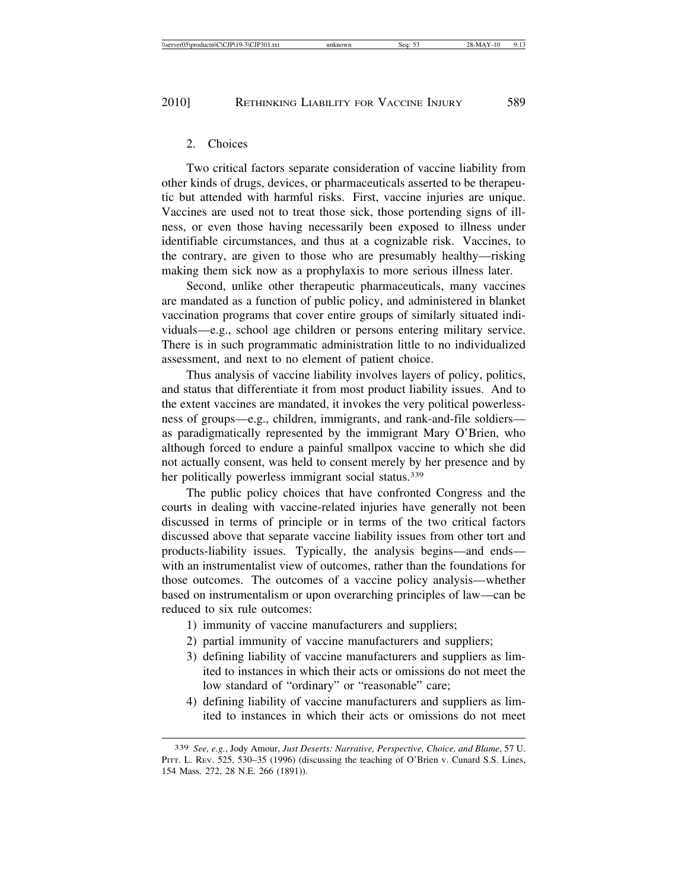### 2. Choices

Two critical factors separate consideration of vaccine liability from other kinds of drugs, devices, or pharmaceuticals asserted to be therapeutic but attended with harmful risks. First, vaccine injuries are unique. Vaccines are used not to treat those sick, those portending signs of illness, or even those having necessarily been exposed to illness under identifiable circumstances, and thus at a cognizable risk. Vaccines, to the contrary, are given to those who are presumably healthy—risking making them sick now as a prophylaxis to more serious illness later.

Second, unlike other therapeutic pharmaceuticals, many vaccines are mandated as a function of public policy, and administered in blanket vaccination programs that cover entire groups of similarly situated individuals—e.g., school age children or persons entering military service. There is in such programmatic administration little to no individualized assessment, and next to no element of patient choice.

Thus analysis of vaccine liability involves layers of policy, politics, and status that differentiate it from most product liability issues. And to the extent vaccines are mandated, it invokes the very political powerlessness of groups—e.g., children, immigrants, and rank-and-file soldiers—as paradigmatically represented by the immigrant Mary O'Brien, who although forced to endure a painful smallpox vaccine to which she did not actually consent, was held to consent merely by her presence and by her politically powerless immigrant social status.[339]

The public policy choices that have confronted Congress and the courts in dealing with vaccine-related injuries have generally not been discussed in terms of principle or in terms of the two critical factors discussed above that separate vaccine liability issues from other tort and products-liability issues. Typically, the analysis begins—and ends—with an instrumentalist view of outcomes, rather than the foundations for those outcomes. The outcomes of a vaccine policy analysis—whether based on instrumentalism or upon overarching principles of law—can be reduced to six rule outcomes:

1) immunity of vaccine manufacturers and suppliers;
2) partial immunity of vaccine manufacturers and suppliers;
3) defining liability of vaccine manufacturers and suppliers as limited to instances in which their acts or omissions do not meet the low standard of "ordinary" or "reasonable" care;
4) defining liability of vaccine manufacturers and suppliers as limited to instances in which their acts or omissions do not meet

[339] *See, e.g.*, Jody Amour, *Just Deserts: Narrative, Perspective, Choice, and Blame*, 57 U. PITT. L. REV. 525, 530–35 (1996) (discussing the teaching of O'Brien v. Cunard S.S. Lines, 154 Mass. 272, 28 N.E. 266 (1891)).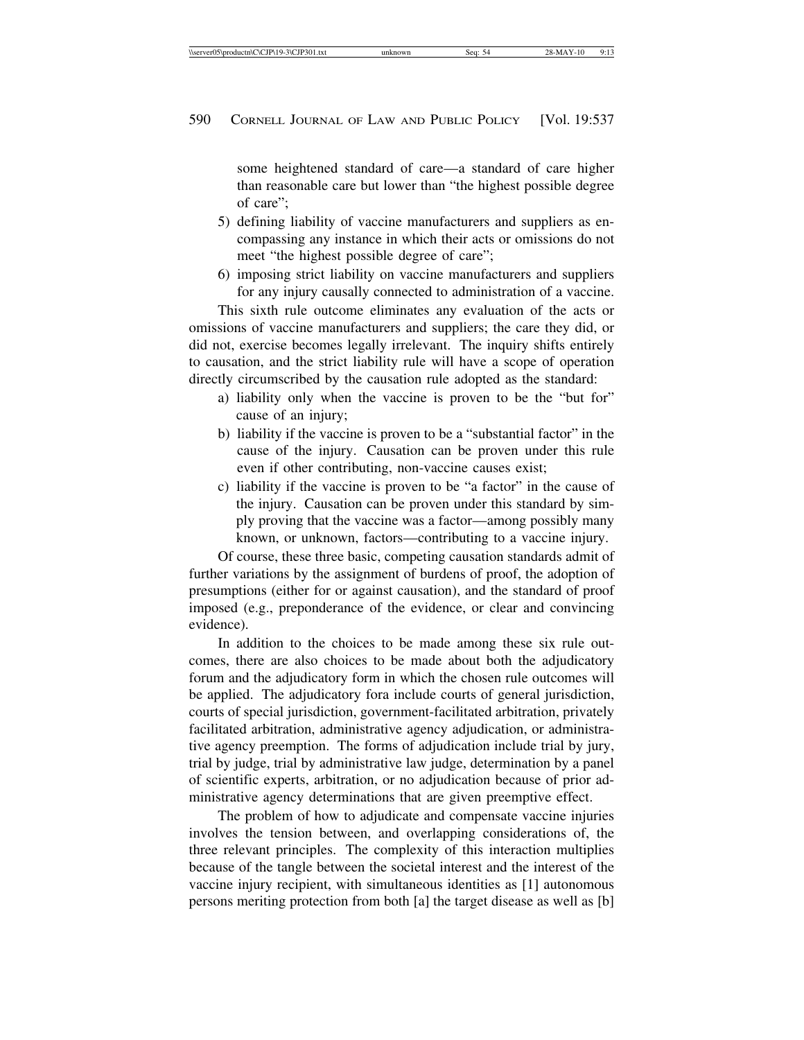some heightened standard of care—a standard of care higher than reasonable care but lower than "the highest possible degree of care";

5) defining liability of vaccine manufacturers and suppliers as encompassing any instance in which their acts or omissions do not meet "the highest possible degree of care";
6) imposing strict liability on vaccine manufacturers and suppliers for any injury causally connected to administration of a vaccine.

This sixth rule outcome eliminates any evaluation of the acts or omissions of vaccine manufacturers and suppliers; the care they did, or did not, exercise becomes legally irrelevant. The inquiry shifts entirely to causation, and the strict liability rule will have a scope of operation directly circumscribed by the causation rule adopted as the standard:

a) liability only when the vaccine is proven to be the "but for" cause of an injury;
b) liability if the vaccine is proven to be a "substantial factor" in the cause of the injury. Causation can be proven under this rule even if other contributing, non-vaccine causes exist;
c) liability if the vaccine is proven to be "a factor" in the cause of the injury. Causation can be proven under this standard by simply proving that the vaccine was a factor—among possibly many known, or unknown, factors—contributing to a vaccine injury.

Of course, these three basic, competing causation standards admit of further variations by the assignment of burdens of proof, the adoption of presumptions (either for or against causation), and the standard of proof imposed (e.g., preponderance of the evidence, or clear and convincing evidence).

In addition to the choices to be made among these six rule outcomes, there are also choices to be made about both the adjudicatory forum and the adjudicatory form in which the chosen rule outcomes will be applied. The adjudicatory fora include courts of general jurisdiction, courts of special jurisdiction, government-facilitated arbitration, privately facilitated arbitration, administrative agency adjudication, or administrative agency preemption. The forms of adjudication include trial by jury, trial by judge, trial by administrative law judge, determination by a panel of scientific experts, arbitration, or no adjudication because of prior administrative agency determinations that are given preemptive effect.

The problem of how to adjudicate and compensate vaccine injuries involves the tension between, and overlapping considerations of, the three relevant principles. The complexity of this interaction multiplies because of the tangle between the societal interest and the interest of the vaccine injury recipient, with simultaneous identities as [1] autonomous persons meriting protection from both [a] the target disease as well as [b]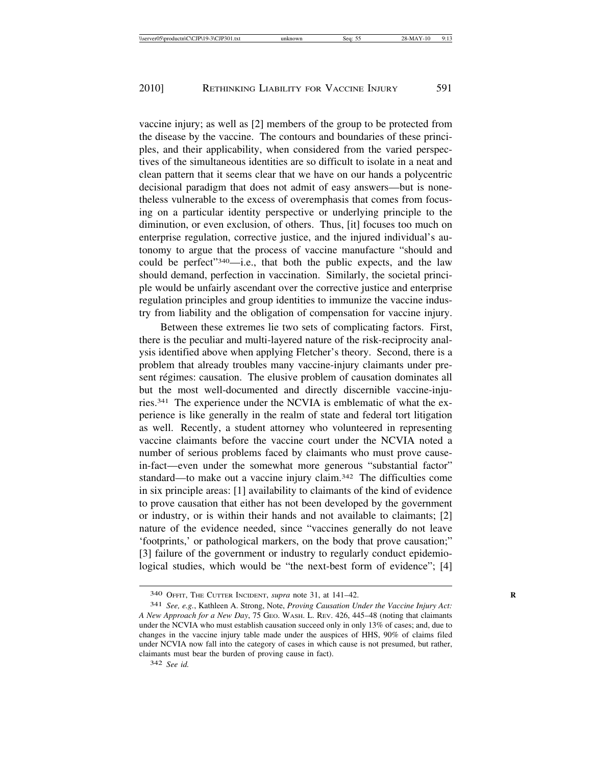vaccine injury; as well as [2] members of the group to be protected from the disease by the vaccine. The contours and boundaries of these principles, and their applicability, when considered from the varied perspectives of the simultaneous identities are so difficult to isolate in a neat and clean pattern that it seems clear that we have on our hands a polycentric decisional paradigm that does not admit of easy answers—but is nonetheless vulnerable to the excess of overemphasis that comes from focusing on a particular identity perspective or underlying principle to the diminution, or even exclusion, of others. Thus, [it] focuses too much on enterprise regulation, corrective justice, and the injured individual's autonomy to argue that the process of vaccine manufacture "should and could be perfect"[340]—i.e., that both the public expects, and the law should demand, perfection in vaccination. Similarly, the societal principle would be unfairly ascendant over the corrective justice and enterprise regulation principles and group identities to immunize the vaccine industry from liability and the obligation of compensation for vaccine injury.

Between these extremes lie two sets of complicating factors. First, there is the peculiar and multi-layered nature of the risk-reciprocity analysis identified above when applying Fletcher's theory. Second, there is a problem that already troubles many vaccine-injury claimants under present régimes: causation. The elusive problem of causation dominates all but the most well-documented and directly discernible vaccine-injuries.[341] The experience under the NCVIA is emblematic of what the experience is like generally in the realm of state and federal tort litigation as well. Recently, a student attorney who volunteered in representing vaccine claimants before the vaccine court under the NCVIA noted a number of serious problems faced by claimants who must prove cause-in-fact—even under the somewhat more generous "substantial factor" standard—to make out a vaccine injury claim.[342] The difficulties come in six principle areas: [1] availability to claimants of the kind of evidence to prove causation that either has not been developed by the government or industry, or is within their hands and not available to claimants; [2] nature of the evidence needed, since "vaccines generally do not leave 'footprints,' or pathological markers, on the body that prove causation;" [3] failure of the government or industry to regularly conduct epidemiological studies, which would be "the next-best form of evidence"; [4]

---

340 Offit, The Cutter Incident, *supra* note 31, at 141–42.

341 *See, e.g.*, Kathleen A. Strong, Note, *Proving Causation Under the Vaccine Injury Act: A New Approach for a New Day*, 75 Geo. Wash. L. Rev. 426, 445–48 (noting that claimants under the NCVIA who must establish causation succeed only in only 13% of cases; and, due to changes in the vaccine injury table made under the auspices of HHS, 90% of claims filed under NCVIA now fall into the category of cases in which cause is not presumed, but rather, claimants must bear the burden of proving cause in fact).

342 *See id.*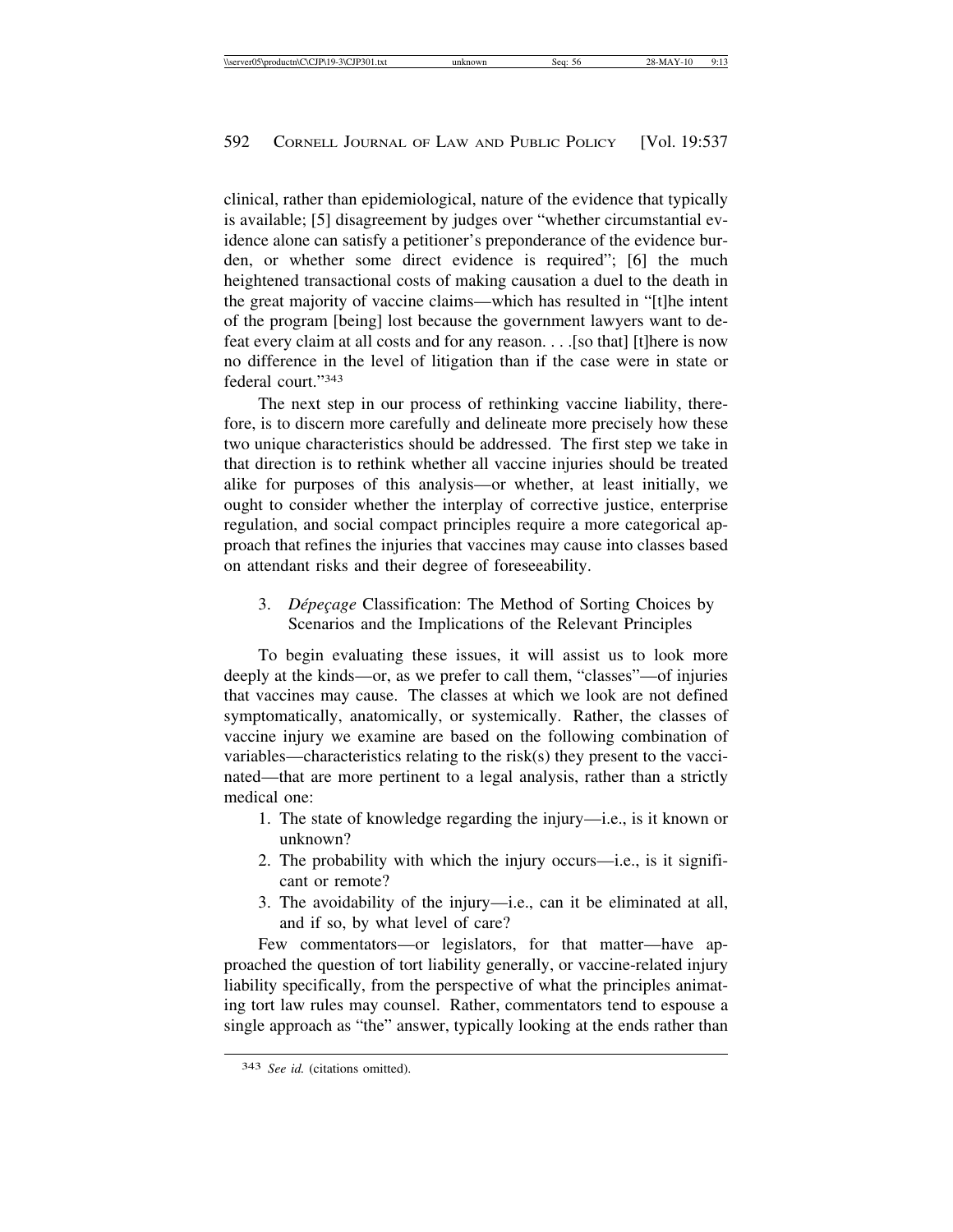clinical, rather than epidemiological, nature of the evidence that typically is available; [5] disagreement by judges over "whether circumstantial evidence alone can satisfy a petitioner's preponderance of the evidence burden, or whether some direct evidence is required"; [6] the much heightened transactional costs of making causation a duel to the death in the great majority of vaccine claims—which has resulted in "[t]he intent of the program [being] lost because the government lawyers want to defeat every claim at all costs and for any reason. . . .[so that] [t]here is now no difference in the level of litigation than if the case were in state or federal court."[343]

The next step in our process of rethinking vaccine liability, therefore, is to discern more carefully and delineate more precisely how these two unique characteristics should be addressed. The first step we take in that direction is to rethink whether all vaccine injuries should be treated alike for purposes of this analysis—or whether, at least initially, we ought to consider whether the interplay of corrective justice, enterprise regulation, and social compact principles require a more categorical approach that refines the injuries that vaccines may cause into classes based on attendant risks and their degree of foreseeability.

### 3. *Dépeçage* Classification: The Method of Sorting Choices by Scenarios and the Implications of the Relevant Principles

To begin evaluating these issues, it will assist us to look more deeply at the kinds—or, as we prefer to call them, "classes"—of injuries that vaccines may cause. The classes at which we look are not defined symptomatically, anatomically, or systemically. Rather, the classes of vaccine injury we examine are based on the following combination of variables—characteristics relating to the risk(s) they present to the vaccinated—that are more pertinent to a legal analysis, rather than a strictly medical one:

1. The state of knowledge regarding the injury—i.e., is it known or unknown?
2. The probability with which the injury occurs—i.e., is it significant or remote?
3. The avoidability of the injury—i.e., can it be eliminated at all, and if so, by what level of care?

Few commentators—or legislators, for that matter—have approached the question of tort liability generally, or vaccine-related injury liability specifically, from the perspective of what the principles animating tort law rules may counsel. Rather, commentators tend to espouse a single approach as "the" answer, typically looking at the ends rather than

[343] *See id.* (citations omitted).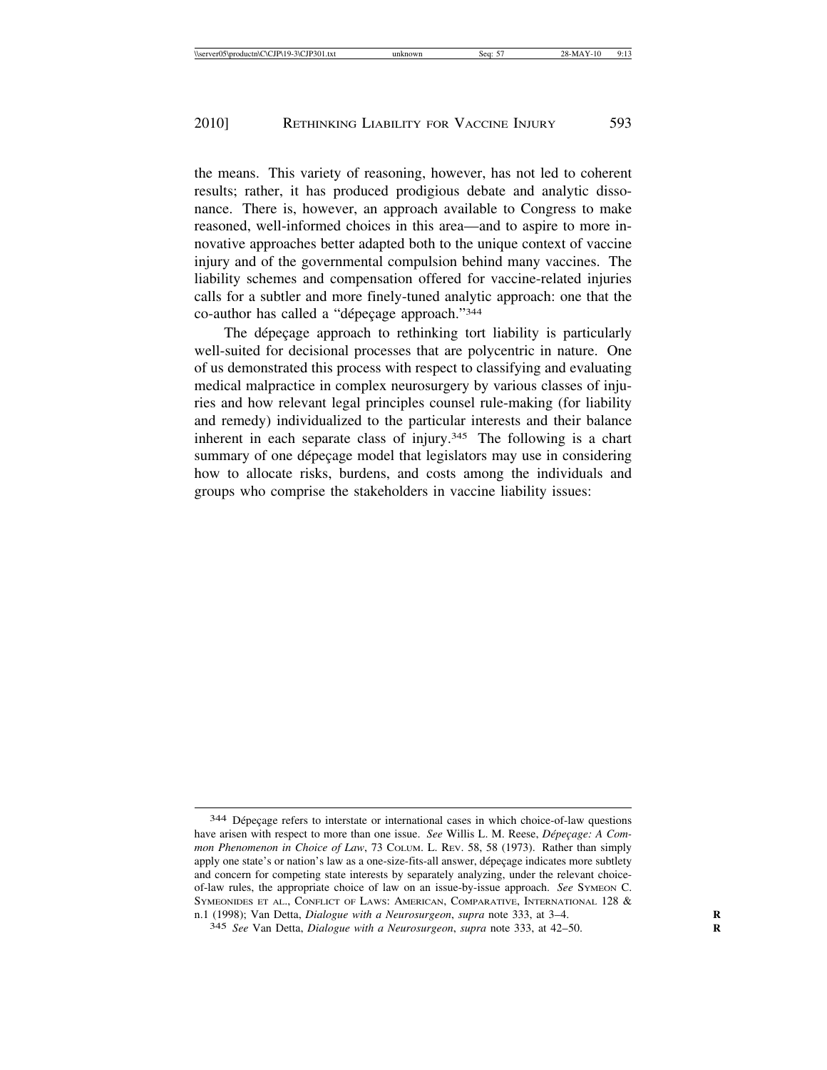the means. This variety of reasoning, however, has not led to coherent results; rather, it has produced prodigious debate and analytic dissonance. There is, however, an approach available to Congress to make reasoned, well-informed choices in this area—and to aspire to more innovative approaches better adapted both to the unique context of vaccine injury and of the governmental compulsion behind many vaccines. The liability schemes and compensation offered for vaccine-related injuries calls for a subtler and more finely-tuned analytic approach: one that the co-author has called a "dépeçage approach."[344]

The dépeçage approach to rethinking tort liability is particularly well-suited for decisional processes that are polycentric in nature. One of us demonstrated this process with respect to classifying and evaluating medical malpractice in complex neurosurgery by various classes of injuries and how relevant legal principles counsel rule-making (for liability and remedy) individualized to the particular interests and their balance inherent in each separate class of injury.[345] The following is a chart summary of one dépeçage model that legislators may use in considering how to allocate risks, burdens, and costs among the individuals and groups who comprise the stakeholders in vaccine liability issues:

---

[344] Dépeçage refers to interstate or international cases in which choice-of-law questions have arisen with respect to more than one issue. *See* Willis L. M. Reese, *Dépeçage: A Common Phenomenon in Choice of Law*, 73 COLUM. L. REV. 58, 58 (1973). Rather than simply apply one state's or nation's law as a one-size-fits-all answer, dépeçage indicates more subtlety and concern for competing state interests by separately analyzing, under the relevant choice-of-law rules, the appropriate choice of law on an issue-by-issue approach. *See* SYMEON C. SYMEONIDES ET AL., CONFLICT OF LAWS: AMERICAN, COMPARATIVE, INTERNATIONAL 128 & n.1 (1998); Van Detta, *Dialogue with a Neurosurgeon*, *supra* note 333, at 3–4.

[345] *See* Van Detta, *Dialogue with a Neurosurgeon*, *supra* note 333, at 42–50.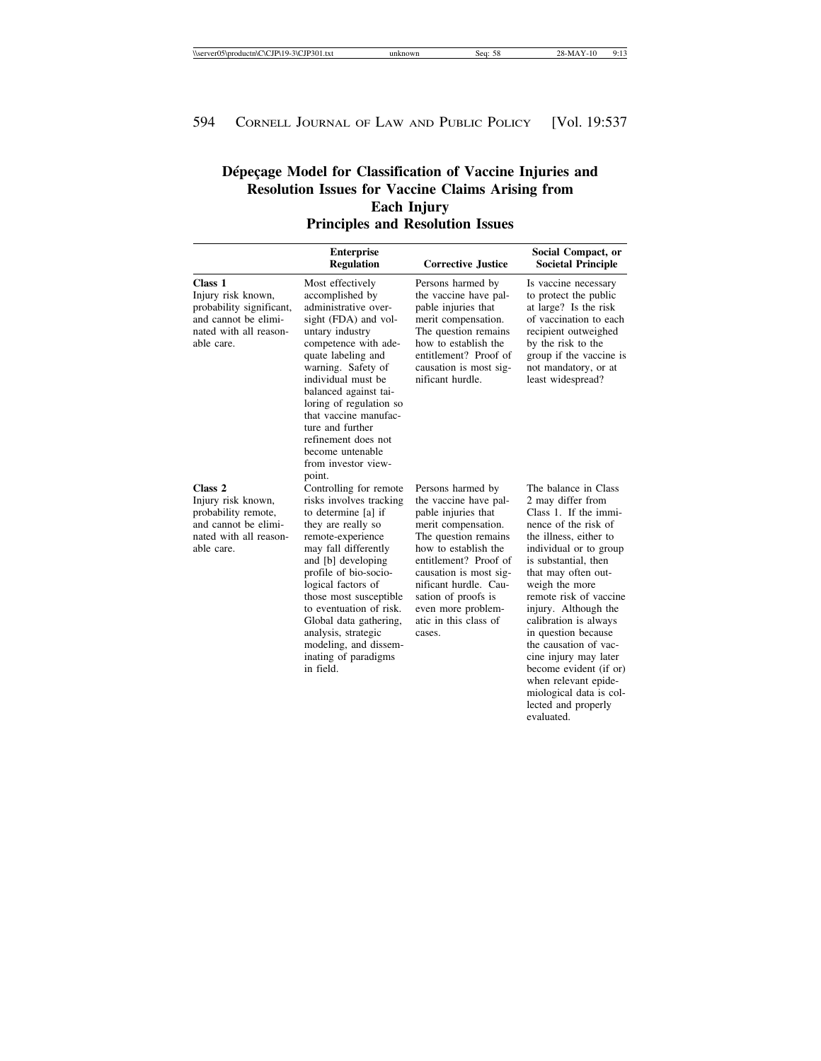## Dépeçage Model for Classification of Vaccine Injuries and Resolution Issues for Vaccine Claims Arising from Each Injury

### Principles and Resolution Issues

| | Enterprise Regulation | Corrective Justice | Social Compact, or Societal Principle |
|---|---|---|---|
| **Class 1** Injury risk known, probability significant, and cannot be eliminated with all reasonable care. | Most effectively accomplished by administrative oversight (FDA) and voluntary industry competence with adequate labeling and warning. Safety of individual must be balanced against tailoring of regulation so that vaccine manufacture and further refinement does not become untenable from investor viewpoint. | Persons harmed by the vaccine have palpable injuries that merit compensation. The question remains how to establish the entitlement? Proof of causation is most significant hurdle. | Is vaccine necessary to protect the public at large? Is the risk of vaccination to each recipient outweighed by the risk to the group if the vaccine is not mandatory, or at least widespread? |
| **Class 2** Injury risk known, probability remote, and cannot be eliminated with all reasonable care. | Controlling for remote risks involves tracking to determine [a] if they are really so remote-experience may fall differently and [b] developing profile of bio-socio-logical factors of those most susceptible to eventuation of risk. Global data gathering, analysis, strategic modeling, and disseminating of paradigms in field. | Persons harmed by the vaccine have palpable injuries that merit compensation. The question remains how to establish the entitlement? Proof of causation is most significant hurdle. Causation of proofs is even more problematic in this class of cases. | The balance in Class 2 may differ from Class 1. If the imminence of the risk of the illness, either to individual or to group is substantial, then that may often outweigh the more remote risk of vaccine injury. Although the calibration is always in question because the causation of vaccine injury may later become evident (if or) when relevant epidemiological data is collected and properly evaluated. |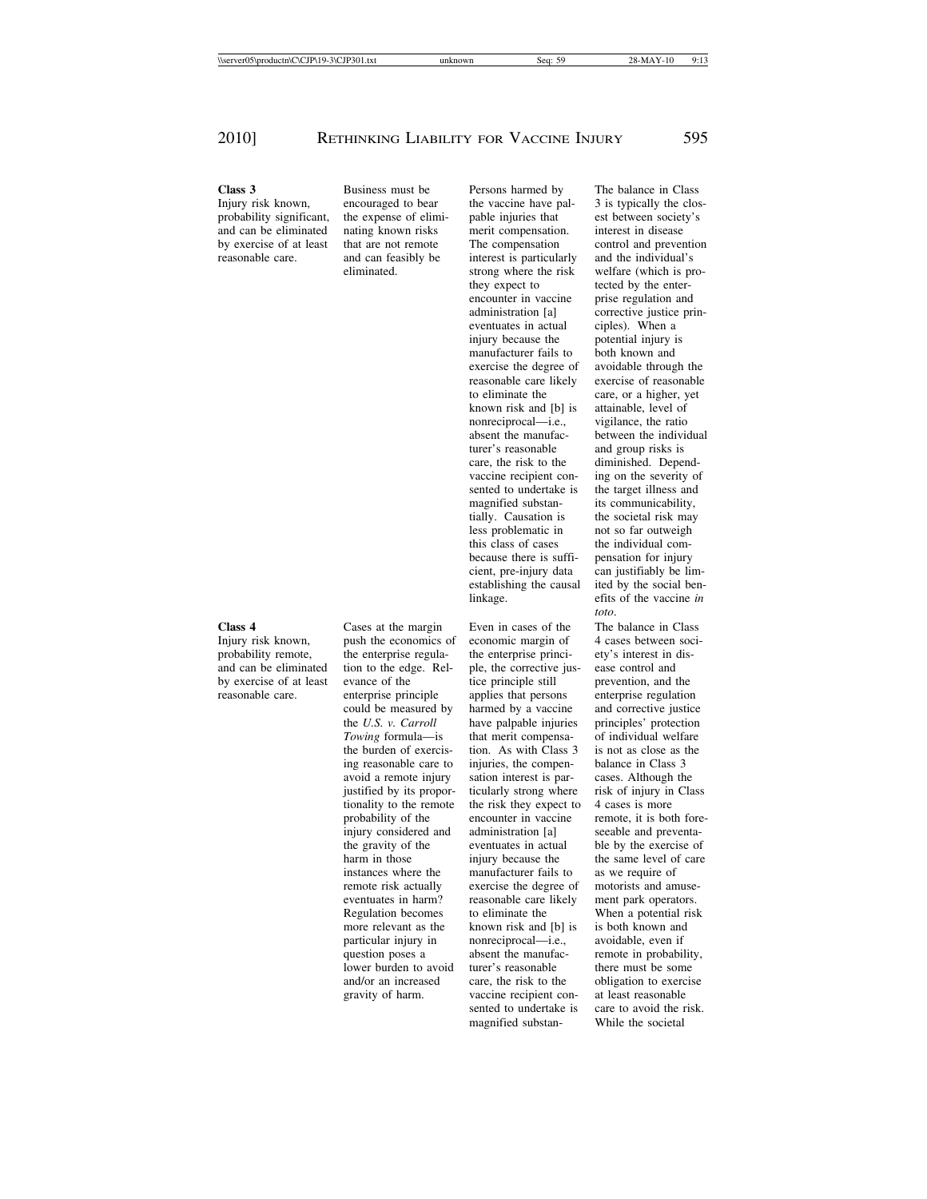| | | | |
|---|---|---|---|
| **Class 3** Injury risk known, probability significant, and can be eliminated by exercise of at least reasonable care. | Business must be encouraged to bear the expense of eliminating known risks that are not remote and can feasibly be eliminated. | Persons harmed by the vaccine have palpable injuries that merit compensation. The compensation interest is particularly strong where the risk they expect to encounter in vaccine administration [a] eventuates in actual injury because the manufacturer fails to exercise the degree of reasonable care likely to eliminate the known risk and [b] is nonreciprocal—i.e., absent the manufacturer's reasonable care, the risk to the vaccine recipient consented to undertake is magnified substantially. Causation is less problematic in this class of cases because there is sufficient, pre-injury data establishing the causal linkage. | The balance in Class 3 is typically the closest between society's interest in disease control and prevention and the individual's welfare (which is protected by the enterprise regulation and corrective justice principles). When a potential injury is both known and avoidable through the exercise of reasonable care, or a higher, yet attainable, level of vigilance, the ratio between the individual and group risks is diminished. Depending on the severity of the target illness and its communicability, the societal risk may not so far outweigh the individual compensation for injury can justifiably be limited by the social benefits of the vaccine *in toto*. |
| **Class 4** Injury risk known, probability remote, and can be eliminated by exercise of at least reasonable care. | Cases at the margin push the economics of the enterprise regulation to the edge. Relevance of the enterprise principle could be measured by the *U.S. v. Carroll Towing* formula—is the burden of exercising reasonable care to avoid a remote injury justified by its proportionality to the remote probability of the injury considered and the gravity of the harm in those instances where the remote risk actually eventuates in harm? Regulation becomes more relevant as the particular injury in question poses a lower burden to avoid and/or an increased gravity of harm. | Even in cases of the economic margin of the enterprise principle, the corrective justice principle still applies that persons harmed by a vaccine have palpable injuries that merit compensation. As with Class 3 injuries, the compensation interest is particularly strong where the risk they expect to encounter in vaccine administration [a] eventuates in actual injury because the manufacturer fails to exercise the degree of reasonable care likely to eliminate the known risk and [b] is nonreciprocal—i.e., absent the manufacturer's reasonable care, the risk to the vaccine recipient consented to undertake is magnified substan- | The balance in Class 4 cases between society's interest in disease control and prevention, and the enterprise regulation and corrective justice principles' protection of individual welfare is not as close as the balance in Class 3 cases. Although the risk of injury in Class 4 cases is more remote, it is both foreseeable and preventable by the exercise of the same level of care as we require of motorists and amusement park operators. When a potential risk is both known and avoidable, even if remote in probability, there must be some obligation to exercise at least reasonable care to avoid the risk. While the societal |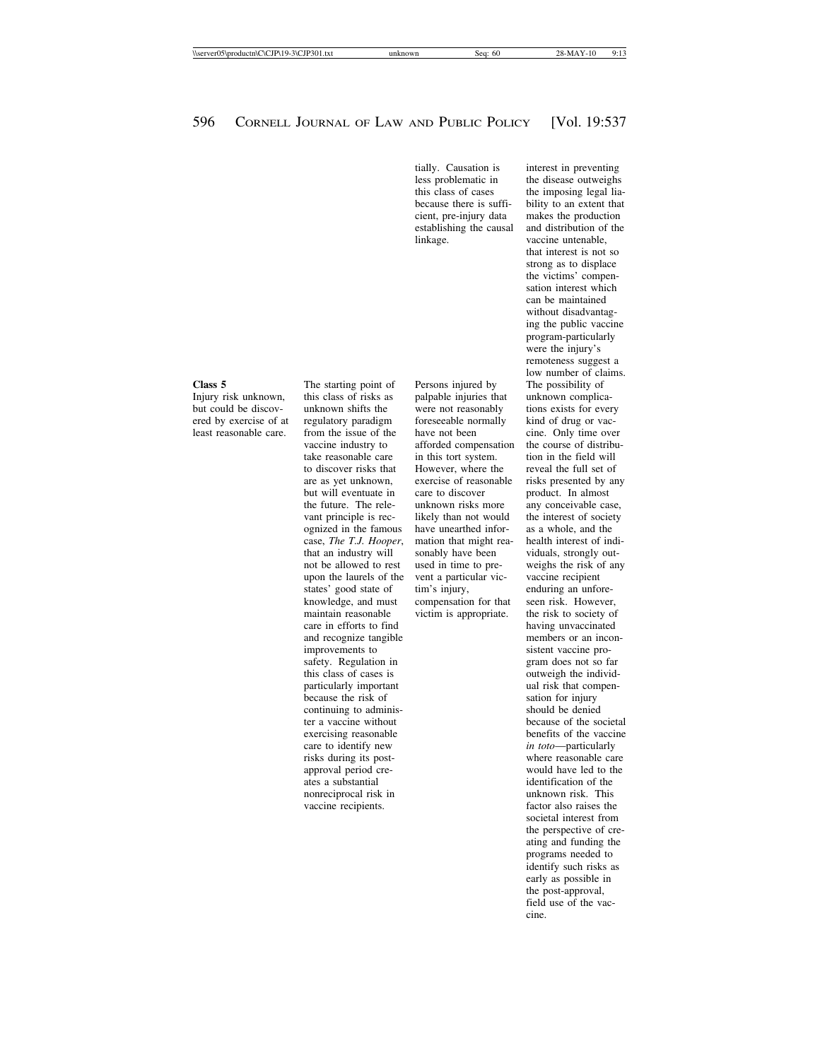| | | | |
|---|---|---|---|
| | | tially. Causation is less problematic in this class of cases because there is sufficient, pre-injury data establishing the causal linkage. | interest in preventing the disease outweighs the imposing legal liability to an extent that makes the production and distribution of the vaccine untenable, that interest is not so strong as to displace the victims' compensation interest which can be maintained without disadvantaging the public vaccine program-particularly were the injury's remoteness suggest a low number of claims. |
| **Class 5** Injury risk unknown, but could be discovered by exercise of at least reasonable care. | The starting point of this class of risks as unknown shifts the regulatory paradigm from the issue of the vaccine industry to take reasonable care to discover risks that are as yet unknown, but will eventuate in the future. The relevant principle is recognized in the famous case, *The T.J. Hooper*, that an industry will not be allowed to rest upon the laurels of the states' good state of knowledge, and must maintain reasonable care in efforts to find and recognize tangible improvements to safety. Regulation in this class of cases is particularly important because the risk of continuing to administer a vaccine without exercising reasonable care to identify new risks during its post-approval period creates a substantial nonreciprocal risk in vaccine recipients. | Persons injured by palpable injuries that were not reasonably foreseeable normally have not been afforded compensation in this tort system. However, where the exercise of reasonable care to discover unknown risks more likely than not would have unearthed information that might reasonably have been used in time to prevent a particular victim's injury, compensation for that victim is appropriate. | The possibility of unknown complications exists for every kind of drug or vaccine. Only time over the course of distribution in the field will reveal the full set of risks presented by any product. In almost any conceivable case, the interest of society as a whole, and the health interest of individuals, strongly outweighs the risk of any vaccine recipient enduring an unforeseen risk. However, the risk to society of having unvaccinated members or an inconsistent vaccine program does not so far outweigh the individual risk that compensation for injury should be denied because of the societal benefits of the vaccine *in toto*—particularly where reasonable care would have led to the identification of the unknown risk. This factor also raises the societal interest from the perspective of creating and funding the programs needed to identify such risks as early as possible in the post-approval, field use of the vaccine. |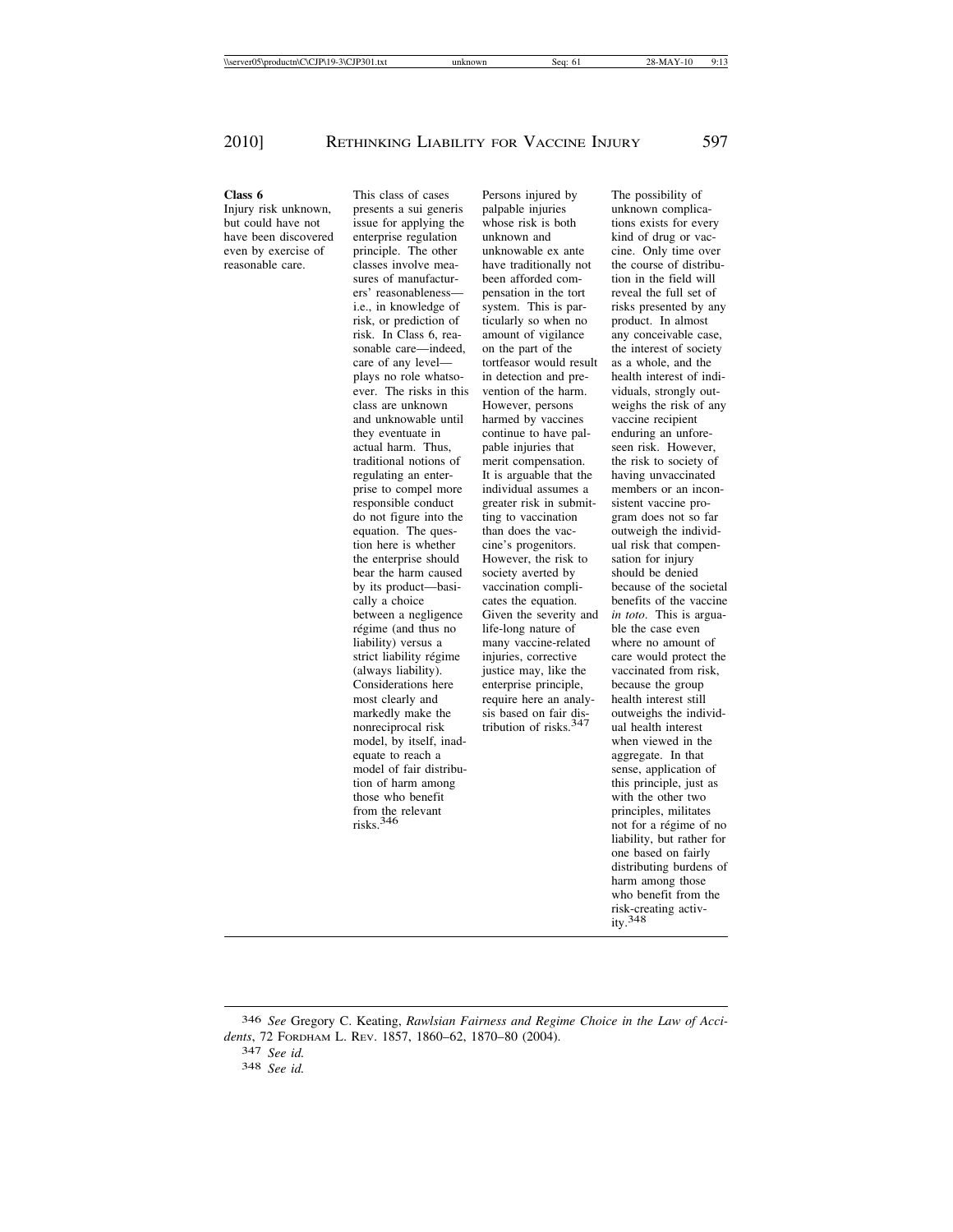| | | | |
|---|---|---|---|
| **Class 6** Injury risk unknown, but could have not have been discovered even by exercise of reasonable care. | This class of cases presents a sui generis issue for applying the enterprise regulation principle. The other classes involve measures of manufacturers' reasonableness—i.e., in knowledge of risk, or prediction of risk. In Class 6, reasonable care—indeed, care of any level—plays no role whatsoever. The risks in this class are unknown and unknowable until they eventuate in actual harm. Thus, traditional notions of regulating an enterprise to compel more responsible conduct do not figure into the equation. The question here is whether the enterprise should bear the harm caused by its product—basically a choice between a negligence régime (and thus no liability) versus a strict liability régime (always liability). Considerations here most clearly and markedly make the nonreciprocal risk model, by itself, inadequate to reach a model of fair distribution of harm among those who benefit from the relevant risks.[346] | Persons injured by palpable injuries whose risk is both unknown and unknowable ex ante have traditionally not been afforded compensation in the tort system. This is particularly so when no amount of vigilance on the part of the tortfeasor would result in detection and prevention of the harm. However, persons harmed by vaccines continue to have palpable injuries that merit compensation. It is arguable that the individual assumes a greater risk in submitting to vaccination than does the vaccine's progenitors. However, the risk to society averted by vaccination complicates the equation. Given the severity and life-long nature of many vaccine-related injuries, corrective justice may, like the enterprise principle, require here an analysis based on fair distribution of risks.[347] | The possibility of unknown complications exists for every kind of drug or vaccine. Only time over the course of distribution in the field will reveal the full set of risks presented by any product. In almost any conceivable case, the interest of society as a whole, and the health interest of individuals, strongly outweighs the risk of any vaccine recipient enduring an unforeseen risk. However, the risk to society of having unvaccinated members or an inconsistent vaccine program does not so far outweigh the individual risk that compensation for injury should be denied because of the societal benefits of the vaccine *in toto*. This is arguable the case even where no amount of care would protect the vaccinated from risk, because the group health interest still outweighs the individual health interest when viewed in the aggregate. In that sense, application of this principle, just as with the other two principles, militates not for a régime of no liability, but rather for one based on fairly distributing burdens of harm among those who benefit from the risk-creating activity.[348] |

---

346 *See* Gregory C. Keating, *Rawlsian Fairness and Regime Choice in the Law of Accidents*, 72 FORDHAM L. REV. 1857, 1860–62, 1870–80 (2004).

347 *See id.*

348 *See id.*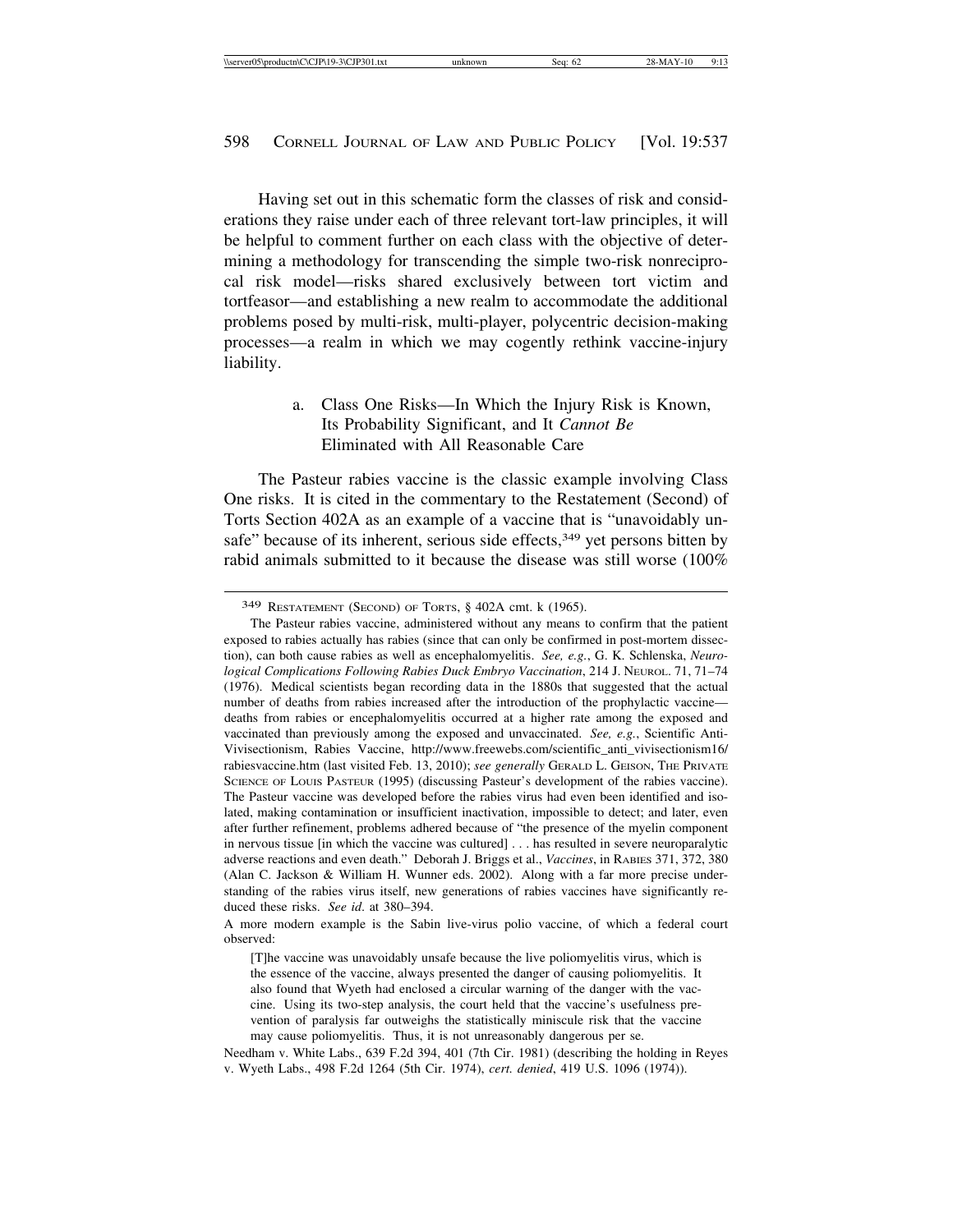Having set out in this schematic form the classes of risk and considerations they raise under each of three relevant tort-law principles, it will be helpful to comment further on each class with the objective of determining a methodology for transcending the simple two-risk nonreciprocal risk model—risks shared exclusively between tort victim and tortfeasor—and establishing a new realm to accommodate the additional problems posed by multi-risk, multi-player, polycentric decision-making processes—a realm in which we may cogently rethink vaccine-injury liability.

a. Class One Risks—In Which the Injury Risk is Known, Its Probability Significant, and It *Cannot Be* Eliminated with All Reasonable Care

The Pasteur rabies vaccine is the classic example involving Class One risks. It is cited in the commentary to the Restatement (Second) of Torts Section 402A as an example of a vaccine that is "unavoidably unsafe" because of its inherent, serious side effects,[349] yet persons bitten by rabid animals submitted to it because the disease was still worse (100%

---

[349] RESTATEMENT (SECOND) OF TORTS, § 402A cmt. k (1965).

The Pasteur rabies vaccine, administered without any means to confirm that the patient exposed to rabies actually has rabies (since that can only be confirmed in post-mortem dissection), can both cause rabies as well as encephalomyelitis. *See, e.g.*, G. K. Schlenska, *Neurological Complications Following Rabies Duck Embryo Vaccination*, 214 J. NEUROL. 71, 71–74 (1976). Medical scientists began recording data in the 1880s that suggested that the actual number of deaths from rabies increased after the introduction of the prophylactic vaccine—deaths from rabies or encephalomyelitis occurred at a higher rate among the exposed and vaccinated than previously among the exposed and unvaccinated. *See, e.g.*, Scientific Anti-Vivisectionism, Rabies Vaccine, http://www.freewebs.com/scientific_anti_vivisectionism16/rabiesvaccine.htm (last visited Feb. 13, 2010); *see generally* GERALD L. GEISON, THE PRIVATE SCIENCE OF LOUIS PASTEUR (1995) (discussing Pasteur's development of the rabies vaccine). The Pasteur vaccine was developed before the rabies virus had even been identified and isolated, making contamination or insufficient inactivation, impossible to detect; and later, even after further refinement, problems adhered because of "the presence of the myelin component in nervous tissue [in which the vaccine was cultured] . . . has resulted in severe neuroparalytic adverse reactions and even death." Deborah J. Briggs et al., *Vaccines*, in RABIES 371, 372, 380 (Alan C. Jackson & William H. Wunner eds. 2002). Along with a far more precise understanding of the rabies virus itself, new generations of rabies vaccines have significantly reduced these risks. *See id*. at 380–394.

A more modern example is the Sabin live-virus polio vaccine, of which a federal court observed:

> [T]he vaccine was unavoidably unsafe because the live poliomyelitis virus, which is the essence of the vaccine, always presented the danger of causing poliomyelitis. It also found that Wyeth had enclosed a circular warning of the danger with the vaccine. Using its two-step analysis, the court held that the vaccine's usefulness prevention of paralysis far outweighs the statistically miniscule risk that the vaccine may cause poliomyelitis. Thus, it is not unreasonably dangerous per se.

Needham v. White Labs., 639 F.2d 394, 401 (7th Cir. 1981) (describing the holding in Reyes v. Wyeth Labs., 498 F.2d 1264 (5th Cir. 1974), *cert. denied*, 419 U.S. 1096 (1974)).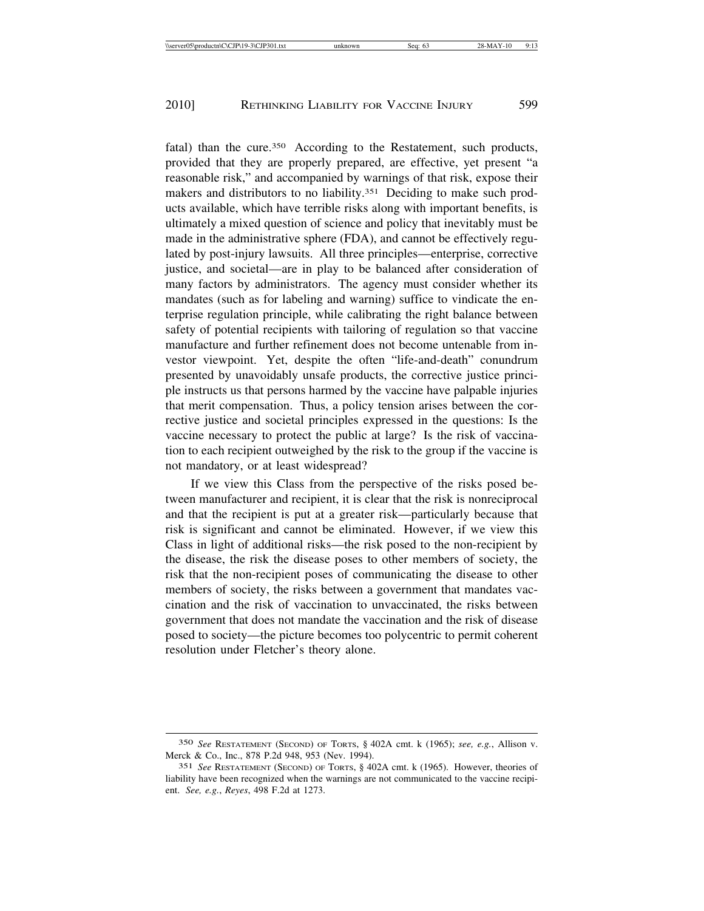fatal) than the cure.[350] According to the Restatement, such products, provided that they are properly prepared, are effective, yet present "a reasonable risk," and accompanied by warnings of that risk, expose their makers and distributors to no liability.[351] Deciding to make such products available, which have terrible risks along with important benefits, is ultimately a mixed question of science and policy that inevitably must be made in the administrative sphere (FDA), and cannot be effectively regulated by post-injury lawsuits. All three principles—enterprise, corrective justice, and societal—are in play to be balanced after consideration of many factors by administrators. The agency must consider whether its mandates (such as for labeling and warning) suffice to vindicate the enterprise regulation principle, while calibrating the right balance between safety of potential recipients with tailoring of regulation so that vaccine manufacture and further refinement does not become untenable from investor viewpoint. Yet, despite the often "life-and-death" conundrum presented by unavoidably unsafe products, the corrective justice principle instructs us that persons harmed by the vaccine have palpable injuries that merit compensation. Thus, a policy tension arises between the corrective justice and societal principles expressed in the questions: Is the vaccine necessary to protect the public at large? Is the risk of vaccination to each recipient outweighed by the risk to the group if the vaccine is not mandatory, or at least widespread?

If we view this Class from the perspective of the risks posed between manufacturer and recipient, it is clear that the risk is nonreciprocal and that the recipient is put at a greater risk—particularly because that risk is significant and cannot be eliminated. However, if we view this Class in light of additional risks—the risk posed to the non-recipient by the disease, the risk the disease poses to other members of society, the risk that the non-recipient poses of communicating the disease to other members of society, the risks between a government that mandates vaccination and the risk of vaccination to unvaccinated, the risks between government that does not mandate the vaccination and the risk of disease posed to society—the picture becomes too polycentric to permit coherent resolution under Fletcher's theory alone.

---

[350] *See* Restatement (Second) of Torts, § 402A cmt. k (1965); *see, e.g.*, Allison v. Merck & Co., Inc., 878 P.2d 948, 953 (Nev. 1994).

[351] *See* Restatement (Second) of Torts, § 402A cmt. k (1965). However, theories of liability have been recognized when the warnings are not communicated to the vaccine recipient. *See, e.g.*, *Reyes*, 498 F.2d at 1273.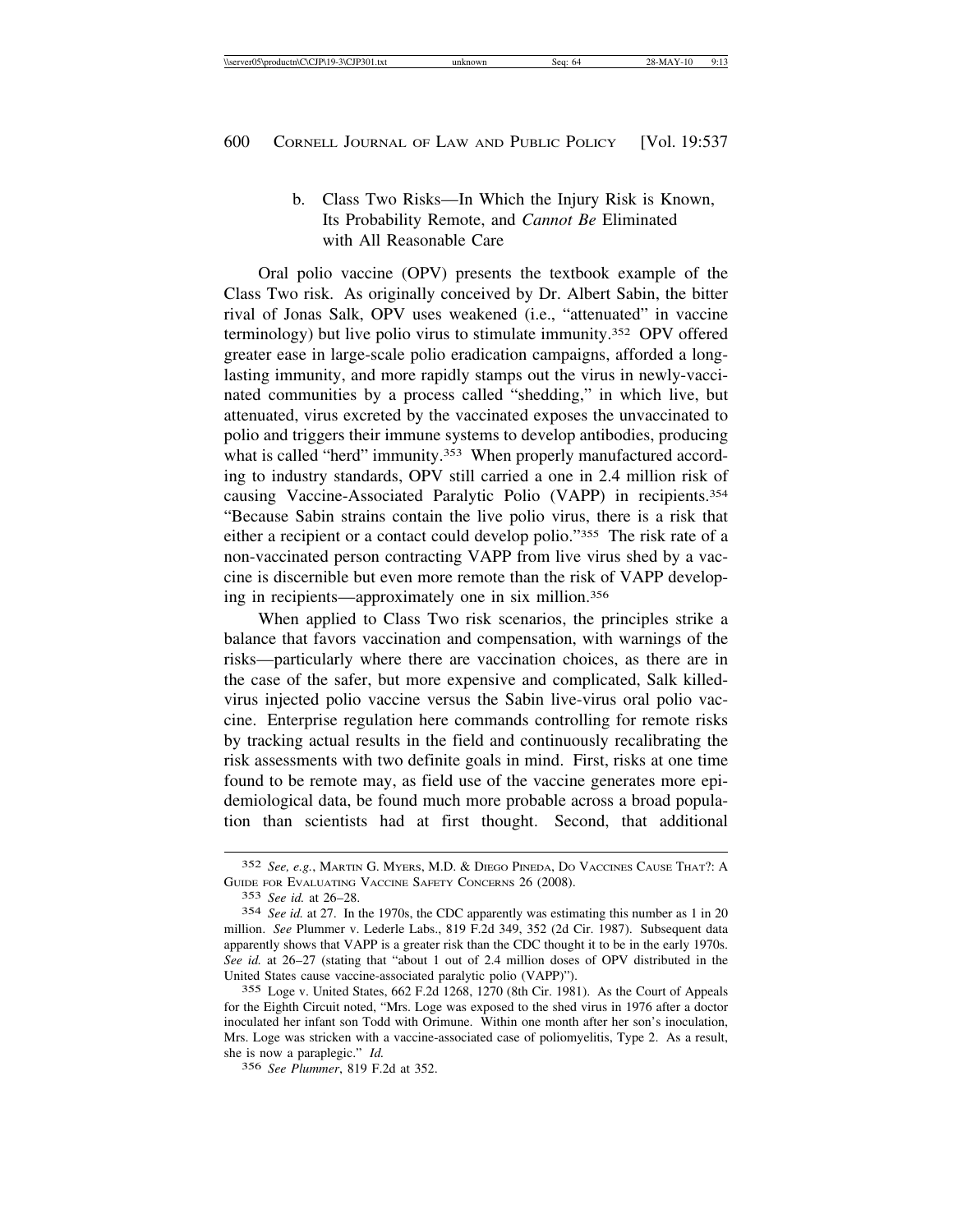#### b. Class Two Risks—In Which the Injury Risk is Known, Its Probability Remote, and *Cannot Be* Eliminated with All Reasonable Care

Oral polio vaccine (OPV) presents the textbook example of the Class Two risk. As originally conceived by Dr. Albert Sabin, the bitter rival of Jonas Salk, OPV uses weakened (i.e., "attenuated" in vaccine terminology) but live polio virus to stimulate immunity.[352] OPV offered greater ease in large-scale polio eradication campaigns, afforded a long-lasting immunity, and more rapidly stamps out the virus in newly-vaccinated communities by a process called "shedding," in which live, but attenuated, virus excreted by the vaccinated exposes the unvaccinated to polio and triggers their immune systems to develop antibodies, producing what is called "herd" immunity.[353] When properly manufactured according to industry standards, OPV still carried a one in 2.4 million risk of causing Vaccine-Associated Paralytic Polio (VAPP) in recipients.[354] "Because Sabin strains contain the live polio virus, there is a risk that either a recipient or a contact could develop polio."[355] The risk rate of a non-vaccinated person contracting VAPP from live virus shed by a vaccine is discernible but even more remote than the risk of VAPP developing in recipients—approximately one in six million.[356]

When applied to Class Two risk scenarios, the principles strike a balance that favors vaccination and compensation, with warnings of the risks—particularly where there are vaccination choices, as there are in the case of the safer, but more expensive and complicated, Salk killed-virus injected polio vaccine versus the Sabin live-virus oral polio vaccine. Enterprise regulation here commands controlling for remote risks by tracking actual results in the field and continuously recalibrating the risk assessments with two definite goals in mind. First, risks at one time found to be remote may, as field use of the vaccine generates more epidemiological data, be found much more probable across a broad population than scientists had at first thought. Second, that additional

---

[352] *See, e.g.*, Martin G. Myers, M.D. & Diego Pineda, Do Vaccines Cause That?: A Guide for Evaluating Vaccine Safety Concerns 26 (2008).

[353] *See id.* at 26–28.

[354] *See id.* at 27. In the 1970s, the CDC apparently was estimating this number as 1 in 20 million. *See* Plummer v. Lederle Labs., 819 F.2d 349, 352 (2d Cir. 1987). Subsequent data apparently shows that VAPP is a greater risk than the CDC thought it to be in the early 1970s. *See id.* at 26–27 (stating that "about 1 out of 2.4 million doses of OPV distributed in the United States cause vaccine-associated paralytic polio (VAPP)").

[355] Loge v. United States, 662 F.2d 1268, 1270 (8th Cir. 1981). As the Court of Appeals for the Eighth Circuit noted, "Mrs. Loge was exposed to the shed virus in 1976 after a doctor inoculated her infant son Todd with Orimune. Within one month after her son's inoculation, Mrs. Loge was stricken with a vaccine-associated case of poliomyelitis, Type 2. As a result, she is now a paraplegic." *Id.*

[356] *See Plummer*, 819 F.2d at 352.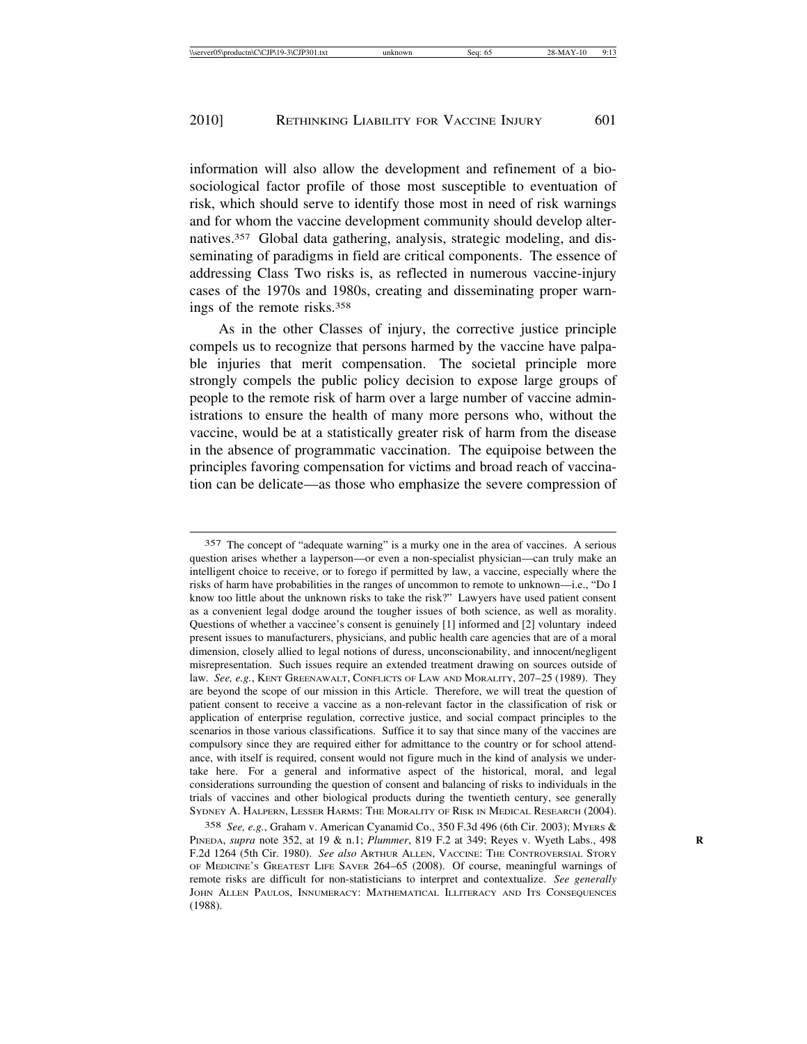information will also allow the development and refinement of a bio-sociological factor profile of those most susceptible to eventuation of risk, which should serve to identify those most in need of risk warnings and for whom the vaccine development community should develop alternatives.[357] Global data gathering, analysis, strategic modeling, and disseminating of paradigms in field are critical components. The essence of addressing Class Two risks is, as reflected in numerous vaccine-injury cases of the 1970s and 1980s, creating and disseminating proper warnings of the remote risks.[358]

As in the other Classes of injury, the corrective justice principle compels us to recognize that persons harmed by the vaccine have palpable injuries that merit compensation. The societal principle more strongly compels the public policy decision to expose large groups of people to the remote risk of harm over a large number of vaccine administrations to ensure the health of many more persons who, without the vaccine, would be at a statistically greater risk of harm from the disease in the absence of programmatic vaccination. The equipoise between the principles favoring compensation for victims and broad reach of vaccination can be delicate—as those who emphasize the severe compression of

---

357 The concept of "adequate warning" is a murky one in the area of vaccines. A serious question arises whether a layperson—or even a non-specialist physician—can truly make an intelligent choice to receive, or to forego if permitted by law, a vaccine, especially where the risks of harm have probabilities in the ranges of uncommon to remote to unknown—i.e., "Do I know too little about the unknown risks to take the risk?" Lawyers have used patient consent as a convenient legal dodge around the tougher issues of both science, as well as morality. Questions of whether a vaccinee's consent is genuinely [1] informed and [2] voluntary indeed present issues to manufacturers, physicians, and public health care agencies that are of a moral dimension, closely allied to legal notions of duress, unconscionability, and innocent/negligent misrepresentation. Such issues require an extended treatment drawing on sources outside of law. *See, e.g.*, KENT GREENAWALT, CONFLICTS OF LAW AND MORALITY, 207–25 (1989). They are beyond the scope of our mission in this Article. Therefore, we will treat the question of patient consent to receive a vaccine as a non-relevant factor in the classification of risk or application of enterprise regulation, corrective justice, and social compact principles to the scenarios in those various classifications. Suffice it to say that since many of the vaccines are compulsory since they are required either for admittance to the country or for school attendance, with itself is required, consent would not figure much in the kind of analysis we undertake here. For a general and informative aspect of the historical, moral, and legal considerations surrounding the question of consent and balancing of risks to individuals in the trials of vaccines and other biological products during the twentieth century, see generally SYDNEY A. HALPERN, LESSER HARMS: THE MORALITY OF RISK IN MEDICAL RESEARCH (2004).

358 *See, e.g.*, Graham v. American Cyanamid Co., 350 F.3d 496 (6th Cir. 2003); MYERS & PINEDA, *supra* note 352, at 19 & n.1; *Plummer*, 819 F.2 at 349; Reyes v. Wyeth Labs., 498 F.2d 1264 (5th Cir. 1980). *See also* ARTHUR ALLEN, VACCINE: THE CONTROVERSIAL STORY OF MEDICINE'S GREATEST LIFE SAVER 264–65 (2008). Of course, meaningful warnings of remote risks are difficult for non-statisticians to interpret and contextualize. *See generally* JOHN ALLEN PAULOS, INNUMERACY: MATHEMATICAL ILLITERACY AND ITS CONSEQUENCES (1988).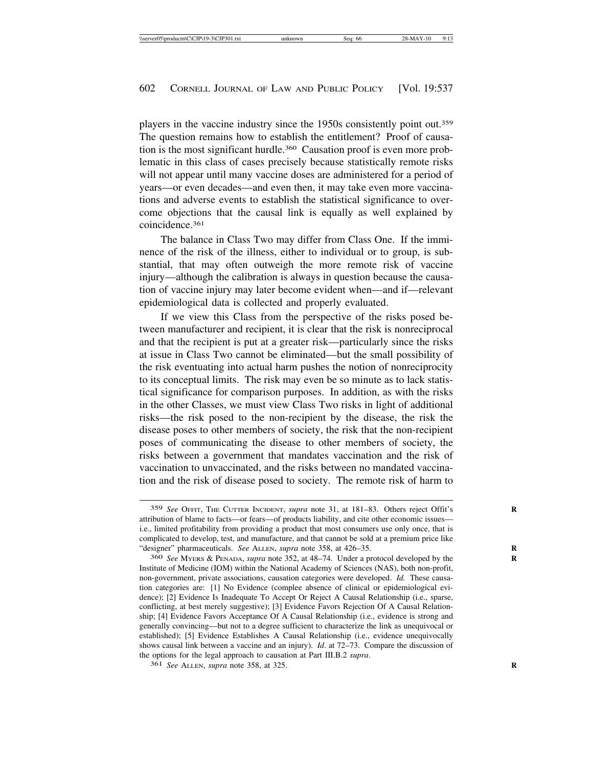players in the vaccine industry since the 1950s consistently point out.[359] The question remains how to establish the entitlement? Proof of causation is the most significant hurdle.[360] Causation proof is even more problematic in this class of cases precisely because statistically remote risks will not appear until many vaccine doses are administered for a period of years—or even decades—and even then, it may take even more vaccinations and adverse events to establish the statistical significance to overcome objections that the causal link is equally as well explained by coincidence.[361]

The balance in Class Two may differ from Class One. If the imminence of the risk of the illness, either to individual or to group, is substantial, that may often outweigh the more remote risk of vaccine injury—although the calibration is always in question because the causation of vaccine injury may later become evident when—and if—relevant epidemiological data is collected and properly evaluated.

If we view this Class from the perspective of the risks posed between manufacturer and recipient, it is clear that the risk is nonreciprocal and that the recipient is put at a greater risk—particularly since the risks at issue in Class Two cannot be eliminated—but the small possibility of the risk eventuating into actual harm pushes the notion of nonreciprocity to its conceptual limits. The risk may even be so minute as to lack statistical significance for comparison purposes. In addition, as with the risks in the other Classes, we must view Class Two risks in light of additional risks—the risk posed to the non-recipient by the disease, the risk the disease poses to other members of society, the risk that the non-recipient poses of communicating the disease to other members of society, the risks between a government that mandates vaccination and the risk of vaccination to unvaccinated, and the risks between no mandated vaccination and the risk of disease posed to society. The remote risk of harm to

---

[359] *See* Offit, The Cutter Incident, *supra* note 31, at 181–83. Others reject Offit's attribution of blame to facts—or fears—of products liability, and cite other economic issues—i.e., limited profitability from providing a product that most consumers use only once, that is complicated to develop, test, and manufacture, and that cannot be sold at a premium price like "designer" pharmaceuticals. *See* Allen, *supra* note 358, at 426–35.

[360] *See* Myers & Penada, *supra* note 352, at 48–74. Under a protocol developed by the Institute of Medicine (IOM) within the National Academy of Sciences (NAS), both non-profit, non-government, private associations, causation categories were developed. *Id.* These causation categories are: [1] No Evidence (complee absence of clinical or epidemiological evidence); [2] Evidence Is Inadequate To Accept Or Reject A Causal Relationship (i.e., sparse, conflicting, at best merely suggestive); [3] Evidence Favors Rejection Of A Causal Relationship; [4] Evidence Favors Acceptance Of A Causal Relationship (i.e., evidence is strong and generally convincing—but not to a degree sufficient to characterize the link as unequivocal or established); [5] Evidence Establishes A Causal Relationship (i.e., evidence unequivocally shows causal link between a vaccine and an injury). *Id*. at 72–73. Compare the discussion of the options for the legal approach to causation at Part III.B.2 *supra*.

[361] *See* Allen, *supra* note 358, at 325.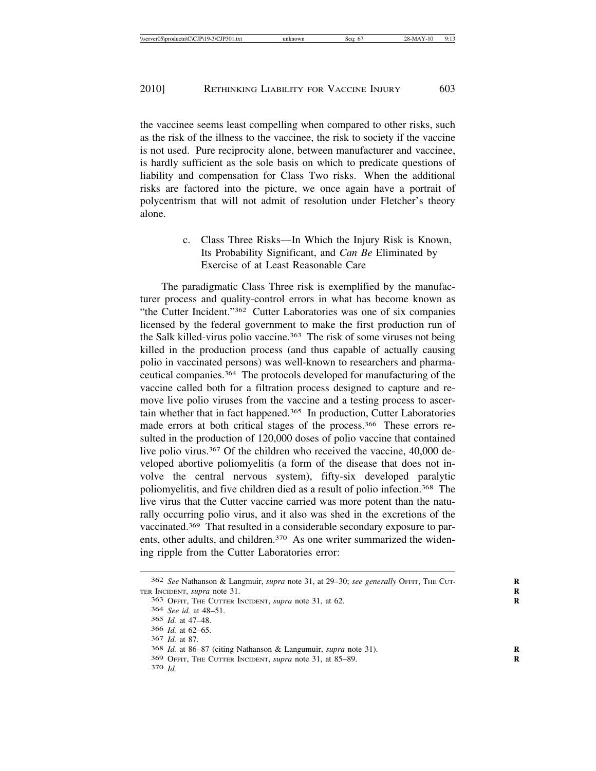the vaccinee seems least compelling when compared to other risks, such as the risk of the illness to the vaccinee, the risk to society if the vaccine is not used. Pure reciprocity alone, between manufacturer and vaccinee, is hardly sufficient as the sole basis on which to predicate questions of liability and compensation for Class Two risks. When the additional risks are factored into the picture, we once again have a portrait of polycentrism that will not admit of resolution under Fletcher's theory alone.

#### c. Class Three Risks—In Which the Injury Risk is Known, Its Probability Significant, and *Can Be* Eliminated by Exercise of at Least Reasonable Care

The paradigmatic Class Three risk is exemplified by the manufacturer process and quality-control errors in what has become known as "the Cutter Incident."[362] Cutter Laboratories was one of six companies licensed by the federal government to make the first production run of the Salk killed-virus polio vaccine.[363] The risk of some viruses not being killed in the production process (and thus capable of actually causing polio in vaccinated persons) was well-known to researchers and pharmaceutical companies.[364] The protocols developed for manufacturing of the vaccine called both for a filtration process designed to capture and remove live polio viruses from the vaccine and a testing process to ascertain whether that in fact happened.[365] In production, Cutter Laboratories made errors at both critical stages of the process.[366] These errors resulted in the production of 120,000 doses of polio vaccine that contained live polio virus.[367] Of the children who received the vaccine, 40,000 developed abortive poliomyelitis (a form of the disease that does not involve the central nervous system), fifty-six developed paralytic poliomyelitis, and five children died as a result of polio infection.[368] The live virus that the Cutter vaccine carried was more potent than the naturally occurring polio virus, and it also was shed in the excretions of the vaccinated.[369] That resulted in a considerable secondary exposure to parents, other adults, and children.[370] As one writer summarized the widening ripple from the Cutter Laboratories error:

---

362 *See* Nathanson & Langmuir, *supra* note 31, at 29–30; *see generally* OFFIT, THE CUTTER INCIDENT, *supra* note 31.

363 OFFIT, THE CUTTER INCIDENT, *supra* note 31, at 62.

364 *See id.* at 48–51.

365 *Id.* at 47–48.

366 *Id.* at 62–65.

367 *Id.* at 87.

368 *Id.* at 86–87 (citing Nathanson & Langumuir, *supra* note 31).

369 OFFIT, THE CUTTER INCIDENT, *supra* note 31, at 85–89.

370 *Id.*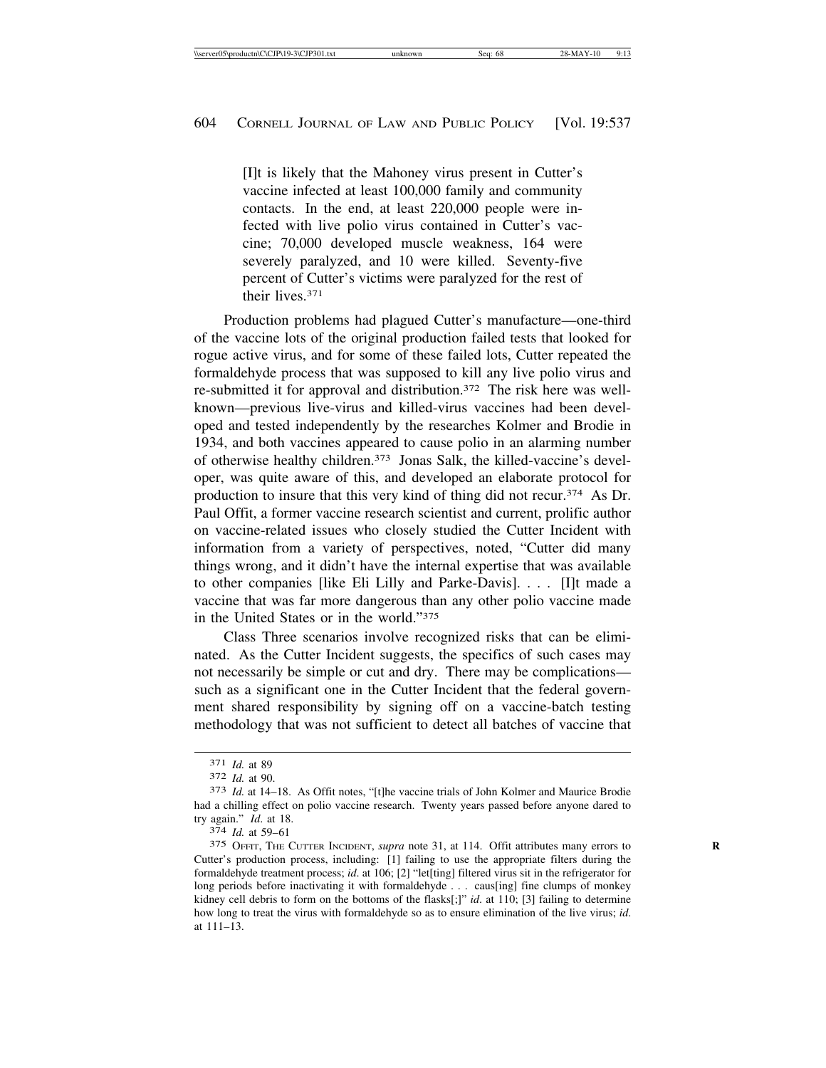> [I]t is likely that the Mahoney virus present in Cutter's vaccine infected at least 100,000 family and community contacts. In the end, at least 220,000 people were infected with live polio virus contained in Cutter's vaccine; 70,000 developed muscle weakness, 164 were severely paralyzed, and 10 were killed. Seventy-five percent of Cutter's victims were paralyzed for the rest of their lives.[371]

Production problems had plagued Cutter's manufacture—one-third of the vaccine lots of the original production failed tests that looked for rogue active virus, and for some of these failed lots, Cutter repeated the formaldehyde process that was supposed to kill any live polio virus and re-submitted it for approval and distribution.[372] The risk here was well-known—previous live-virus and killed-virus vaccines had been developed and tested independently by the researches Kolmer and Brodie in 1934, and both vaccines appeared to cause polio in an alarming number of otherwise healthy children.[373] Jonas Salk, the killed-vaccine's developer, was quite aware of this, and developed an elaborate protocol for production to insure that this very kind of thing did not recur.[374] As Dr. Paul Offit, a former vaccine research scientist and current, prolific author on vaccine-related issues who closely studied the Cutter Incident with information from a variety of perspectives, noted, "Cutter did many things wrong, and it didn't have the internal expertise that was available to other companies [like Eli Lilly and Parke-Davis]. . . . [I]t made a vaccine that was far more dangerous than any other polio vaccine made in the United States or in the world."[375]

Class Three scenarios involve recognized risks that can be eliminated. As the Cutter Incident suggests, the specifics of such cases may not necessarily be simple or cut and dry. There may be complications—such as a significant one in the Cutter Incident that the federal government shared responsibility by signing off on a vaccine-batch testing methodology that was not sufficient to detect all batches of vaccine that

---

[371] *Id.* at 89

[372] *Id.* at 90.

[373] *Id.* at 14–18. As Offit notes, "[t]he vaccine trials of John Kolmer and Maurice Brodie had a chilling effect on polio vaccine research. Twenty years passed before anyone dared to try again." *Id*. at 18.

[374] *Id.* at 59–61

[375] OFFIT, THE CUTTER INCIDENT, *supra* note 31, at 114. Offit attributes many errors to Cutter's production process, including: [1] failing to use the appropriate filters during the formaldehyde treatment process; *id*. at 106; [2] "let[ting] filtered virus sit in the refrigerator for long periods before inactivating it with formaldehyde . . . caus[ing] fine clumps of monkey kidney cell debris to form on the bottoms of the flasks[;]" *id*. at 110; [3] failing to determine how long to treat the virus with formaldehyde so as to ensure elimination of the live virus; *id*. at 111–13.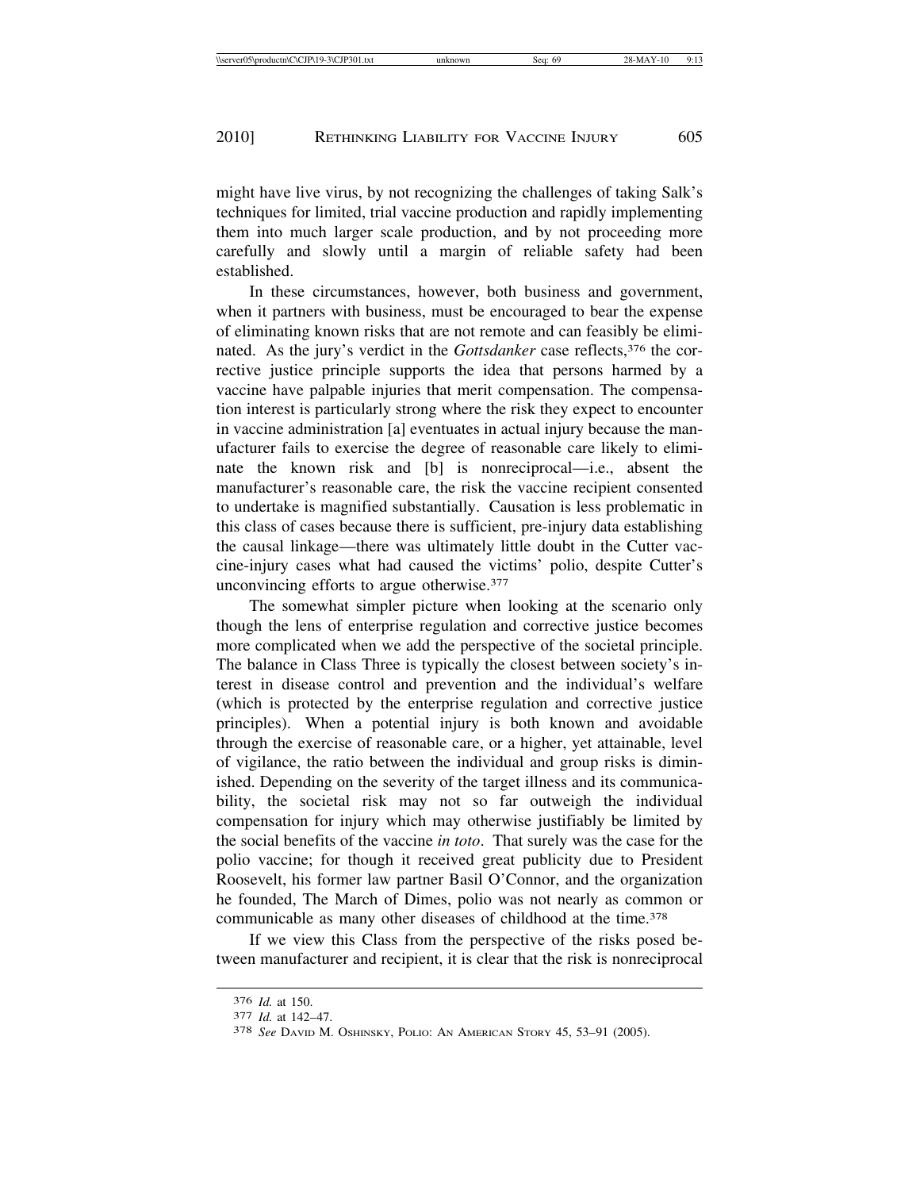might have live virus, by not recognizing the challenges of taking Salk's techniques for limited, trial vaccine production and rapidly implementing them into much larger scale production, and by not proceeding more carefully and slowly until a margin of reliable safety had been established.

In these circumstances, however, both business and government, when it partners with business, must be encouraged to bear the expense of eliminating known risks that are not remote and can feasibly be eliminated. As the jury's verdict in the *Gottsdanker* case reflects,[376] the corrective justice principle supports the idea that persons harmed by a vaccine have palpable injuries that merit compensation. The compensation interest is particularly strong where the risk they expect to encounter in vaccine administration [a] eventuates in actual injury because the manufacturer fails to exercise the degree of reasonable care likely to eliminate the known risk and [b] is nonreciprocal—i.e., absent the manufacturer's reasonable care, the risk the vaccine recipient consented to undertake is magnified substantially. Causation is less problematic in this class of cases because there is sufficient, pre-injury data establishing the causal linkage—there was ultimately little doubt in the Cutter vaccine-injury cases what had caused the victims' polio, despite Cutter's unconvincing efforts to argue otherwise.[377]

The somewhat simpler picture when looking at the scenario only though the lens of enterprise regulation and corrective justice becomes more complicated when we add the perspective of the societal principle. The balance in Class Three is typically the closest between society's interest in disease control and prevention and the individual's welfare (which is protected by the enterprise regulation and corrective justice principles). When a potential injury is both known and avoidable through the exercise of reasonable care, or a higher, yet attainable, level of vigilance, the ratio between the individual and group risks is diminished. Depending on the severity of the target illness and its communicability, the societal risk may not so far outweigh the individual compensation for injury which may otherwise justifiably be limited by the social benefits of the vaccine *in toto*. That surely was the case for the polio vaccine; for though it received great publicity due to President Roosevelt, his former law partner Basil O'Connor, and the organization he founded, The March of Dimes, polio was not nearly as common or communicable as many other diseases of childhood at the time.[378]

If we view this Class from the perspective of the risks posed between manufacturer and recipient, it is clear that the risk is nonreciprocal

---

[376] *Id.* at 150.

[377] *Id.* at 142–47.

[378] *See* DAVID M. OSHINSKY, POLIO: AN AMERICAN STORY 45, 53–91 (2005).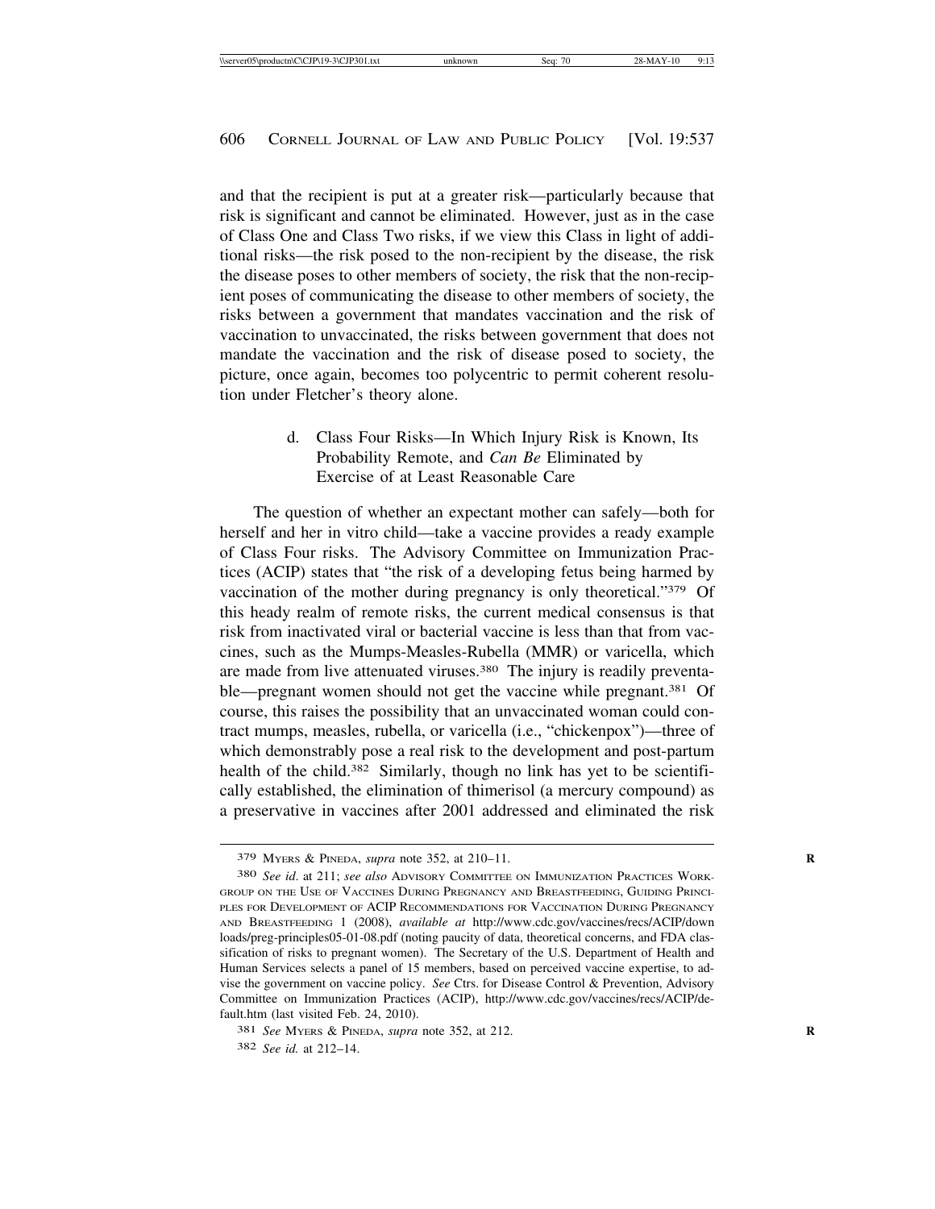and that the recipient is put at a greater risk—particularly because that risk is significant and cannot be eliminated. However, just as in the case of Class One and Class Two risks, if we view this Class in light of additional risks—the risk posed to the non-recipient by the disease, the risk the disease poses to other members of society, the risk that the non-recipient poses of communicating the disease to other members of society, the risks between a government that mandates vaccination and the risk of vaccination to unvaccinated, the risks between government that does not mandate the vaccination and the risk of disease posed to society, the picture, once again, becomes too polycentric to permit coherent resolution under Fletcher's theory alone.

#### d. Class Four Risks—In Which Injury Risk is Known, Its Probability Remote, and *Can Be* Eliminated by Exercise of at Least Reasonable Care

The question of whether an expectant mother can safely—both for herself and her in vitro child—take a vaccine provides a ready example of Class Four risks. The Advisory Committee on Immunization Practices (ACIP) states that "the risk of a developing fetus being harmed by vaccination of the mother during pregnancy is only theoretical."[379] Of this heady realm of remote risks, the current medical consensus is that risk from inactivated viral or bacterial vaccine is less than that from vaccines, such as the Mumps-Measles-Rubella (MMR) or varicella, which are made from live attenuated viruses.[380] The injury is readily preventable—pregnant women should not get the vaccine while pregnant.[381] Of course, this raises the possibility that an unvaccinated woman could contract mumps, measles, rubella, or varicella (i.e., "chickenpox")—three of which demonstrably pose a real risk to the development and post-partum health of the child.[382] Similarly, though no link has yet to be scientifically established, the elimination of thimerisol (a mercury compound) as a preservative in vaccines after 2001 addressed and eliminated the risk

---

[379] MYERS & PINEDA, *supra* note 352, at 210–11.

[380] *See id.* at 211; *see also* ADVISORY COMMITTEE ON IMMUNIZATION PRACTICES WORKGROUP ON THE USE OF VACCINES DURING PREGNANCY AND BREASTFEEDING, GUIDING PRINCIPLES FOR DEVELOPMENT OF ACIP RECOMMENDATIONS FOR VACCINATION DURING PREGNANCY AND BREASTFEEDING 1 (2008), *available at* http://www.cdc.gov/vaccines/recs/ACIP/downloads/preg-principles05-01-08.pdf (noting paucity of data, theoretical concerns, and FDA classification of risks to pregnant women). The Secretary of the U.S. Department of Health and Human Services selects a panel of 15 members, based on perceived vaccine expertise, to advise the government on vaccine policy. *See* Ctrs. for Disease Control & Prevention, Advisory Committee on Immunization Practices (ACIP), http://www.cdc.gov/vaccines/recs/ACIP/default.htm (last visited Feb. 24, 2010).

[381] *See* MYERS & PINEDA, *supra* note 352, at 212.

[382] *See id.* at 212–14.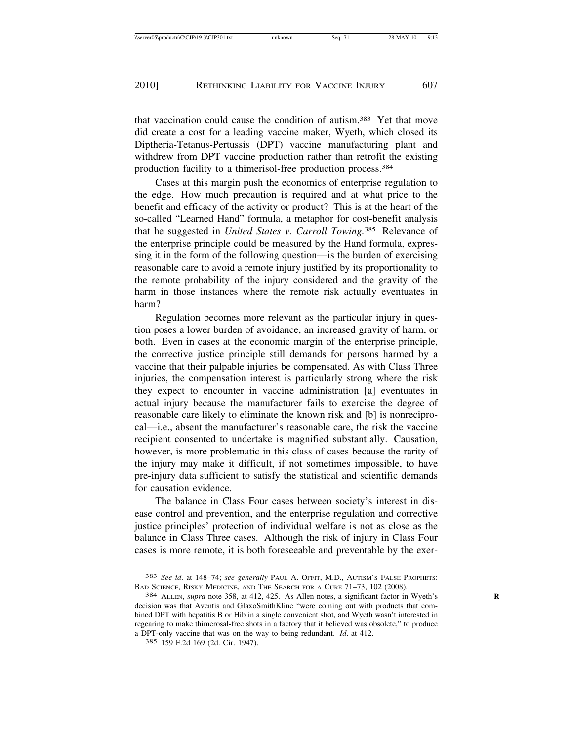that vaccination could cause the condition of autism.[383] Yet that move did create a cost for a leading vaccine maker, Wyeth, which closed its Diptheria-Tetanus-Pertussis (DPT) vaccine manufacturing plant and withdrew from DPT vaccine production rather than retrofit the existing production facility to a thimerisol-free production process.[384]

Cases at this margin push the economics of enterprise regulation to the edge. How much precaution is required and at what price to the benefit and efficacy of the activity or product? This is at the heart of the so-called "Learned Hand" formula, a metaphor for cost-benefit analysis that he suggested in *United States v. Carroll Towing.*[385] Relevance of the enterprise principle could be measured by the Hand formula, expressing it in the form of the following question—is the burden of exercising reasonable care to avoid a remote injury justified by its proportionality to the remote probability of the injury considered and the gravity of the harm in those instances where the remote risk actually eventuates in harm?

Regulation becomes more relevant as the particular injury in question poses a lower burden of avoidance, an increased gravity of harm, or both. Even in cases at the economic margin of the enterprise principle, the corrective justice principle still demands for persons harmed by a vaccine that their palpable injuries be compensated. As with Class Three injuries, the compensation interest is particularly strong where the risk they expect to encounter in vaccine administration [a] eventuates in actual injury because the manufacturer fails to exercise the degree of reasonable care likely to eliminate the known risk and [b] is nonreciprocal—i.e., absent the manufacturer's reasonable care, the risk the vaccine recipient consented to undertake is magnified substantially. Causation, however, is more problematic in this class of cases because the rarity of the injury may make it difficult, if not sometimes impossible, to have pre-injury data sufficient to satisfy the statistical and scientific demands for causation evidence.

The balance in Class Four cases between society's interest in disease control and prevention, and the enterprise regulation and corrective justice principles' protection of individual welfare is not as close as the balance in Class Three cases. Although the risk of injury in Class Four cases is more remote, it is both foreseeable and preventable by the exer-

---

[383] *See id.* at 148–74; *see generally* PAUL A. OFFIT, M.D., AUTISM'S FALSE PROPHETS: BAD SCIENCE, RISKY MEDICINE, AND THE SEARCH FOR A CURE 71–73, 102 (2008).

[384] ALLEN, *supra* note 358, at 412, 425. As Allen notes, a significant factor in Wyeth's decision was that Aventis and GlaxoSmithKline "were coming out with products that combined DPT with hepatitis B or Hib in a single convenient shot, and Wyeth wasn't interested in regearing to make thimerosal-free shots in a factory that it believed was obsolete," to produce a DPT-only vaccine that was on the way to being redundant. *Id.* at 412.

[385] 159 F.2d 169 (2d. Cir. 1947).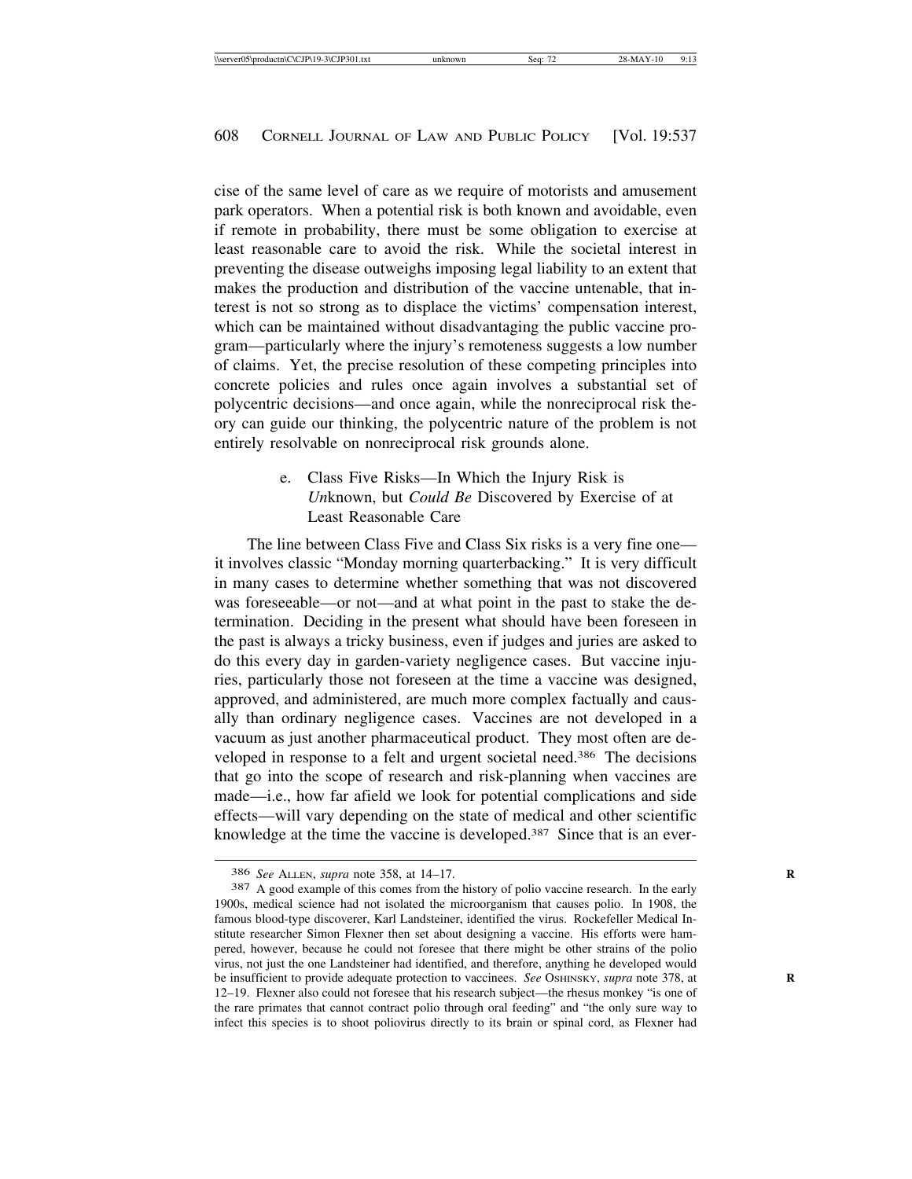cise of the same level of care as we require of motorists and amusement park operators. When a potential risk is both known and avoidable, even if remote in probability, there must be some obligation to exercise at least reasonable care to avoid the risk. While the societal interest in preventing the disease outweighs imposing legal liability to an extent that makes the production and distribution of the vaccine untenable, that interest is not so strong as to displace the victims' compensation interest, which can be maintained without disadvantaging the public vaccine program—particularly where the injury's remoteness suggests a low number of claims. Yet, the precise resolution of these competing principles into concrete policies and rules once again involves a substantial set of polycentric decisions—and once again, while the nonreciprocal risk theory can guide our thinking, the polycentric nature of the problem is not entirely resolvable on nonreciprocal risk grounds alone.

#### e. Class Five Risks—In Which the Injury Risk is *Un*known, but *Could Be* Discovered by Exercise of at Least Reasonable Care

The line between Class Five and Class Six risks is a very fine one—it involves classic "Monday morning quarterbacking." It is very difficult in many cases to determine whether something that was not discovered was foreseeable—or not—and at what point in the past to stake the determination. Deciding in the present what should have been foreseen in the past is always a tricky business, even if judges and juries are asked to do this every day in garden-variety negligence cases. But vaccine injuries, particularly those not foreseen at the time a vaccine was designed, approved, and administered, are much more complex factually and causally than ordinary negligence cases. Vaccines are not developed in a vacuum as just another pharmaceutical product. They most often are developed in response to a felt and urgent societal need.[386] The decisions that go into the scope of research and risk-planning when vaccines are made—i.e., how far afield we look for potential complications and side effects—will vary depending on the state of medical and other scientific knowledge at the time the vaccine is developed.[387] Since that is an ever-

---

[386] *See* ALLEN, *supra* note 358, at 14–17.

[387] A good example of this comes from the history of polio vaccine research. In the early 1900s, medical science had not isolated the microorganism that causes polio. In 1908, the famous blood-type discoverer, Karl Landsteiner, identified the virus. Rockefeller Medical Institute researcher Simon Flexner then set about designing a vaccine. His efforts were hampered, however, because he could not foresee that there might be other strains of the polio virus, not just the one Landsteiner had identified, and therefore, anything he developed would be insufficient to provide adequate protection to vaccinees. *See* OSHINSKY, *supra* note 378, at 12–19. Flexner also could not foresee that his research subject—the rhesus monkey "is one of the rare primates that cannot contract polio through oral feeding" and "the only sure way to infect this species is to shoot poliovirus directly to its brain or spinal cord, as Flexner had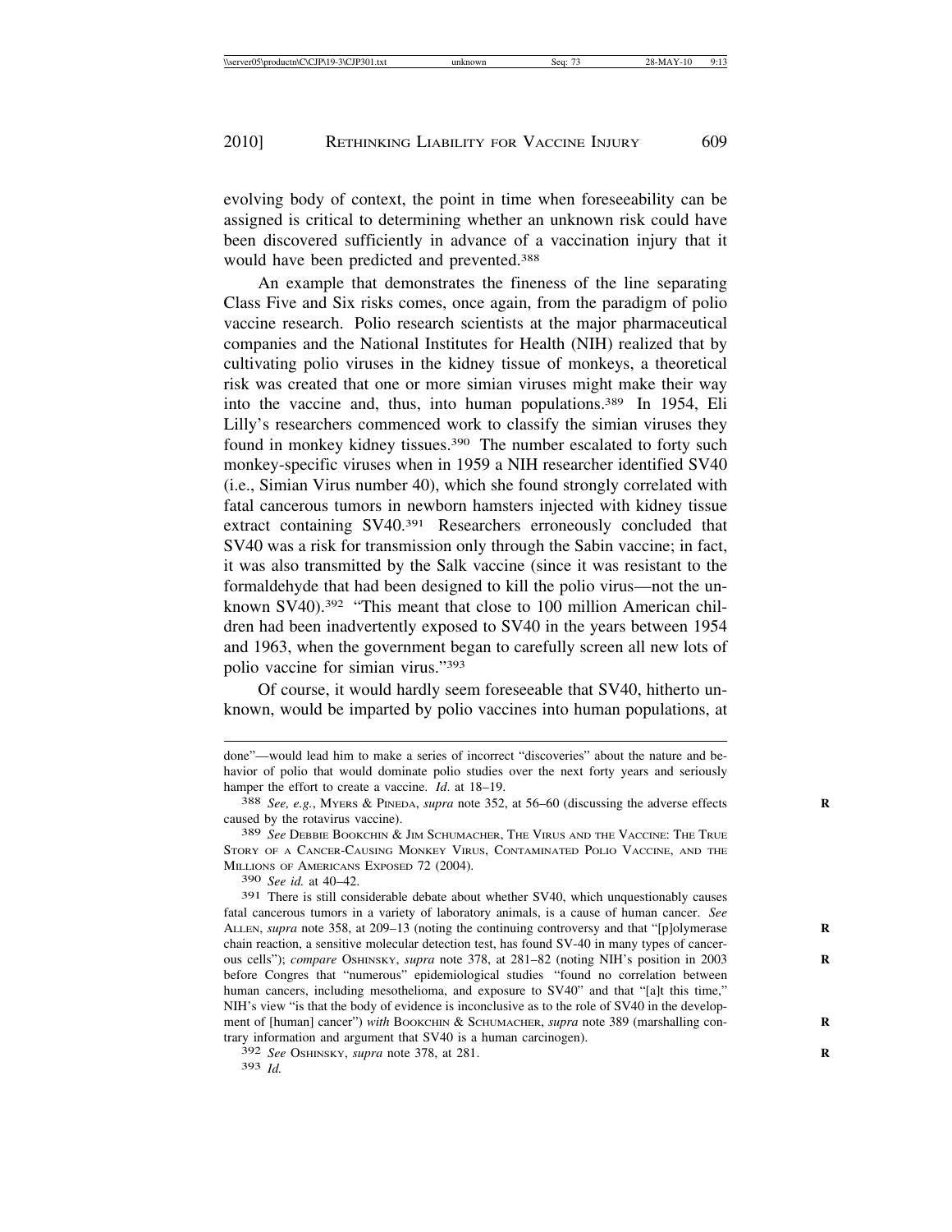evolving body of context, the point in time when foreseeability can be assigned is critical to determining whether an unknown risk could have been discovered sufficiently in advance of a vaccination injury that it would have been predicted and prevented.[388]

An example that demonstrates the fineness of the line separating Class Five and Six risks comes, once again, from the paradigm of polio vaccine research. Polio research scientists at the major pharmaceutical companies and the National Institutes for Health (NIH) realized that by cultivating polio viruses in the kidney tissue of monkeys, a theoretical risk was created that one or more simian viruses might make their way into the vaccine and, thus, into human populations.[389] In 1954, Eli Lilly's researchers commenced work to classify the simian viruses they found in monkey kidney tissues.[390] The number escalated to forty such monkey-specific viruses when in 1959 a NIH researcher identified SV40 (i.e., Simian Virus number 40), which she found strongly correlated with fatal cancerous tumors in newborn hamsters injected with kidney tissue extract containing SV40.[391] Researchers erroneously concluded that SV40 was a risk for transmission only through the Sabin vaccine; in fact, it was also transmitted by the Salk vaccine (since it was resistant to the formaldehyde that had been designed to kill the polio virus—not the unknown SV40).[392] "This meant that close to 100 million American children had been inadvertently exposed to SV40 in the years between 1954 and 1963, when the government began to carefully screen all new lots of polio vaccine for simian virus."[393]

Of course, it would hardly seem foreseeable that SV40, hitherto unknown, would be imparted by polio vaccines into human populations, at

---

done"—would lead him to make a series of incorrect "discoveries" about the nature and behavior of polio that would dominate polio studies over the next forty years and seriously hamper the effort to create a vaccine. *Id*. at 18–19.

388 *See, e.g.*, Myers & Pineda, *supra* note 352, at 56–60 (discussing the adverse effects caused by the rotavirus vaccine).

389 *See* Debbie Bookchin & Jim Schumacher, The Virus and the Vaccine: The True Story of a Cancer-Causing Monkey Virus, Contaminated Polio Vaccine, and the Millions of Americans Exposed 72 (2004).

390 *See id.* at 40–42.

391 There is still considerable debate about whether SV40, which unquestionably causes fatal cancerous tumors in a variety of laboratory animals, is a cause of human cancer. *See* Allen, *supra* note 358, at 209–13 (noting the continuing controversy and that "[p]olymerase chain reaction, a sensitive molecular detection test, has found SV-40 in many types of cancerous cells"); *compare* Oshinsky, *supra* note 378, at 281–82 (noting NIH's position in 2003 before Congres that "numerous" epidemiological studies "found no correlation between human cancers, including mesothelioma, and exposure to SV40" and that "[a]t this time," NIH's view "is that the body of evidence is inconclusive as to the role of SV40 in the development of [human] cancer") *with* Bookchin & Schumacher, *supra* note 389 (marshalling contrary information and argument that SV40 is a human carcinogen).

392 *See* Oshinsky, *supra* note 378, at 281.

393 *Id.*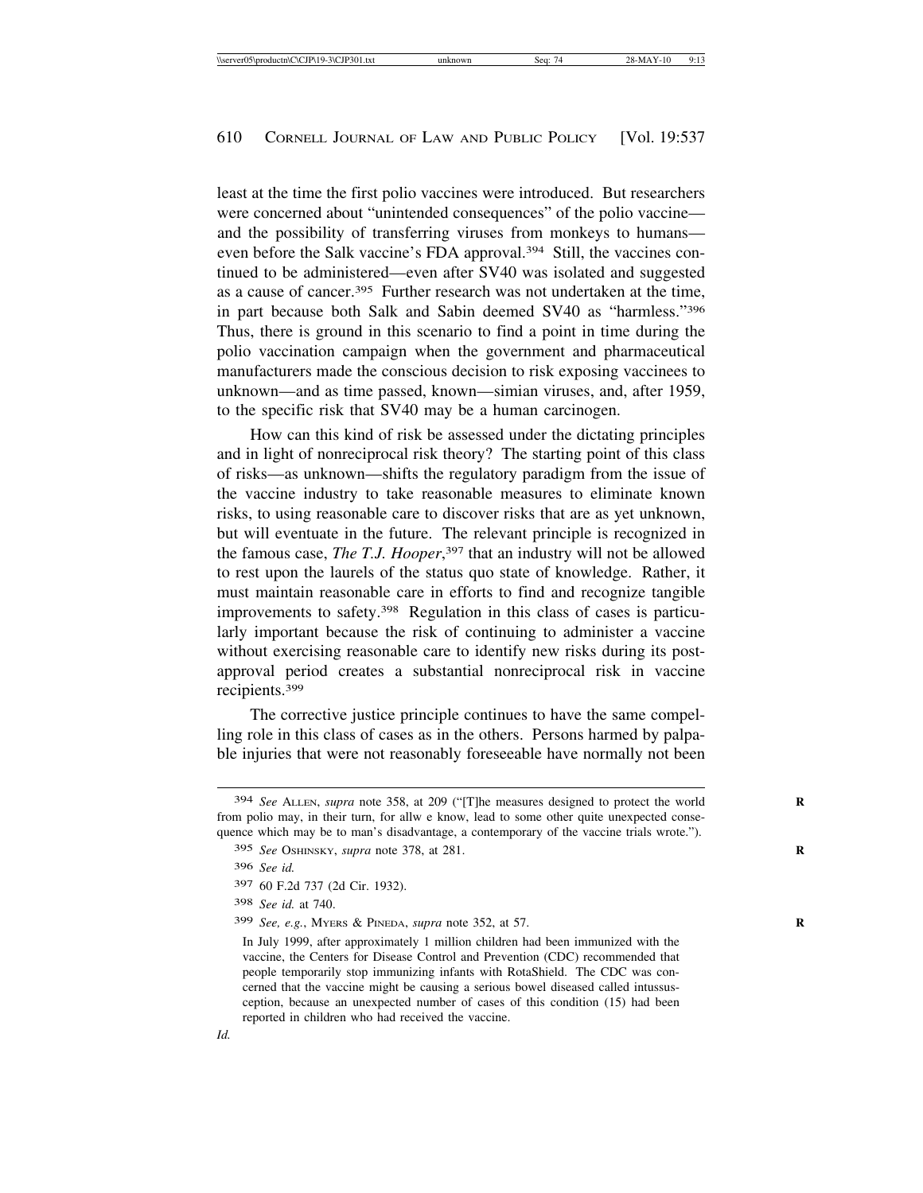least at the time the first polio vaccines were introduced. But researchers were concerned about "unintended consequences" of the polio vaccine—and the possibility of transferring viruses from monkeys to humans—even before the Salk vaccine's FDA approval.[394] Still, the vaccines continued to be administered—even after SV40 was isolated and suggested as a cause of cancer.[395] Further research was not undertaken at the time, in part because both Salk and Sabin deemed SV40 as "harmless."[396] Thus, there is ground in this scenario to find a point in time during the polio vaccination campaign when the government and pharmaceutical manufacturers made the conscious decision to risk exposing vaccinees to unknown—and as time passed, known—simian viruses, and, after 1959, to the specific risk that SV40 may be a human carcinogen.

How can this kind of risk be assessed under the dictating principles and in light of nonreciprocal risk theory? The starting point of this class of risks—as unknown—shifts the regulatory paradigm from the issue of the vaccine industry to take reasonable measures to eliminate known risks, to using reasonable care to discover risks that are as yet unknown, but will eventuate in the future. The relevant principle is recognized in the famous case, *The T.J. Hooper*,[397] that an industry will not be allowed to rest upon the laurels of the status quo state of knowledge. Rather, it must maintain reasonable care in efforts to find and recognize tangible improvements to safety.[398] Regulation in this class of cases is particularly important because the risk of continuing to administer a vaccine without exercising reasonable care to identify new risks during its post-approval period creates a substantial nonreciprocal risk in vaccine recipients.[399]

The corrective justice principle continues to have the same compelling role in this class of cases as in the others. Persons harmed by palpable injuries that were not reasonably foreseeable have normally not been

---

[394] *See* ALLEN, *supra* note 358, at 209 ("[T]he measures designed to protect the world from polio may, in their turn, for allw e know, lead to some other quite unexpected consequence which may be to man's disadvantage, a contemporary of the vaccine trials wrote.").

[395] *See* OSHINSKY, *supra* note 378, at 281.

[396] *See id.*

[397] 60 F.2d 737 (2d Cir. 1932).

[398] *See id.* at 740.

[399] *See, e.g.*, MYERS & PINEDA, *supra* note 352, at 57.

> In July 1999, after approximately 1 million children had been immunized with the vaccine, the Centers for Disease Control and Prevention (CDC) recommended that people temporarily stop immunizing infants with RotaShield. The CDC was concerned that the vaccine might be causing a serious bowel diseased called intussusception, because an unexpected number of cases of this condition (15) had been reported in children who had received the vaccine.

*Id.*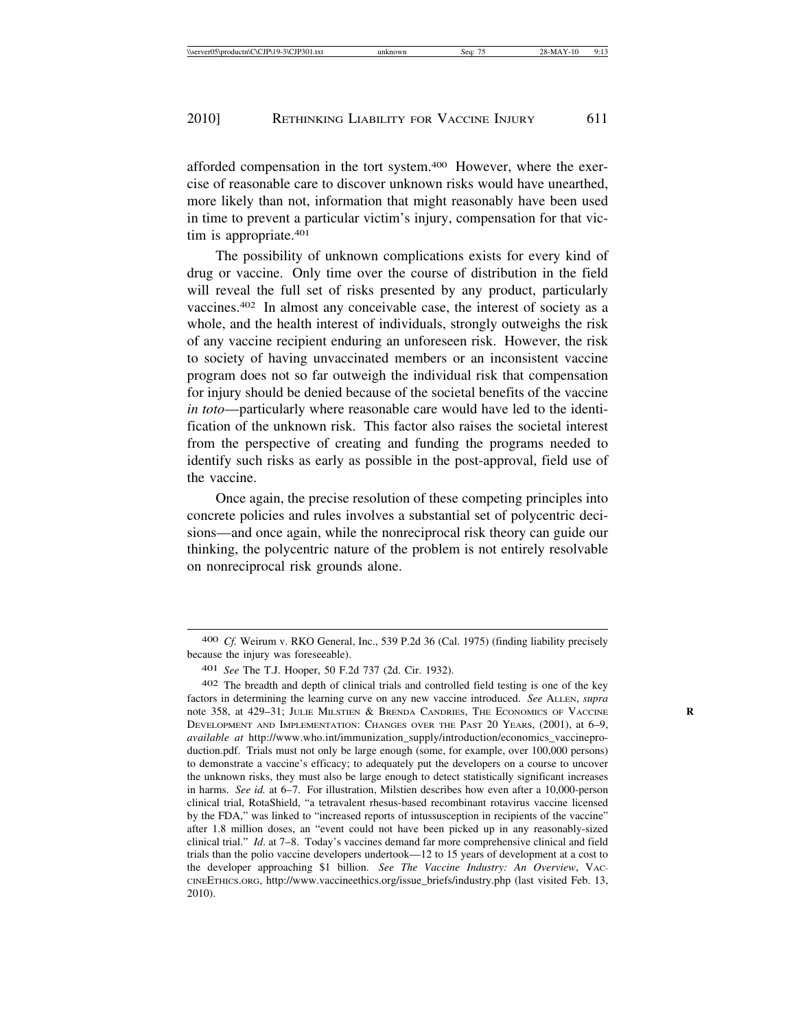afforded compensation in the tort system.[400] However, where the exercise of reasonable care to discover unknown risks would have unearthed, more likely than not, information that might reasonably have been used in time to prevent a particular victim's injury, compensation for that victim is appropriate.[401]

The possibility of unknown complications exists for every kind of drug or vaccine. Only time over the course of distribution in the field will reveal the full set of risks presented by any product, particularly vaccines.[402] In almost any conceivable case, the interest of society as a whole, and the health interest of individuals, strongly outweighs the risk of any vaccine recipient enduring an unforeseen risk. However, the risk to society of having unvaccinated members or an inconsistent vaccine program does not so far outweigh the individual risk that compensation for injury should be denied because of the societal benefits of the vaccine *in toto*—particularly where reasonable care would have led to the identification of the unknown risk. This factor also raises the societal interest from the perspective of creating and funding the programs needed to identify such risks as early as possible in the post-approval, field use of the vaccine.

Once again, the precise resolution of these competing principles into concrete policies and rules involves a substantial set of polycentric decisions—and once again, while the nonreciprocal risk theory can guide our thinking, the polycentric nature of the problem is not entirely resolvable on nonreciprocal risk grounds alone.

---

[400] *Cf.* Weirum v. RKO General, Inc., 539 P.2d 36 (Cal. 1975) (finding liability precisely because the injury was foreseeable).

[401] *See* The T.J. Hooper, 50 F.2d 737 (2d. Cir. 1932).

[402] The breadth and depth of clinical trials and controlled field testing is one of the key factors in determining the learning curve on any new vaccine introduced. *See* ALLEN, *supra* note 358, at 429–31; JULIE MILSTIEN & BRENDA CANDRIES, THE ECONOMICS OF VACCINE DEVELOPMENT AND IMPLEMENTATION: CHANGES OVER THE PAST 20 YEARS, (2001), at 6–9, *available at* http://www.who.int/immunization_supply/introduction/economics_vaccineproduction.pdf. Trials must not only be large enough (some, for example, over 100,000 persons) to demonstrate a vaccine's efficacy; to adequately put the developers on a course to uncover the unknown risks, they must also be large enough to detect statistically significant increases in harms. *See id.* at 6–7. For illustration, Milstien describes how even after a 10,000-person clinical trial, RotaShield, "a tetravalent rhesus-based recombinant rotavirus vaccine licensed by the FDA," was linked to "increased reports of intussusception in recipients of the vaccine" after 1.8 million doses, an "event could not have been picked up in any reasonably-sized clinical trial." *Id.* at 7–8. Today's vaccines demand far more comprehensive clinical and field trials than the polio vaccine developers undertook—12 to 15 years of development at a cost to the developer approaching $1 billion. *See The Vaccine Industry: An Overview*, VACCINEETHICS.ORG, http://www.vaccineethics.org/issue_briefs/industry.php (last visited Feb. 13, 2010).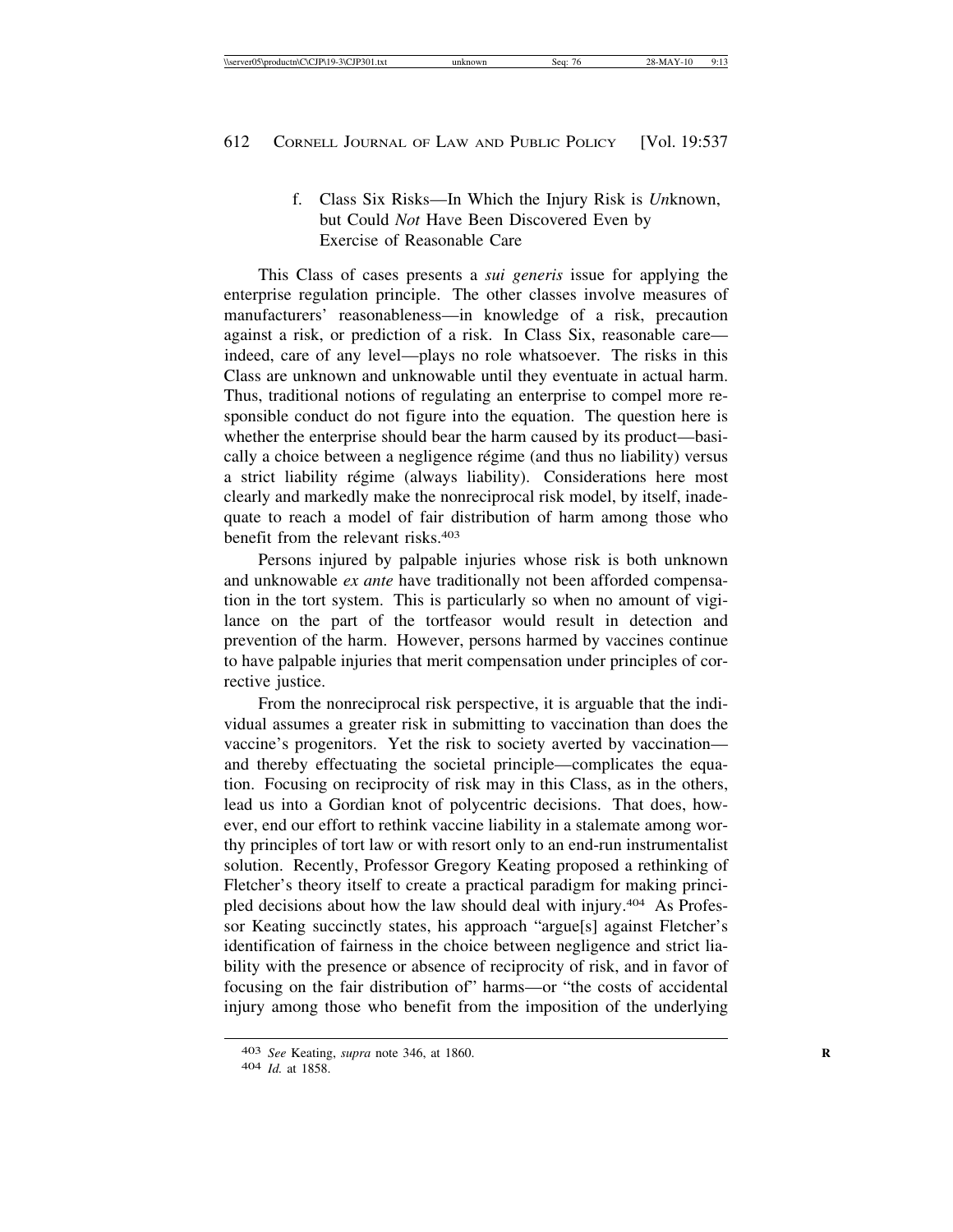#### f. Class Six Risks—In Which the Injury Risk is *Un*known, but Could *Not* Have Been Discovered Even by Exercise of Reasonable Care

This Class of cases presents a *sui generis* issue for applying the enterprise regulation principle. The other classes involve measures of manufacturers' reasonableness—in knowledge of a risk, precaution against a risk, or prediction of a risk. In Class Six, reasonable care—indeed, care of any level—plays no role whatsoever. The risks in this Class are unknown and unknowable until they eventuate in actual harm. Thus, traditional notions of regulating an enterprise to compel more responsible conduct do not figure into the equation. The question here is whether the enterprise should bear the harm caused by its product—basically a choice between a negligence régime (and thus no liability) versus a strict liability régime (always liability). Considerations here most clearly and markedly make the nonreciprocal risk model, by itself, inadequate to reach a model of fair distribution of harm among those who benefit from the relevant risks.[403]

Persons injured by palpable injuries whose risk is both unknown and unknowable *ex ante* have traditionally not been afforded compensation in the tort system. This is particularly so when no amount of vigilance on the part of the tortfeasor would result in detection and prevention of the harm. However, persons harmed by vaccines continue to have palpable injuries that merit compensation under principles of corrective justice.

From the nonreciprocal risk perspective, it is arguable that the individual assumes a greater risk in submitting to vaccination than does the vaccine's progenitors. Yet the risk to society averted by vaccination—and thereby effectuating the societal principle—complicates the equation. Focusing on reciprocity of risk may in this Class, as in the others, lead us into a Gordian knot of polycentric decisions. That does, however, end our effort to rethink vaccine liability in a stalemate among worthy principles of tort law or with resort only to an end-run instrumentalist solution. Recently, Professor Gregory Keating proposed a rethinking of Fletcher's theory itself to create a practical paradigm for making principled decisions about how the law should deal with injury.[404] As Professor Keating succinctly states, his approach "argue[s] against Fletcher's identification of fairness in the choice between negligence and strict liability with the presence or absence of reciprocity of risk, and in favor of focusing on the fair distribution of" harms—or "the costs of accidental injury among those who benefit from the imposition of the underlying

---

[403] *See* Keating, *supra* note 346, at 1860.

[404] *Id.* at 1858.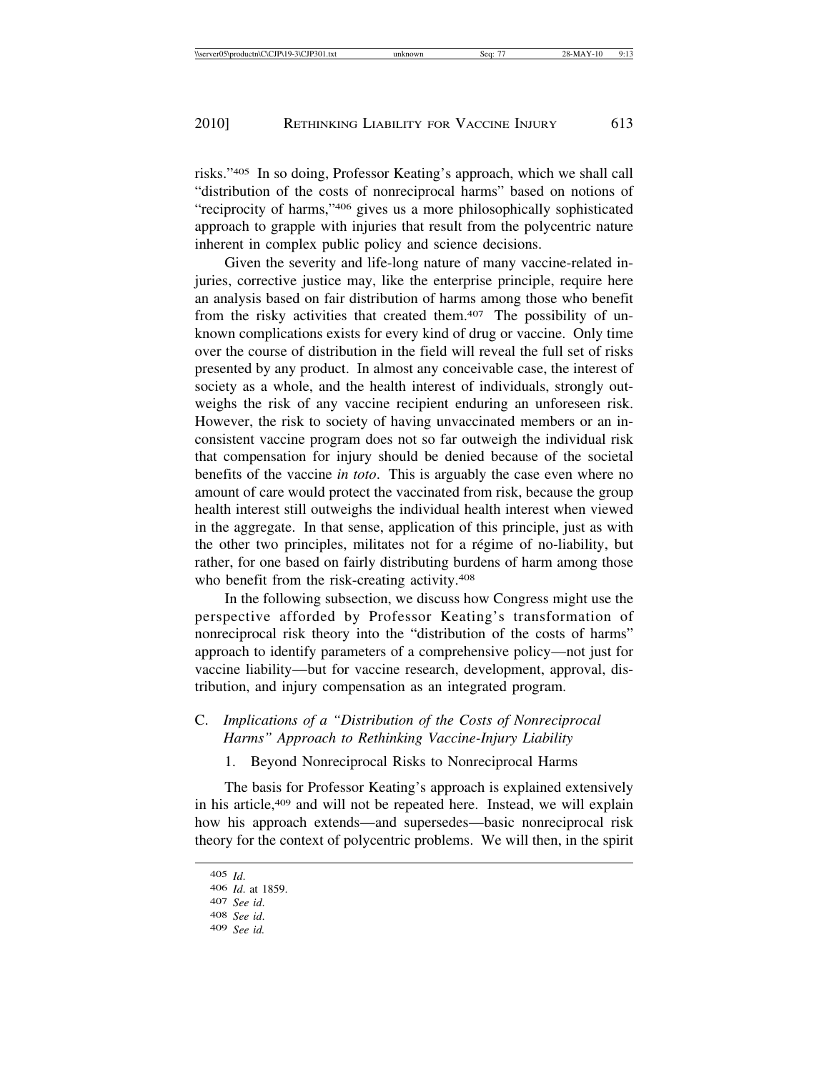risks."[405] In so doing, Professor Keating's approach, which we shall call "distribution of the costs of nonreciprocal harms" based on notions of "reciprocity of harms,"[406] gives us a more philosophically sophisticated approach to grapple with injuries that result from the polycentric nature inherent in complex public policy and science decisions.

Given the severity and life-long nature of many vaccine-related injuries, corrective justice may, like the enterprise principle, require here an analysis based on fair distribution of harms among those who benefit from the risky activities that created them.[407] The possibility of unknown complications exists for every kind of drug or vaccine. Only time over the course of distribution in the field will reveal the full set of risks presented by any product. In almost any conceivable case, the interest of society as a whole, and the health interest of individuals, strongly outweighs the risk of any vaccine recipient enduring an unforeseen risk. However, the risk to society of having unvaccinated members or an inconsistent vaccine program does not so far outweigh the individual risk that compensation for injury should be denied because of the societal benefits of the vaccine *in toto*. This is arguably the case even where no amount of care would protect the vaccinated from risk, because the group health interest still outweighs the individual health interest when viewed in the aggregate. In that sense, application of this principle, just as with the other two principles, militates not for a régime of no-liability, but rather, for one based on fairly distributing burdens of harm among those who benefit from the risk-creating activity.[408]

In the following subsection, we discuss how Congress might use the perspective afforded by Professor Keating's transformation of nonreciprocal risk theory into the "distribution of the costs of harms" approach to identify parameters of a comprehensive policy—not just for vaccine liability—but for vaccine research, development, approval, distribution, and injury compensation as an integrated program.

### C. *Implications of a "Distribution of the Costs of Nonreciprocal Harms" Approach to Rethinking Vaccine-Injury Liability*

#### 1. Beyond Nonreciprocal Risks to Nonreciprocal Harms

The basis for Professor Keating's approach is explained extensively in his article,[409] and will not be repeated here. Instead, we will explain how his approach extends—and supersedes—basic nonreciprocal risk theory for the context of polycentric problems. We will then, in the spirit

---

405 *Id.*

406 *Id.* at 1859.

407 *See id.*

408 *See id.*

409 *See id.*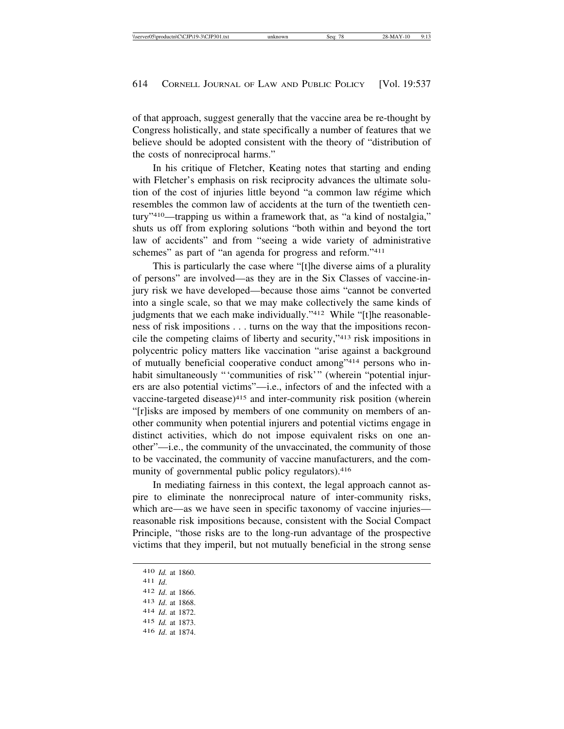of that approach, suggest generally that the vaccine area be re-thought by Congress holistically, and state specifically a number of features that we believe should be adopted consistent with the theory of "distribution of the costs of nonreciprocal harms."

In his critique of Fletcher, Keating notes that starting and ending with Fletcher's emphasis on risk reciprocity advances the ultimate solution of the cost of injuries little beyond "a common law régime which resembles the common law of accidents at the turn of the twentieth century"[410]—trapping us within a framework that, as "a kind of nostalgia," shuts us off from exploring solutions "both within and beyond the tort law of accidents" and from "seeing a wide variety of administrative schemes" as part of "an agenda for progress and reform."[411]

This is particularly the case where "[t]he diverse aims of a plurality of persons" are involved—as they are in the Six Classes of vaccine-injury risk we have developed—because those aims "cannot be converted into a single scale, so that we may make collectively the same kinds of judgments that we each make individually."[412] While "[t]he reasonableness of risk impositions . . . turns on the way that the impositions reconcile the competing claims of liberty and security,"[413] risk impositions in polycentric policy matters like vaccination "arise against a background of mutually beneficial cooperative conduct among"[414] persons who inhabit simultaneously "'communities of risk'" (wherein "potential injurers are also potential victims"—i.e., infectors of and the infected with a vaccine-targeted disease)[415] and inter-community risk position (wherein "[r]isks are imposed by members of one community on members of another community when potential injurers and potential victims engage in distinct activities, which do not impose equivalent risks on one another"—i.e., the community of the unvaccinated, the community of those to be vaccinated, the community of vaccine manufacturers, and the community of governmental public policy regulators).[416]

In mediating fairness in this context, the legal approach cannot aspire to eliminate the nonreciprocal nature of inter-community risks, which are—as we have seen in specific taxonomy of vaccine injuries—reasonable risk impositions because, consistent with the Social Compact Principle, "those risks are to the long-run advantage of the prospective victims that they imperil, but not mutually beneficial in the strong sense

---

410 *Id.* at 1860.

411 *Id.*

412 *Id.* at 1866.

413 *Id.* at 1868.

414 *Id.* at 1872.

415 *Id.* at 1873.

416 *Id.* at 1874.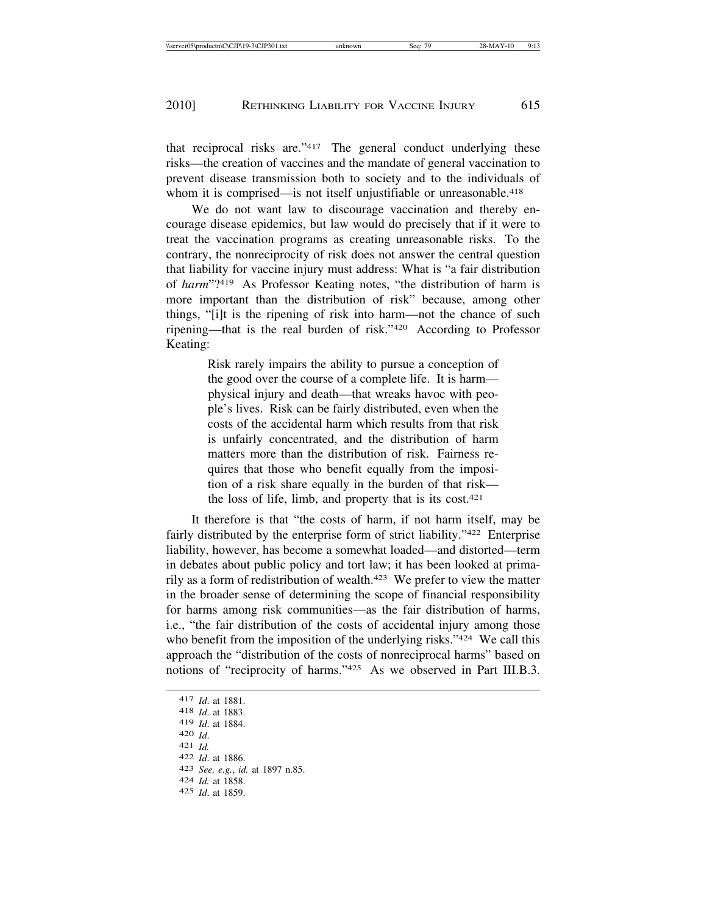that reciprocal risks are."[417] The general conduct underlying these risks—the creation of vaccines and the mandate of general vaccination to prevent disease transmission both to society and to the individuals of whom it is comprised—is not itself unjustifiable or unreasonable.[418]

We do not want law to discourage vaccination and thereby encourage disease epidemics, but law would do precisely that if it were to treat the vaccination programs as creating unreasonable risks. To the contrary, the nonreciprocity of risk does not answer the central question that liability for vaccine injury must address: What is "a fair distribution of *harm*"?[419] As Professor Keating notes, "the distribution of harm is more important than the distribution of risk" because, among other things, "[i]t is the ripening of risk into harm—not the chance of such ripening—that is the real burden of risk."[420] According to Professor Keating:

> Risk rarely impairs the ability to pursue a conception of the good over the course of a complete life. It is harm—physical injury and death—that wreaks havoc with people's lives. Risk can be fairly distributed, even when the costs of the accidental harm which results from that risk is unfairly concentrated, and the distribution of harm matters more than the distribution of risk. Fairness requires that those who benefit equally from the imposition of a risk share equally in the burden of that risk—the loss of life, limb, and property that is its cost.[421]

It therefore is that "the costs of harm, if not harm itself, may be fairly distributed by the enterprise form of strict liability."[422] Enterprise liability, however, has become a somewhat loaded—and distorted—term in debates about public policy and tort law; it has been looked at primarily as a form of redistribution of wealth.[423] We prefer to view the matter in the broader sense of determining the scope of financial responsibility for harms among risk communities—as the fair distribution of harms, i.e., "the fair distribution of the costs of accidental injury among those who benefit from the imposition of the underlying risks."[424] We call this approach the "distribution of the costs of nonreciprocal harms" based on notions of "reciprocity of harms."[425] As we observed in Part III.B.3.

[417] *Id.* at 1881.
[418] *Id.* at 1883.
[419] *Id.* at 1884.
[420] *Id.*
[421] *Id.*
[422] *Id.* at 1886.
[423] *See, e.g.*, *id.* at 1897 n.85.
[424] *Id.* at 1858.
[425] *Id.* at 1859.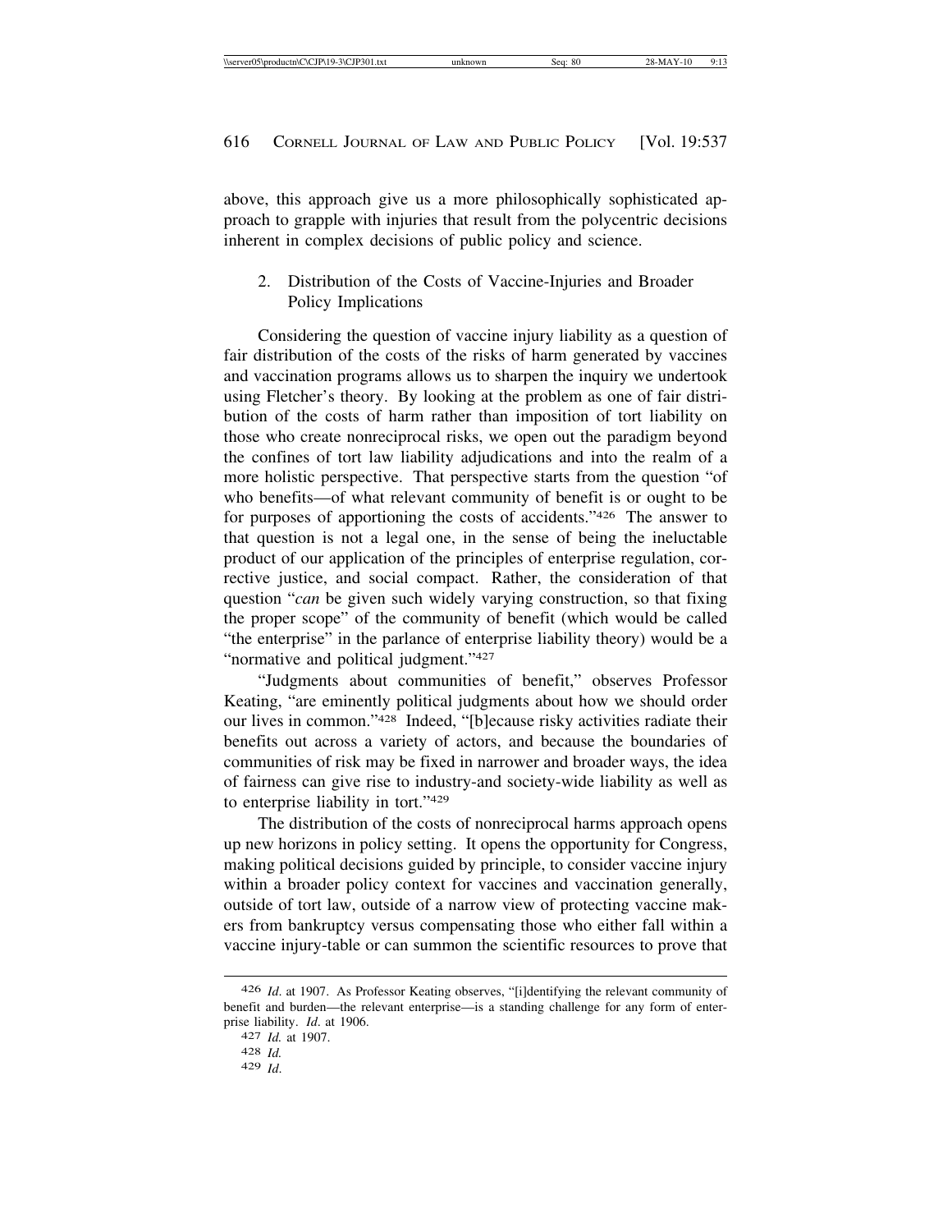above, this approach give us a more philosophically sophisticated approach to grapple with injuries that result from the polycentric decisions inherent in complex decisions of public policy and science.

### 2. Distribution of the Costs of Vaccine-Injuries and Broader Policy Implications

Considering the question of vaccine injury liability as a question of fair distribution of the costs of the risks of harm generated by vaccines and vaccination programs allows us to sharpen the inquiry we undertook using Fletcher's theory. By looking at the problem as one of fair distribution of the costs of harm rather than imposition of tort liability on those who create nonreciprocal risks, we open out the paradigm beyond the confines of tort law liability adjudications and into the realm of a more holistic perspective. That perspective starts from the question "of who benefits—of what relevant community of benefit is or ought to be for purposes of apportioning the costs of accidents."[426] The answer to that question is not a legal one, in the sense of being the ineluctable product of our application of the principles of enterprise regulation, corrective justice, and social compact. Rather, the consideration of that question "*can* be given such widely varying construction, so that fixing the proper scope" of the community of benefit (which would be called "the enterprise" in the parlance of enterprise liability theory) would be a "normative and political judgment."[427]

"Judgments about communities of benefit," observes Professor Keating, "are eminently political judgments about how we should order our lives in common."[428] Indeed, "[b]ecause risky activities radiate their benefits out across a variety of actors, and because the boundaries of communities of risk may be fixed in narrower and broader ways, the idea of fairness can give rise to industry-and society-wide liability as well as to enterprise liability in tort."[429]

The distribution of the costs of nonreciprocal harms approach opens up new horizons in policy setting. It opens the opportunity for Congress, making political decisions guided by principle, to consider vaccine injury within a broader policy context for vaccines and vaccination generally, outside of tort law, outside of a narrow view of protecting vaccine makers from bankruptcy versus compensating those who either fall within a vaccine injury-table or can summon the scientific resources to prove that

---

[426] *Id*. at 1907. As Professor Keating observes, "[i]dentifying the relevant community of benefit and burden—the relevant enterprise—is a standing challenge for any form of enterprise liability. *Id*. at 1906.

[427] *Id.* at 1907.

[428] *Id.*

[429] *Id.*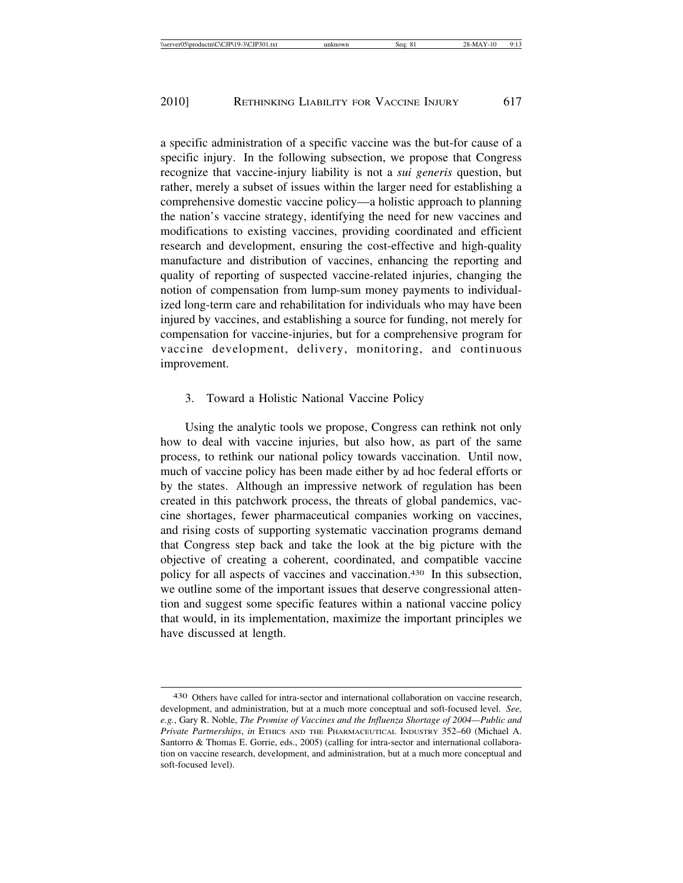a specific administration of a specific vaccine was the but-for cause of a specific injury. In the following subsection, we propose that Congress recognize that vaccine-injury liability is not a *sui generis* question, but rather, merely a subset of issues within the larger need for establishing a comprehensive domestic vaccine policy—a holistic approach to planning the nation's vaccine strategy, identifying the need for new vaccines and modifications to existing vaccines, providing coordinated and efficient research and development, ensuring the cost-effective and high-quality manufacture and distribution of vaccines, enhancing the reporting and quality of reporting of suspected vaccine-related injuries, changing the notion of compensation from lump-sum money payments to individualized long-term care and rehabilitation for individuals who may have been injured by vaccines, and establishing a source for funding, not merely for compensation for vaccine-injuries, but for a comprehensive program for vaccine development, delivery, monitoring, and continuous improvement.

### 3. Toward a Holistic National Vaccine Policy

Using the analytic tools we propose, Congress can rethink not only how to deal with vaccine injuries, but also how, as part of the same process, to rethink our national policy towards vaccination. Until now, much of vaccine policy has been made either by ad hoc federal efforts or by the states. Although an impressive network of regulation has been created in this patchwork process, the threats of global pandemics, vaccine shortages, fewer pharmaceutical companies working on vaccines, and rising costs of supporting systematic vaccination programs demand that Congress step back and take the look at the big picture with the objective of creating a coherent, coordinated, and compatible vaccine policy for all aspects of vaccines and vaccination.[430] In this subsection, we outline some of the important issues that deserve congressional attention and suggest some specific features within a national vaccine policy that would, in its implementation, maximize the important principles we have discussed at length.

---

[430] Others have called for intra-sector and international collaboration on vaccine research, development, and administration, but at a much more conceptual and soft-focused level. *See, e.g.*, Gary R. Noble, *The Promise of Vaccines and the Influenza Shortage of 2004—Public and Private Partnerships*, *in* ETHICS AND THE PHARMACEUTICAL INDUSTRY 352–60 (Michael A. Santorro & Thomas E. Gorrie, eds., 2005) (calling for intra-sector and international collaboration on vaccine research, development, and administration, but at a much more conceptual and soft-focused level).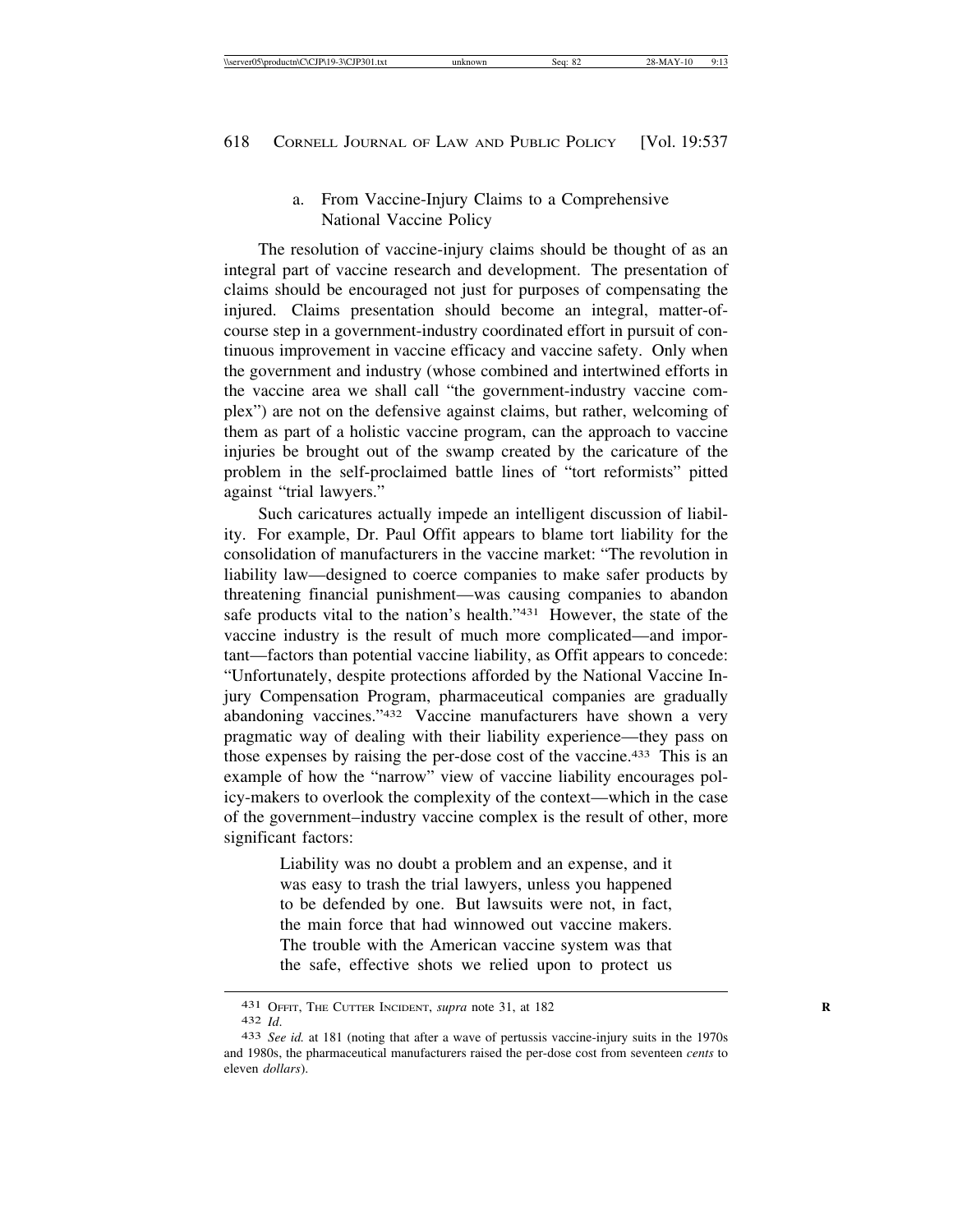#### a. From Vaccine-Injury Claims to a Comprehensive National Vaccine Policy

The resolution of vaccine-injury claims should be thought of as an integral part of vaccine research and development. The presentation of claims should be encouraged not just for purposes of compensating the injured. Claims presentation should become an integral, matter-of-course step in a government-industry coordinated effort in pursuit of continuous improvement in vaccine efficacy and vaccine safety. Only when the government and industry (whose combined and intertwined efforts in the vaccine area we shall call "the government-industry vaccine complex") are not on the defensive against claims, but rather, welcoming of them as part of a holistic vaccine program, can the approach to vaccine injuries be brought out of the swamp created by the caricature of the problem in the self-proclaimed battle lines of "tort reformists" pitted against "trial lawyers."

Such caricatures actually impede an intelligent discussion of liability. For example, Dr. Paul Offit appears to blame tort liability for the consolidation of manufacturers in the vaccine market: "The revolution in liability law—designed to coerce companies to make safer products by threatening financial punishment—was causing companies to abandon safe products vital to the nation's health."[431] However, the state of the vaccine industry is the result of much more complicated—and important—factors than potential vaccine liability, as Offit appears to concede: "Unfortunately, despite protections afforded by the National Vaccine Injury Compensation Program, pharmaceutical companies are gradually abandoning vaccines."[432] Vaccine manufacturers have shown a very pragmatic way of dealing with their liability experience—they pass on those expenses by raising the per-dose cost of the vaccine.[433] This is an example of how the "narrow" view of vaccine liability encourages policy-makers to overlook the complexity of the context—which in the case of the government–industry vaccine complex is the result of other, more significant factors:

> Liability was no doubt a problem and an expense, and it was easy to trash the trial lawyers, unless you happened to be defended by one. But lawsuits were not, in fact, the main force that had winnowed out vaccine makers. The trouble with the American vaccine system was that the safe, effective shots we relied upon to protect us

---

431 Offit, The Cutter Incident, *supra* note 31, at 182

432 *Id.*

433 *See id.* at 181 (noting that after a wave of pertussis vaccine-injury suits in the 1970s and 1980s, the pharmaceutical manufacturers raised the per-dose cost from seventeen *cents* to eleven *dollars*).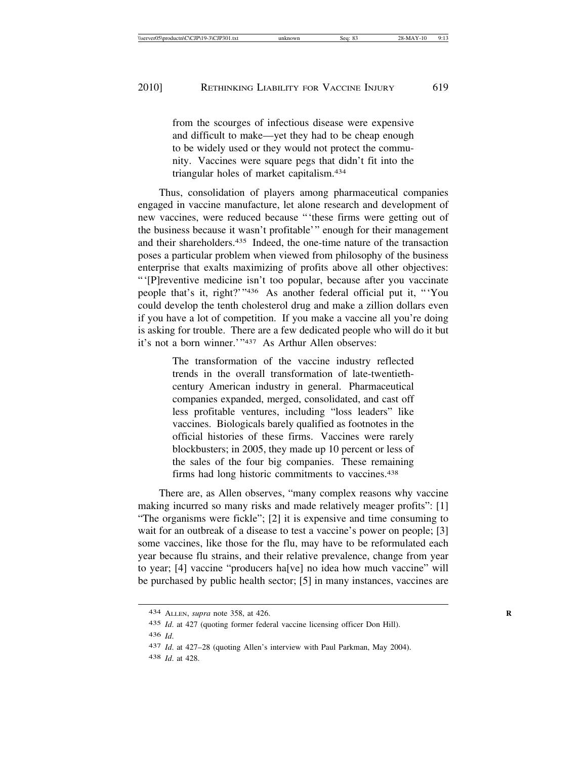> from the scourges of infectious disease were expensive and difficult to make—yet they had to be cheap enough to be widely used or they would not protect the community. Vaccines were square pegs that didn't fit into the triangular holes of market capitalism.[434]

Thus, consolidation of players among pharmaceutical companies engaged in vaccine manufacture, let alone research and development of new vaccines, were reduced because "'these firms were getting out of the business because it wasn't profitable'" enough for their management and their shareholders.[435] Indeed, the one-time nature of the transaction poses a particular problem when viewed from philosophy of the business enterprise that exalts maximizing of profits above all other objectives: "'[P]reventive medicine isn't too popular, because after you vaccinate people that's it, right?'"[436] As another federal official put it, "'You could develop the tenth cholesterol drug and make a zillion dollars even if you have a lot of competition. If you make a vaccine all you're doing is asking for trouble. There are a few dedicated people who will do it but it's not a born winner.'"[437] As Arthur Allen observes:

> The transformation of the vaccine industry reflected trends in the overall transformation of late-twentieth-century American industry in general. Pharmaceutical companies expanded, merged, consolidated, and cast off less profitable ventures, including "loss leaders" like vaccines. Biologicals barely qualified as footnotes in the official histories of these firms. Vaccines were rarely blockbusters; in 2005, they made up 10 percent or less of the sales of the four big companies. These remaining firms had long historic commitments to vaccines.[438]

There are, as Allen observes, "many complex reasons why vaccine making incurred so many risks and made relatively meager profits": [1] "The organisms were fickle"; [2] it is expensive and time consuming to wait for an outbreak of a disease to test a vaccine's power on people; [3] some vaccines, like those for the flu, may have to be reformulated each year because flu strains, and their relative prevalence, change from year to year; [4] vaccine "producers ha[ve] no idea how much vaccine" will be purchased by public health sector; [5] in many instances, vaccines are

---

434 Allen, *supra* note 358, at 426.

435 *Id.* at 427 (quoting former federal vaccine licensing officer Don Hill).

436 *Id.*

437 *Id.* at 427–28 (quoting Allen's interview with Paul Parkman, May 2004).

438 *Id.* at 428.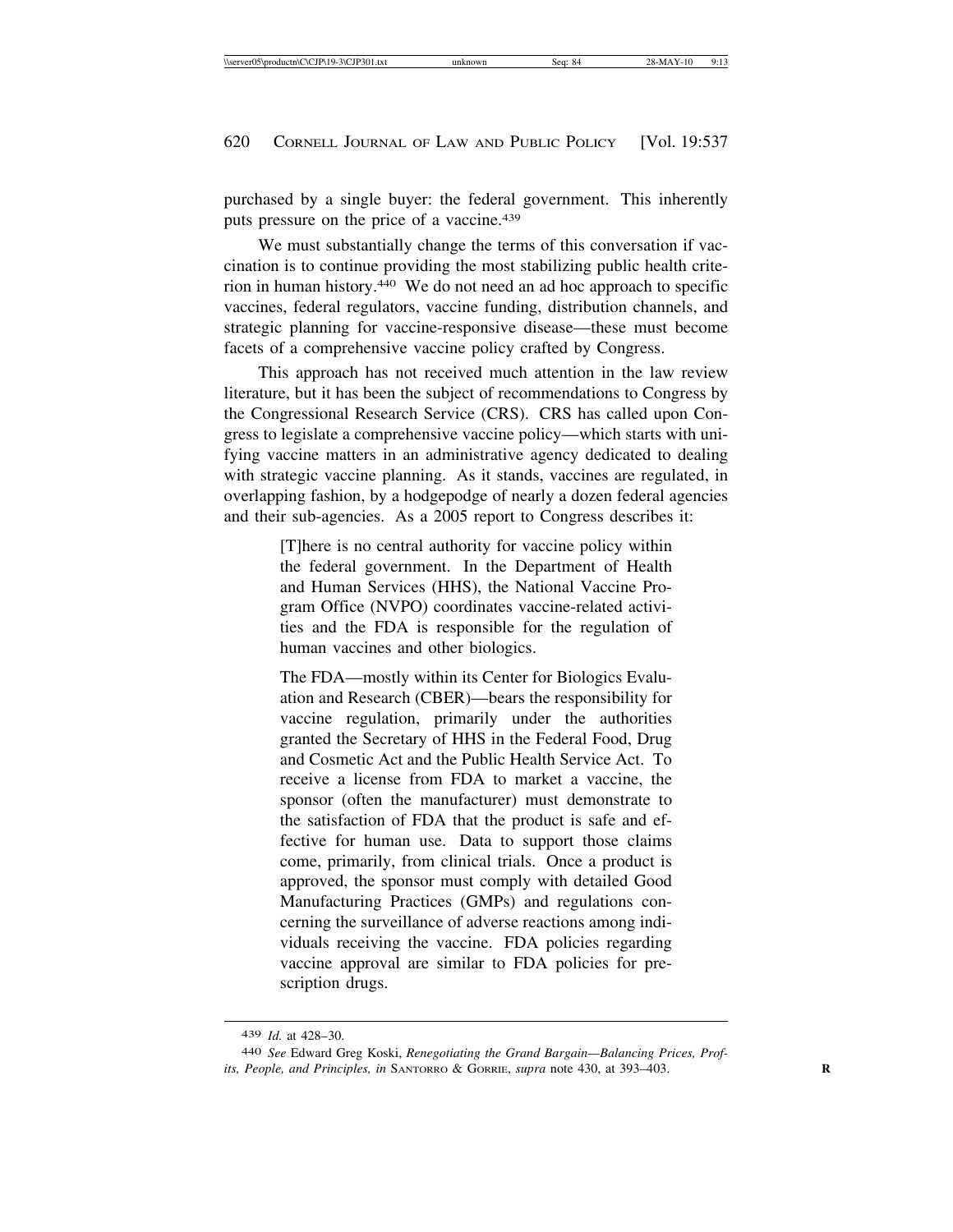purchased by a single buyer: the federal government. This inherently puts pressure on the price of a vaccine.[439]

We must substantially change the terms of this conversation if vaccination is to continue providing the most stabilizing public health criterion in human history.[440] We do not need an ad hoc approach to specific vaccines, federal regulators, vaccine funding, distribution channels, and strategic planning for vaccine-responsive disease—these must become facets of a comprehensive vaccine policy crafted by Congress.

This approach has not received much attention in the law review literature, but it has been the subject of recommendations to Congress by the Congressional Research Service (CRS). CRS has called upon Congress to legislate a comprehensive vaccine policy—which starts with unifying vaccine matters in an administrative agency dedicated to dealing with strategic vaccine planning. As it stands, vaccines are regulated, in overlapping fashion, by a hodgepodge of nearly a dozen federal agencies and their sub-agencies. As a 2005 report to Congress describes it:

> [T]here is no central authority for vaccine policy within the federal government. In the Department of Health and Human Services (HHS), the National Vaccine Program Office (NVPO) coordinates vaccine-related activities and the FDA is responsible for the regulation of human vaccines and other biologics.
>
> The FDA—mostly within its Center for Biologics Evaluation and Research (CBER)—bears the responsibility for vaccine regulation, primarily under the authorities granted the Secretary of HHS in the Federal Food, Drug and Cosmetic Act and the Public Health Service Act. To receive a license from FDA to market a vaccine, the sponsor (often the manufacturer) must demonstrate to the satisfaction of FDA that the product is safe and effective for human use. Data to support those claims come, primarily, from clinical trials. Once a product is approved, the sponsor must comply with detailed Good Manufacturing Practices (GMPs) and regulations concerning the surveillance of adverse reactions among individuals receiving the vaccine. FDA policies regarding vaccine approval are similar to FDA policies for prescription drugs.

---

[439] *Id.* at 428–30.

[440] *See* Edward Greg Koski, *Renegotiating the Grand Bargain—Balancing Prices, Profits, People, and Principles, in* SANTORRO & GORRIE, *supra* note 430, at 393–403.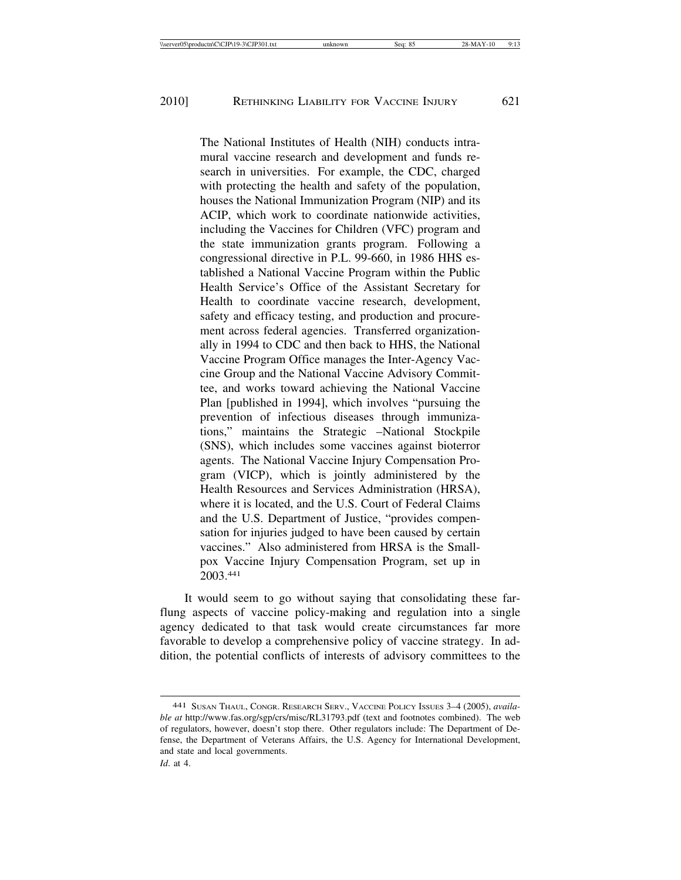> The National Institutes of Health (NIH) conducts intramural vaccine research and development and funds research in universities. For example, the CDC, charged with protecting the health and safety of the population, houses the National Immunization Program (NIP) and its ACIP, which work to coordinate nationwide activities, including the Vaccines for Children (VFC) program and the state immunization grants program. Following a congressional directive in P.L. 99-660, in 1986 HHS established a National Vaccine Program within the Public Health Service's Office of the Assistant Secretary for Health to coordinate vaccine research, development, safety and efficacy testing, and production and procurement across federal agencies. Transferred organizationally in 1994 to CDC and then back to HHS, the National Vaccine Program Office manages the Inter-Agency Vaccine Group and the National Vaccine Advisory Committee, and works toward achieving the National Vaccine Plan [published in 1994], which involves "pursuing the prevention of infectious diseases through immunizations," maintains the Strategic –National Stockpile (SNS), which includes some vaccines against bioterror agents. The National Vaccine Injury Compensation Program (VICP), which is jointly administered by the Health Resources and Services Administration (HRSA), where it is located, and the U.S. Court of Federal Claims and the U.S. Department of Justice, "provides compensation for injuries judged to have been caused by certain vaccines." Also administered from HRSA is the Smallpox Vaccine Injury Compensation Program, set up in 2003.[441]

It would seem to go without saying that consolidating these far-flung aspects of vaccine policy-making and regulation into a single agency dedicated to that task would create circumstances far more favorable to develop a comprehensive policy of vaccine strategy. In addition, the potential conflicts of interests of advisory committees to the

---

441 SUSAN THAUL, CONGR. RESEARCH SERV., VACCINE POLICY ISSUES 3–4 (2005), *available at* http://www.fas.org/sgp/crs/misc/RL31793.pdf (text and footnotes combined). The web of regulators, however, doesn't stop there. Other regulators include: The Department of Defense, the Department of Veterans Affairs, the U.S. Agency for International Development, and state and local governments.
*Id*. at 4.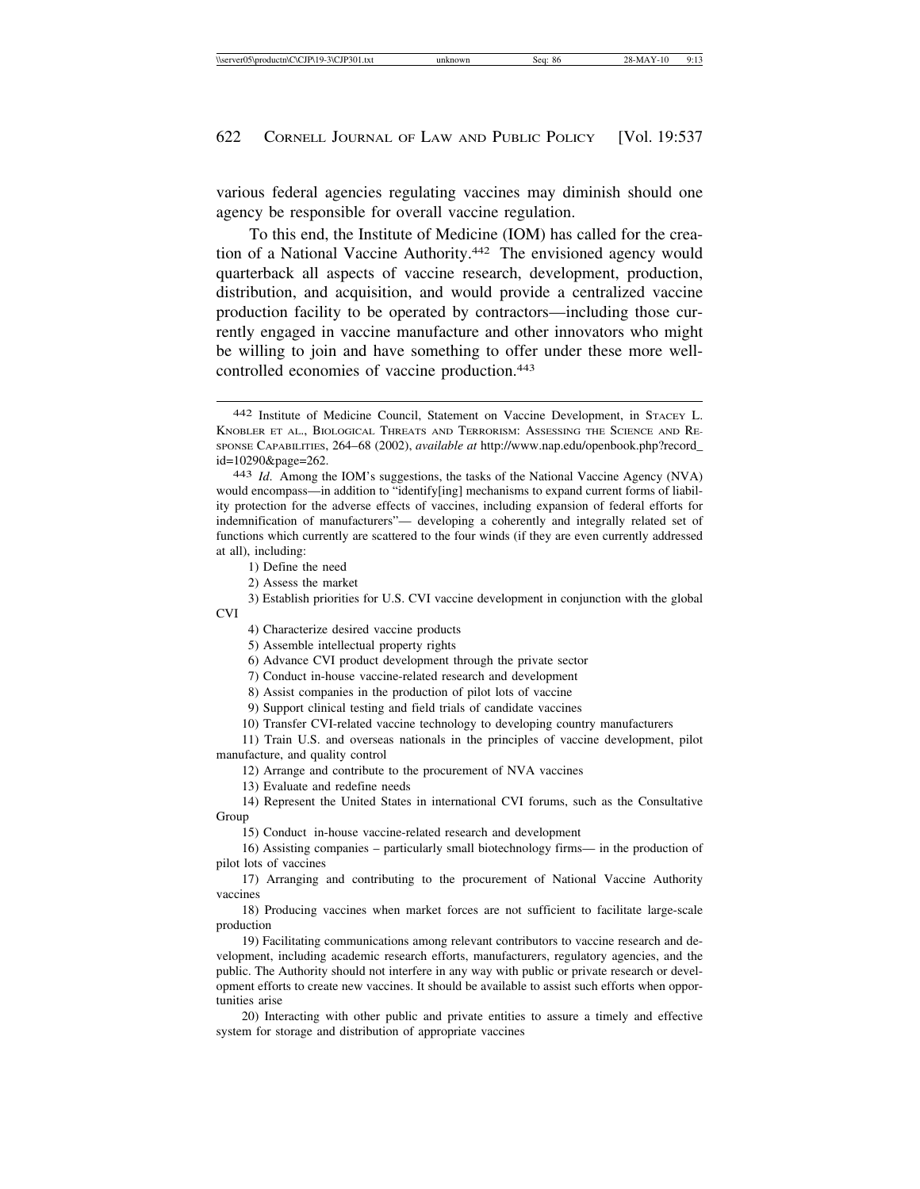various federal agencies regulating vaccines may diminish should one agency be responsible for overall vaccine regulation.

To this end, the Institute of Medicine (IOM) has called for the creation of a National Vaccine Authority.[442] The envisioned agency would quarterback all aspects of vaccine research, development, production, distribution, and acquisition, and would provide a centralized vaccine production facility to be operated by contractors—including those currently engaged in vaccine manufacture and other innovators who might be willing to join and have something to offer under these more well-controlled economies of vaccine production.[443]

---

[442] Institute of Medicine Council, Statement on Vaccine Development, in STACEY L. KNOBLER ET AL., BIOLOGICAL THREATS AND TERRORISM: ASSESSING THE SCIENCE AND RESPONSE CAPABILITIES, 264–68 (2002), *available at* http://www.nap.edu/openbook.php?record_id=10290&page=262.

[443] *Id*. Among the IOM's suggestions, the tasks of the National Vaccine Agency (NVA) would encompass—in addition to "identify[ing] mechanisms to expand current forms of liability protection for the adverse effects of vaccines, including expansion of federal efforts for indemnification of manufacturers"— developing a coherently and integrally related set of functions which currently are scattered to the four winds (if they are even currently addressed at all), including:

1) Define the need

2) Assess the market

3) Establish priorities for U.S. CVI vaccine development in conjunction with the global CVI

4) Characterize desired vaccine products

5) Assemble intellectual property rights

6) Advance CVI product development through the private sector

7) Conduct in-house vaccine-related research and development

8) Assist companies in the production of pilot lots of vaccine

9) Support clinical testing and field trials of candidate vaccines

10) Transfer CVI-related vaccine technology to developing country manufacturers

11) Train U.S. and overseas nationals in the principles of vaccine development, pilot manufacture, and quality control

12) Arrange and contribute to the procurement of NVA vaccines

13) Evaluate and redefine needs

14) Represent the United States in international CVI forums, such as the Consultative Group

15) Conduct in-house vaccine-related research and development

16) Assisting companies – particularly small biotechnology firms— in the production of pilot lots of vaccines

17) Arranging and contributing to the procurement of National Vaccine Authority vaccines

18) Producing vaccines when market forces are not sufficient to facilitate large-scale production

19) Facilitating communications among relevant contributors to vaccine research and development, including academic research efforts, manufacturers, regulatory agencies, and the public. The Authority should not interfere in any way with public or private research or development efforts to create new vaccines. It should be available to assist such efforts when opportunities arise

20) Interacting with other public and private entities to assure a timely and effective system for storage and distribution of appropriate vaccines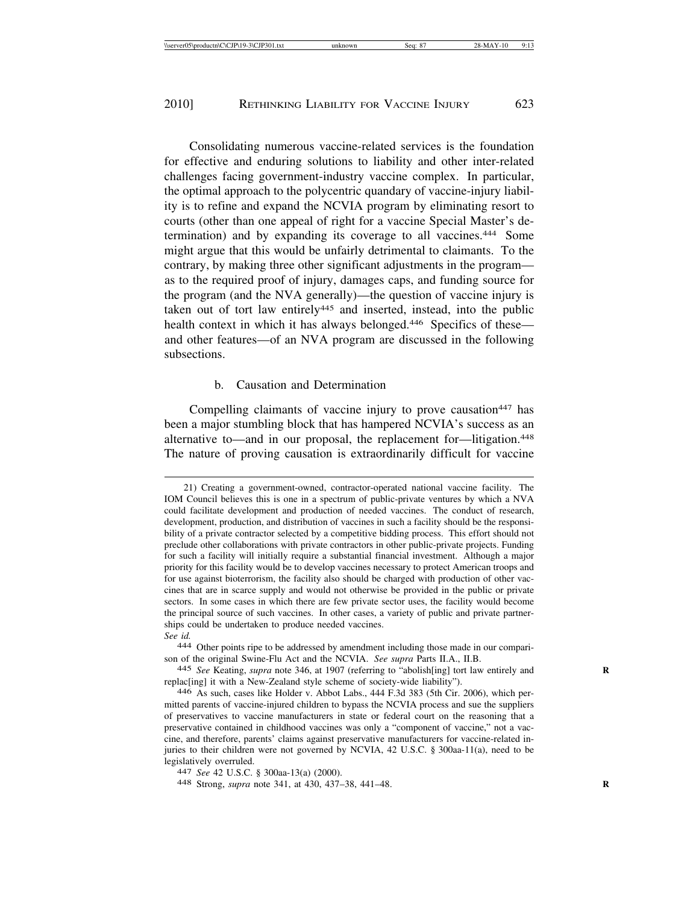Consolidating numerous vaccine-related services is the foundation for effective and enduring solutions to liability and other inter-related challenges facing government-industry vaccine complex. In particular, the optimal approach to the polycentric quandary of vaccine-injury liability is to refine and expand the NCVIA program by eliminating resort to courts (other than one appeal of right for a vaccine Special Master's determination) and by expanding its coverage to all vaccines.[444] Some might argue that this would be unfairly detrimental to claimants. To the contrary, by making three other significant adjustments in the program—as to the required proof of injury, damages caps, and funding source for the program (and the NVA generally)—the question of vaccine injury is taken out of tort law entirely[445] and inserted, instead, into the public health context in which it has always belonged.[446] Specifics of these—and other features—of an NVA program are discussed in the following subsections.

### b. Causation and Determination

Compelling claimants of vaccine injury to prove causation[447] has been a major stumbling block that has hampered NCVIA's success as an alternative to—and in our proposal, the replacement for—litigation.[448] The nature of proving causation is extraordinarily difficult for vaccine

---

21) Creating a government-owned, contractor-operated national vaccine facility. The IOM Council believes this is one in a spectrum of public-private ventures by which a NVA could facilitate development and production of needed vaccines. The conduct of research, development, production, and distribution of vaccines in such a facility should be the responsibility of a private contractor selected by a competitive bidding process. This effort should not preclude other collaborations with private contractors in other public-private projects. Funding for such a facility will initially require a substantial financial investment. Although a major priority for this facility would be to develop vaccines necessary to protect American troops and for use against bioterrorism, the facility also should be charged with production of other vaccines that are in scarce supply and would not otherwise be provided in the public or private sectors. In some cases in which there are few private sector uses, the facility would become the principal source of such vaccines. In other cases, a variety of public and private partnerships could be undertaken to produce needed vaccines.

*See id.*

444 Other points ripe to be addressed by amendment including those made in our comparison of the original Swine-Flu Act and the NCVIA. *See supra* Parts II.A., II.B.

445 *See* Keating, *supra* note 346, at 1907 (referring to "abolish[ing] tort law entirely and replac[ing] it with a New-Zealand style scheme of society-wide liability").

446 As such, cases like Holder v. Abbot Labs., 444 F.3d 383 (5th Cir. 2006), which permitted parents of vaccine-injured children to bypass the NCVIA process and sue the suppliers of preservatives to vaccine manufacturers in state or federal court on the reasoning that a preservative contained in childhood vaccines was only a "component of vaccine," not a vaccine, and therefore, parents' claims against preservative manufacturers for vaccine-related injuries to their children were not governed by NCVIA, 42 U.S.C. § 300aa-11(a), need to be legislatively overruled.

447 *See* 42 U.S.C. § 300aa-13(a) (2000).

448 Strong, *supra* note 341, at 430, 437–38, 441–48.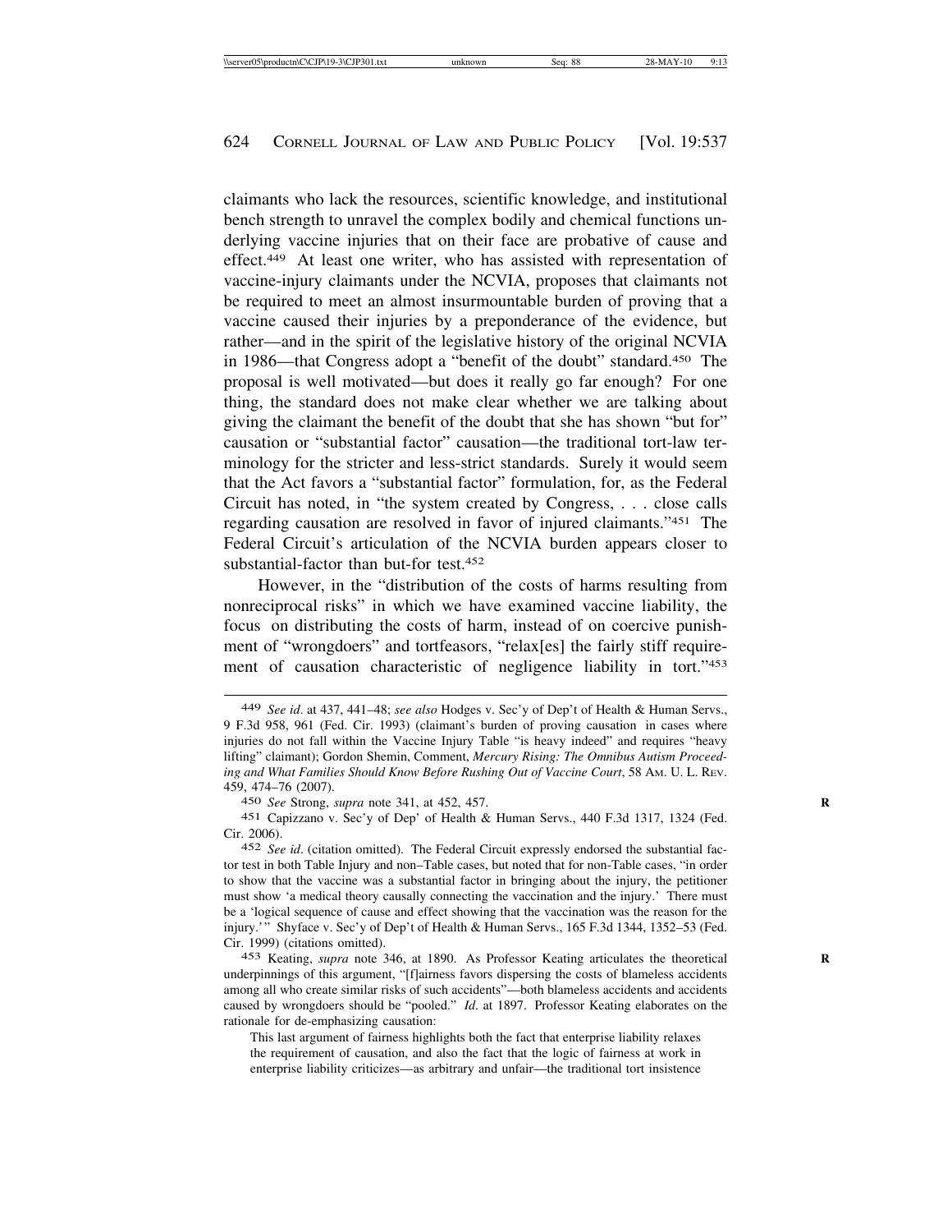claimants who lack the resources, scientific knowledge, and institutional bench strength to unravel the complex bodily and chemical functions underlying vaccine injuries that on their face are probative of cause and effect.[449] At least one writer, who has assisted with representation of vaccine-injury claimants under the NCVIA, proposes that claimants not be required to meet an almost insurmountable burden of proving that a vaccine caused their injuries by a preponderance of the evidence, but rather—and in the spirit of the legislative history of the original NCVIA in 1986—that Congress adopt a "benefit of the doubt" standard.[450] The proposal is well motivated—but does it really go far enough? For one thing, the standard does not make clear whether we are talking about giving the claimant the benefit of the doubt that she has shown "but for" causation or "substantial factor" causation—the traditional tort-law terminology for the stricter and less-strict standards. Surely it would seem that the Act favors a "substantial factor" formulation, for, as the Federal Circuit has noted, in "the system created by Congress, . . . close calls regarding causation are resolved in favor of injured claimants."[451] The Federal Circuit's articulation of the NCVIA burden appears closer to substantial-factor than but-for test.[452]

However, in the "distribution of the costs of harms resulting from nonreciprocal risks" in which we have examined vaccine liability, the focus on distributing the costs of harm, instead of on coercive punishment of "wrongdoers" and tortfeasors, "relax[es] the fairly stiff requirement of causation characteristic of negligence liability in tort."[453]

---

449 *See id.* at 437, 441–48; *see also* Hodges v. Sec'y of Dep't of Health & Human Servs., 9 F.3d 958, 961 (Fed. Cir. 1993) (claimant's burden of proving causation in cases where injuries do not fall within the Vaccine Injury Table "is heavy indeed" and requires "heavy lifting" claimant); Gordon Shemin, Comment, *Mercury Rising: The Omnibus Autism Proceeding and What Families Should Know Before Rushing Out of Vaccine Court*, 58 AM. U. L. REV. 459, 474–76 (2007).

450 *See* Strong, *supra* note 341, at 452, 457.

451 Capizzano v. Sec'y of Dep' of Health & Human Servs., 440 F.3d 1317, 1324 (Fed. Cir. 2006).

452 *See id*. (citation omitted). The Federal Circuit expressly endorsed the substantial factor test in both Table Injury and non–Table cases, but noted that for non-Table cases, "in order to show that the vaccine was a substantial factor in bringing about the injury, the petitioner must show 'a medical theory causally connecting the vaccination and the injury.' There must be a 'logical sequence of cause and effect showing that the vaccination was the reason for the injury.'" Shyface v. Sec'y of Dep't of Health & Human Servs., 165 F.3d 1344, 1352–53 (Fed. Cir. 1999) (citations omitted).

453 Keating, *supra* note 346, at 1890. As Professor Keating articulates the theoretical underpinnings of this argument, "[f]airness favors dispersing the costs of blameless accidents among all who create similar risks of such accidents"—both blameless accidents and accidents caused by wrongdoers should be "pooled." *Id*. at 1897. Professor Keating elaborates on the rationale for de-emphasizing causation:

> This last argument of fairness highlights both the fact that enterprise liability relaxes the requirement of causation, and also the fact that the logic of fairness at work in enterprise liability criticizes—as arbitrary and unfair—the traditional tort insistence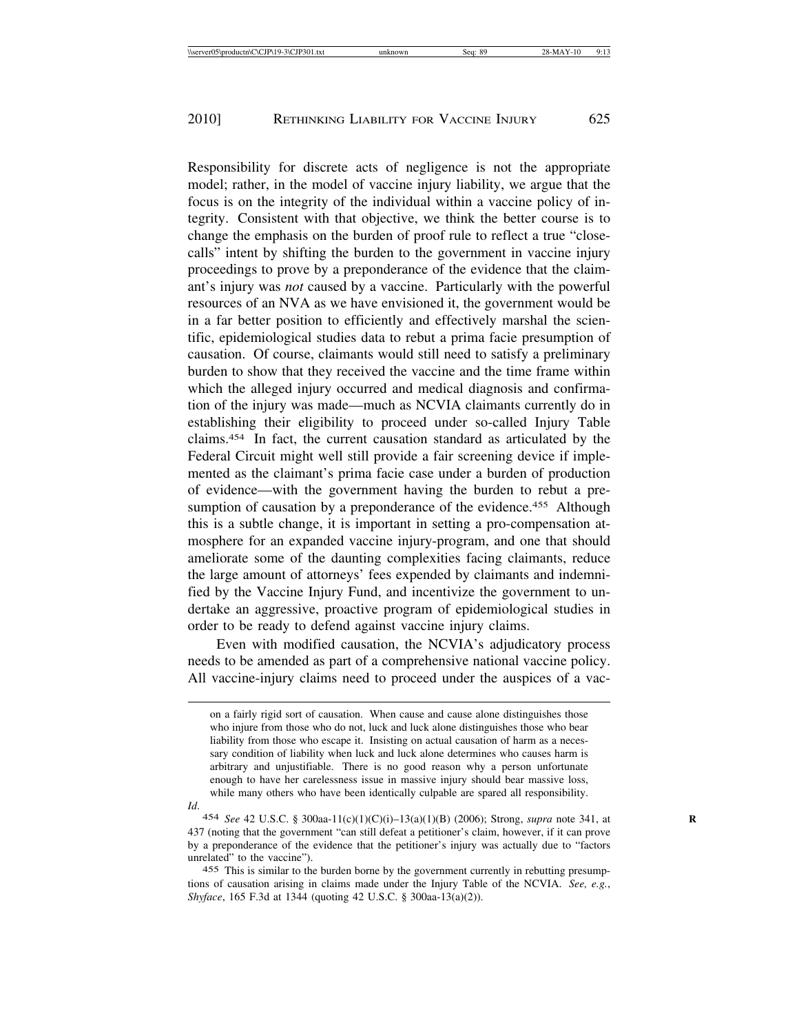Responsibility for discrete acts of negligence is not the appropriate model; rather, in the model of vaccine injury liability, we argue that the focus is on the integrity of the individual within a vaccine policy of integrity. Consistent with that objective, we think the better course is to change the emphasis on the burden of proof rule to reflect a true "close-calls" intent by shifting the burden to the government in vaccine injury proceedings to prove by a preponderance of the evidence that the claimant's injury was *not* caused by a vaccine. Particularly with the powerful resources of an NVA as we have envisioned it, the government would be in a far better position to efficiently and effectively marshal the scientific, epidemiological studies data to rebut a prima facie presumption of causation. Of course, claimants would still need to satisfy a preliminary burden to show that they received the vaccine and the time frame within which the alleged injury occurred and medical diagnosis and confirmation of the injury was made—much as NCVIA claimants currently do in establishing their eligibility to proceed under so-called Injury Table claims.[454] In fact, the current causation standard as articulated by the Federal Circuit might well still provide a fair screening device if implemented as the claimant's prima facie case under a burden of production of evidence—with the government having the burden to rebut a presumption of causation by a preponderance of the evidence.[455] Although this is a subtle change, it is important in setting a pro-compensation atmosphere for an expanded vaccine injury-program, and one that should ameliorate some of the daunting complexities facing claimants, reduce the large amount of attorneys' fees expended by claimants and indemnified by the Vaccine Injury Fund, and incentivize the government to undertake an aggressive, proactive program of epidemiological studies in order to be ready to defend against vaccine injury claims.

Even with modified causation, the NCVIA's adjudicatory process needs to be amended as part of a comprehensive national vaccine policy. All vaccine-injury claims need to proceed under the auspices of a vac-

---

on a fairly rigid sort of causation. When cause and cause alone distinguishes those who injure from those who do not, luck and luck alone distinguishes those who bear liability from those who escape it. Insisting on actual causation of harm as a necessary condition of liability when luck and luck alone determines who causes harm is arbitrary and unjustifiable. There is no good reason why a person unfortunate enough to have her carelessness issue in massive injury should bear massive loss, while many others who have been identically culpable are spared all responsibility.

*Id*.

[454] *See* 42 U.S.C. § 300aa-11(c)(1)(C)(i)–13(a)(1)(B) (2006); Strong, *supra* note 341, at 437 (noting that the government "can still defeat a petitioner's claim, however, if it can prove by a preponderance of the evidence that the petitioner's injury was actually due to "factors unrelated" to the vaccine").

[455] This is similar to the burden borne by the government currently in rebutting presumptions of causation arising in claims made under the Injury Table of the NCVIA. *See, e.g.*, *Shyface*, 165 F.3d at 1344 (quoting 42 U.S.C. § 300aa-13(a)(2)).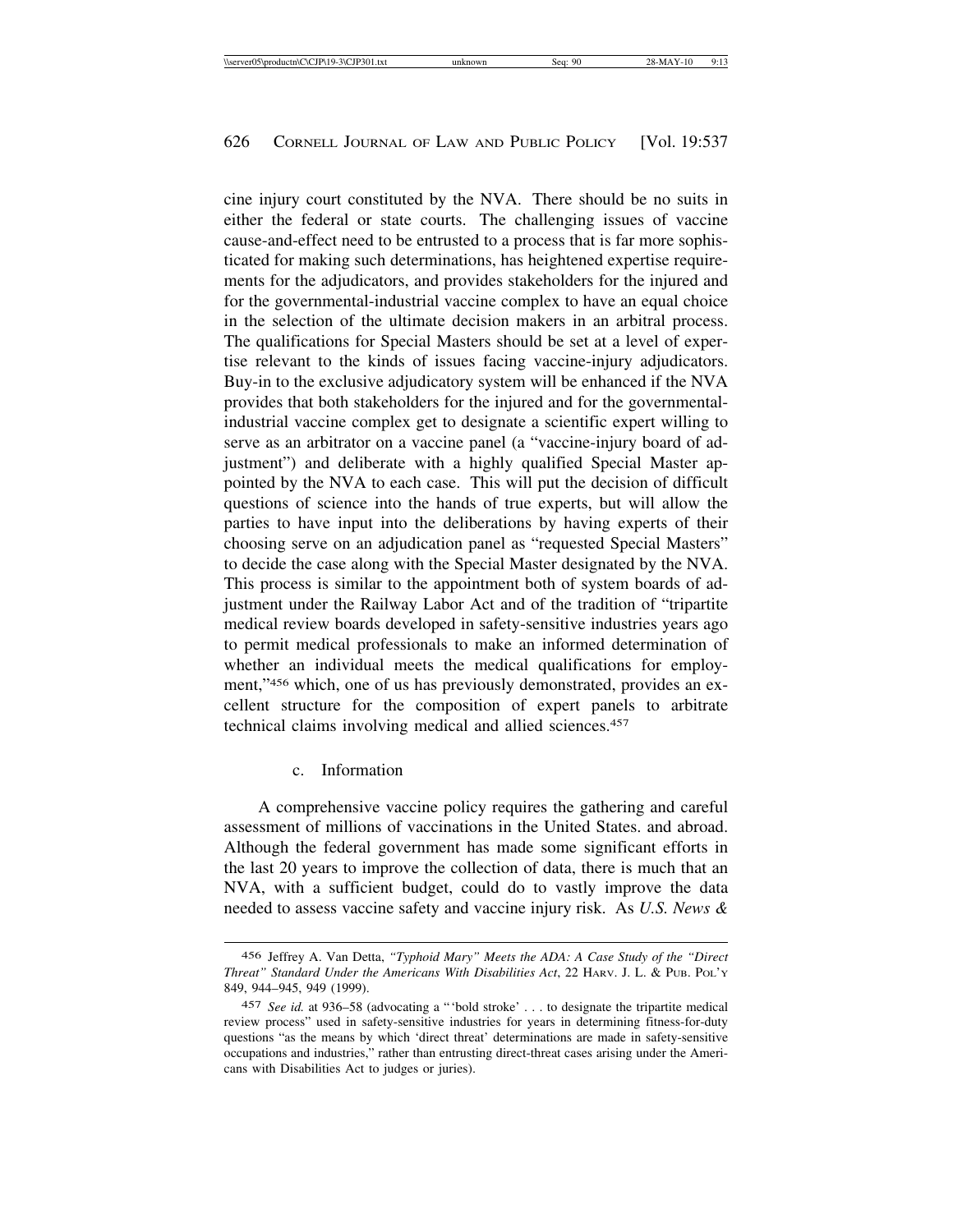cine injury court constituted by the NVA. There should be no suits in either the federal or state courts. The challenging issues of vaccine cause-and-effect need to be entrusted to a process that is far more sophisticated for making such determinations, has heightened expertise requirements for the adjudicators, and provides stakeholders for the injured and for the governmental-industrial vaccine complex to have an equal choice in the selection of the ultimate decision makers in an arbitral process. The qualifications for Special Masters should be set at a level of expertise relevant to the kinds of issues facing vaccine-injury adjudicators. Buy-in to the exclusive adjudicatory system will be enhanced if the NVA provides that both stakeholders for the injured and for the governmental-industrial vaccine complex get to designate a scientific expert willing to serve as an arbitrator on a vaccine panel (a "vaccine-injury board of adjustment") and deliberate with a highly qualified Special Master appointed by the NVA to each case. This will put the decision of difficult questions of science into the hands of true experts, but will allow the parties to have input into the deliberations by having experts of their choosing serve on an adjudication panel as "requested Special Masters" to decide the case along with the Special Master designated by the NVA. This process is similar to the appointment both of system boards of adjustment under the Railway Labor Act and of the tradition of "tripartite medical review boards developed in safety-sensitive industries years ago to permit medical professionals to make an informed determination of whether an individual meets the medical qualifications for employment,"[456] which, one of us has previously demonstrated, provides an excellent structure for the composition of expert panels to arbitrate technical claims involving medical and allied sciences.[457]

c. Information

A comprehensive vaccine policy requires the gathering and careful assessment of millions of vaccinations in the United States. and abroad. Although the federal government has made some significant efforts in the last 20 years to improve the collection of data, there is much that an NVA, with a sufficient budget, could do to vastly improve the data needed to assess vaccine safety and vaccine injury risk. As *U.S. News &*

---

456 Jeffrey A. Van Detta, *"Typhoid Mary" Meets the ADA: A Case Study of the "Direct Threat" Standard Under the Americans With Disabilities Act*, 22 HARV. J. L. & PUB. POL'Y 849, 944–945, 949 (1999).

457 *See id.* at 936–58 (advocating a "'bold stroke' . . . to designate the tripartite medical review process" used in safety-sensitive industries for years in determining fitness-for-duty questions "as the means by which 'direct threat' determinations are made in safety-sensitive occupations and industries," rather than entrusting direct-threat cases arising under the Americans with Disabilities Act to judges or juries).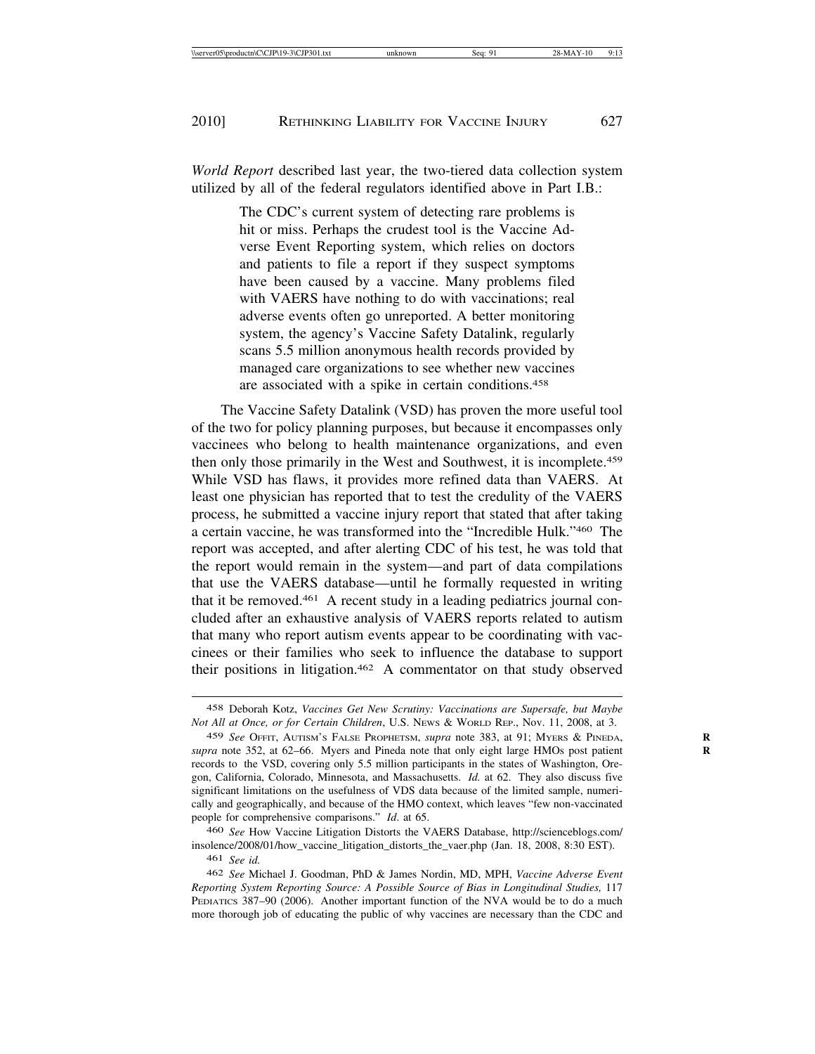*World Report* described last year, the two-tiered data collection system utilized by all of the federal regulators identified above in Part I.B.:

> The CDC's current system of detecting rare problems is hit or miss. Perhaps the crudest tool is the Vaccine Adverse Event Reporting system, which relies on doctors and patients to file a report if they suspect symptoms have been caused by a vaccine. Many problems filed with VAERS have nothing to do with vaccinations; real adverse events often go unreported. A better monitoring system, the agency's Vaccine Safety Datalink, regularly scans 5.5 million anonymous health records provided by managed care organizations to see whether new vaccines are associated with a spike in certain conditions.[458]

The Vaccine Safety Datalink (VSD) has proven the more useful tool of the two for policy planning purposes, but because it encompasses only vaccinees who belong to health maintenance organizations, and even then only those primarily in the West and Southwest, it is incomplete.[459] While VSD has flaws, it provides more refined data than VAERS. At least one physician has reported that to test the credulity of the VAERS process, he submitted a vaccine injury report that stated that after taking a certain vaccine, he was transformed into the "Incredible Hulk."[460] The report was accepted, and after alerting CDC of his test, he was told that the report would remain in the system—and part of data compilations that use the VAERS database—until he formally requested in writing that it be removed.[461] A recent study in a leading pediatrics journal concluded after an exhaustive analysis of VAERS reports related to autism that many who report autism events appear to be coordinating with vaccinees or their families who seek to influence the database to support their positions in litigation.[462] A commentator on that study observed

---

458 Deborah Kotz, *Vaccines Get New Scrutiny: Vaccinations are Supersafe, but Maybe Not All at Once, or for Certain Children*, U.S. NEWS & WORLD REP., Nov. 11, 2008, at 3.

459 *See* OFFIT, AUTISM'S FALSE PROPHETSM, *supra* note 383, at 91; MYERS & PINEDA, *supra* note 352, at 62–66. Myers and Pineda note that only eight large HMOs post patient records to the VSD, covering only 5.5 million participants in the states of Washington, Oregon, California, Colorado, Minnesota, and Massachusetts. *Id.* at 62. They also discuss five significant limitations on the usefulness of VDS data because of the limited sample, numerically and geographically, and because of the HMO context, which leaves "few non-vaccinated people for comprehensive comparisons." *Id.* at 65.

460 *See* How Vaccine Litigation Distorts the VAERS Database, http://scienceblogs.com/insolence/2008/01/how_vaccine_litigation_distorts_the_vaer.php (Jan. 18, 2008, 8:30 EST).

461 *See id.*

462 *See* Michael J. Goodman, PhD & James Nordin, MD, MPH, *Vaccine Adverse Event Reporting System Reporting Source: A Possible Source of Bias in Longitudinal Studies,* 117 PEDIATRICS 387–90 (2006). Another important function of the NVA would be to do a much more thorough job of educating the public of why vaccines are necessary than the CDC and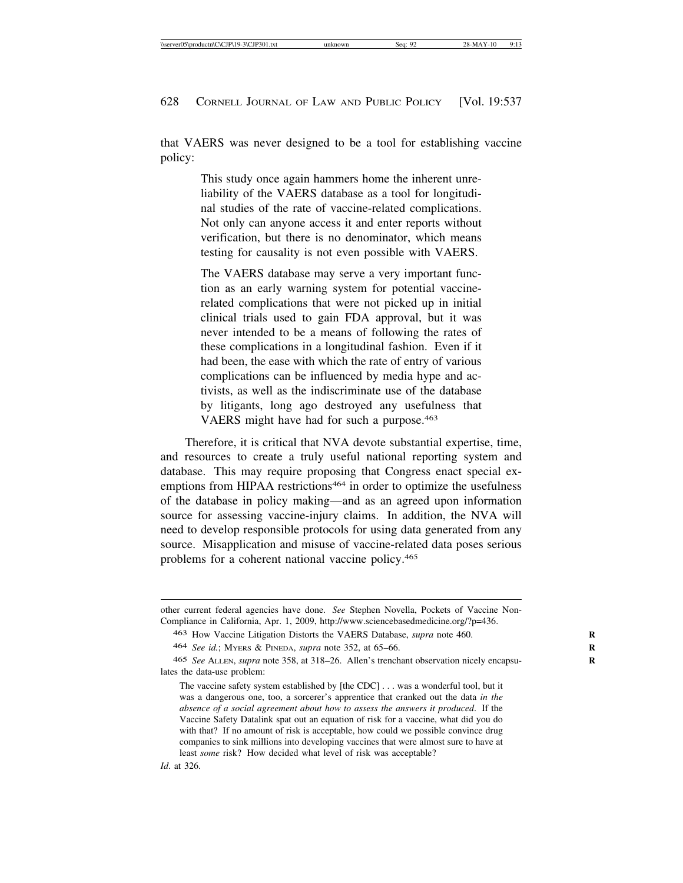that VAERS was never designed to be a tool for establishing vaccine policy:

> This study once again hammers home the inherent unreliability of the VAERS database as a tool for longitudinal studies of the rate of vaccine-related complications. Not only can anyone access it and enter reports without verification, but there is no denominator, which means testing for causality is not even possible with VAERS.
>
> The VAERS database may serve a very important function as an early warning system for potential vaccine-related complications that were not picked up in initial clinical trials used to gain FDA approval, but it was never intended to be a means of following the rates of these complications in a longitudinal fashion. Even if it had been, the ease with which the rate of entry of various complications can be influenced by media hype and activists, as well as the indiscriminate use of the database by litigants, long ago destroyed any usefulness that VAERS might have had for such a purpose.[463]

Therefore, it is critical that NVA devote substantial expertise, time, and resources to create a truly useful national reporting system and database. This may require proposing that Congress enact special exemptions from HIPAA restrictions[464] in order to optimize the usefulness of the database in policy making—and as an agreed upon information source for assessing vaccine-injury claims. In addition, the NVA will need to develop responsible protocols for using data generated from any source. Misapplication and misuse of vaccine-related data poses serious problems for a coherent national vaccine policy.[465]

---

other current federal agencies have done. *See* Stephen Novella, Pockets of Vaccine Non-Compliance in California, Apr. 1, 2009, http://www.sciencebasedmedicine.org/?p=436.

[463] How Vaccine Litigation Distorts the VAERS Database, *supra* note 460.

[464] *See id.*; Myers & Pineda, *supra* note 352, at 65–66.

[465] *See* Allen, *supra* note 358, at 318–26. Allen's trenchant observation nicely encapsulates the data-use problem:

> The vaccine safety system established by [the CDC] . . . was a wonderful tool, but it was a dangerous one, too, a sorcerer's apprentice that cranked out the data *in the absence of a social agreement about how to assess the answers it produced*. If the Vaccine Safety Datalink spat out an equation of risk for a vaccine, what did you do with that? If no amount of risk is acceptable, how could we possible convince drug companies to sink millions into developing vaccines that were almost sure to have at least *some* risk? How decided what level of risk was acceptable?

*Id*. at 326.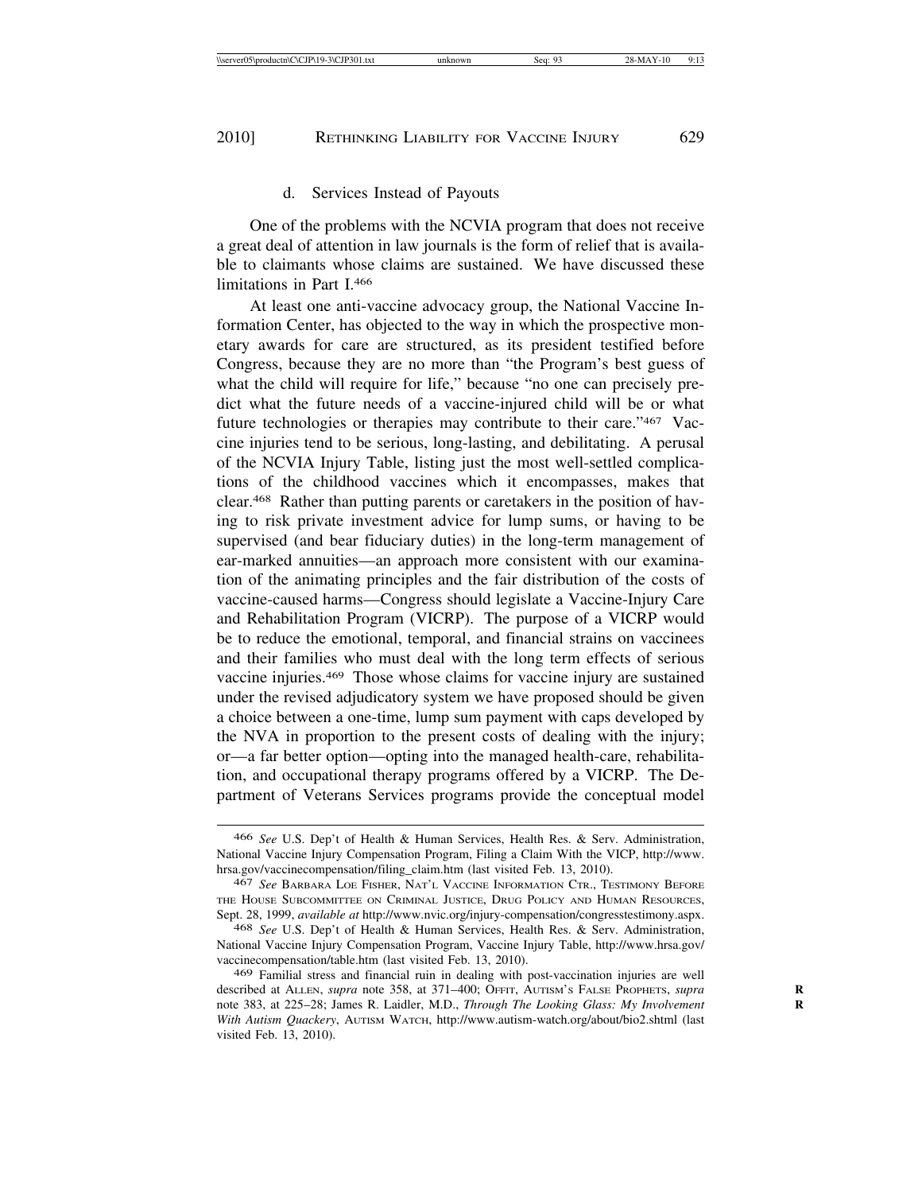d. Services Instead of Payouts

One of the problems with the NCVIA program that does not receive a great deal of attention in law journals is the form of relief that is available to claimants whose claims are sustained. We have discussed these limitations in Part I.[466]

At least one anti-vaccine advocacy group, the National Vaccine Information Center, has objected to the way in which the prospective monetary awards for care are structured, as its president testified before Congress, because they are no more than "the Program's best guess of what the child will require for life," because "no one can precisely predict what the future needs of a vaccine-injured child will be or what future technologies or therapies may contribute to their care."[467] Vaccine injuries tend to be serious, long-lasting, and debilitating. A perusal of the NCVIA Injury Table, listing just the most well-settled complications of the childhood vaccines which it encompasses, makes that clear.[468] Rather than putting parents or caretakers in the position of having to risk private investment advice for lump sums, or having to be supervised (and bear fiduciary duties) in the long-term management of ear-marked annuities—an approach more consistent with our examination of the animating principles and the fair distribution of the costs of vaccine-caused harms—Congress should legislate a Vaccine-Injury Care and Rehabilitation Program (VICRP). The purpose of a VICRP would be to reduce the emotional, temporal, and financial strains on vaccinees and their families who must deal with the long term effects of serious vaccine injuries.[469] Those whose claims for vaccine injury are sustained under the revised adjudicatory system we have proposed should be given a choice between a one-time, lump sum payment with caps developed by the NVA in proportion to the present costs of dealing with the injury; or—a far better option—opting into the managed health-care, rehabilitation, and occupational therapy programs offered by a VICRP. The Department of Veterans Services programs provide the conceptual model

---

[466] *See* U.S. Dep't of Health & Human Services, Health Res. & Serv. Administration, National Vaccine Injury Compensation Program, Filing a Claim With the VICP, http://www.hrsa.gov/vaccinecompensation/filing_claim.htm (last visited Feb. 13, 2010).

[467] *See* BARBARA LOE FISHER, NAT'L VACCINE INFORMATION CTR., TESTIMONY BEFORE THE HOUSE SUBCOMMITTEE ON CRIMINAL JUSTICE, DRUG POLICY AND HUMAN RESOURCES, Sept. 28, 1999, *available at* http://www.nvic.org/injury-compensation/congresstestimony.aspx.

[468] *See* U.S. Dep't of Health & Human Services, Health Res. & Serv. Administration, National Vaccine Injury Compensation Program, Vaccine Injury Table, http://www.hrsa.gov/vaccinecompensation/table.htm (last visited Feb. 13, 2010).

[469] Familial stress and financial ruin in dealing with post-vaccination injuries are well described at ALLEN, *supra* note 358, at 371–400; OFFIT, AUTISM'S FALSE PROPHETS, *supra* note 383, at 225–28; James R. Laidler, M.D., *Through The Looking Glass: My Involvement With Autism Quackery*, AUTISM WATCH, http://www.autism-watch.org/about/bio2.shtml (last visited Feb. 13, 2010).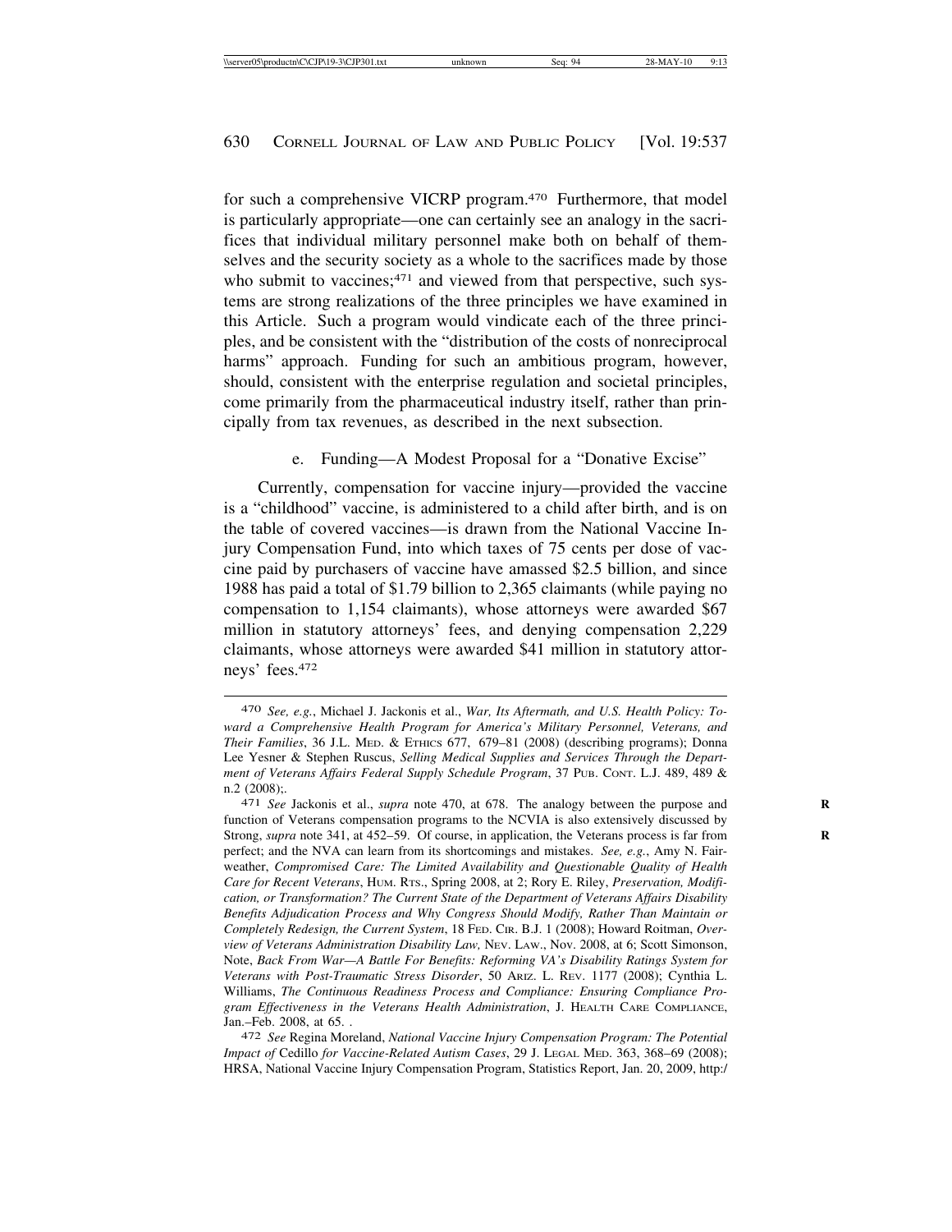for such a comprehensive VICRP program.[470] Furthermore, that model is particularly appropriate—one can certainly see an analogy in the sacrifices that individual military personnel make both on behalf of themselves and the security society as a whole to the sacrifices made by those who submit to vaccines;[471] and viewed from that perspective, such systems are strong realizations of the three principles we have examined in this Article. Such a program would vindicate each of the three principles, and be consistent with the "distribution of the costs of nonreciprocal harms" approach. Funding for such an ambitious program, however, should, consistent with the enterprise regulation and societal principles, come primarily from the pharmaceutical industry itself, rather than principally from tax revenues, as described in the next subsection.

e. Funding—A Modest Proposal for a "Donative Excise"

Currently, compensation for vaccine injury—provided the vaccine is a "childhood" vaccine, is administered to a child after birth, and is on the table of covered vaccines—is drawn from the National Vaccine Injury Compensation Fund, into which taxes of 75 cents per dose of vaccine paid by purchasers of vaccine have amassed $2.5 billion, and since 1988 has paid a total of $1.79 billion to 2,365 claimants (while paying no compensation to 1,154 claimants), whose attorneys were awarded $67 million in statutory attorneys' fees, and denying compensation 2,229 claimants, whose attorneys were awarded $41 million in statutory attorneys' fees.[472]

---

[470] *See, e.g.*, Michael J. Jackonis et al., *War, Its Aftermath, and U.S. Health Policy: Toward a Comprehensive Health Program for America's Military Personnel, Veterans, and Their Families*, 36 J.L. MED. & ETHICS 677, 679–81 (2008) (describing programs); Donna Lee Yesner & Stephen Ruscus, *Selling Medical Supplies and Services Through the Department of Veterans Affairs Federal Supply Schedule Program*, 37 PUB. CONT. L.J. 489, 489 & n.2 (2008);.

[471] *See* Jackonis et al., *supra* note 470, at 678. The analogy between the purpose and function of Veterans compensation programs to the NCVIA is also extensively discussed by Strong, *supra* note 341, at 452–59. Of course, in application, the Veterans process is far from perfect; and the NVA can learn from its shortcomings and mistakes. *See, e.g.*, Amy N. Fairweather, *Compromised Care: The Limited Availability and Questionable Quality of Health Care for Recent Veterans*, HUM. RTS., Spring 2008, at 2; Rory E. Riley, *Preservation, Modification, or Transformation? The Current State of the Department of Veterans Affairs Disability Benefits Adjudication Process and Why Congress Should Modify, Rather Than Maintain or Completely Redesign, the Current System*, 18 FED. CIR. B.J. 1 (2008); Howard Roitman, *Overview of Veterans Administration Disability Law,* NEV. LAW., Nov. 2008, at 6; Scott Simonson, Note, *Back From War—A Battle For Benefits: Reforming VA's Disability Ratings System for Veterans with Post-Traumatic Stress Disorder*, 50 ARIZ. L. REV. 1177 (2008); Cynthia L. Williams, *The Continuous Readiness Process and Compliance: Ensuring Compliance Program Effectiveness in the Veterans Health Administration*, J. HEALTH CARE COMPLIANCE, Jan.–Feb. 2008, at 65. .

[472] *See* Regina Moreland, *National Vaccine Injury Compensation Program: The Potential Impact of* Cedillo *for Vaccine-Related Autism Cases*, 29 J. LEGAL MED. 363, 368–69 (2008); HRSA, National Vaccine Injury Compensation Program, Statistics Report, Jan. 20, 2009, http:/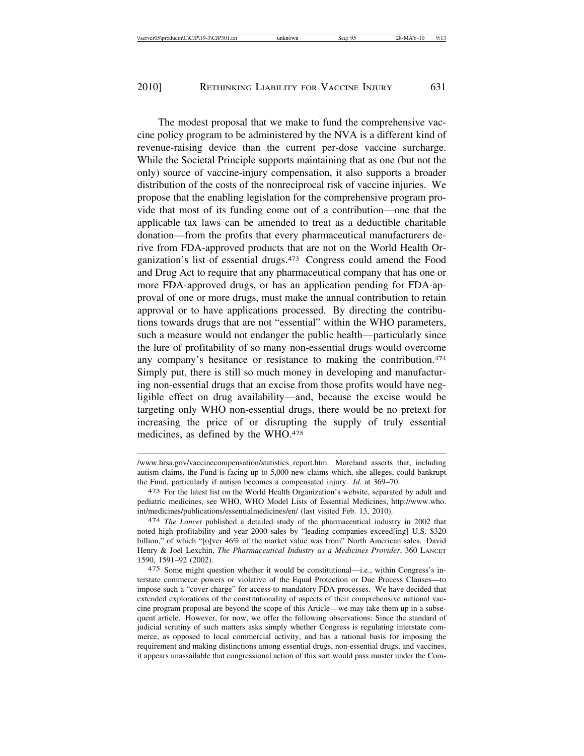The modest proposal that we make to fund the comprehensive vaccine policy program to be administered by the NVA is a different kind of revenue-raising device than the current per-dose vaccine surcharge. While the Societal Principle supports maintaining that as one (but not the only) source of vaccine-injury compensation, it also supports a broader distribution of the costs of the nonreciprocal risk of vaccine injuries. We propose that the enabling legislation for the comprehensive program provide that most of its funding come out of a contribution—one that the applicable tax laws can be amended to treat as a deductible charitable donation—from the profits that every pharmaceutical manufacturers derive from FDA-approved products that are not on the World Health Organization's list of essential drugs.[473] Congress could amend the Food and Drug Act to require that any pharmaceutical company that has one or more FDA-approved drugs, or has an application pending for FDA-approval of one or more drugs, must make the annual contribution to retain approval or to have applications processed. By directing the contributions towards drugs that are not "essential" within the WHO parameters, such a measure would not endanger the public health—particularly since the lure of profitability of so many non-essential drugs would overcome any company's hesitance or resistance to making the contribution.[474] Simply put, there is still so much money in developing and manufacturing non-essential drugs that an excise from those profits would have negligible effect on drug availability—and, because the excise would be targeting only WHO non-essential drugs, there would be no pretext for increasing the price of or disrupting the supply of truly essential medicines, as defined by the WHO.[475]

---

/www.hrsa.gov/vaccinecompensation/statistics_report.htm. Moreland asserts that, including autism-claims, the Fund is facing up to 5,000 new claims which, she alleges, could bankrupt the Fund, particularly if autism becomes a compensated injury. *Id*. at 369–70.

[473] For the latest list on the World Health Organization's website, separated by adult and pediatric medicines, see WHO, WHO Model Lists of Essential Medicines, http://www.who.int/medicines/publications/essentialmedicines/en/ (last visited Feb. 13, 2010).

[474] *The Lancet* published a detailed study of the pharmaceutical industry in 2002 that noted high profitability and year 2000 sales by "leading companies exceed[ing] U.S. $320 billion," of which "[o]ver 46% of the market value was from" North American sales. David Henry & Joel Lexchin, *The Pharmaceutical Industry as a Medicines Provider*, 360 LANCET 1590, 1591–92 (2002).

[475] Some might question whether it would be constitutional—i.e., within Congress's interstate commerce powers or violative of the Equal Protection or Due Process Clauses—to impose such a "cover charge" for access to mandatory FDA processes. We have decided that extended explorations of the constitutionality of aspects of their comprehensive national vaccine program proposal are beyond the scope of this Article—we may take them up in a subsequent article. However, for now, we offer the following observations: Since the standard of judicial scrutiny of such matters asks simply whether Congress is regulating interstate commerce, as opposed to local commercial activity, and has a rational basis for imposing the requirement and making distinctions among essential drugs, non-essential drugs, and vaccines, it appears unassailable that congressional action of this sort would pass muster under the Com-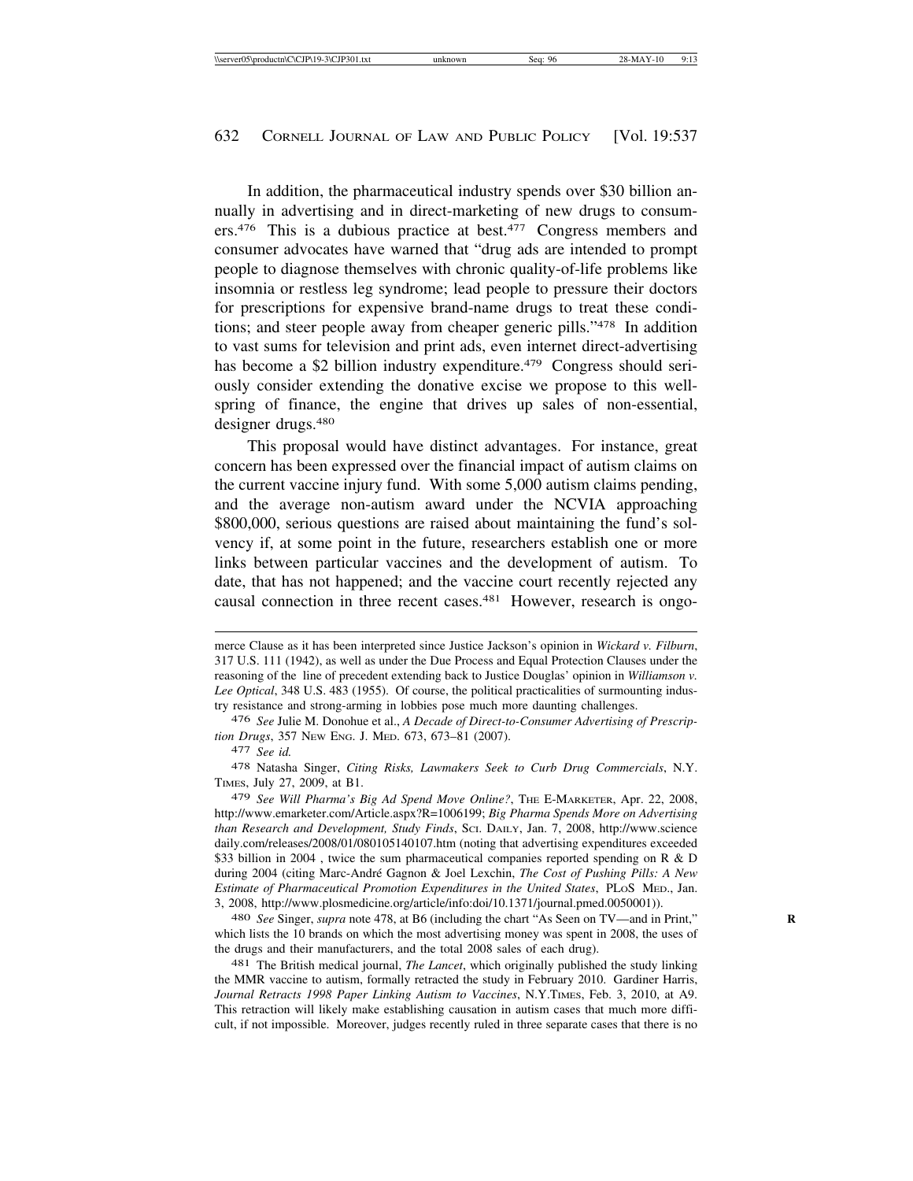In addition, the pharmaceutical industry spends over $30 billion annually in advertising and in direct-marketing of new drugs to consumers.[476] This is a dubious practice at best.[477] Congress members and consumer advocates have warned that "drug ads are intended to prompt people to diagnose themselves with chronic quality-of-life problems like insomnia or restless leg syndrome; lead people to pressure their doctors for prescriptions for expensive brand-name drugs to treat these conditions; and steer people away from cheaper generic pills."[478] In addition to vast sums for television and print ads, even internet direct-advertising has become a $2 billion industry expenditure.[479] Congress should seriously consider extending the donative excise we propose to this wellspring of finance, the engine that drives up sales of non-essential, designer drugs.[480]

This proposal would have distinct advantages. For instance, great concern has been expressed over the financial impact of autism claims on the current vaccine injury fund. With some 5,000 autism claims pending, and the average non-autism award under the NCVIA approaching $800,000, serious questions are raised about maintaining the fund's solvency if, at some point in the future, researchers establish one or more links between particular vaccines and the development of autism. To date, that has not happened; and the vaccine court recently rejected any causal connection in three recent cases.[481] However, research is ongo-

---

merce Clause as it has been interpreted since Justice Jackson's opinion in *Wickard v. Filburn*, 317 U.S. 111 (1942), as well as under the Due Process and Equal Protection Clauses under the reasoning of the line of precedent extending back to Justice Douglas' opinion in *Williamson v. Lee Optical*, 348 U.S. 483 (1955). Of course, the political practicalities of surmounting industry resistance and strong-arming in lobbies pose much more daunting challenges.

476 *See* Julie M. Donohue et al., *A Decade of Direct-to-Consumer Advertising of Prescription Drugs*, 357 NEW ENG. J. MED. 673, 673–81 (2007).

477 *See id.*

478 Natasha Singer, *Citing Risks, Lawmakers Seek to Curb Drug Commercials*, N.Y. TIMES, July 27, 2009, at B1.

479 *See Will Pharma's Big Ad Spend Move Online?*, THE E-MARKETER, Apr. 22, 2008, http://www.emarketer.com/Article.aspx?R=1006199; *Big Pharma Spends More on Advertising than Research and Development, Study Finds*, SCI. DAILY, Jan. 7, 2008, http://www.sciencedaily.com/releases/2008/01/080105140107.htm (noting that advertising expenditures exceeded $33 billion in 2004 , twice the sum pharmaceutical companies reported spending on R & D during 2004 (citing Marc-André Gagnon & Joel Lexchin, *The Cost of Pushing Pills: A New Estimate of Pharmaceutical Promotion Expenditures in the United States*, PLOS MED., Jan. 3, 2008, http://www.plosmedicine.org/article/info:doi/10.1371/journal.pmed.0050001)).

480 *See* Singer, *supra* note 478, at B6 (including the chart "As Seen on TV—and in Print," which lists the 10 brands on which the most advertising money was spent in 2008, the uses of the drugs and their manufacturers, and the total 2008 sales of each drug).

481 The British medical journal, *The Lancet*, which originally published the study linking the MMR vaccine to autism, formally retracted the study in February 2010. Gardiner Harris, *Journal Retracts 1998 Paper Linking Autism to Vaccines*, N.Y.TIMES, Feb. 3, 2010, at A9. This retraction will likely make establishing causation in autism cases that much more difficult, if not impossible. Moreover, judges recently ruled in three separate cases that there is no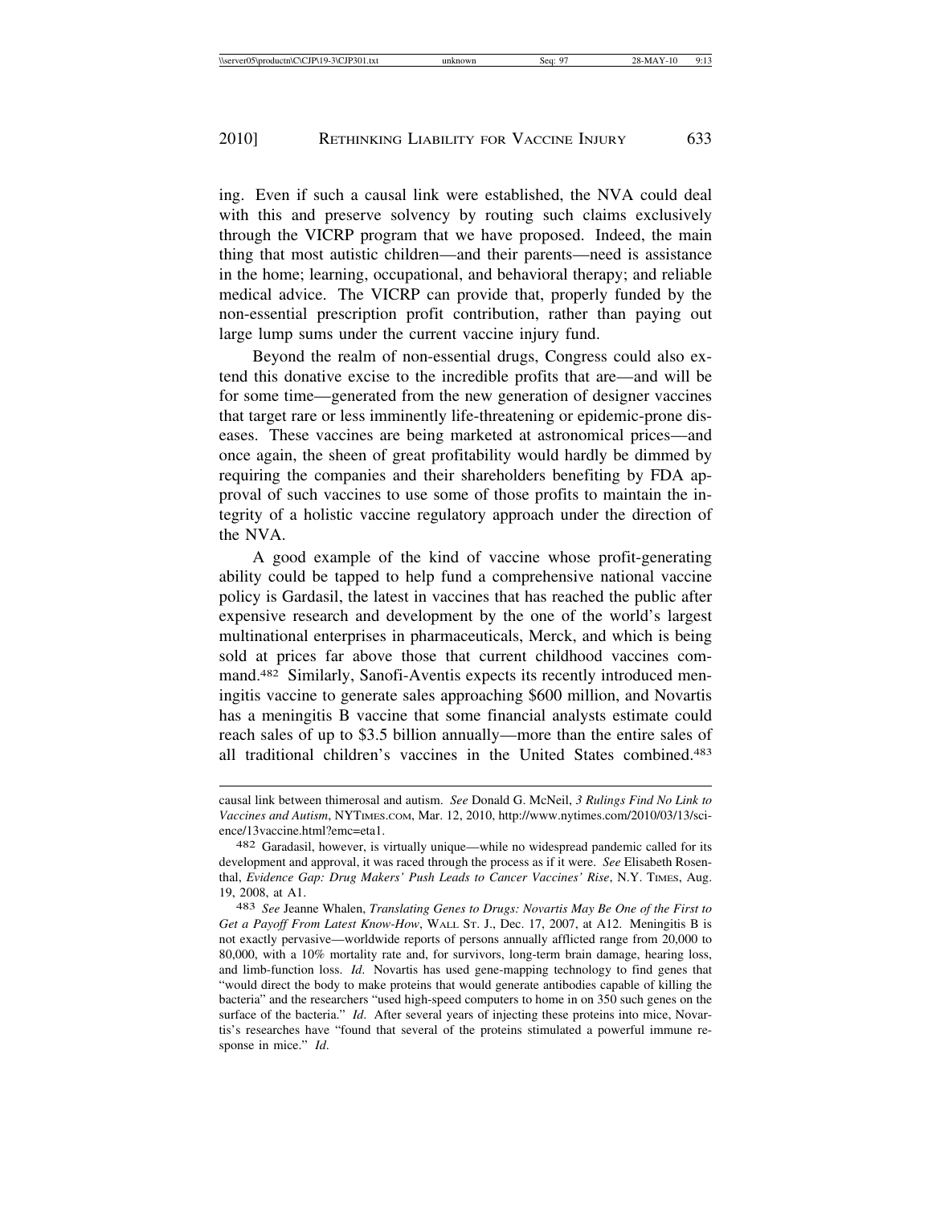ing. Even if such a causal link were established, the NVA could deal with this and preserve solvency by routing such claims exclusively through the VICRP program that we have proposed. Indeed, the main thing that most autistic children—and their parents—need is assistance in the home; learning, occupational, and behavioral therapy; and reliable medical advice. The VICRP can provide that, properly funded by the non-essential prescription profit contribution, rather than paying out large lump sums under the current vaccine injury fund.

Beyond the realm of non-essential drugs, Congress could also extend this donative excise to the incredible profits that are—and will be for some time—generated from the new generation of designer vaccines that target rare or less imminently life-threatening or epidemic-prone diseases. These vaccines are being marketed at astronomical prices—and once again, the sheen of great profitability would hardly be dimmed by requiring the companies and their shareholders benefiting by FDA approval of such vaccines to use some of those profits to maintain the integrity of a holistic vaccine regulatory approach under the direction of the NVA.

A good example of the kind of vaccine whose profit-generating ability could be tapped to help fund a comprehensive national vaccine policy is Gardasil, the latest in vaccines that has reached the public after expensive research and development by the one of the world's largest multinational enterprises in pharmaceuticals, Merck, and which is being sold at prices far above those that current childhood vaccines command.[482] Similarly, Sanofi-Aventis expects its recently introduced meningitis vaccine to generate sales approaching $600 million, and Novartis has a meningitis B vaccine that some financial analysts estimate could reach sales of up to $3.5 billion annually—more than the entire sales of all traditional children's vaccines in the United States combined.[483]

---

causal link between thimerosal and autism. *See* Donald G. McNeil, *3 Rulings Find No Link to Vaccines and Autism*, NYTIMES.COM, Mar. 12, 2010, http://www.nytimes.com/2010/03/13/science/13vaccine.html?emc=eta1.

[482] Garadasil, however, is virtually unique—while no widespread pandemic called for its development and approval, it was raced through the process as if it were. *See* Elisabeth Rosenthal, *Evidence Gap: Drug Makers' Push Leads to Cancer Vaccines' Rise*, N.Y. TIMES, Aug. 19, 2008, at A1.

[483] *See* Jeanne Whalen, *Translating Genes to Drugs: Novartis May Be One of the First to Get a Payoff From Latest Know-How*, WALL ST. J., Dec. 17, 2007, at A12. Meningitis B is not exactly pervasive—worldwide reports of persons annually afflicted range from 20,000 to 80,000, with a 10% mortality rate and, for survivors, long-term brain damage, hearing loss, and limb-function loss. *Id*. Novartis has used gene-mapping technology to find genes that "would direct the body to make proteins that would generate antibodies capable of killing the bacteria" and the researchers "used high-speed computers to home in on 350 such genes on the surface of the bacteria." *Id*. After several years of injecting these proteins into mice, Novartis's researches have "found that several of the proteins stimulated a powerful immune response in mice." *Id*.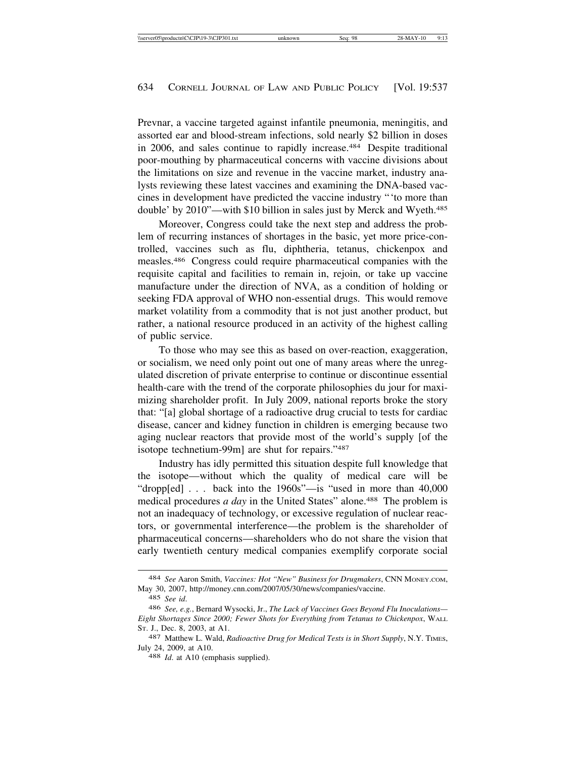Prevnar, a vaccine targeted against infantile pneumonia, meningitis, and assorted ear and blood-stream infections, sold nearly $2 billion in doses in 2006, and sales continue to rapidly increase.[484] Despite traditional poor-mouthing by pharmaceutical concerns with vaccine divisions about the limitations on size and revenue in the vaccine market, industry analysts reviewing these latest vaccines and examining the DNA-based vaccines in development have predicted the vaccine industry "'to more than double' by 2010"—with $10 billion in sales just by Merck and Wyeth.[485]

Moreover, Congress could take the next step and address the problem of recurring instances of shortages in the basic, yet more price-controlled, vaccines such as flu, diphtheria, tetanus, chickenpox and measles.[486] Congress could require pharmaceutical companies with the requisite capital and facilities to remain in, rejoin, or take up vaccine manufacture under the direction of NVA, as a condition of holding or seeking FDA approval of WHO non-essential drugs. This would remove market volatility from a commodity that is not just another product, but rather, a national resource produced in an activity of the highest calling of public service.

To those who may see this as based on over-reaction, exaggeration, or socialism, we need only point out one of many areas where the unregulated discretion of private enterprise to continue or discontinue essential health-care with the trend of the corporate philosophies du jour for maximizing shareholder profit. In July 2009, national reports broke the story that: "[a] global shortage of a radioactive drug crucial to tests for cardiac disease, cancer and kidney function in children is emerging because two aging nuclear reactors that provide most of the world's supply [of the isotope technetium-99m] are shut for repairs."[487]

Industry has idly permitted this situation despite full knowledge that the isotope—without which the quality of medical care will be "dropp[ed] . . . back into the 1960s"—is "used in more than 40,000 medical procedures *a day* in the United States" alone.[488] The problem is not an inadequacy of technology, or excessive regulation of nuclear reactors, or governmental interference—the problem is the shareholder of pharmaceutical concerns—shareholders who do not share the vision that early twentieth century medical companies exemplify corporate social

---

[484] *See* Aaron Smith, *Vaccines: Hot "New" Business for Drugmakers*, CNN MONEY.COM, May 30, 2007, http://money.cnn.com/2007/05/30/news/companies/vaccine.

[485] *See id.*

[486] *See, e.g.*, Bernard Wysocki, Jr., *The Lack of Vaccines Goes Beyond Flu Inoculations—Eight Shortages Since 2000; Fewer Shots for Everything from Tetanus to Chickenpox*, WALL ST. J., Dec. 8, 2003, at A1.

[487] Matthew L. Wald, *Radioactive Drug for Medical Tests is in Short Supply*, N.Y. TIMES, July 24, 2009, at A10.

[488] *Id.* at A10 (emphasis supplied).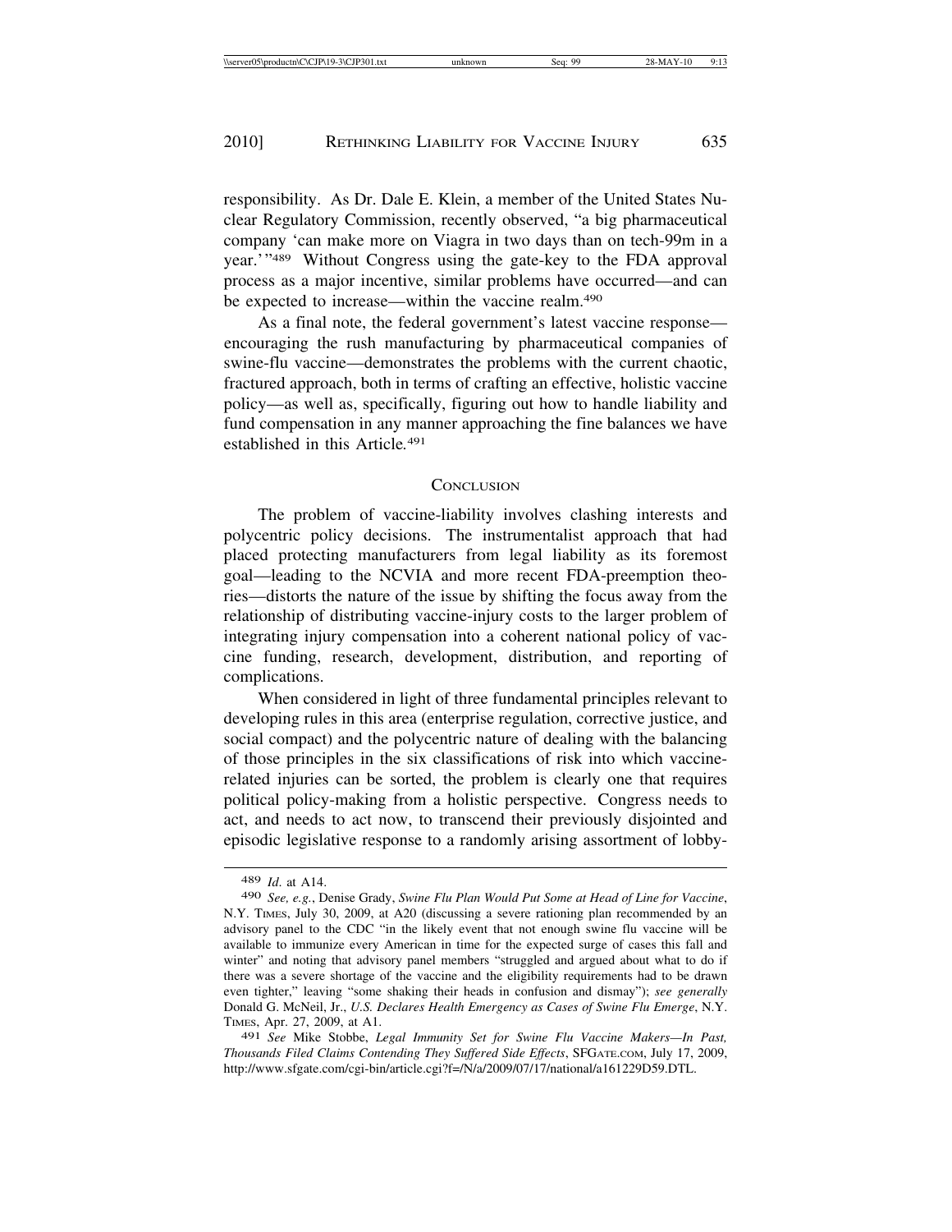responsibility. As Dr. Dale E. Klein, a member of the United States Nuclear Regulatory Commission, recently observed, "a big pharmaceutical company 'can make more on Viagra in two days than on tech-99m in a year.'"[489] Without Congress using the gate-key to the FDA approval process as a major incentive, similar problems have occurred—and can be expected to increase—within the vaccine realm.[490]

As a final note, the federal government's latest vaccine response—encouraging the rush manufacturing by pharmaceutical companies of swine-flu vaccine—demonstrates the problems with the current chaotic, fractured approach, both in terms of crafting an effective, holistic vaccine policy—as well as, specifically, figuring out how to handle liability and fund compensation in any manner approaching the fine balances we have established in this Article.[491]

## CONCLUSION

The problem of vaccine-liability involves clashing interests and polycentric policy decisions. The instrumentalist approach that had placed protecting manufacturers from legal liability as its foremost goal—leading to the NCVIA and more recent FDA-preemption theories—distorts the nature of the issue by shifting the focus away from the relationship of distributing vaccine-injury costs to the larger problem of integrating injury compensation into a coherent national policy of vaccine funding, research, development, distribution, and reporting of complications.

When considered in light of three fundamental principles relevant to developing rules in this area (enterprise regulation, corrective justice, and social compact) and the polycentric nature of dealing with the balancing of those principles in the six classifications of risk into which vaccine-related injuries can be sorted, the problem is clearly one that requires political policy-making from a holistic perspective. Congress needs to act, and needs to act now, to transcend their previously disjointed and episodic legislative response to a randomly arising assortment of lobby-

---

489 *Id.* at A14.

490 *See, e.g.*, Denise Grady, *Swine Flu Plan Would Put Some at Head of Line for Vaccine*, N.Y. TIMES, July 30, 2009, at A20 (discussing a severe rationing plan recommended by an advisory panel to the CDC "in the likely event that not enough swine flu vaccine will be available to immunize every American in time for the expected surge of cases this fall and winter" and noting that advisory panel members "struggled and argued about what to do if there was a severe shortage of the vaccine and the eligibility requirements had to be drawn even tighter," leaving "some shaking their heads in confusion and dismay"); *see generally* Donald G. McNeil, Jr., *U.S. Declares Health Emergency as Cases of Swine Flu Emerge*, N.Y. TIMES, Apr. 27, 2009, at A1.

491 *See* Mike Stobbe, *Legal Immunity Set for Swine Flu Vaccine Makers—In Past, Thousands Filed Claims Contending They Suffered Side Effects*, SFGATE.COM, July 17, 2009, http://www.sfgate.com/cgi-bin/article.cgi?f=/N/a/2009/07/17/national/a161229D59.DTL.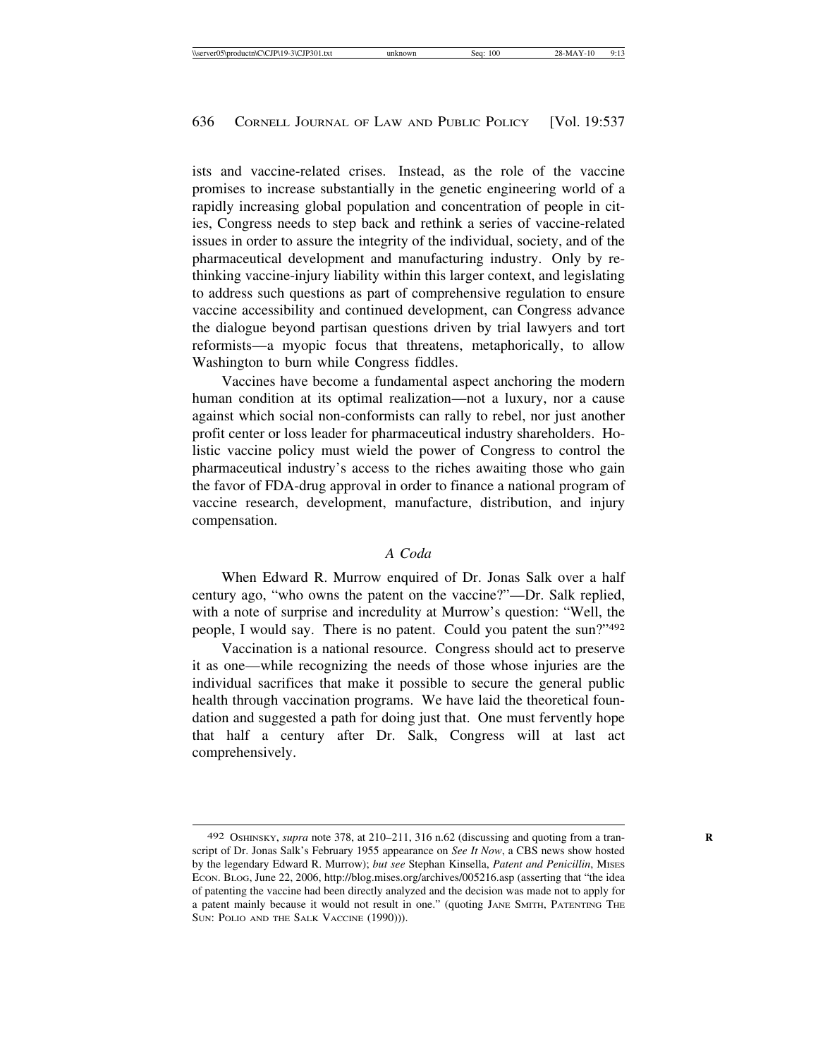ists and vaccine-related crises. Instead, as the role of the vaccine promises to increase substantially in the genetic engineering world of a rapidly increasing global population and concentration of people in cities, Congress needs to step back and rethink a series of vaccine-related issues in order to assure the integrity of the individual, society, and of the pharmaceutical development and manufacturing industry. Only by rethinking vaccine-injury liability within this larger context, and legislating to address such questions as part of comprehensive regulation to ensure vaccine accessibility and continued development, can Congress advance the dialogue beyond partisan questions driven by trial lawyers and tort reformists—a myopic focus that threatens, metaphorically, to allow Washington to burn while Congress fiddles.

Vaccines have become a fundamental aspect anchoring the modern human condition at its optimal realization—not a luxury, nor a cause against which social non-conformists can rally to rebel, nor just another profit center or loss leader for pharmaceutical industry shareholders. Holistic vaccine policy must wield the power of Congress to control the pharmaceutical industry's access to the riches awaiting those who gain the favor of FDA-drug approval in order to finance a national program of vaccine research, development, manufacture, distribution, and injury compensation.

### *A Coda*

When Edward R. Murrow enquired of Dr. Jonas Salk over a half century ago, "who owns the patent on the vaccine?"—Dr. Salk replied, with a note of surprise and incredulity at Murrow's question: "Well, the people, I would say. There is no patent. Could you patent the sun?"[492]

Vaccination is a national resource. Congress should act to preserve it as one—while recognizing the needs of those whose injuries are the individual sacrifices that make it possible to secure the general public health through vaccination programs. We have laid the theoretical foundation and suggested a path for doing just that. One must fervently hope that half a century after Dr. Salk, Congress will at last act comprehensively.

---

[492] OSHINSKY, *supra* note 378, at 210–211, 316 n.62 (discussing and quoting from a transcript of Dr. Jonas Salk's February 1955 appearance on *See It Now*, a CBS news show hosted by the legendary Edward R. Murrow); *but see* Stephan Kinsella, *Patent and Penicillin*, MISES ECON. BLOG, June 22, 2006, http://blog.mises.org/archives/005216.asp (asserting that "the idea of patenting the vaccine had been directly analyzed and the decision was made not to apply for a patent mainly because it would not result in one." (quoting JANE SMITH, PATENTING THE SUN: POLIO AND THE SALK VACCINE (1990))).